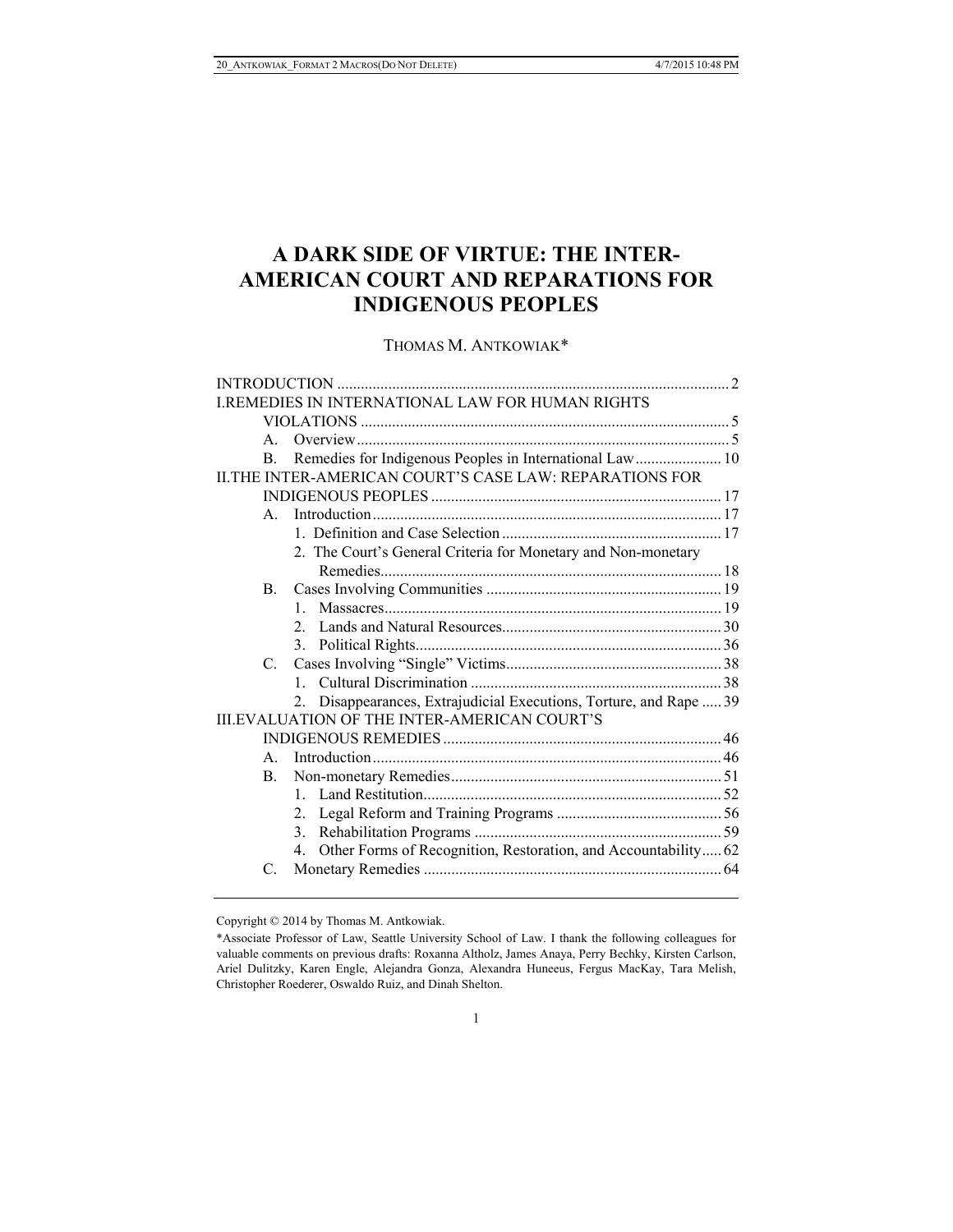# A DARK SIDE OF VIRTUE: THE INTER-AMERICAN COURT AND REPARATIONS FOR INDIGENOUS PEOPLES

THOMAS M. ANTKOWIAK*

INTRODUCTION .................................................................................................... 2

I. REMEDIES IN INTERNATIONAL LAW FOR HUMAN RIGHTS VIOLATIONS ............................................................................................. 5

- A. Overview ............................................................................................... 5
- B. Remedies for Indigenous Peoples in International Law ...................... 10

II. THE INTER-AMERICAN COURT'S CASE LAW: REPARATIONS FOR INDIGENOUS PEOPLES .......................................................................... 17

- A. Introduction ......................................................................................... 17
  - 1. Definition and Case Selection ........................................................ 17
  - 2. The Court's General Criteria for Monetary and Non-monetary Remedies ....................................................................................... 18
- B. Cases Involving Communities ............................................................ 19
  - 1. Massacres ...................................................................................... 19
  - 2. Lands and Natural Resources ........................................................ 30
  - 3. Political Rights .............................................................................. 36
- C. Cases Involving "Single" Victims ....................................................... 38
  - 1. Cultural Discrimination ................................................................ 38
  - 2. Disappearances, Extrajudicial Executions, Torture, and Rape ..... 39

III. EVALUATION OF THE INTER-AMERICAN COURT'S INDIGENOUS REMEDIES ....................................................................... 46

- A. Introduction ......................................................................................... 46
- B. Non-monetary Remedies ..................................................................... 51
  - 1. Land Restitution ............................................................................ 52
  - 2. Legal Reform and Training Programs .......................................... 56
  - 3. Rehabilitation Programs ............................................................... 59
  - 4. Other Forms of Recognition, Restoration, and Accountability ..... 62
- C. Monetary Remedies ............................................................................ 64

---

Copyright © 2014 by Thomas M. Antkowiak.

*Associate Professor of Law, Seattle University School of Law. I thank the following colleagues for valuable comments on previous drafts: Roxanna Altholz, James Anaya, Perry Bechky, Kirsten Carlson, Ariel Dulitzky, Karen Engle, Alejandra Gonza, Alexandra Huneeus, Fergus MacKay, Tara Melish, Christopher Roederer, Oswaldo Ruiz, and Dinah Shelton.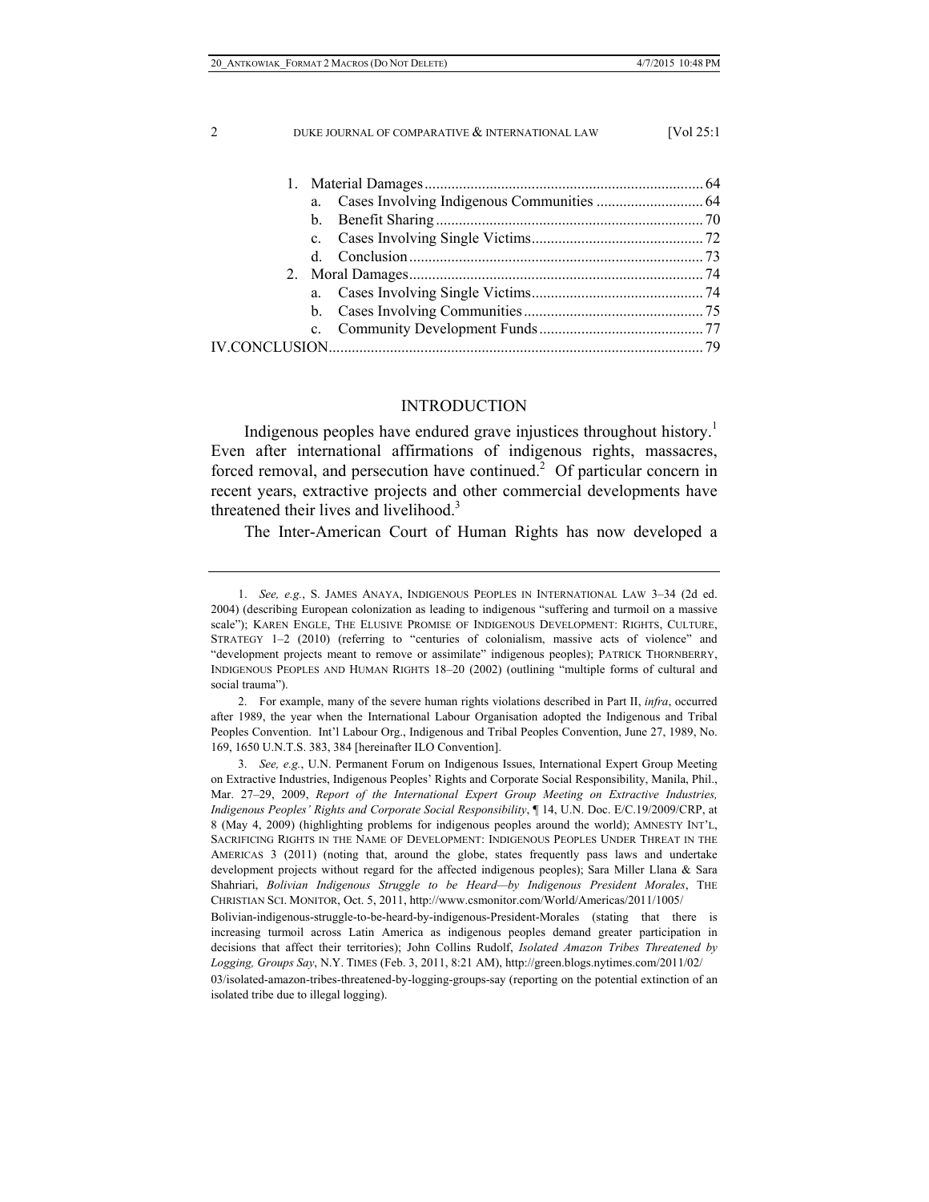1. Material Damages ........................................................................ 64
   - a. Cases Involving Indigenous Communities ............................ 64
   - b. Benefit Sharing ..................................................................... 70
   - c. Cases Involving Single Victims............................................. 72
   - d. Conclusion ............................................................................ 73
2. Moral Damages............................................................................. 74
   - a. Cases Involving Single Victims............................................. 74
   - b. Cases Involving Communities............................................... 75
   - c. Community Development Funds ........................................... 77

IV. CONCLUSION.................................................................................. 79

## INTRODUCTION

Indigenous peoples have endured grave injustices throughout history.[1] Even after international affirmations of indigenous rights, massacres, forced removal, and persecution have continued.[2] Of particular concern in recent years, extractive projects and other commercial developments have threatened their lives and livelihood.[3]

The Inter-American Court of Human Rights has now developed a

---

1. *See, e.g.*, S. JAMES ANAYA, INDIGENOUS PEOPLES IN INTERNATIONAL LAW 3–34 (2d ed. 2004) (describing European colonization as leading to indigenous "suffering and turmoil on a massive scale"); KAREN ENGLE, THE ELUSIVE PROMISE OF INDIGENOUS DEVELOPMENT: RIGHTS, CULTURE, STRATEGY 1–2 (2010) (referring to "centuries of colonialism, massive acts of violence" and "development projects meant to remove or assimilate" indigenous peoples); PATRICK THORNBERRY, INDIGENOUS PEOPLES AND HUMAN RIGHTS 18–20 (2002) (outlining "multiple forms of cultural and social trauma").

2. For example, many of the severe human rights violations described in Part II, *infra*, occurred after 1989, the year when the International Labour Organisation adopted the Indigenous and Tribal Peoples Convention. Int'l Labour Org., Indigenous and Tribal Peoples Convention, June 27, 1989, No. 169, 1650 U.N.T.S. 383, 384 [hereinafter ILO Convention].

3. *See, e.g.*, U.N. Permanent Forum on Indigenous Issues, International Expert Group Meeting on Extractive Industries, Indigenous Peoples' Rights and Corporate Social Responsibility, Manila, Phil., Mar. 27–29, 2009, *Report of the International Expert Group Meeting on Extractive Industries, Indigenous Peoples' Rights and Corporate Social Responsibility*, ¶ 14, U.N. Doc. E/C.19/2009/CRP, at 8 (May 4, 2009) (highlighting problems for indigenous peoples around the world); AMNESTY INT'L, SACRIFICING RIGHTS IN THE NAME OF DEVELOPMENT: INDIGENOUS PEOPLES UNDER THREAT IN THE AMERICAS 3 (2011) (noting that, around the globe, states frequently pass laws and undertake development projects without regard for the affected indigenous peoples); Sara Miller Llana & Sara Shahriari, *Bolivian Indigenous Struggle to be Heard—by Indigenous President Morales*, THE CHRISTIAN SCI. MONITOR, Oct. 5, 2011, http://www.csmonitor.com/World/Americas/2011/1005/Bolivian-indigenous-struggle-to-be-heard-by-indigenous-President-Morales (stating that there is increasing turmoil across Latin America as indigenous peoples demand greater participation in decisions that affect their territories); John Collins Rudolf, *Isolated Amazon Tribes Threatened by Logging, Groups Say*, N.Y. TIMES (Feb. 3, 2011, 8:21 AM), http://green.blogs.nytimes.com/2011/02/03/isolated-amazon-tribes-threatened-by-logging-groups-say (reporting on the potential extinction of an isolated tribe due to illegal logging).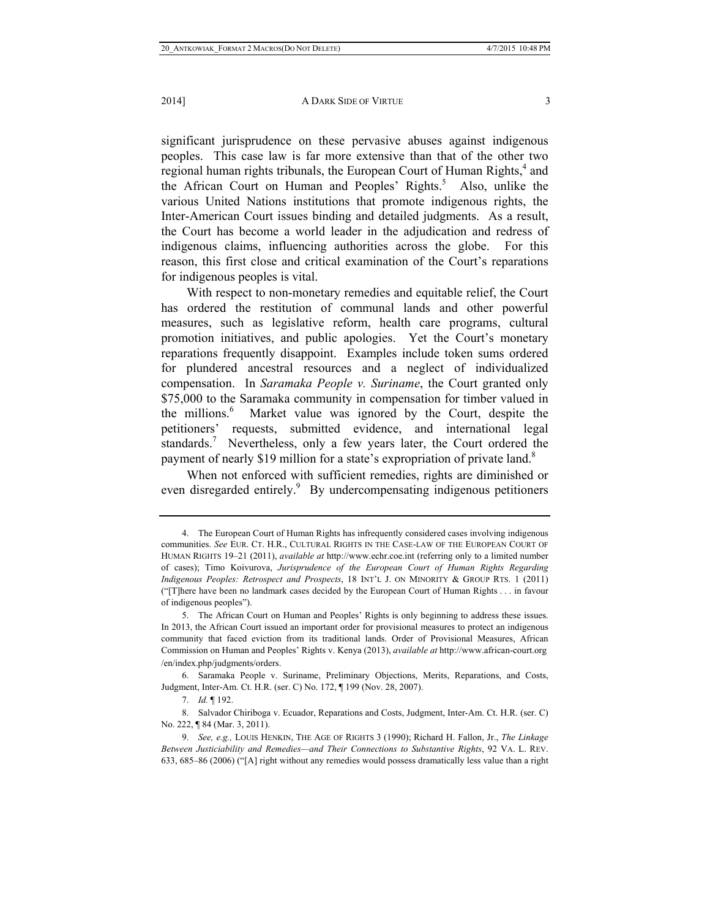significant jurisprudence on these pervasive abuses against indigenous peoples. This case law is far more extensive than that of the other two regional human rights tribunals, the European Court of Human Rights,[4] and the African Court on Human and Peoples' Rights.[5] Also, unlike the various United Nations institutions that promote indigenous rights, the Inter-American Court issues binding and detailed judgments. As a result, the Court has become a world leader in the adjudication and redress of indigenous claims, influencing authorities across the globe. For this reason, this first close and critical examination of the Court's reparations for indigenous peoples is vital.

With respect to non-monetary remedies and equitable relief, the Court has ordered the restitution of communal lands and other powerful measures, such as legislative reform, health care programs, cultural promotion initiatives, and public apologies. Yet the Court's monetary reparations frequently disappoint. Examples include token sums ordered for plundered ancestral resources and a neglect of individualized compensation. In *Saramaka People v. Suriname*, the Court granted only \$75,000 to the Saramaka community in compensation for timber valued in the millions.[6] Market value was ignored by the Court, despite the petitioners' requests, submitted evidence, and international legal standards.[7] Nevertheless, only a few years later, the Court ordered the payment of nearly \$19 million for a state's expropriation of private land.[8]

When not enforced with sufficient remedies, rights are diminished or even disregarded entirely.[9] By undercompensating indigenous petitioners

---

4. The European Court of Human Rights has infrequently considered cases involving indigenous communities. *See* EUR. CT. H.R., CULTURAL RIGHTS IN THE CASE-LAW OF THE EUROPEAN COURT OF HUMAN RIGHTS 19–21 (2011), *available at* http://www.echr.coe.int (referring only to a limited number of cases); Timo Koivurova, *Jurisprudence of the European Court of Human Rights Regarding Indigenous Peoples: Retrospect and Prospects*, 18 INT'L J. ON MINORITY & GROUP RTS. 1 (2011) ("[T]here have been no landmark cases decided by the European Court of Human Rights . . . in favour of indigenous peoples").

5. The African Court on Human and Peoples' Rights is only beginning to address these issues. In 2013, the African Court issued an important order for provisional measures to protect an indigenous community that faced eviction from its traditional lands. Order of Provisional Measures, African Commission on Human and Peoples' Rights v. Kenya (2013), *available at* http://www.african-court.org/en/index.php/judgments/orders.

6. Saramaka People v. Suriname, Preliminary Objections, Merits, Reparations, and Costs, Judgment, Inter-Am. Ct. H.R. (ser. C) No. 172, ¶ 199 (Nov. 28, 2007).

7. *Id.* ¶ 192.

8. Salvador Chiriboga v. Ecuador, Reparations and Costs, Judgment, Inter-Am. Ct. H.R. (ser. C) No. 222, ¶ 84 (Mar. 3, 2011).

9. *See, e.g.,* LOUIS HENKIN, THE AGE OF RIGHTS 3 (1990); Richard H. Fallon, Jr., *The Linkage Between Justiciability and Remedies—and Their Connections to Substantive Rights*, 92 VA. L. REV. 633, 685–86 (2006) ("[A] right without any remedies would possess dramatically less value than a right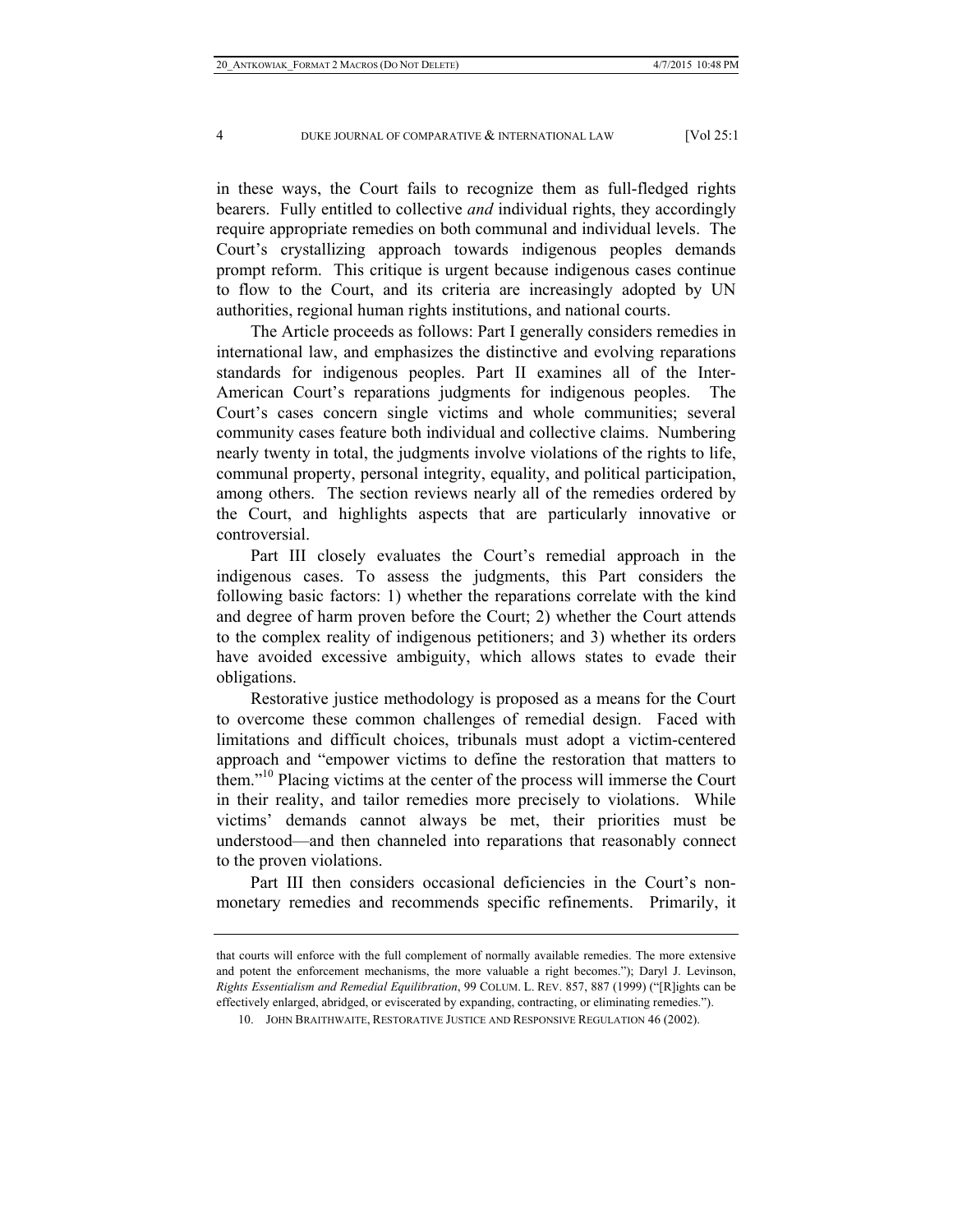in these ways, the Court fails to recognize them as full-fledged rights bearers. Fully entitled to collective *and* individual rights, they accordingly require appropriate remedies on both communal and individual levels. The Court's crystallizing approach towards indigenous peoples demands prompt reform. This critique is urgent because indigenous cases continue to flow to the Court, and its criteria are increasingly adopted by UN authorities, regional human rights institutions, and national courts.

The Article proceeds as follows: Part I generally considers remedies in international law, and emphasizes the distinctive and evolving reparations standards for indigenous peoples. Part II examines all of the Inter-American Court's reparations judgments for indigenous peoples. The Court's cases concern single victims and whole communities; several community cases feature both individual and collective claims. Numbering nearly twenty in total, the judgments involve violations of the rights to life, communal property, personal integrity, equality, and political participation, among others. The section reviews nearly all of the remedies ordered by the Court, and highlights aspects that are particularly innovative or controversial.

Part III closely evaluates the Court's remedial approach in the indigenous cases. To assess the judgments, this Part considers the following basic factors: 1) whether the reparations correlate with the kind and degree of harm proven before the Court; 2) whether the Court attends to the complex reality of indigenous petitioners; and 3) whether its orders have avoided excessive ambiguity, which allows states to evade their obligations.

Restorative justice methodology is proposed as a means for the Court to overcome these common challenges of remedial design. Faced with limitations and difficult choices, tribunals must adopt a victim-centered approach and "empower victims to define the restoration that matters to them."[10] Placing victims at the center of the process will immerse the Court in their reality, and tailor remedies more precisely to violations. While victims' demands cannot always be met, their priorities must be understood—and then channeled into reparations that reasonably connect to the proven violations.

Part III then considers occasional deficiencies in the Court's non-monetary remedies and recommends specific refinements. Primarily, it

---

that courts will enforce with the full complement of normally available remedies. The more extensive and potent the enforcement mechanisms, the more valuable a right becomes."); Daryl J. Levinson, *Rights Essentialism and Remedial Equilibration*, 99 COLUM. L. REV. 857, 887 (1999) ("[R]ights can be effectively enlarged, abridged, or eviscerated by expanding, contracting, or eliminating remedies.").

10. JOHN BRAITHWAITE, RESTORATIVE JUSTICE AND RESPONSIVE REGULATION 46 (2002).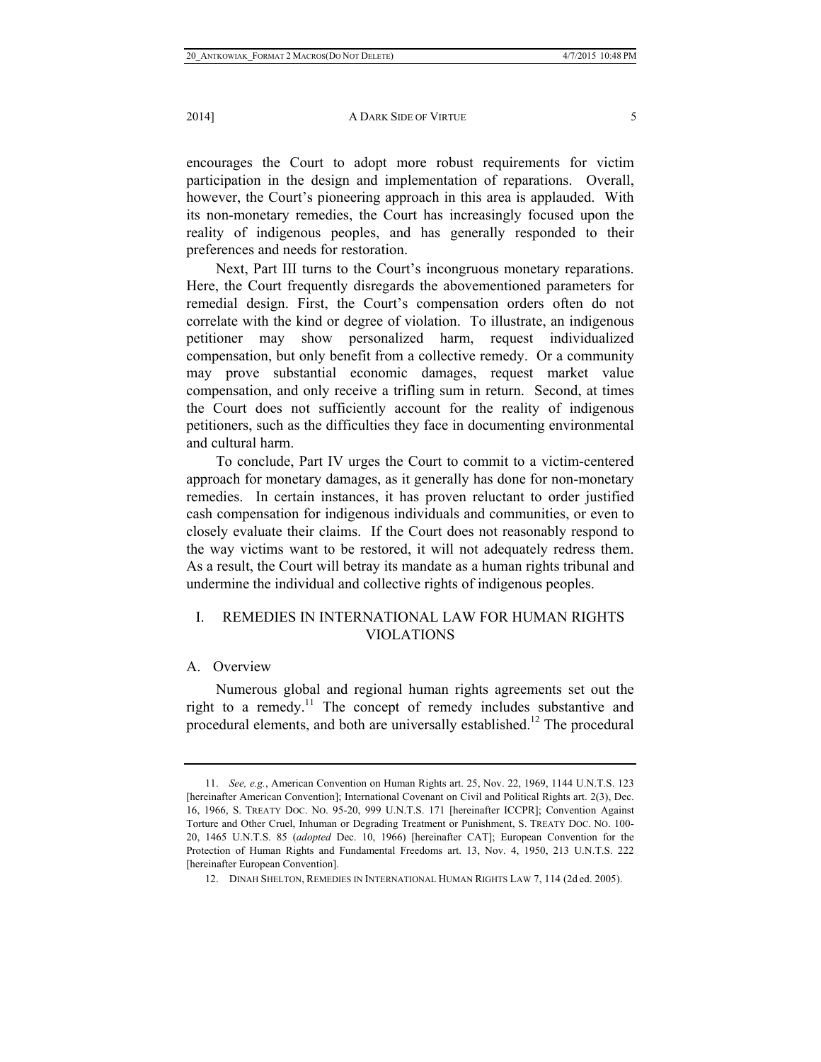encourages the Court to adopt more robust requirements for victim participation in the design and implementation of reparations. Overall, however, the Court's pioneering approach in this area is applauded. With its non-monetary remedies, the Court has increasingly focused upon the reality of indigenous peoples, and has generally responded to their preferences and needs for restoration.

Next, Part III turns to the Court's incongruous monetary reparations. Here, the Court frequently disregards the abovementioned parameters for remedial design. First, the Court's compensation orders often do not correlate with the kind or degree of violation. To illustrate, an indigenous petitioner may show personalized harm, request individualized compensation, but only benefit from a collective remedy. Or a community may prove substantial economic damages, request market value compensation, and only receive a trifling sum in return. Second, at times the Court does not sufficiently account for the reality of indigenous petitioners, such as the difficulties they face in documenting environmental and cultural harm.

To conclude, Part IV urges the Court to commit to a victim-centered approach for monetary damages, as it generally has done for non-monetary remedies. In certain instances, it has proven reluctant to order justified cash compensation for indigenous individuals and communities, or even to closely evaluate their claims. If the Court does not reasonably respond to the way victims want to be restored, it will not adequately redress them. As a result, the Court will betray its mandate as a human rights tribunal and undermine the individual and collective rights of indigenous peoples.

## I. REMEDIES IN INTERNATIONAL LAW FOR HUMAN RIGHTS VIOLATIONS

### A. Overview

Numerous global and regional human rights agreements set out the right to a remedy.[11] The concept of remedy includes substantive and procedural elements, and both are universally established.[12] The procedural

---

11. *See, e.g.*, American Convention on Human Rights art. 25, Nov. 22, 1969, 1144 U.N.T.S. 123 [hereinafter American Convention]; International Covenant on Civil and Political Rights art. 2(3), Dec. 16, 1966, S. TREATY DOC. NO. 95-20, 999 U.N.T.S. 171 [hereinafter ICCPR]; Convention Against Torture and Other Cruel, Inhuman or Degrading Treatment or Punishment, S. TREATY DOC. NO. 100-20, 1465 U.N.T.S. 85 (*adopted* Dec. 10, 1966) [hereinafter CAT]; European Convention for the Protection of Human Rights and Fundamental Freedoms art. 13, Nov. 4, 1950, 213 U.N.T.S. 222 [hereinafter European Convention].

12. DINAH SHELTON, REMEDIES IN INTERNATIONAL HUMAN RIGHTS LAW 7, 114 (2d ed. 2005).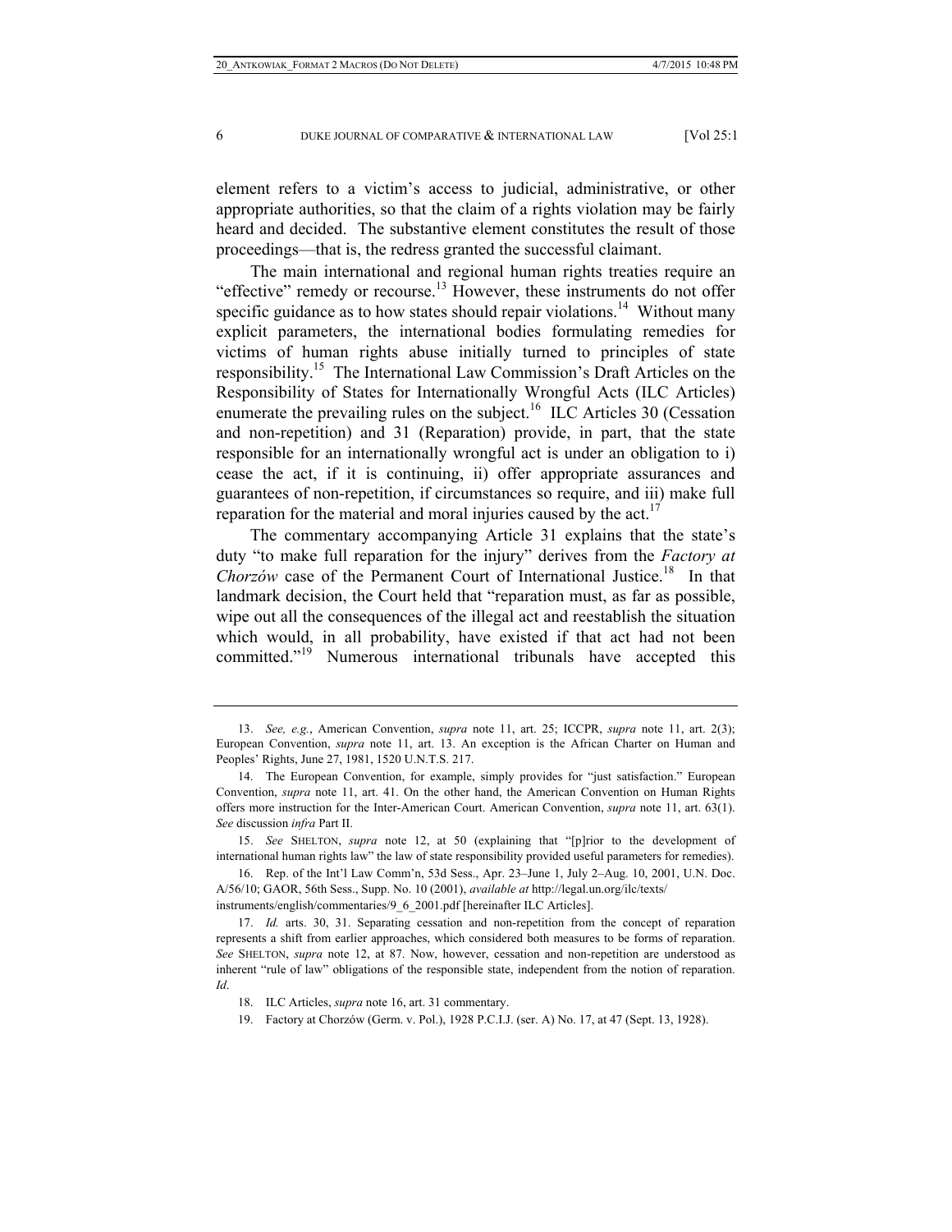element refers to a victim's access to judicial, administrative, or other appropriate authorities, so that the claim of a rights violation may be fairly heard and decided. The substantive element constitutes the result of those proceedings—that is, the redress granted the successful claimant.

The main international and regional human rights treaties require an "effective" remedy or recourse.[13] However, these instruments do not offer specific guidance as to how states should repair violations.[14] Without many explicit parameters, the international bodies formulating remedies for victims of human rights abuse initially turned to principles of state responsibility.[15] The International Law Commission's Draft Articles on the Responsibility of States for Internationally Wrongful Acts (ILC Articles) enumerate the prevailing rules on the subject.[16] ILC Articles 30 (Cessation and non-repetition) and 31 (Reparation) provide, in part, that the state responsible for an internationally wrongful act is under an obligation to i) cease the act, if it is continuing, ii) offer appropriate assurances and guarantees of non-repetition, if circumstances so require, and iii) make full reparation for the material and moral injuries caused by the act.[17]

The commentary accompanying Article 31 explains that the state's duty "to make full reparation for the injury" derives from the *Factory at Chorzów* case of the Permanent Court of International Justice.[18] In that landmark decision, the Court held that "reparation must, as far as possible, wipe out all the consequences of the illegal act and reestablish the situation which would, in all probability, have existed if that act had not been committed."[19] Numerous international tribunals have accepted this

---

13. *See, e.g.*, American Convention, *supra* note 11, art. 25; ICCPR, *supra* note 11, art. 2(3); European Convention, *supra* note 11, art. 13. An exception is the African Charter on Human and Peoples' Rights, June 27, 1981, 1520 U.N.T.S. 217.

14. The European Convention, for example, simply provides for "just satisfaction." European Convention, *supra* note 11, art. 41. On the other hand, the American Convention on Human Rights offers more instruction for the Inter-American Court. American Convention, *supra* note 11, art. 63(1). *See* discussion *infra* Part II.

15. *See* SHELTON, *supra* note 12, at 50 (explaining that "[p]rior to the development of international human rights law" the law of state responsibility provided useful parameters for remedies).

16. Rep. of the Int'l Law Comm'n, 53d Sess., Apr. 23–June 1, July 2–Aug. 10, 2001, U.N. Doc. A/56/10; GAOR, 56th Sess., Supp. No. 10 (2001), *available at* http://legal.un.org/ilc/texts/instruments/english/commentaries/9_6_2001.pdf [hereinafter ILC Articles].

17. *Id.* arts. 30, 31. Separating cessation and non-repetition from the concept of reparation represents a shift from earlier approaches, which considered both measures to be forms of reparation. *See* SHELTON, *supra* note 12, at 87. Now, however, cessation and non-repetition are understood as inherent "rule of law" obligations of the responsible state, independent from the notion of reparation. *Id*.

18. ILC Articles, *supra* note 16, art. 31 commentary.

19. Factory at Chorzów (Germ. v. Pol.), 1928 P.C.I.J. (ser. A) No. 17, at 47 (Sept. 13, 1928).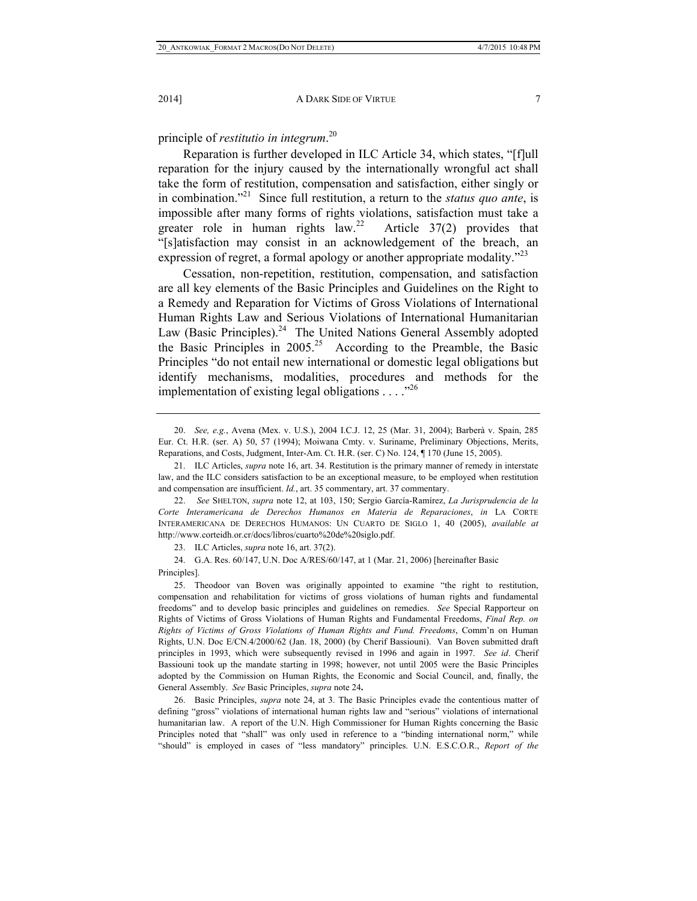principle of *restitutio in integrum*.[20]

Reparation is further developed in ILC Article 34, which states, "[f]ull reparation for the injury caused by the internationally wrongful act shall take the form of restitution, compensation and satisfaction, either singly or in combination."[21] Since full restitution, a return to the *status quo ante*, is impossible after many forms of rights violations, satisfaction must take a greater role in human rights law.[22] Article 37(2) provides that "[s]atisfaction may consist in an acknowledgement of the breach, an expression of regret, a formal apology or another appropriate modality."[23]

Cessation, non-repetition, restitution, compensation, and satisfaction are all key elements of the Basic Principles and Guidelines on the Right to a Remedy and Reparation for Victims of Gross Violations of International Human Rights Law and Serious Violations of International Humanitarian Law (Basic Principles).[24] The United Nations General Assembly adopted the Basic Principles in 2005.[25] According to the Preamble, the Basic Principles "do not entail new international or domestic legal obligations but identify mechanisms, modalities, procedures and methods for the implementation of existing legal obligations . . . ."[26]

---

20. *See, e.g.*, Avena (Mex. v. U.S.), 2004 I.C.J. 12, 25 (Mar. 31, 2004); Barberà v. Spain, 285 Eur. Ct. H.R. (ser. A) 50, 57 (1994); Moiwana Cmty. v. Suriname, Preliminary Objections, Merits, Reparations, and Costs, Judgment, Inter-Am. Ct. H.R. (ser. C) No. 124, ¶ 170 (June 15, 2005).

21. ILC Articles, *supra* note 16, art. 34. Restitution is the primary manner of remedy in interstate law, and the ILC considers satisfaction to be an exceptional measure, to be employed when restitution and compensation are insufficient. *Id.*, art. 35 commentary, art. 37 commentary.

22. *See* SHELTON, *supra* note 12, at 103, 150; Sergio García-Ramírez, *La Jurisprudencia de la Corte Interamericana de Derechos Humanos en Materia de Reparaciones*, *in* LA CORTE INTERAMERICANA DE DERECHOS HUMANOS: UN CUARTO DE SIGLO 1, 40 (2005), *available at* http://www.corteidh.or.cr/docs/libros/cuarto%20de%20siglo.pdf.

23. ILC Articles, *supra* note 16, art. 37(2).

24. G.A. Res. 60/147, U.N. Doc A/RES/60/147, at 1 (Mar. 21, 2006) [hereinafter Basic Principles].

25. Theodoor van Boven was originally appointed to examine "the right to restitution, compensation and rehabilitation for victims of gross violations of human rights and fundamental freedoms" and to develop basic principles and guidelines on remedies. *See* Special Rapporteur on Rights of Victims of Gross Violations of Human Rights and Fundamental Freedoms, *Final Rep. on Rights of Victims of Gross Violations of Human Rights and Fund. Freedoms*, Comm'n on Human Rights, U.N. Doc E/CN.4/2000/62 (Jan. 18, 2000) (by Cherif Bassiouni). Van Boven submitted draft principles in 1993, which were subsequently revised in 1996 and again in 1997. *See id*. Cherif Bassiouni took up the mandate starting in 1998; however, not until 2005 were the Basic Principles adopted by the Commission on Human Rights, the Economic and Social Council, and, finally, the General Assembly. *See* Basic Principles, *supra* note 24**.**

26. Basic Principles, *supra* note 24, at 3. The Basic Principles evade the contentious matter of defining "gross" violations of international human rights law and "serious" violations of international humanitarian law. A report of the U.N. High Commissioner for Human Rights concerning the Basic Principles noted that "shall" was only used in reference to a "binding international norm," while "should" is employed in cases of "less mandatory" principles. U.N. E.S.C.O.R., *Report of the*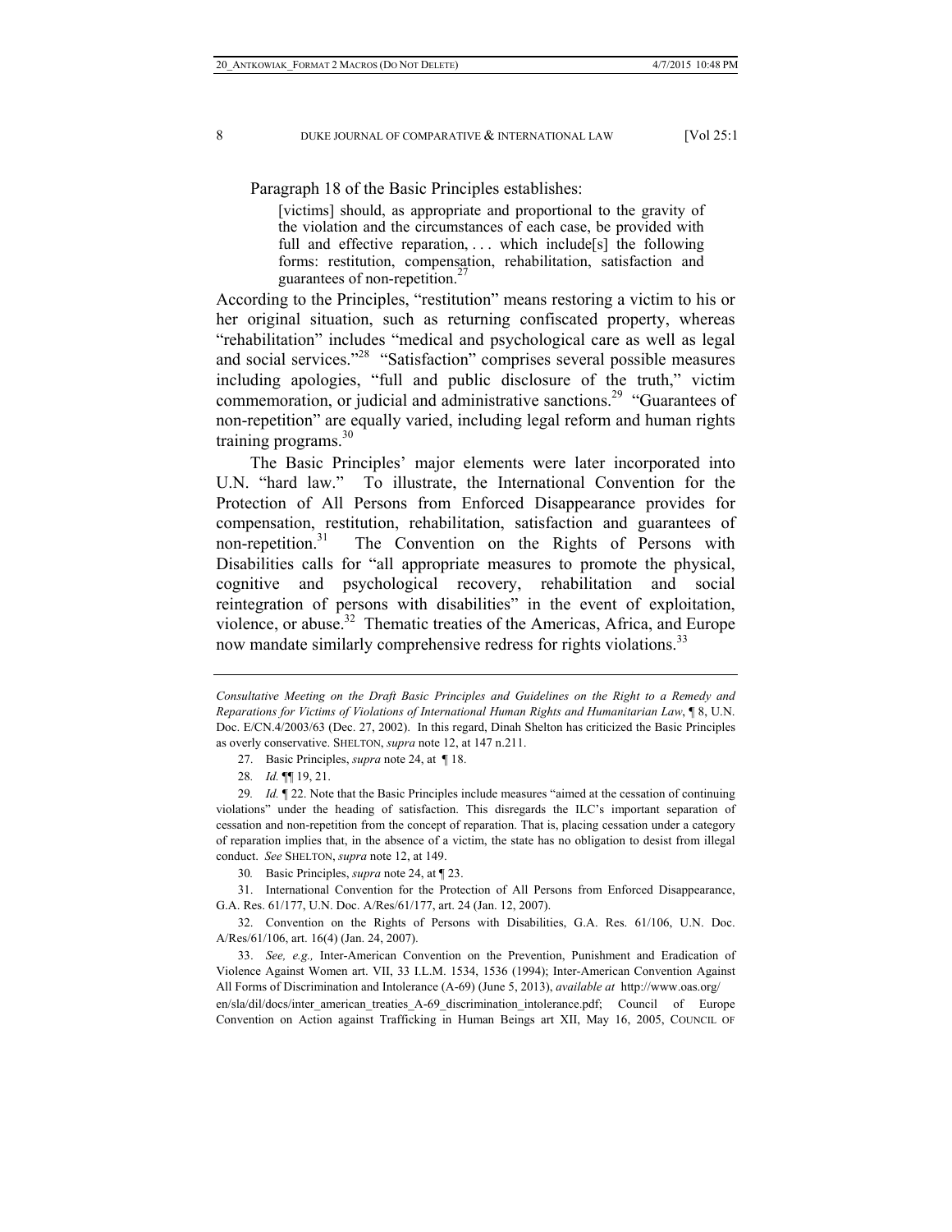Paragraph 18 of the Basic Principles establishes:

> [victims] should, as appropriate and proportional to the gravity of the violation and the circumstances of each case, be provided with full and effective reparation, . . . which include[s] the following forms: restitution, compensation, rehabilitation, satisfaction and guarantees of non-repetition.[27]

According to the Principles, "restitution" means restoring a victim to his or her original situation, such as returning confiscated property, whereas "rehabilitation" includes "medical and psychological care as well as legal and social services."[28] "Satisfaction" comprises several possible measures including apologies, "full and public disclosure of the truth," victim commemoration, or judicial and administrative sanctions.[29] "Guarantees of non-repetition" are equally varied, including legal reform and human rights training programs.[30]

The Basic Principles' major elements were later incorporated into U.N. "hard law." To illustrate, the International Convention for the Protection of All Persons from Enforced Disappearance provides for compensation, restitution, rehabilitation, satisfaction and guarantees of non-repetition.[31] The Convention on the Rights of Persons with Disabilities calls for "all appropriate measures to promote the physical, cognitive and psychological recovery, rehabilitation and social reintegration of persons with disabilities" in the event of exploitation, violence, or abuse.[32] Thematic treaties of the Americas, Africa, and Europe now mandate similarly comprehensive redress for rights violations.[33]

---

*Consultative Meeting on the Draft Basic Principles and Guidelines on the Right to a Remedy and Reparations for Victims of Violations of International Human Rights and Humanitarian Law*, ¶ 8, U.N. Doc. E/CN.4/2003/63 (Dec. 27, 2002). In this regard, Dinah Shelton has criticized the Basic Principles as overly conservative. SHELTON, *supra* note 12, at 147 n.211.

27. Basic Principles, *supra* note 24, at ¶ 18.

28. *Id.* ¶¶ 19, 21.

29. *Id.* ¶ 22. Note that the Basic Principles include measures "aimed at the cessation of continuing violations" under the heading of satisfaction. This disregards the ILC's important separation of cessation and non-repetition from the concept of reparation. That is, placing cessation under a category of reparation implies that, in the absence of a victim, the state has no obligation to desist from illegal conduct. *See* SHELTON, *supra* note 12, at 149.

30. Basic Principles, *supra* note 24, at ¶ 23.

31. International Convention for the Protection of All Persons from Enforced Disappearance, G.A. Res. 61/177, U.N. Doc. A/Res/61/177, art. 24 (Jan. 12, 2007).

32. Convention on the Rights of Persons with Disabilities, G.A. Res. 61/106, U.N. Doc. A/Res/61/106, art. 16(4) (Jan. 24, 2007).

33. *See, e.g.,* Inter-American Convention on the Prevention, Punishment and Eradication of Violence Against Women art. VII, 33 I.L.M. 1534, 1536 (1994); Inter-American Convention Against All Forms of Discrimination and Intolerance (A-69) (June 5, 2013), *available at* http://www.oas.org/en/sla/dil/docs/inter_american_treaties_A-69_discrimination_intolerance.pdf; Council of Europe Convention on Action against Trafficking in Human Beings art XII, May 16, 2005, COUNCIL OF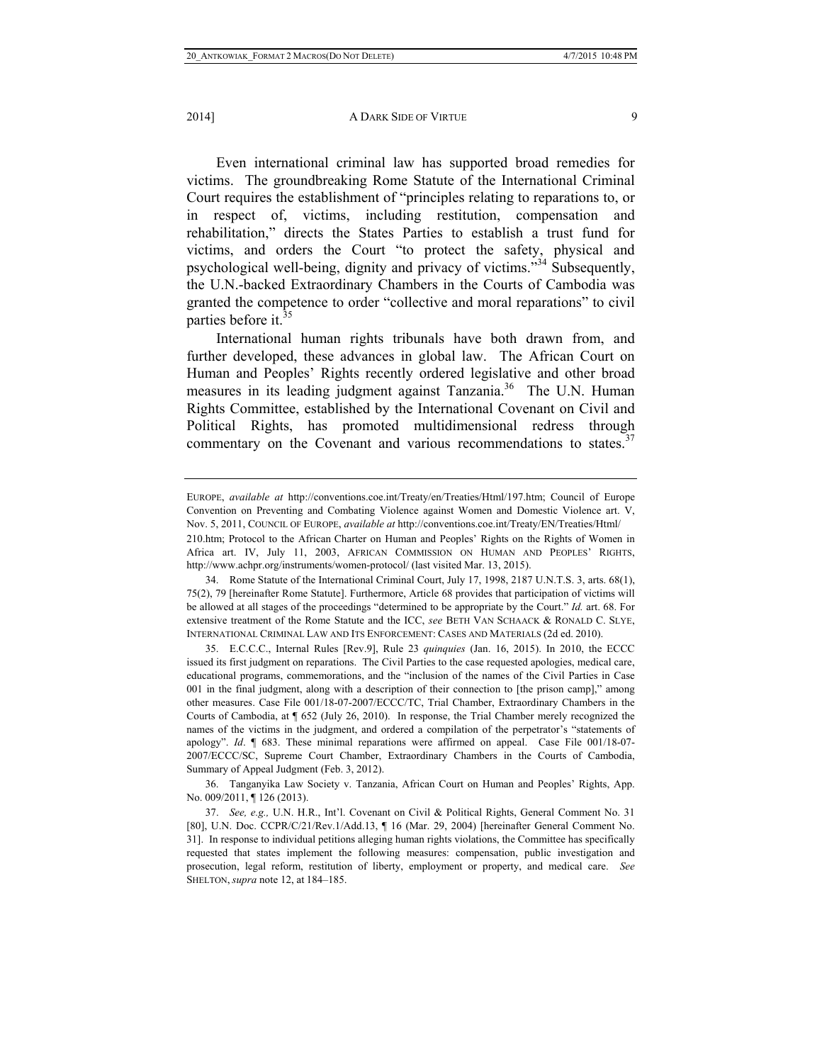Even international criminal law has supported broad remedies for victims. The groundbreaking Rome Statute of the International Criminal Court requires the establishment of "principles relating to reparations to, or in respect of, victims, including restitution, compensation and rehabilitation," directs the States Parties to establish a trust fund for victims, and orders the Court "to protect the safety, physical and psychological well-being, dignity and privacy of victims."[34] Subsequently, the U.N.-backed Extraordinary Chambers in the Courts of Cambodia was granted the competence to order "collective and moral reparations" to civil parties before it.[35]

International human rights tribunals have both drawn from, and further developed, these advances in global law. The African Court on Human and Peoples' Rights recently ordered legislative and other broad measures in its leading judgment against Tanzania.[36] The U.N. Human Rights Committee, established by the International Covenant on Civil and Political Rights, has promoted multidimensional redress through commentary on the Covenant and various recommendations to states.[37]

---

EUROPE, *available at* http://conventions.coe.int/Treaty/en/Treaties/Html/197.htm; Council of Europe Convention on Preventing and Combating Violence against Women and Domestic Violence art. V, Nov. 5, 2011, COUNCIL OF EUROPE, *available at* http://conventions.coe.int/Treaty/EN/Treaties/Html/210.htm; Protocol to the African Charter on Human and Peoples' Rights on the Rights of Women in Africa art. IV, July 11, 2003, AFRICAN COMMISSION ON HUMAN AND PEOPLES' RIGHTS, http://www.achpr.org/instruments/women-protocol/ (last visited Mar. 13, 2015).

34. Rome Statute of the International Criminal Court, July 17, 1998, 2187 U.N.T.S. 3, arts. 68(1), 75(2), 79 [hereinafter Rome Statute]. Furthermore, Article 68 provides that participation of victims will be allowed at all stages of the proceedings "determined to be appropriate by the Court." *Id.* art. 68. For extensive treatment of the Rome Statute and the ICC, *see* BETH VAN SCHAACK & RONALD C. SLYE, INTERNATIONAL CRIMINAL LAW AND ITS ENFORCEMENT: CASES AND MATERIALS (2d ed. 2010).

35. E.C.C.C., Internal Rules [Rev.9], Rule 23 *quinquies* (Jan. 16, 2015). In 2010, the ECCC issued its first judgment on reparations. The Civil Parties to the case requested apologies, medical care, educational programs, commemorations, and the "inclusion of the names of the Civil Parties in Case 001 in the final judgment, along with a description of their connection to [the prison camp]," among other measures. Case File 001/18-07-2007/ECCC/TC, Trial Chamber, Extraordinary Chambers in the Courts of Cambodia, at ¶ 652 (July 26, 2010). In response, the Trial Chamber merely recognized the names of the victims in the judgment, and ordered a compilation of the perpetrator's "statements of apology". *Id*. ¶ 683. These minimal reparations were affirmed on appeal. Case File 001/18-07-2007/ECCC/SC, Supreme Court Chamber, Extraordinary Chambers in the Courts of Cambodia, Summary of Appeal Judgment (Feb. 3, 2012).

36. Tanganyika Law Society v. Tanzania, African Court on Human and Peoples' Rights, App. No. 009/2011, ¶ 126 (2013).

37. *See, e.g.,* U.N. H.R., Int'l. Covenant on Civil & Political Rights, General Comment No. 31 [80], U.N. Doc. CCPR/C/21/Rev.1/Add.13, ¶ 16 (Mar. 29, 2004) [hereinafter General Comment No. 31]. In response to individual petitions alleging human rights violations, the Committee has specifically requested that states implement the following measures: compensation, public investigation and prosecution, legal reform, restitution of liberty, employment or property, and medical care. *See* SHELTON, *supra* note 12, at 184–185.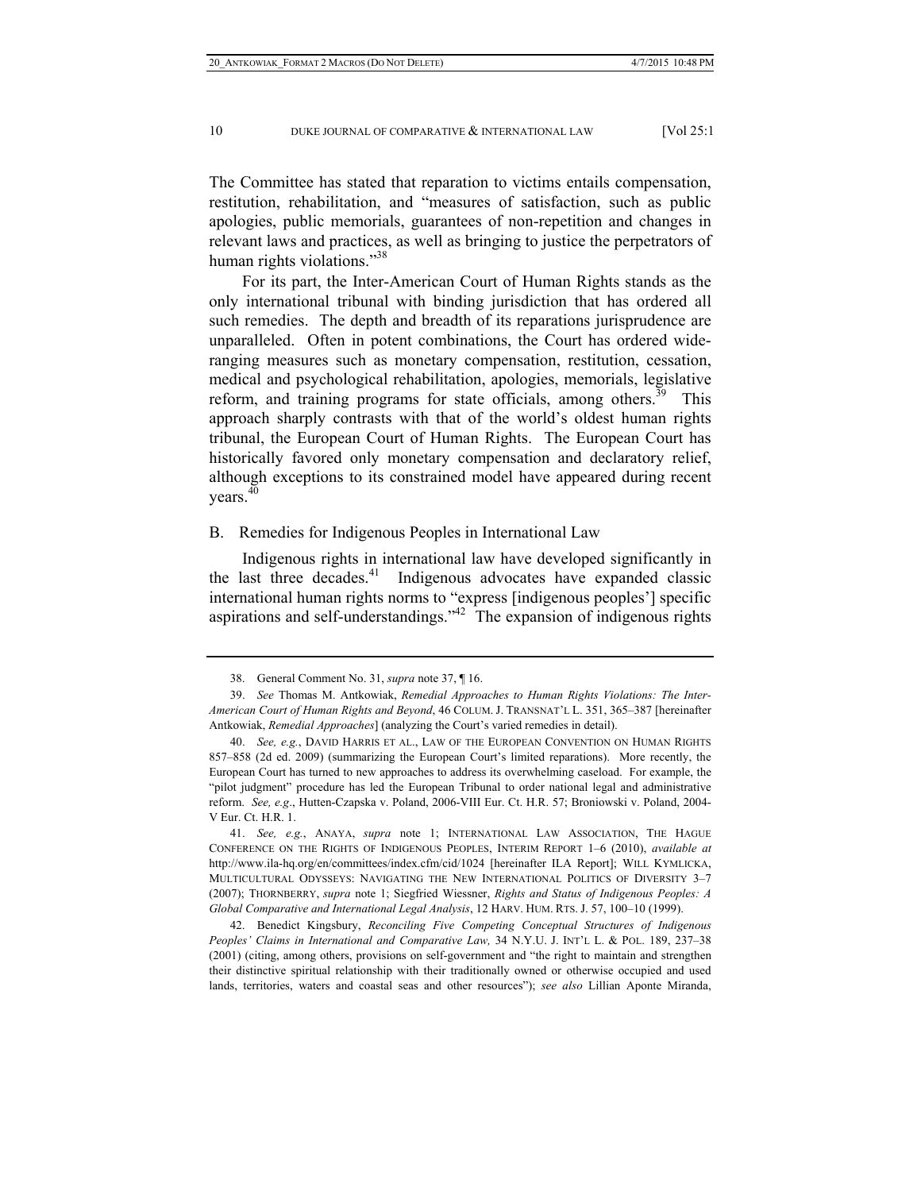The Committee has stated that reparation to victims entails compensation, restitution, rehabilitation, and "measures of satisfaction, such as public apologies, public memorials, guarantees of non-repetition and changes in relevant laws and practices, as well as bringing to justice the perpetrators of human rights violations."[38]

For its part, the Inter-American Court of Human Rights stands as the only international tribunal with binding jurisdiction that has ordered all such remedies. The depth and breadth of its reparations jurisprudence are unparalleled. Often in potent combinations, the Court has ordered wide-ranging measures such as monetary compensation, restitution, cessation, medical and psychological rehabilitation, apologies, memorials, legislative reform, and training programs for state officials, among others.[39] This approach sharply contrasts with that of the world's oldest human rights tribunal, the European Court of Human Rights. The European Court has historically favored only monetary compensation and declaratory relief, although exceptions to its constrained model have appeared during recent years.[40]

## B. Remedies for Indigenous Peoples in International Law

Indigenous rights in international law have developed significantly in the last three decades.[41] Indigenous advocates have expanded classic international human rights norms to "express [indigenous peoples'] specific aspirations and self-understandings."[42] The expansion of indigenous rights

---

38. General Comment No. 31, *supra* note 37, ¶ 16.

39. *See* Thomas M. Antkowiak, *Remedial Approaches to Human Rights Violations: The Inter-American Court of Human Rights and Beyond*, 46 COLUM. J. TRANSNAT'L L. 351, 365–387 [hereinafter Antkowiak, *Remedial Approaches*] (analyzing the Court's varied remedies in detail).

40. *See, e.g.*, DAVID HARRIS ET AL., LAW OF THE EUROPEAN CONVENTION ON HUMAN RIGHTS 857–858 (2d ed. 2009) (summarizing the European Court's limited reparations). More recently, the European Court has turned to new approaches to address its overwhelming caseload. For example, the "pilot judgment" procedure has led the European Tribunal to order national legal and administrative reform. *See, e.g*., Hutten-Czapska v. Poland, 2006-VIII Eur. Ct. H.R. 57; Broniowski v. Poland, 2004-V Eur. Ct. H.R. 1.

41. *See, e.g.*, ANAYA, *supra* note 1; INTERNATIONAL LAW ASSOCIATION, THE HAGUE CONFERENCE ON THE RIGHTS OF INDIGENOUS PEOPLES, INTERIM REPORT 1–6 (2010), *available at* http://www.ila-hq.org/en/committees/index.cfm/cid/1024 [hereinafter ILA Report]; WILL KYMLICKA, MULTICULTURAL ODYSSEYS: NAVIGATING THE NEW INTERNATIONAL POLITICS OF DIVERSITY 3–7 (2007); THORNBERRY, *supra* note 1; Siegfried Wiessner, *Rights and Status of Indigenous Peoples: A Global Comparative and International Legal Analysis*, 12 HARV. HUM. RTS. J. 57, 100–10 (1999).

42. Benedict Kingsbury, *Reconciling Five Competing Conceptual Structures of Indigenous Peoples' Claims in International and Comparative Law,* 34 N.Y.U. J. INT'L L. & POL. 189, 237–38 (2001) (citing, among others, provisions on self-government and "the right to maintain and strengthen their distinctive spiritual relationship with their traditionally owned or otherwise occupied and used lands, territories, waters and coastal seas and other resources"); *see also* Lillian Aponte Miranda,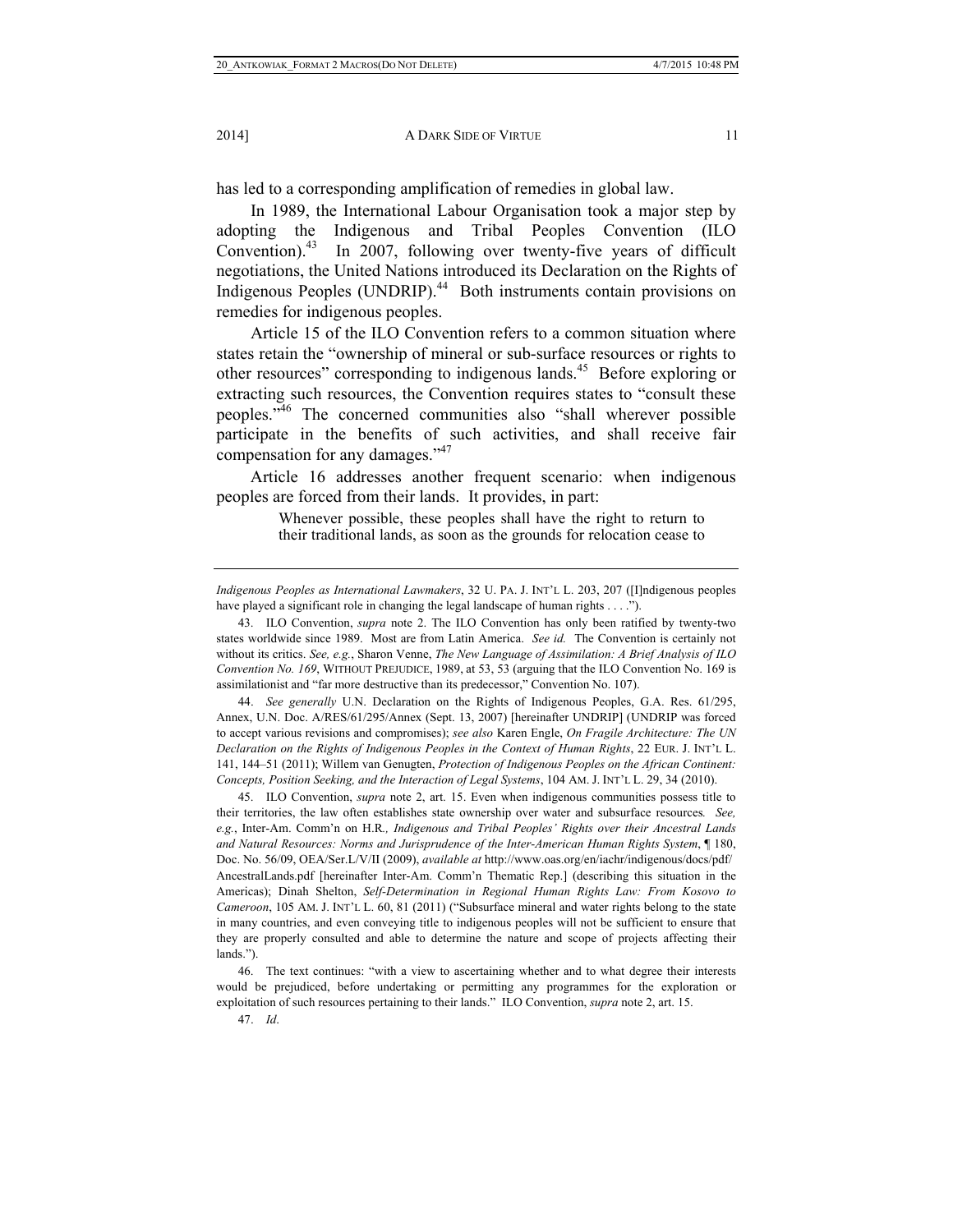has led to a corresponding amplification of remedies in global law.

In 1989, the International Labour Organisation took a major step by adopting the Indigenous and Tribal Peoples Convention (ILO Convention).[43] In 2007, following over twenty-five years of difficult negotiations, the United Nations introduced its Declaration on the Rights of Indigenous Peoples (UNDRIP).[44] Both instruments contain provisions on remedies for indigenous peoples.

Article 15 of the ILO Convention refers to a common situation where states retain the "ownership of mineral or sub-surface resources or rights to other resources" corresponding to indigenous lands.[45] Before exploring or extracting such resources, the Convention requires states to "consult these peoples."[46] The concerned communities also "shall wherever possible participate in the benefits of such activities, and shall receive fair compensation for any damages."[47]

Article 16 addresses another frequent scenario: when indigenous peoples are forced from their lands. It provides, in part:

> Whenever possible, these peoples shall have the right to return to their traditional lands, as soon as the grounds for relocation cease to

---

*Indigenous Peoples as International Lawmakers*, 32 U. PA. J. INT'L L. 203, 207 ([I]ndigenous peoples have played a significant role in changing the legal landscape of human rights . . . .").

43. ILO Convention, *supra* note 2. The ILO Convention has only been ratified by twenty-two states worldwide since 1989. Most are from Latin America. *See id.* The Convention is certainly not without its critics. *See, e.g.*, Sharon Venne, *The New Language of Assimilation: A Brief Analysis of ILO Convention No. 169*, WITHOUT PREJUDICE, 1989, at 53, 53 (arguing that the ILO Convention No. 169 is assimilationist and "far more destructive than its predecessor," Convention No. 107).

44. *See generally* U.N. Declaration on the Rights of Indigenous Peoples, G.A. Res. 61/295, Annex, U.N. Doc. A/RES/61/295/Annex (Sept. 13, 2007) [hereinafter UNDRIP] (UNDRIP was forced to accept various revisions and compromises); *see also* Karen Engle, *On Fragile Architecture: The UN Declaration on the Rights of Indigenous Peoples in the Context of Human Rights*, 22 EUR. J. INT'L L. 141, 144–51 (2011); Willem van Genugten, *Protection of Indigenous Peoples on the African Continent: Concepts, Position Seeking, and the Interaction of Legal Systems*, 104 AM. J. INT'L L. 29, 34 (2010).

45. ILO Convention, *supra* note 2, art. 15. Even when indigenous communities possess title to their territories, the law often establishes state ownership over water and subsurface resources. *See, e.g.*, Inter-Am. Comm'n on H.R*., Indigenous and Tribal Peoples' Rights over their Ancestral Lands and Natural Resources: Norms and Jurisprudence of the Inter-American Human Rights System*, ¶ 180, Doc. No. 56/09, OEA/Ser.L/V/II (2009), *available at* http://www.oas.org/en/iachr/indigenous/docs/pdf/AncestralLands.pdf [hereinafter Inter-Am. Comm'n Thematic Rep.] (describing this situation in the Americas); Dinah Shelton, *Self-Determination in Regional Human Rights Law: From Kosovo to Cameroon*, 105 AM. J. INT'L L. 60, 81 (2011) ("Subsurface mineral and water rights belong to the state in many countries, and even conveying title to indigenous peoples will not be sufficient to ensure that they are properly consulted and able to determine the nature and scope of projects affecting their lands.").

46. The text continues: "with a view to ascertaining whether and to what degree their interests would be prejudiced, before undertaking or permitting any programmes for the exploration or exploitation of such resources pertaining to their lands." ILO Convention, *supra* note 2, art. 15.

47. *Id*.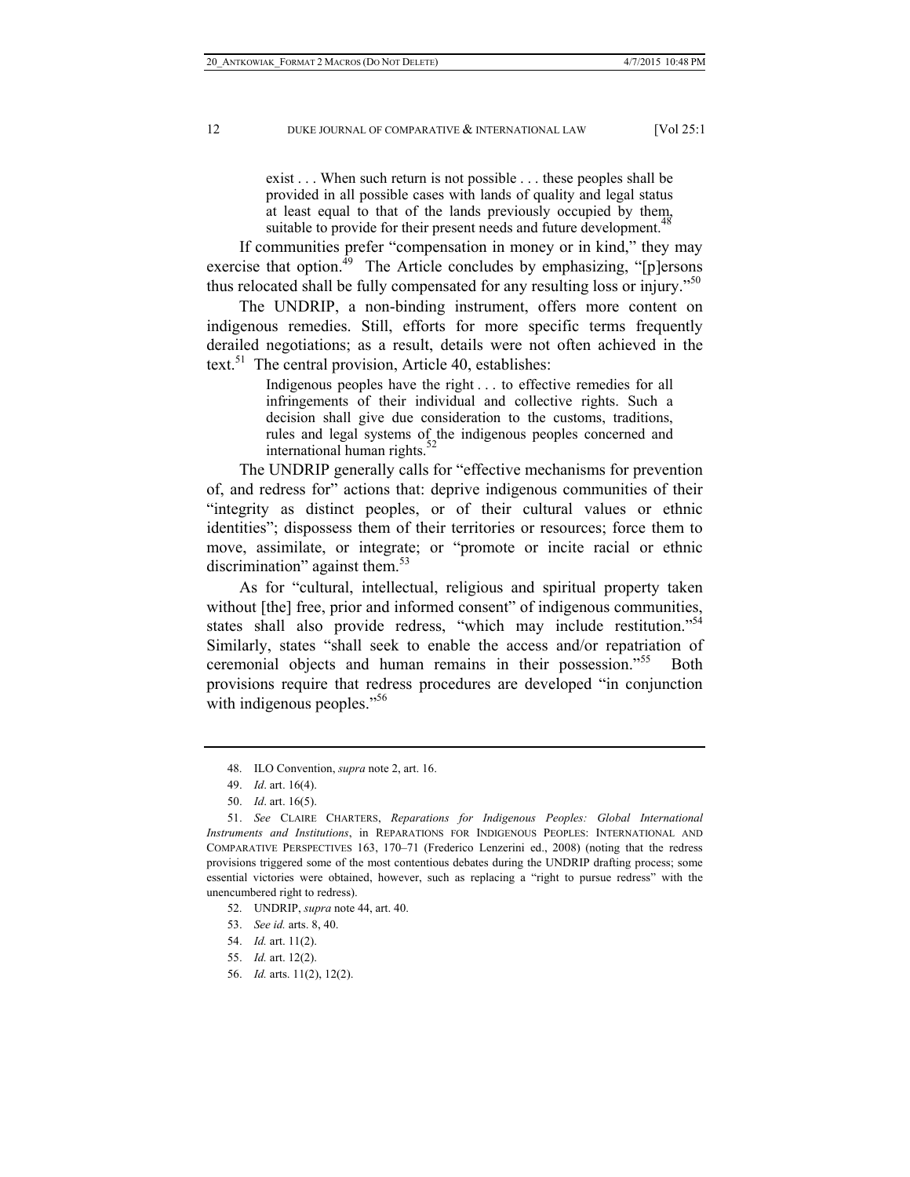> exist . . . When such return is not possible . . . these peoples shall be provided in all possible cases with lands of quality and legal status at least equal to that of the lands previously occupied by them, suitable to provide for their present needs and future development.[48]

If communities prefer "compensation in money or in kind," they may exercise that option.[49] The Article concludes by emphasizing, "[p]ersons thus relocated shall be fully compensated for any resulting loss or injury."[50]

The UNDRIP, a non-binding instrument, offers more content on indigenous remedies. Still, efforts for more specific terms frequently derailed negotiations; as a result, details were not often achieved in the text.[51] The central provision, Article 40, establishes:

> Indigenous peoples have the right . . . to effective remedies for all infringements of their individual and collective rights. Such a decision shall give due consideration to the customs, traditions, rules and legal systems of the indigenous peoples concerned and international human rights.[52]

The UNDRIP generally calls for "effective mechanisms for prevention of, and redress for" actions that: deprive indigenous communities of their "integrity as distinct peoples, or of their cultural values or ethnic identities"; dispossess them of their territories or resources; force them to move, assimilate, or integrate; or "promote or incite racial or ethnic discrimination" against them.[53]

As for "cultural, intellectual, religious and spiritual property taken without [the] free, prior and informed consent" of indigenous communities, states shall also provide redress, "which may include restitution."[54] Similarly, states "shall seek to enable the access and/or repatriation of ceremonial objects and human remains in their possession."[55] Both provisions require that redress procedures are developed "in conjunction with indigenous peoples."[56]

---

48. ILO Convention, *supra* note 2, art. 16.

49. *Id*. art. 16(4).

50. *Id*. art. 16(5).

51. *See* CLAIRE CHARTERS, *Reparations for Indigenous Peoples: Global International Instruments and Institutions*, in REPARATIONS FOR INDIGENOUS PEOPLES: INTERNATIONAL AND COMPARATIVE PERSPECTIVES 163, 170–71 (Frederico Lenzerini ed., 2008) (noting that the redress provisions triggered some of the most contentious debates during the UNDRIP drafting process; some essential victories were obtained, however, such as replacing a "right to pursue redress" with the unencumbered right to redress).

52. UNDRIP, *supra* note 44, art. 40.

53. *See id.* arts. 8, 40.

54. *Id.* art. 11(2).

55. *Id.* art. 12(2).

56. *Id.* arts. 11(2), 12(2).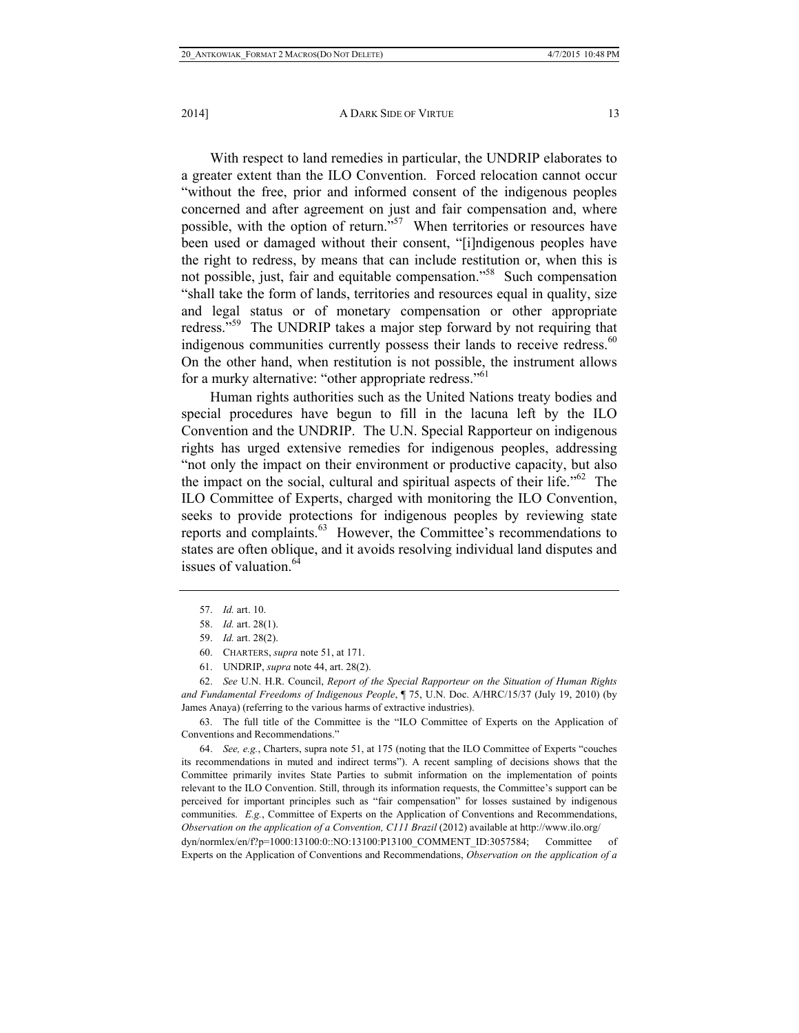With respect to land remedies in particular, the UNDRIP elaborates to a greater extent than the ILO Convention. Forced relocation cannot occur "without the free, prior and informed consent of the indigenous peoples concerned and after agreement on just and fair compensation and, where possible, with the option of return."[57] When territories or resources have been used or damaged without their consent, "[i]ndigenous peoples have the right to redress, by means that can include restitution or, when this is not possible, just, fair and equitable compensation."[58] Such compensation "shall take the form of lands, territories and resources equal in quality, size and legal status or of monetary compensation or other appropriate redress."[59] The UNDRIP takes a major step forward by not requiring that indigenous communities currently possess their lands to receive redress.[60] On the other hand, when restitution is not possible, the instrument allows for a murky alternative: "other appropriate redress."[61]

Human rights authorities such as the United Nations treaty bodies and special procedures have begun to fill in the lacuna left by the ILO Convention and the UNDRIP. The U.N. Special Rapporteur on indigenous rights has urged extensive remedies for indigenous peoples, addressing "not only the impact on their environment or productive capacity, but also the impact on the social, cultural and spiritual aspects of their life."[62] The ILO Committee of Experts, charged with monitoring the ILO Convention, seeks to provide protections for indigenous peoples by reviewing state reports and complaints.[63] However, the Committee's recommendations to states are often oblique, and it avoids resolving individual land disputes and issues of valuation.[64]

---

57. *Id.* art. 10.

58. *Id.* art. 28(1).

59. *Id.* art. 28(2).

60. CHARTERS, *supra* note 51, at 171.

61. UNDRIP, *supra* note 44, art. 28(2).

62. *See* U.N. H.R. Council, *Report of the Special Rapporteur on the Situation of Human Rights and Fundamental Freedoms of Indigenous People*, ¶ 75, U.N. Doc. A/HRC/15/37 (July 19, 2010) (by James Anaya) (referring to the various harms of extractive industries).

63. The full title of the Committee is the "ILO Committee of Experts on the Application of Conventions and Recommendations."

64. *See, e.g.*, Charters, supra note 51, at 175 (noting that the ILO Committee of Experts "couches its recommendations in muted and indirect terms"). A recent sampling of decisions shows that the Committee primarily invites State Parties to submit information on the implementation of points relevant to the ILO Convention. Still, through its information requests, the Committee's support can be perceived for important principles such as "fair compensation" for losses sustained by indigenous communities. *E.g.*, Committee of Experts on the Application of Conventions and Recommendations, *Observation on the application of a Convention, C111 Brazil* (2012) available at http://www.ilo.org/dyn/normlex/en/f?p=1000:13100:0::NO:13100:P13100_COMMENT_ID:3057584; Committee of Experts on the Application of Conventions and Recommendations, *Observation on the application of a*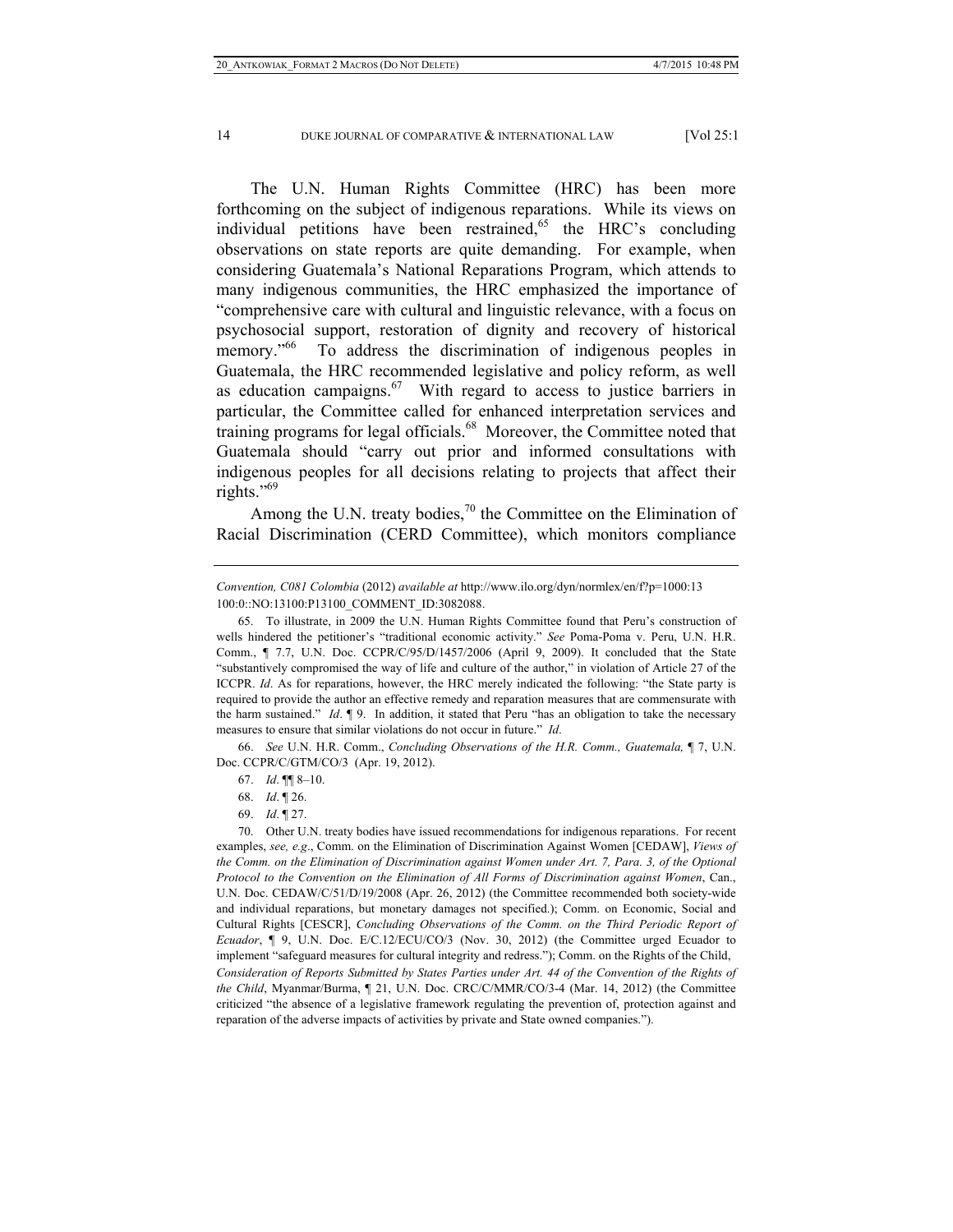The U.N. Human Rights Committee (HRC) has been more forthcoming on the subject of indigenous reparations. While its views on individual petitions have been restrained,[65] the HRC's concluding observations on state reports are quite demanding. For example, when considering Guatemala's National Reparations Program, which attends to many indigenous communities, the HRC emphasized the importance of "comprehensive care with cultural and linguistic relevance, with a focus on psychosocial support, restoration of dignity and recovery of historical memory."[66] To address the discrimination of indigenous peoples in Guatemala, the HRC recommended legislative and policy reform, as well as education campaigns.[67] With regard to access to justice barriers in particular, the Committee called for enhanced interpretation services and training programs for legal officials.[68] Moreover, the Committee noted that Guatemala should "carry out prior and informed consultations with indigenous peoples for all decisions relating to projects that affect their rights."[69]

Among the U.N. treaty bodies,[70] the Committee on the Elimination of Racial Discrimination (CERD Committee), which monitors compliance

---

*Convention, C081 Colombia* (2012) *available at* http://www.ilo.org/dyn/normlex/en/f?p=1000:13 100:0::NO:13100:P13100_COMMENT_ID:3082088.

65. To illustrate, in 2009 the U.N. Human Rights Committee found that Peru's construction of wells hindered the petitioner's "traditional economic activity." *See* Poma-Poma v. Peru, U.N. H.R. Comm., ¶ 7.7, U.N. Doc. CCPR/C/95/D/1457/2006 (April 9, 2009). It concluded that the State "substantively compromised the way of life and culture of the author," in violation of Article 27 of the ICCPR. *Id*. As for reparations, however, the HRC merely indicated the following: "the State party is required to provide the author an effective remedy and reparation measures that are commensurate with the harm sustained." *Id*. ¶ 9. In addition, it stated that Peru "has an obligation to take the necessary measures to ensure that similar violations do not occur in future." *Id*.

66. *See* U.N. H.R. Comm., *Concluding Observations of the H.R. Comm., Guatemala,* ¶ 7, U.N. Doc. CCPR/C/GTM/CO/3 (Apr. 19, 2012).

67. *Id*. ¶¶ 8–10.

68. *Id*. ¶ 26.

69. *Id*. ¶ 27.

70. Other U.N. treaty bodies have issued recommendations for indigenous reparations. For recent examples, *see, e.g*., Comm. on the Elimination of Discrimination Against Women [CEDAW], *Views of the Comm. on the Elimination of Discrimination against Women under Art. 7, Para. 3, of the Optional Protocol to the Convention on the Elimination of All Forms of Discrimination against Women*, Can., U.N. Doc. CEDAW/C/51/D/19/2008 (Apr. 26, 2012) (the Committee recommended both society-wide and individual reparations, but monetary damages not specified.); Comm. on Economic, Social and Cultural Rights [CESCR], *Concluding Observations of the Comm. on the Third Periodic Report of Ecuador*, ¶ 9, U.N. Doc. E/C.12/ECU/CO/3 (Nov. 30, 2012) (the Committee urged Ecuador to implement "safeguard measures for cultural integrity and redress."); Comm. on the Rights of the Child, *Consideration of Reports Submitted by States Parties under Art. 44 of the Convention of the Rights of the Child*, Myanmar/Burma, ¶ 21, U.N. Doc. CRC/C/MMR/CO/3-4 (Mar. 14, 2012) (the Committee criticized "the absence of a legislative framework regulating the prevention of, protection against and reparation of the adverse impacts of activities by private and State owned companies.").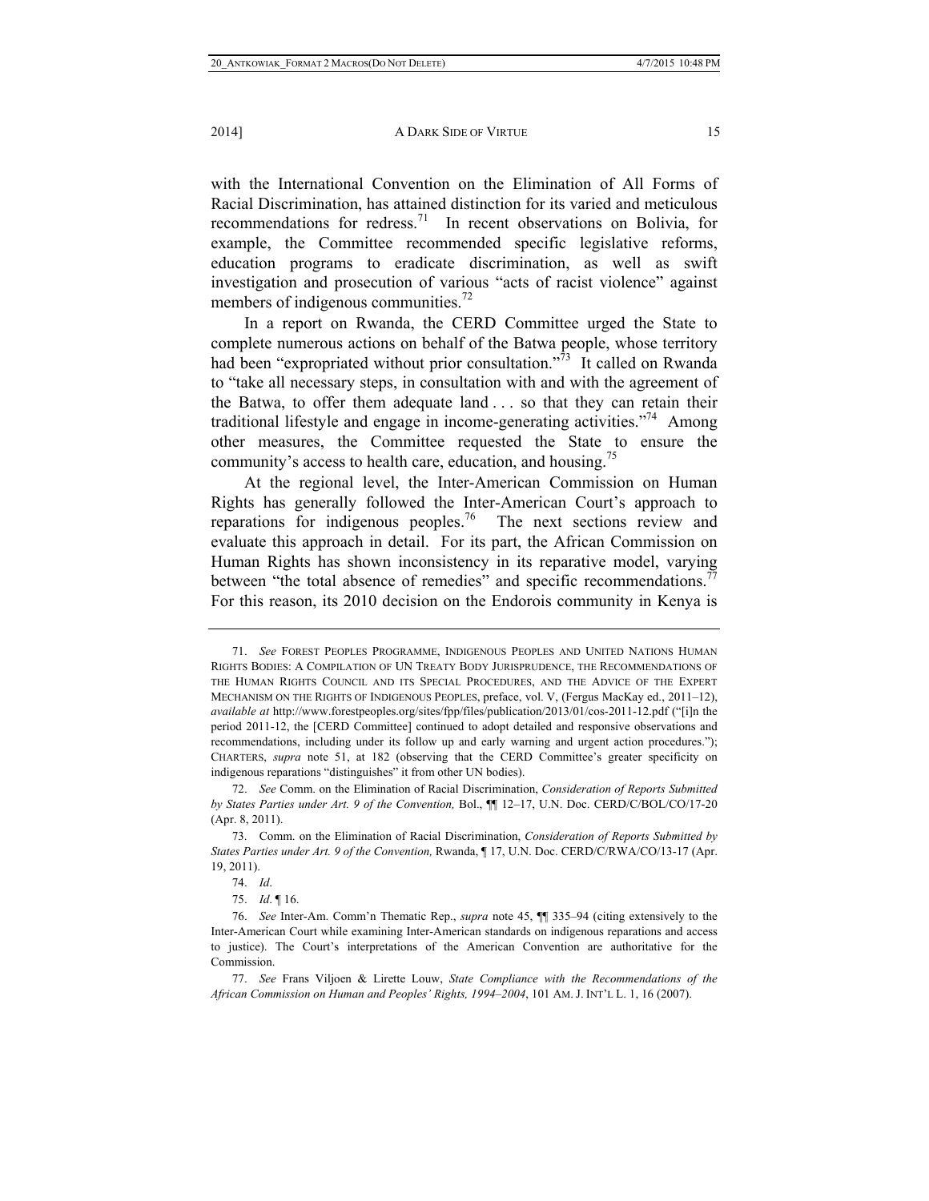with the International Convention on the Elimination of All Forms of Racial Discrimination, has attained distinction for its varied and meticulous recommendations for redress.[71] In recent observations on Bolivia, for example, the Committee recommended specific legislative reforms, education programs to eradicate discrimination, as well as swift investigation and prosecution of various "acts of racist violence" against members of indigenous communities.[72]

In a report on Rwanda, the CERD Committee urged the State to complete numerous actions on behalf of the Batwa people, whose territory had been "expropriated without prior consultation."[73] It called on Rwanda to "take all necessary steps, in consultation with and with the agreement of the Batwa, to offer them adequate land . . . so that they can retain their traditional lifestyle and engage in income-generating activities."[74] Among other measures, the Committee requested the State to ensure the community's access to health care, education, and housing.[75]

At the regional level, the Inter-American Commission on Human Rights has generally followed the Inter-American Court's approach to reparations for indigenous peoples.[76] The next sections review and evaluate this approach in detail. For its part, the African Commission on Human Rights has shown inconsistency in its reparative model, varying between "the total absence of remedies" and specific recommendations.[77] For this reason, its 2010 decision on the Endorois community in Kenya is

---

71. *See* FOREST PEOPLES PROGRAMME, INDIGENOUS PEOPLES AND UNITED NATIONS HUMAN RIGHTS BODIES: A COMPILATION OF UN TREATY BODY JURISPRUDENCE, THE RECOMMENDATIONS OF THE HUMAN RIGHTS COUNCIL AND ITS SPECIAL PROCEDURES, AND THE ADVICE OF THE EXPERT MECHANISM ON THE RIGHTS OF INDIGENOUS PEOPLES, preface, vol. V, (Fergus MacKay ed., 2011–12), *available at* http://www.forestpeoples.org/sites/fpp/files/publication/2013/01/cos-2011-12.pdf ("[i]n the period 2011-12, the [CERD Committee] continued to adopt detailed and responsive observations and recommendations, including under its follow up and early warning and urgent action procedures."); CHARTERS, *supra* note 51, at 182 (observing that the CERD Committee's greater specificity on indigenous reparations "distinguishes" it from other UN bodies).

72. *See* Comm. on the Elimination of Racial Discrimination, *Consideration of Reports Submitted by States Parties under Art. 9 of the Convention,* Bol., ¶¶ 12–17, U.N. Doc. CERD/C/BOL/CO/17-20 (Apr. 8, 2011).

73. Comm. on the Elimination of Racial Discrimination, *Consideration of Reports Submitted by States Parties under Art. 9 of the Convention,* Rwanda, ¶ 17, U.N. Doc. CERD/C/RWA/CO/13-17 (Apr. 19, 2011).

74. *Id*.

75. *Id*. ¶ 16.

76. *See* Inter-Am. Comm'n Thematic Rep., *supra* note 45, ¶¶ 335–94 (citing extensively to the Inter-American Court while examining Inter-American standards on indigenous reparations and access to justice). The Court's interpretations of the American Convention are authoritative for the Commission.

77. *See* Frans Viljoen & Lirette Louw, *State Compliance with the Recommendations of the African Commission on Human and Peoples' Rights, 1994–2004*, 101 AM. J. INT'L L. 1, 16 (2007).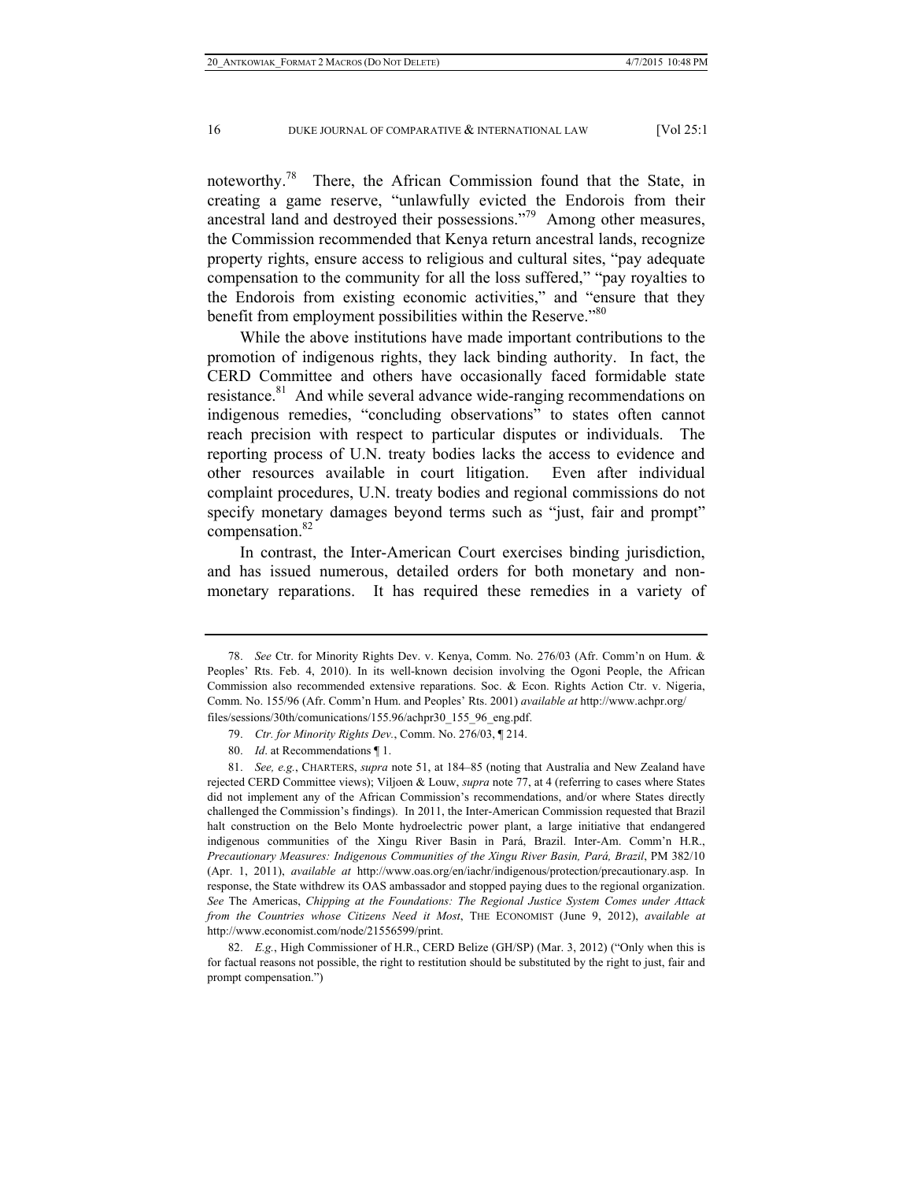noteworthy.[78] There, the African Commission found that the State, in creating a game reserve, "unlawfully evicted the Endorois from their ancestral land and destroyed their possessions."[79] Among other measures, the Commission recommended that Kenya return ancestral lands, recognize property rights, ensure access to religious and cultural sites, "pay adequate compensation to the community for all the loss suffered," "pay royalties to the Endorois from existing economic activities," and "ensure that they benefit from employment possibilities within the Reserve."[80]

While the above institutions have made important contributions to the promotion of indigenous rights, they lack binding authority. In fact, the CERD Committee and others have occasionally faced formidable state resistance.[81] And while several advance wide-ranging recommendations on indigenous remedies, "concluding observations" to states often cannot reach precision with respect to particular disputes or individuals. The reporting process of U.N. treaty bodies lacks the access to evidence and other resources available in court litigation. Even after individual complaint procedures, U.N. treaty bodies and regional commissions do not specify monetary damages beyond terms such as "just, fair and prompt" compensation.[82]

In contrast, the Inter-American Court exercises binding jurisdiction, and has issued numerous, detailed orders for both monetary and non-monetary reparations. It has required these remedies in a variety of

---

78. *See* Ctr. for Minority Rights Dev. v. Kenya, Comm. No. 276/03 (Afr. Comm'n on Hum. & Peoples' Rts. Feb. 4, 2010). In its well-known decision involving the Ogoni People, the African Commission also recommended extensive reparations. Soc. & Econ. Rights Action Ctr. v. Nigeria, Comm. No. 155/96 (Afr. Comm'n Hum. and Peoples' Rts. 2001) *available at* http://www.achpr.org/files/sessions/30th/comunications/155.96/achpr30_155_96_eng.pdf.

79. *Ctr. for Minority Rights Dev.*, Comm. No. 276/03, ¶ 214.

80. *Id*. at Recommendations ¶ 1.

81. *See, e.g.*, CHARTERS, *supra* note 51, at 184–85 (noting that Australia and New Zealand have rejected CERD Committee views); Viljoen & Louw, *supra* note 77, at 4 (referring to cases where States did not implement any of the African Commission's recommendations, and/or where States directly challenged the Commission's findings). In 2011, the Inter-American Commission requested that Brazil halt construction on the Belo Monte hydroelectric power plant, a large initiative that endangered indigenous communities of the Xingu River Basin in Pará, Brazil. Inter-Am. Comm'n H.R., *Precautionary Measures: Indigenous Communities of the Xingu River Basin, Pará, Brazil*, PM 382/10 (Apr. 1, 2011), *available at* http://www.oas.org/en/iachr/indigenous/protection/precautionary.asp. In response, the State withdrew its OAS ambassador and stopped paying dues to the regional organization. *See* The Americas, *Chipping at the Foundations: The Regional Justice System Comes under Attack from the Countries whose Citizens Need it Most*, THE ECONOMIST (June 9, 2012), *available at* http://www.economist.com/node/21556599/print.

82. *E.g.*, High Commissioner of H.R., CERD Belize (GH/SP) (Mar. 3, 2012) ("Only when this is for factual reasons not possible, the right to restitution should be substituted by the right to just, fair and prompt compensation.")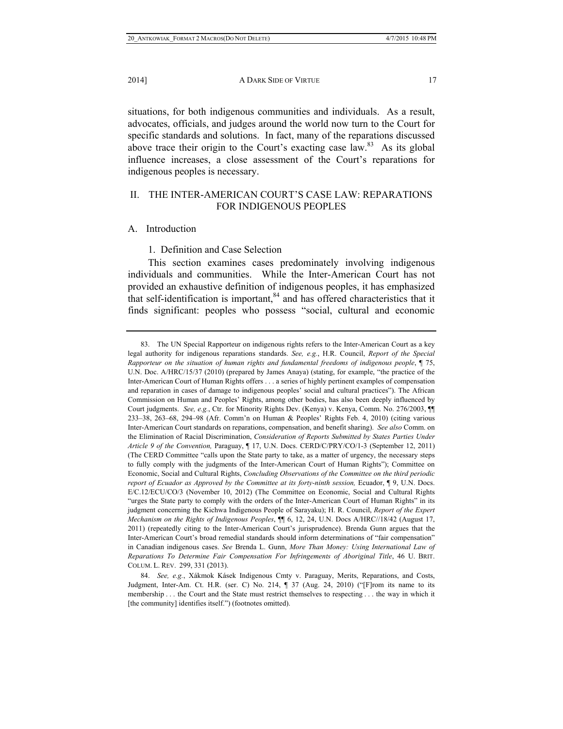situations, for both indigenous communities and individuals. As a result, advocates, officials, and judges around the world now turn to the Court for specific standards and solutions. In fact, many of the reparations discussed above trace their origin to the Court's exacting case law.[83] As its global influence increases, a close assessment of the Court's reparations for indigenous peoples is necessary.

## II. THE INTER-AMERICAN COURT'S CASE LAW: REPARATIONS FOR INDIGENOUS PEOPLES

### A. Introduction

#### 1. Definition and Case Selection

This section examines cases predominately involving indigenous individuals and communities. While the Inter-American Court has not provided an exhaustive definition of indigenous peoples, it has emphasized that self-identification is important,[84] and has offered characteristics that it finds significant: peoples who possess "social, cultural and economic

---

83. The UN Special Rapporteur on indigenous rights refers to the Inter-American Court as a key legal authority for indigenous reparations standards. *See, e.g.*, H.R. Council, *Report of the Special Rapporteur on the situation of human rights and fundamental freedoms of indigenous people*, ¶ 75, U.N. Doc. A/HRC/15/37 (2010) (prepared by James Anaya) (stating, for example, "the practice of the Inter-American Court of Human Rights offers . . . a series of highly pertinent examples of compensation and reparation in cases of damage to indigenous peoples' social and cultural practices"). The African Commission on Human and Peoples' Rights, among other bodies, has also been deeply influenced by Court judgments. *See, e.g.*, Ctr. for Minority Rights Dev. (Kenya) v. Kenya, Comm. No. 276/2003, ¶¶ 233–38, 263–68, 294–98 (Afr. Comm'n on Human & Peoples' Rights Feb. 4, 2010) (citing various Inter-American Court standards on reparations, compensation, and benefit sharing). *See also* Comm. on the Elimination of Racial Discrimination, *Consideration of Reports Submitted by States Parties Under Article 9 of the Convention,* Paraguay, ¶ 17, U.N. Docs. CERD/C/PRY/CO/1-3 (September 12, 2011) (The CERD Committee "calls upon the State party to take, as a matter of urgency, the necessary steps to fully comply with the judgments of the Inter-American Court of Human Rights"); Committee on Economic, Social and Cultural Rights, *Concluding Observations of the Committee on the third periodic report of Ecuador as Approved by the Committee at its forty-ninth session,* Ecuador, ¶ 9, U.N. Docs. E/C.12/ECU/CO/3 (November 10, 2012) (The Committee on Economic, Social and Cultural Rights "urges the State party to comply with the orders of the Inter-American Court of Human Rights" in its judgment concerning the Kichwa Indigenous People of Sarayaku); H. R. Council, *Report of the Expert Mechanism on the Rights of Indigenous Peoples*, ¶¶ 6, 12, 24, U.N. Docs A/HRC//18/42 (August 17, 2011) (repeatedly citing to the Inter-American Court's jurisprudence). Brenda Gunn argues that the Inter-American Court's broad remedial standards should inform determinations of "fair compensation" in Canadian indigenous cases. *See* Brenda L. Gunn, *More Than Money: Using International Law of Reparations To Determine Fair Compensation For Infringements of Aboriginal Title*, 46 U. BRIT. COLUM. L. REV. 299, 331 (2013).

84. *See, e.g.*, Xákmok Kásek Indigenous Cmty v. Paraguay, Merits, Reparations, and Costs, Judgment, Inter-Am. Ct. H.R. (ser. C) No. 214, ¶ 37 (Aug. 24, 2010) ("[F]rom its name to its membership . . . the Court and the State must restrict themselves to respecting . . . the way in which it [the community] identifies itself.") (footnotes omitted).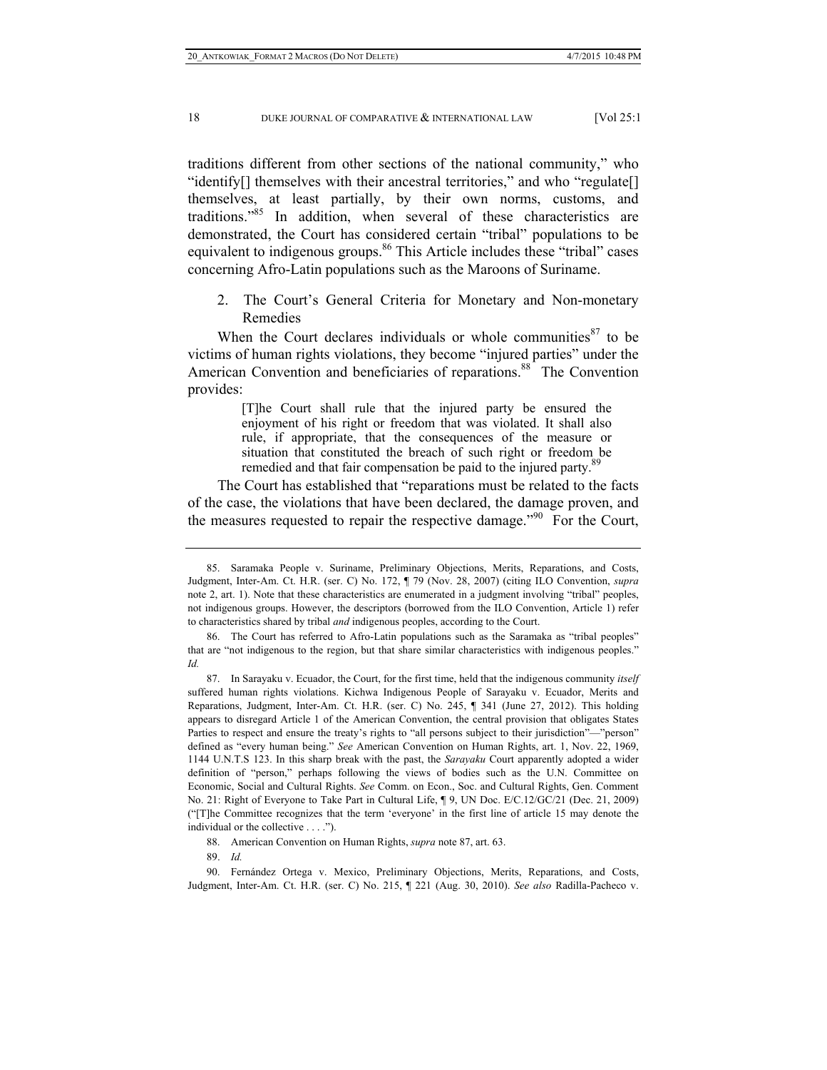traditions different from other sections of the national community," who "identify[] themselves with their ancestral territories," and who "regulate[] themselves, at least partially, by their own norms, customs, and traditions."[85] In addition, when several of these characteristics are demonstrated, the Court has considered certain "tribal" populations to be equivalent to indigenous groups.[86] This Article includes these "tribal" cases concerning Afro-Latin populations such as the Maroons of Suriname.

2. The Court's General Criteria for Monetary and Non-monetary Remedies

When the Court declares individuals or whole communities[87] to be victims of human rights violations, they become "injured parties" under the American Convention and beneficiaries of reparations.[88] The Convention provides:

> [T]he Court shall rule that the injured party be ensured the enjoyment of his right or freedom that was violated. It shall also rule, if appropriate, that the consequences of the measure or situation that constituted the breach of such right or freedom be remedied and that fair compensation be paid to the injured party.[89]

The Court has established that "reparations must be related to the facts of the case, the violations that have been declared, the damage proven, and the measures requested to repair the respective damage."[90] For the Court,

---

85. Saramaka People v. Suriname, Preliminary Objections, Merits, Reparations, and Costs, Judgment, Inter-Am. Ct. H.R. (ser. C) No. 172, ¶ 79 (Nov. 28, 2007) (citing ILO Convention, *supra* note 2, art. 1). Note that these characteristics are enumerated in a judgment involving "tribal" peoples, not indigenous groups. However, the descriptors (borrowed from the ILO Convention, Article 1) refer to characteristics shared by tribal *and* indigenous peoples, according to the Court.

86. The Court has referred to Afro-Latin populations such as the Saramaka as "tribal peoples" that are "not indigenous to the region, but that share similar characteristics with indigenous peoples." *Id.*

87. In Sarayaku v. Ecuador, the Court, for the first time, held that the indigenous community *itself* suffered human rights violations. Kichwa Indigenous People of Sarayaku v. Ecuador, Merits and Reparations, Judgment, Inter-Am. Ct. H.R. (ser. C) No. 245, ¶ 341 (June 27, 2012). This holding appears to disregard Article 1 of the American Convention, the central provision that obligates States Parties to respect and ensure the treaty's rights to "all persons subject to their jurisdiction"—"person" defined as "every human being." *See* American Convention on Human Rights, art. 1, Nov. 22, 1969, 1144 U.N.T.S 123. In this sharp break with the past, the *Sarayaku* Court apparently adopted a wider definition of "person," perhaps following the views of bodies such as the U.N. Committee on Economic, Social and Cultural Rights. *See* Comm. on Econ., Soc. and Cultural Rights, Gen. Comment No. 21: Right of Everyone to Take Part in Cultural Life, ¶ 9, UN Doc. E/C.12/GC/21 (Dec. 21, 2009) ("[T]he Committee recognizes that the term 'everyone' in the first line of article 15 may denote the individual or the collective . . . .").

88. American Convention on Human Rights, *supra* note 87, art. 63.

89. *Id.*

90. Fernández Ortega v. Mexico, Preliminary Objections, Merits, Reparations, and Costs, Judgment, Inter-Am. Ct. H.R. (ser. C) No. 215, ¶ 221 (Aug. 30, 2010). *See also* Radilla-Pacheco v.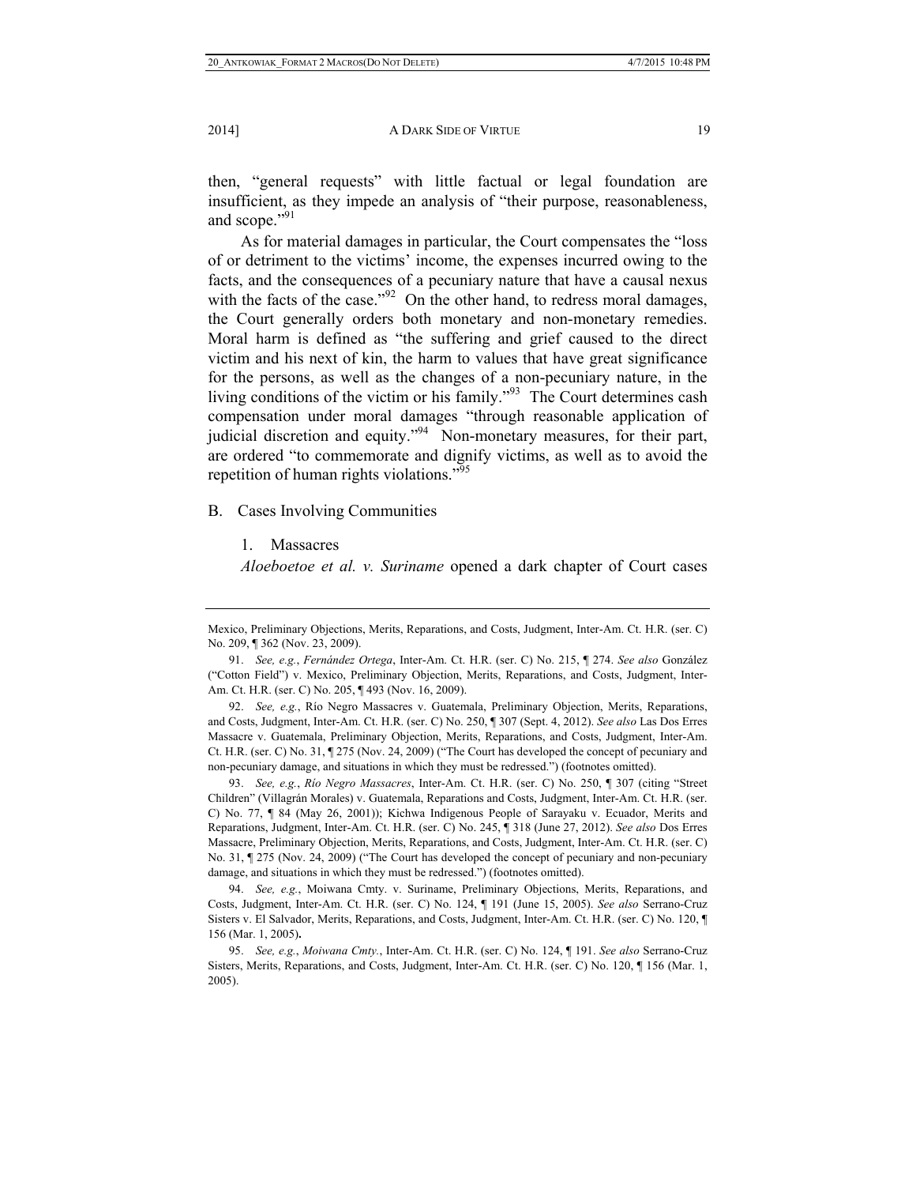then, "general requests" with little factual or legal foundation are insufficient, as they impede an analysis of "their purpose, reasonableness, and scope."[91]

As for material damages in particular, the Court compensates the "loss of or detriment to the victims' income, the expenses incurred owing to the facts, and the consequences of a pecuniary nature that have a causal nexus with the facts of the case."[92] On the other hand, to redress moral damages, the Court generally orders both monetary and non-monetary remedies. Moral harm is defined as "the suffering and grief caused to the direct victim and his next of kin, the harm to values that have great significance for the persons, as well as the changes of a non-pecuniary nature, in the living conditions of the victim or his family."[93] The Court determines cash compensation under moral damages "through reasonable application of judicial discretion and equity."[94] Non-monetary measures, for their part, are ordered "to commemorate and dignify victims, as well as to avoid the repetition of human rights violations."[95]

## B. Cases Involving Communities

### 1. Massacres

*Aloeboetoe et al. v. Suriname* opened a dark chapter of Court cases

---

Mexico, Preliminary Objections, Merits, Reparations, and Costs, Judgment, Inter-Am. Ct. H.R. (ser. C) No. 209, ¶ 362 (Nov. 23, 2009).

91. *See, e.g.*, *Fernández Ortega*, Inter-Am. Ct. H.R. (ser. C) No. 215, ¶ 274. *See also* González ("Cotton Field") v. Mexico, Preliminary Objection, Merits, Reparations, and Costs, Judgment, Inter-Am. Ct. H.R. (ser. C) No. 205, ¶ 493 (Nov. 16, 2009).

92. *See, e.g.*, Río Negro Massacres v. Guatemala, Preliminary Objection, Merits, Reparations, and Costs, Judgment, Inter-Am. Ct. H.R. (ser. C) No. 250, ¶ 307 (Sept. 4, 2012). *See also* Las Dos Erres Massacre v. Guatemala, Preliminary Objection, Merits, Reparations, and Costs, Judgment, Inter-Am. Ct. H.R. (ser. C) No. 31, ¶ 275 (Nov. 24, 2009) ("The Court has developed the concept of pecuniary and non-pecuniary damage, and situations in which they must be redressed.") (footnotes omitted).

93. *See, e.g.*, *Río Negro Massacres*, Inter-Am. Ct. H.R. (ser. C) No. 250, ¶ 307 (citing "Street Children" (Villagrán Morales) v. Guatemala, Reparations and Costs, Judgment, Inter-Am. Ct. H.R. (ser. C) No. 77, ¶ 84 (May 26, 2001)); Kichwa Indigenous People of Sarayaku v. Ecuador, Merits and Reparations, Judgment, Inter-Am. Ct. H.R. (ser. C) No. 245, ¶ 318 (June 27, 2012). *See also* Dos Erres Massacre, Preliminary Objection, Merits, Reparations, and Costs, Judgment, Inter-Am. Ct. H.R. (ser. C) No. 31, ¶ 275 (Nov. 24, 2009) ("The Court has developed the concept of pecuniary and non-pecuniary damage, and situations in which they must be redressed.") (footnotes omitted).

94. *See, e.g.*, Moiwana Cmty. v. Suriname, Preliminary Objections, Merits, Reparations, and Costs, Judgment, Inter-Am. Ct. H.R. (ser. C) No. 124, ¶ 191 (June 15, 2005). *See also* Serrano-Cruz Sisters v. El Salvador, Merits, Reparations, and Costs, Judgment, Inter-Am. Ct. H.R. (ser. C) No. 120, ¶ 156 (Mar. 1, 2005).

95. *See, e.g.*, *Moiwana Cmty.*, Inter-Am. Ct. H.R. (ser. C) No. 124, ¶ 191. *See also* Serrano-Cruz Sisters, Merits, Reparations, and Costs, Judgment, Inter-Am. Ct. H.R. (ser. C) No. 120, ¶ 156 (Mar. 1, 2005).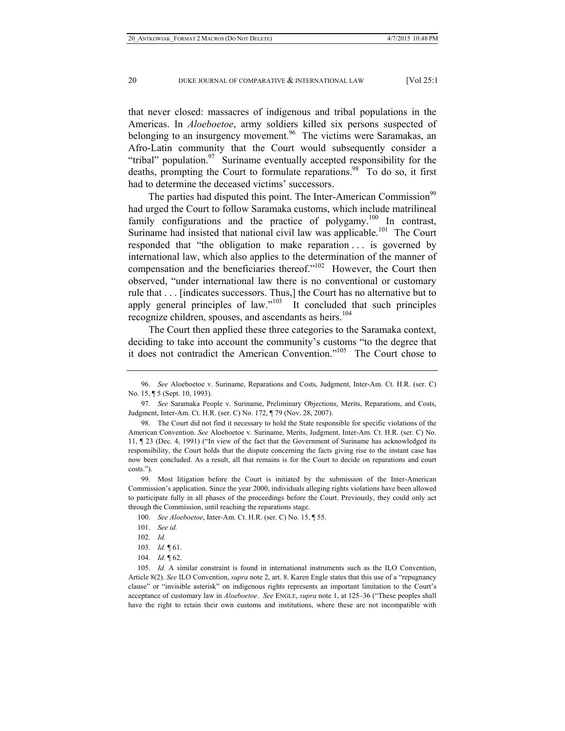that never closed: massacres of indigenous and tribal populations in the Americas. In *Aloeboetoe*, army soldiers killed six persons suspected of belonging to an insurgency movement.[96] The victims were Saramakas, an Afro-Latin community that the Court would subsequently consider a "tribal" population.[97] Suriname eventually accepted responsibility for the deaths, prompting the Court to formulate reparations.[98] To do so, it first had to determine the deceased victims' successors.

The parties had disputed this point. The Inter-American Commission[99] had urged the Court to follow Saramaka customs, which include matrilineal family configurations and the practice of polygamy.[100] In contrast, Suriname had insisted that national civil law was applicable.[101] The Court responded that "the obligation to make reparation . . . is governed by international law, which also applies to the determination of the manner of compensation and the beneficiaries thereof."[102] However, the Court then observed, "under international law there is no conventional or customary rule that . . . [indicates successors. Thus,] the Court has no alternative but to apply general principles of law."[103] It concluded that such principles recognize children, spouses, and ascendants as heirs.[104]

The Court then applied these three categories to the Saramaka context, deciding to take into account the community's customs "to the degree that it does not contradict the American Convention."[105] The Court chose to

---

96. *See* Aloeboetoe v. Suriname, Reparations and Costs, Judgment, Inter-Am. Ct. H.R. (ser. C) No. 15, ¶ 5 (Sept. 10, 1993).

97. *See* Saramaka People v. Suriname, Preliminary Objections, Merits, Reparations, and Costs, Judgment, Inter-Am. Ct. H.R. (ser. C) No. 172, ¶ 79 (Nov. 28, 2007).

98. The Court did not find it necessary to hold the State responsible for specific violations of the American Convention. *See* Aloeboetoe v. Suriname, Merits, Judgment, Inter-Am. Ct. H.R. (ser. C) No. 11, ¶ 23 (Dec. 4, 1991) ("In view of the fact that the Government of Suriname has acknowledged its responsibility, the Court holds that the dispute concerning the facts giving rise to the instant case has now been concluded. As a result, all that remains is for the Court to decide on reparations and court costs.").

99. Most litigation before the Court is initiated by the submission of the Inter-American Commission's application. Since the year 2000, individuals alleging rights violations have been allowed to participate fully in all phases of the proceedings before the Court. Previously, they could only act through the Commission, until reaching the reparations stage.

100. *See Aloeboetoe*, Inter-Am. Ct. H.R. (ser. C) No. 15, ¶ 55.

101. *See id.*

102. *Id.*

103. *Id.* ¶ 61.

104. *Id.* ¶ 62.

105. *Id.* A similar constraint is found in international instruments such as the ILO Convention, Article 8(2). *See* ILO Convention, *supra* note 2, art. 8. Karen Engle states that this use of a "repugnancy clause" or "invisible asterisk" on indigenous rights represents an important limitation to the Court's acceptance of customary law in *Aloeboetoe*. *See* ENGLE, *supra* note 1, at 125–36 ("These peoples shall have the right to retain their own customs and institutions, where these are not incompatible with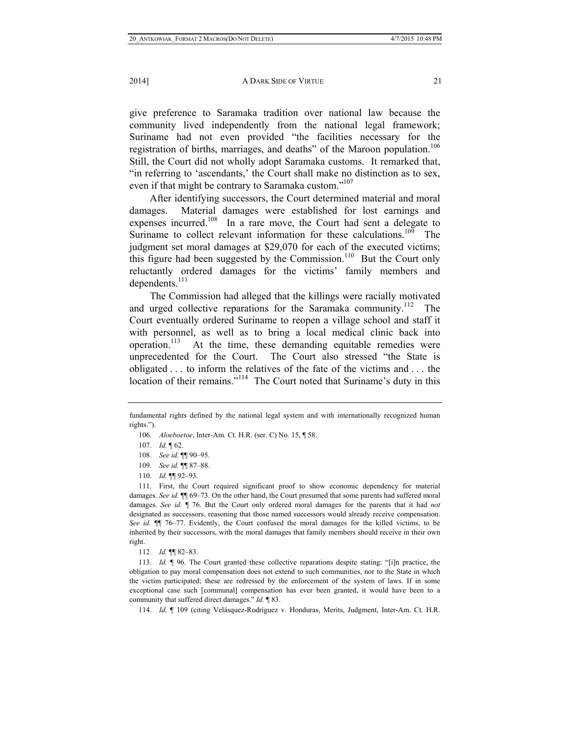give preference to Saramaka tradition over national law because the community lived independently from the national legal framework; Suriname had not even provided "the facilities necessary for the registration of births, marriages, and deaths" of the Maroon population.[106] Still, the Court did not wholly adopt Saramaka customs. It remarked that, "in referring to 'ascendants,' the Court shall make no distinction as to sex, even if that might be contrary to Saramaka custom."[107]

After identifying successors, the Court determined material and moral damages. Material damages were established for lost earnings and expenses incurred.[108] In a rare move, the Court had sent a delegate to Suriname to collect relevant information for these calculations.[109] The judgment set moral damages at $29,070 for each of the executed victims; this figure had been suggested by the Commission.[110] But the Court only reluctantly ordered damages for the victims' family members and dependents.[111]

The Commission had alleged that the killings were racially motivated and urged collective reparations for the Saramaka community.[112] The Court eventually ordered Suriname to reopen a village school and staff it with personnel, as well as to bring a local medical clinic back into operation.[113] At the time, these demanding equitable remedies were unprecedented for the Court. The Court also stressed "the State is obligated . . . to inform the relatives of the fate of the victims and . . . the location of their remains."[114] The Court noted that Suriname's duty in this

---

fundamental rights defined by the national legal system and with internationally recognized human rights.").

106. *Aloeboetoe*, Inter-Am. Ct. H.R. (ser. C) No. 15, ¶ 58.

107. *Id.* ¶ 62.

108. *See id.* ¶¶ 90–95.

109. *See id.* ¶¶ 87–88.

110. *Id.* ¶¶ 92–93.

111. First, the Court required significant proof to show economic dependency for material damages. *See id.* ¶¶ 69–73. On the other hand, the Court presumed that some parents had suffered moral damages. *See id.* ¶ 76. But the Court only ordered moral damages for the parents that it had *not* designated as successors, reasoning that those named successors would already receive compensation. *See id.* ¶¶ 76–77. Evidently, the Court confused the moral damages for the killed victims, to be inherited by their successors, with the moral damages that family members should receive in their own right.

112. *Id.* ¶¶ 82–83.

113. *Id.* ¶ 96. The Court granted these collective reparations despite stating: "[i]n practice, the obligation to pay moral compensation does not extend to such communities, nor to the State in which the victim participated; these are redressed by the enforcement of the system of laws. If in some exceptional case such [communal] compensation has ever been granted, it would have been to a community that suffered direct damages." *Id.* ¶ 83.

114. *Id.* ¶ 109 (citing Velásquez-Rodríguez v. Honduras, Merits, Judgment, Inter-Am. Ct. H.R.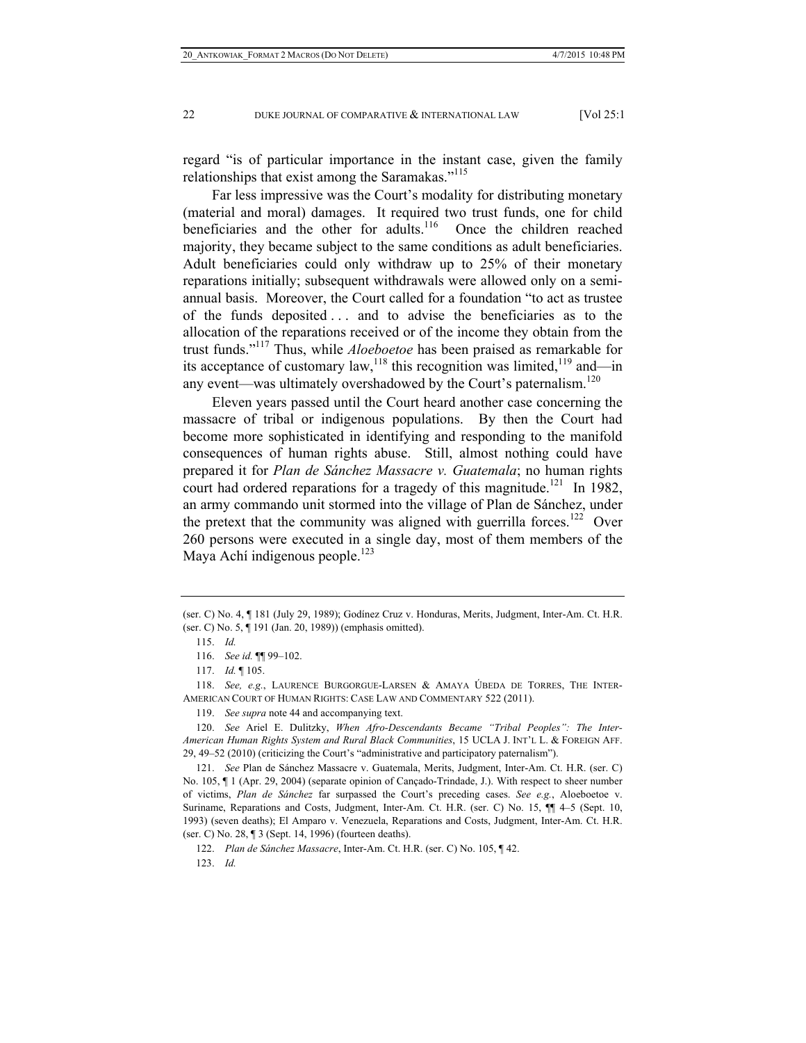regard "is of particular importance in the instant case, given the family relationships that exist among the Saramakas."[115]

Far less impressive was the Court's modality for distributing monetary (material and moral) damages. It required two trust funds, one for child beneficiaries and the other for adults.[116] Once the children reached majority, they became subject to the same conditions as adult beneficiaries. Adult beneficiaries could only withdraw up to 25% of their monetary reparations initially; subsequent withdrawals were allowed only on a semi-annual basis. Moreover, the Court called for a foundation "to act as trustee of the funds deposited . . . and to advise the beneficiaries as to the allocation of the reparations received or of the income they obtain from the trust funds."[117] Thus, while *Aloeboetoe* has been praised as remarkable for its acceptance of customary law,[118] this recognition was limited,[119] and—in any event—was ultimately overshadowed by the Court's paternalism.[120]

Eleven years passed until the Court heard another case concerning the massacre of tribal or indigenous populations. By then the Court had become more sophisticated in identifying and responding to the manifold consequences of human rights abuse. Still, almost nothing could have prepared it for *Plan de Sánchez Massacre v. Guatemala*; no human rights court had ordered reparations for a tragedy of this magnitude.[121] In 1982, an army commando unit stormed into the village of Plan de Sánchez, under the pretext that the community was aligned with guerrilla forces.[122] Over 260 persons were executed in a single day, most of them members of the Maya Achí indigenous people.[123]

---

(ser. C) No. 4, ¶ 181 (July 29, 1989); Godínez Cruz v. Honduras, Merits, Judgment, Inter-Am. Ct. H.R. (ser. C) No. 5, ¶ 191 (Jan. 20, 1989)) (emphasis omitted).

115. *Id.*

116. *See id.* ¶¶ 99–102.

117. *Id.* ¶ 105.

118. *See, e.g.*, LAURENCE BURGORGUE-LARSEN & AMAYA ÚBEDA DE TORRES, THE INTER-AMERICAN COURT OF HUMAN RIGHTS: CASE LAW AND COMMENTARY 522 (2011).

119. *See supra* note 44 and accompanying text.

120. *See* Ariel E. Dulitzky, *When Afro-Descendants Became "Tribal Peoples": The Inter-American Human Rights System and Rural Black Communities*, 15 UCLA J. INT'L L. & FOREIGN AFF. 29, 49–52 (2010) (criticizing the Court's "administrative and participatory paternalism").

121. *See* Plan de Sánchez Massacre v. Guatemala, Merits, Judgment, Inter-Am. Ct. H.R. (ser. C) No. 105, ¶ 1 (Apr. 29, 2004) (separate opinion of Cançado-Trindade, J.). With respect to sheer number of victims, *Plan de Sánchez* far surpassed the Court's preceding cases. *See e.g.*, Aloeboetoe v. Suriname, Reparations and Costs, Judgment, Inter-Am. Ct. H.R. (ser. C) No. 15, ¶¶ 4–5 (Sept. 10, 1993) (seven deaths); El Amparo v. Venezuela, Reparations and Costs, Judgment, Inter-Am. Ct. H.R. (ser. C) No. 28, ¶ 3 (Sept. 14, 1996) (fourteen deaths).

122. *Plan de Sánchez Massacre*, Inter-Am. Ct. H.R. (ser. C) No. 105, ¶ 42.

123. *Id.*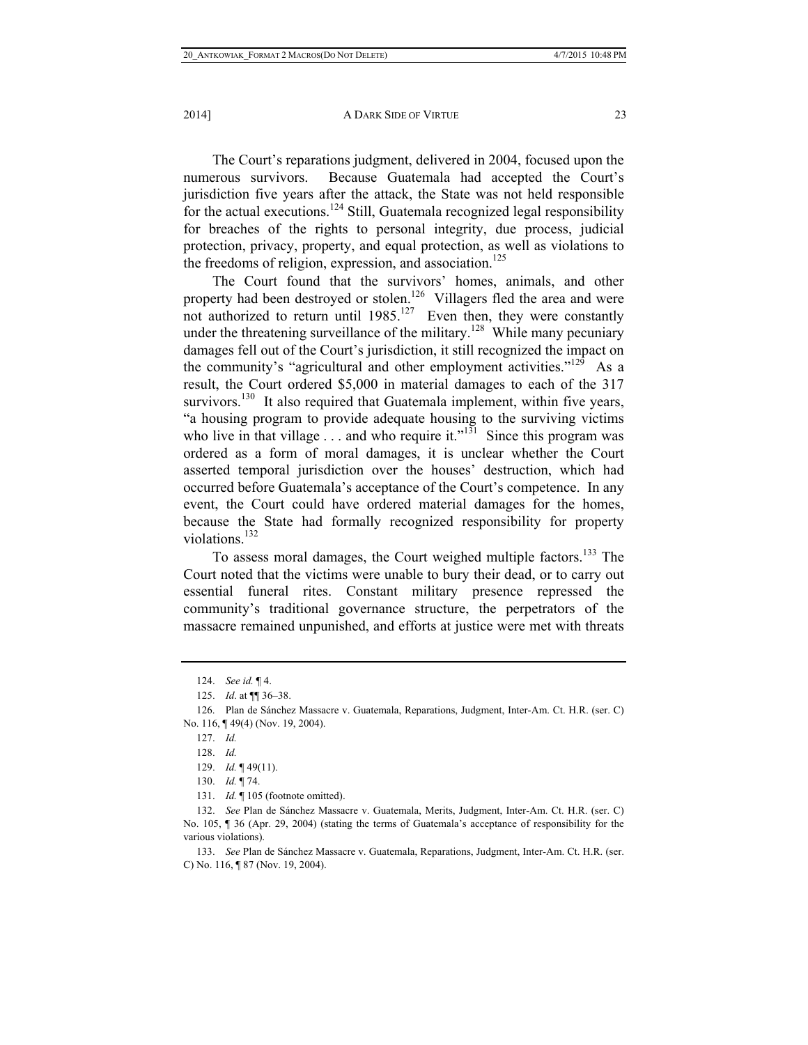The Court's reparations judgment, delivered in 2004, focused upon the numerous survivors. Because Guatemala had accepted the Court's jurisdiction five years after the attack, the State was not held responsible for the actual executions.[124] Still, Guatemala recognized legal responsibility for breaches of the rights to personal integrity, due process, judicial protection, privacy, property, and equal protection, as well as violations to the freedoms of religion, expression, and association.[125]

The Court found that the survivors' homes, animals, and other property had been destroyed or stolen.[126] Villagers fled the area and were not authorized to return until 1985.[127] Even then, they were constantly under the threatening surveillance of the military.[128] While many pecuniary damages fell out of the Court's jurisdiction, it still recognized the impact on the community's "agricultural and other employment activities."[129] As a result, the Court ordered $5,000 in material damages to each of the 317 survivors.[130] It also required that Guatemala implement, within five years, "a housing program to provide adequate housing to the surviving victims who live in that village . . . and who require it."[131] Since this program was ordered as a form of moral damages, it is unclear whether the Court asserted temporal jurisdiction over the houses' destruction, which had occurred before Guatemala's acceptance of the Court's competence. In any event, the Court could have ordered material damages for the homes, because the State had formally recognized responsibility for property violations.[132]

To assess moral damages, the Court weighed multiple factors.[133] The Court noted that the victims were unable to bury their dead, or to carry out essential funeral rites. Constant military presence repressed the community's traditional governance structure, the perpetrators of the massacre remained unpunished, and efforts at justice were met with threats

---

124. *See id.* ¶ 4.

125. *Id*. at ¶¶ 36–38.

126. Plan de Sánchez Massacre v. Guatemala, Reparations, Judgment, Inter-Am. Ct. H.R. (ser. C) No. 116, ¶ 49(4) (Nov. 19, 2004).

127. *Id.*

128. *Id.*

129. *Id.* ¶ 49(11).

130. *Id.* ¶ 74.

131. *Id.* ¶ 105 (footnote omitted).

132. *See* Plan de Sánchez Massacre v. Guatemala, Merits, Judgment, Inter-Am. Ct. H.R. (ser. C) No. 105, ¶ 36 (Apr. 29, 2004) (stating the terms of Guatemala's acceptance of responsibility for the various violations).

133. *See* Plan de Sánchez Massacre v. Guatemala, Reparations, Judgment, Inter-Am. Ct. H.R. (ser. C) No. 116, ¶ 87 (Nov. 19, 2004).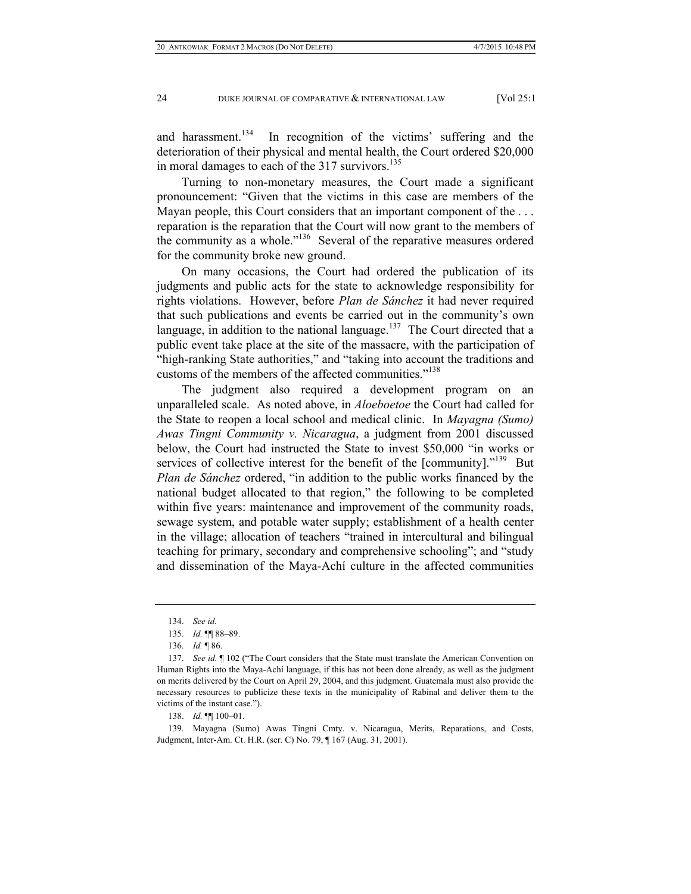and harassment.[134] In recognition of the victims' suffering and the deterioration of their physical and mental health, the Court ordered $20,000 in moral damages to each of the 317 survivors.[135]

Turning to non-monetary measures, the Court made a significant pronouncement: "Given that the victims in this case are members of the Mayan people, this Court considers that an important component of the . . . reparation is the reparation that the Court will now grant to the members of the community as a whole."[136] Several of the reparative measures ordered for the community broke new ground.

On many occasions, the Court had ordered the publication of its judgments and public acts for the state to acknowledge responsibility for rights violations. However, before *Plan de Sánchez* it had never required that such publications and events be carried out in the community's own language, in addition to the national language.[137] The Court directed that a public event take place at the site of the massacre, with the participation of "high-ranking State authorities," and "taking into account the traditions and customs of the members of the affected communities."[138]

The judgment also required a development program on an unparalleled scale. As noted above, in *Aloeboetoe* the Court had called for the State to reopen a local school and medical clinic. In *Mayagna (Sumo) Awas Tingni Community v. Nicaragua*, a judgment from 2001 discussed below, the Court had instructed the State to invest $50,000 "in works or services of collective interest for the benefit of the [community]."[139] But *Plan de Sánchez* ordered, "in addition to the public works financed by the national budget allocated to that region," the following to be completed within five years: maintenance and improvement of the community roads, sewage system, and potable water supply; establishment of a health center in the village; allocation of teachers "trained in intercultural and bilingual teaching for primary, secondary and comprehensive schooling"; and "study and dissemination of the Maya-Achí culture in the affected communities

---

134. *See id.*

135. *Id.* ¶¶ 88–89.

136. *Id.* ¶ 86.

137. *See id.* ¶ 102 ("The Court considers that the State must translate the American Convention on Human Rights into the Maya-Achí language, if this has not been done already, as well as the judgment on merits delivered by the Court on April 29, 2004, and this judgment. Guatemala must also provide the necessary resources to publicize these texts in the municipality of Rabinal and deliver them to the victims of the instant case.").

138. *Id.* ¶¶ 100–01.

139. Mayagna (Sumo) Awas Tingni Cmty. v. Nicaragua, Merits, Reparations, and Costs, Judgment, Inter-Am. Ct. H.R. (ser. C) No. 79, ¶ 167 (Aug. 31, 2001).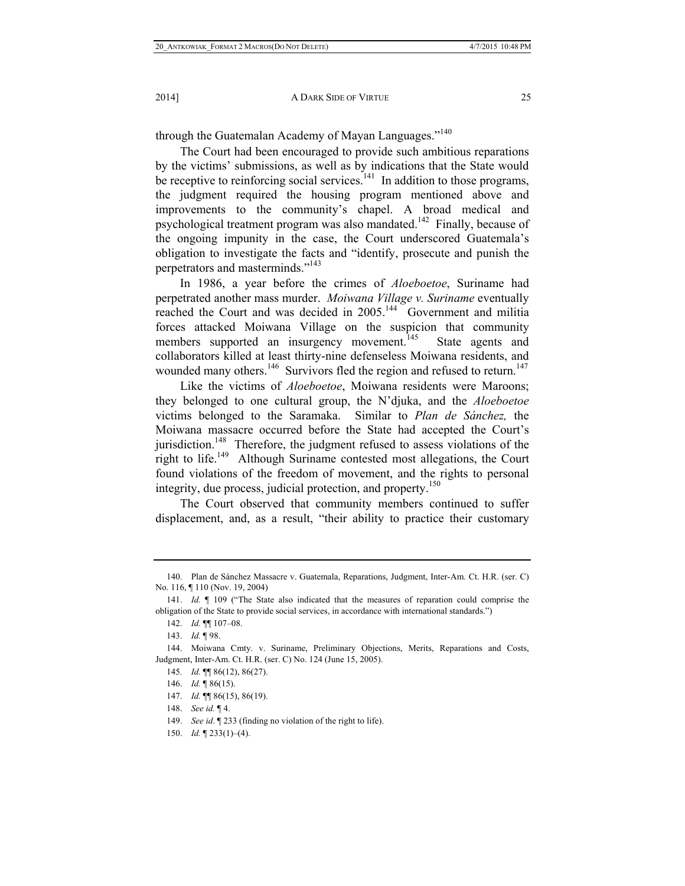through the Guatemalan Academy of Mayan Languages."[140]

The Court had been encouraged to provide such ambitious reparations by the victims' submissions, as well as by indications that the State would be receptive to reinforcing social services.[141] In addition to those programs, the judgment required the housing program mentioned above and improvements to the community's chapel. A broad medical and psychological treatment program was also mandated.[142] Finally, because of the ongoing impunity in the case, the Court underscored Guatemala's obligation to investigate the facts and "identify, prosecute and punish the perpetrators and masterminds."[143]

In 1986, a year before the crimes of *Aloeboetoe*, Suriname had perpetrated another mass murder. *Moiwana Village v. Suriname* eventually reached the Court and was decided in 2005.[144] Government and militia forces attacked Moiwana Village on the suspicion that community members supported an insurgency movement.[145] State agents and collaborators killed at least thirty-nine defenseless Moiwana residents, and wounded many others.[146] Survivors fled the region and refused to return.[147]

Like the victims of *Aloeboetoe*, Moiwana residents were Maroons; they belonged to one cultural group, the N'djuka, and the *Aloeboetoe* victims belonged to the Saramaka. Similar to *Plan de Sánchez,* the Moiwana massacre occurred before the State had accepted the Court's jurisdiction.[148] Therefore, the judgment refused to assess violations of the right to life.[149] Although Suriname contested most allegations, the Court found violations of the freedom of movement, and the rights to personal integrity, due process, judicial protection, and property.[150]

The Court observed that community members continued to suffer displacement, and, as a result, "their ability to practice their customary

---

140. Plan de Sánchez Massacre v. Guatemala, Reparations, Judgment, Inter-Am. Ct. H.R. (ser. C) No. 116, ¶ 110 (Nov. 19, 2004)

141. *Id.* ¶ 109 ("The State also indicated that the measures of reparation could comprise the obligation of the State to provide social services, in accordance with international standards.")

142. *Id.* ¶¶ 107–08.

143. *Id.* ¶ 98.

144. Moiwana Cmty. v. Suriname, Preliminary Objections, Merits, Reparations and Costs, Judgment, Inter-Am. Ct. H.R. (ser. C) No. 124 (June 15, 2005).

145. *Id.* ¶¶ 86(12), 86(27).

146. *Id.* ¶ 86(15).

147. *Id.* ¶¶ 86(15), 86(19).

148. *See id.* ¶ 4.

149. *See id*. ¶ 233 (finding no violation of the right to life).

150. *Id.* ¶ 233(1)–(4).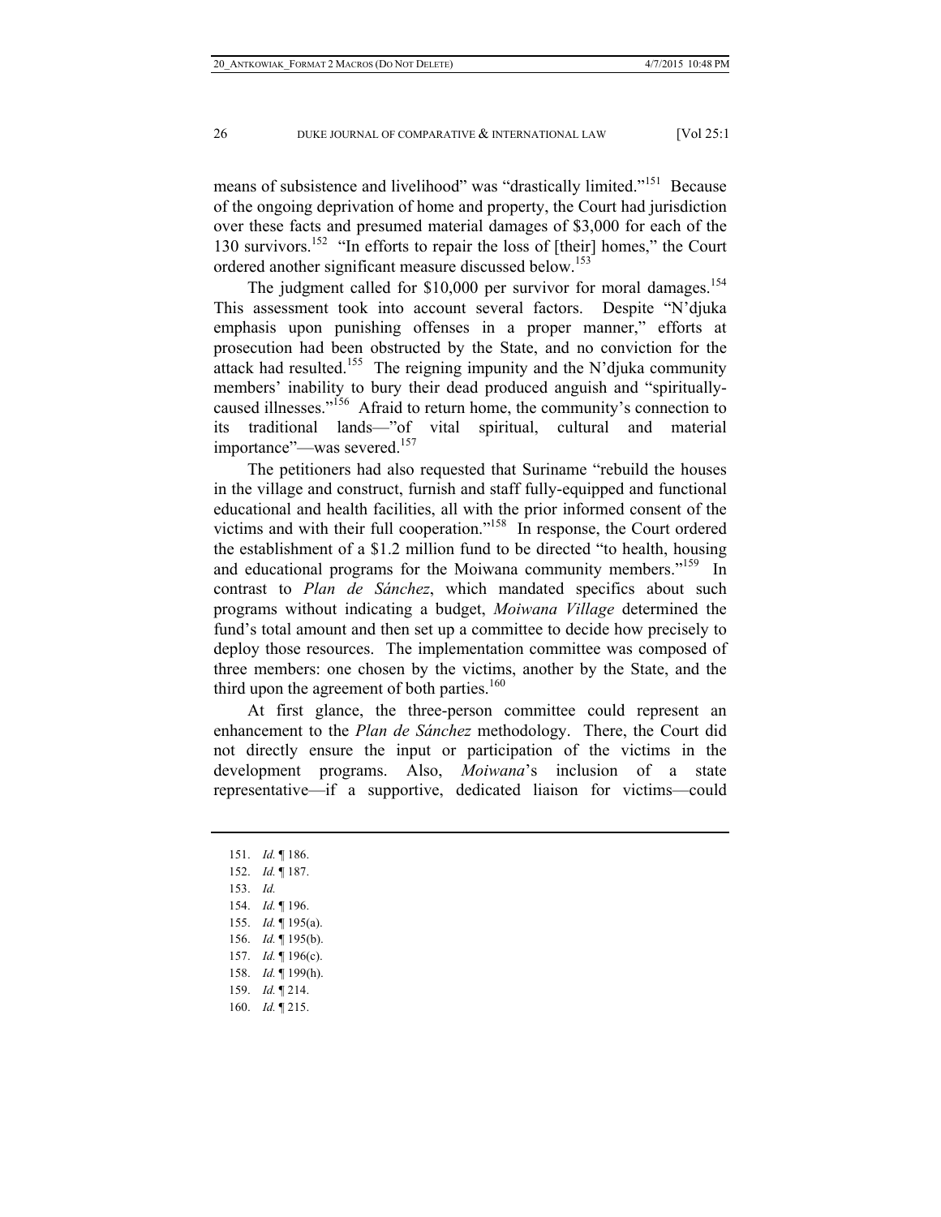means of subsistence and livelihood" was "drastically limited."[151] Because of the ongoing deprivation of home and property, the Court had jurisdiction over these facts and presumed material damages of $3,000 for each of the 130 survivors.[152] "In efforts to repair the loss of [their] homes," the Court ordered another significant measure discussed below.[153]

The judgment called for $10,000 per survivor for moral damages.[154] This assessment took into account several factors. Despite "N'djuka emphasis upon punishing offenses in a proper manner," efforts at prosecution had been obstructed by the State, and no conviction for the attack had resulted.[155] The reigning impunity and the N'djuka community members' inability to bury their dead produced anguish and "spiritually-caused illnesses."[156] Afraid to return home, the community's connection to its traditional lands—"of vital spiritual, cultural and material importance"—was severed.[157]

The petitioners had also requested that Suriname "rebuild the houses in the village and construct, furnish and staff fully-equipped and functional educational and health facilities, all with the prior informed consent of the victims and with their full cooperation."[158] In response, the Court ordered the establishment of a $1.2 million fund to be directed "to health, housing and educational programs for the Moiwana community members."[159] In contrast to *Plan de Sánchez*, which mandated specifics about such programs without indicating a budget, *Moiwana Village* determined the fund's total amount and then set up a committee to decide how precisely to deploy those resources. The implementation committee was composed of three members: one chosen by the victims, another by the State, and the third upon the agreement of both parties.[160]

At first glance, the three-person committee could represent an enhancement to the *Plan de Sánchez* methodology. There, the Court did not directly ensure the input or participation of the victims in the development programs. Also, *Moiwana*'s inclusion of a state representative—if a supportive, dedicated liaison for victims—could

---

151. *Id.* ¶ 186.
152. *Id.* ¶ 187.
153. *Id.*
154. *Id.* ¶ 196.
155. *Id.* ¶ 195(a).
156. *Id.* ¶ 195(b).
157. *Id.* ¶ 196(c).
158. *Id.* ¶ 199(h).
159. *Id.* ¶ 214.
160. *Id.* ¶ 215.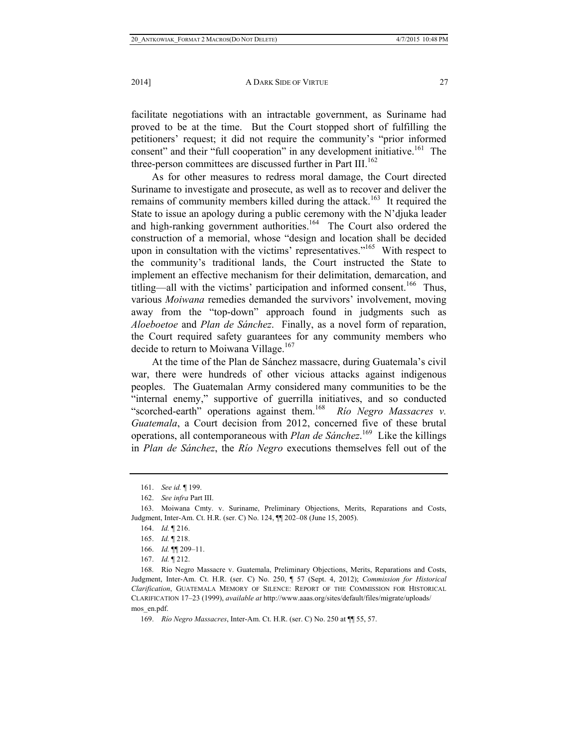facilitate negotiations with an intractable government, as Suriname had proved to be at the time. But the Court stopped short of fulfilling the petitioners' request; it did not require the community's "prior informed consent" and their "full cooperation" in any development initiative.[161] The three-person committees are discussed further in Part III.[162]

As for other measures to redress moral damage, the Court directed Suriname to investigate and prosecute, as well as to recover and deliver the remains of community members killed during the attack.[163] It required the State to issue an apology during a public ceremony with the N'djuka leader and high-ranking government authorities.[164] The Court also ordered the construction of a memorial, whose "design and location shall be decided upon in consultation with the victims' representatives."[165] With respect to the community's traditional lands, the Court instructed the State to implement an effective mechanism for their delimitation, demarcation, and titling—all with the victims' participation and informed consent.[166] Thus, various *Moiwana* remedies demanded the survivors' involvement, moving away from the "top-down" approach found in judgments such as *Aloeboetoe* and *Plan de Sánchez*. Finally, as a novel form of reparation, the Court required safety guarantees for any community members who decide to return to Moiwana Village.[167]

At the time of the Plan de Sánchez massacre, during Guatemala's civil war, there were hundreds of other vicious attacks against indigenous peoples. The Guatemalan Army considered many communities to be the "internal enemy," supportive of guerrilla initiatives, and so conducted "scorched-earth" operations against them.[168] *Río Negro Massacres v. Guatemala*, a Court decision from 2012, concerned five of these brutal operations, all contemporaneous with *Plan de Sánchez*.[169] Like the killings in *Plan de Sánchez*, the *Río Negro* executions themselves fell out of the

---

161. *See id.* ¶ 199.

162. *See infra* Part III.

163. Moiwana Cmty. v. Suriname, Preliminary Objections, Merits, Reparations and Costs, Judgment, Inter-Am. Ct. H.R. (ser. C) No. 124, ¶¶ 202–08 (June 15, 2005).

164. *Id.* ¶ 216.

165. *Id.* ¶ 218.

166. *Id.* ¶¶ 209–11.

167. *Id.* ¶ 212.

168. Río Negro Massacre v. Guatemala, Preliminary Objections, Merits, Reparations and Costs, Judgment, Inter-Am. Ct. H.R. (ser. C) No. 250, ¶ 57 (Sept. 4, 2012); *Commission for Historical Clarification*, GUATEMALA MEMORY OF SILENCE: REPORT OF THE COMMISSION FOR HISTORICAL CLARIFICATION 17–23 (1999), *available at* http://www.aaas.org/sites/default/files/migrate/uploads/mos_en.pdf.

169. *Río Negro Massacres*, Inter-Am. Ct. H.R. (ser. C) No. 250 at ¶¶ 55, 57.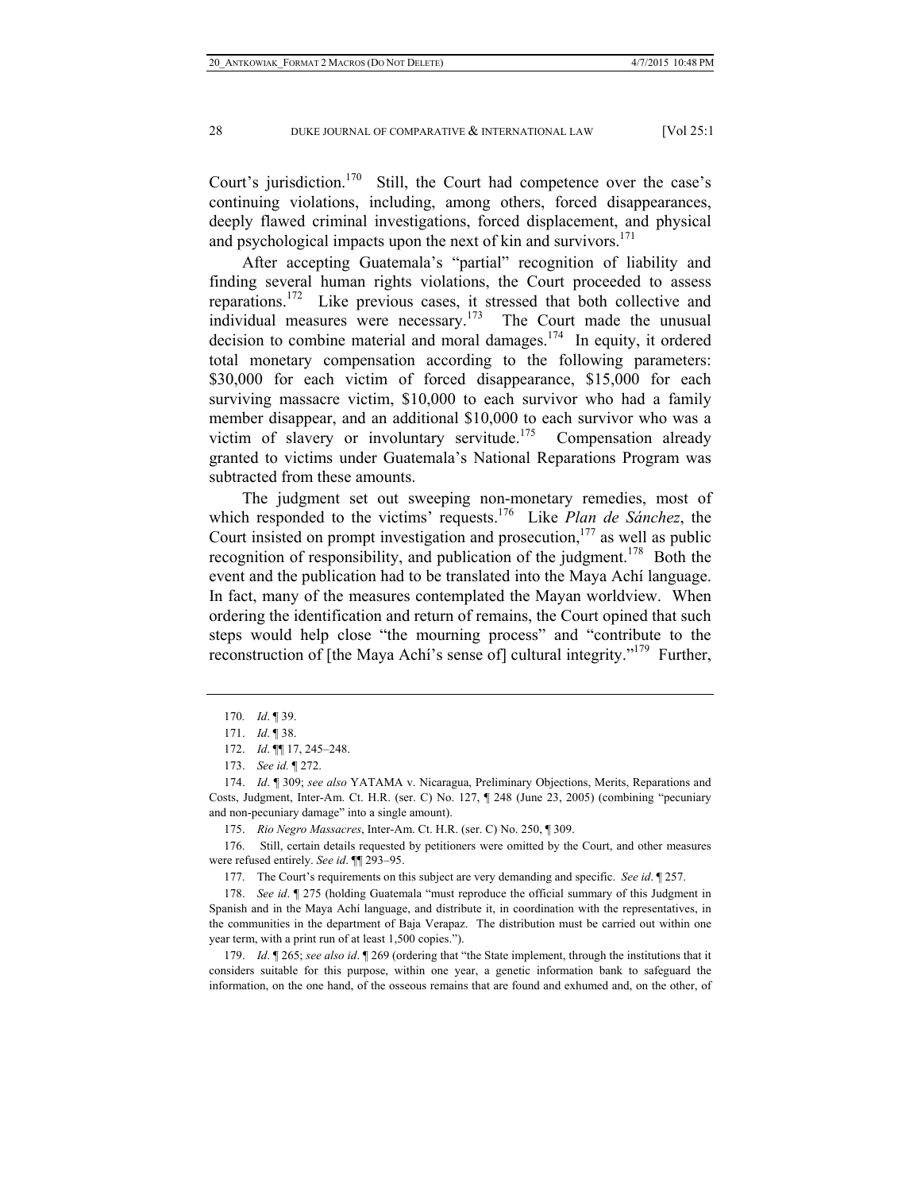Court's jurisdiction.[170] Still, the Court had competence over the case's continuing violations, including, among others, forced disappearances, deeply flawed criminal investigations, forced displacement, and physical and psychological impacts upon the next of kin and survivors.[171]

After accepting Guatemala's "partial" recognition of liability and finding several human rights violations, the Court proceeded to assess reparations.[172] Like previous cases, it stressed that both collective and individual measures were necessary.[173] The Court made the unusual decision to combine material and moral damages.[174] In equity, it ordered total monetary compensation according to the following parameters: $30,000 for each victim of forced disappearance, $15,000 for each surviving massacre victim, $10,000 to each survivor who had a family member disappear, and an additional $10,000 to each survivor who was a victim of slavery or involuntary servitude.[175] Compensation already granted to victims under Guatemala's National Reparations Program was subtracted from these amounts.

The judgment set out sweeping non-monetary remedies, most of which responded to the victims' requests.[176] Like *Plan de Sánchez*, the Court insisted on prompt investigation and prosecution,[177] as well as public recognition of responsibility, and publication of the judgment.[178] Both the event and the publication had to be translated into the Maya Achí language. In fact, many of the measures contemplated the Mayan worldview. When ordering the identification and return of remains, the Court opined that such steps would help close "the mourning process" and "contribute to the reconstruction of [the Maya Achí's sense of] cultural integrity."[179] Further,

---

170. *Id*. ¶ 39.

171. *Id*. ¶ 38.

172. *Id*. ¶¶ 17, 245–248.

173. *See id.* ¶ 272.

174. *Id*. ¶ 309; *see also* YATAMA v. Nicaragua, Preliminary Objections, Merits, Reparations and Costs, Judgment, Inter-Am. Ct. H.R. (ser. C) No. 127, ¶ 248 (June 23, 2005) (combining "pecuniary and non-pecuniary damage" into a single amount).

175. *Rio Negro Massacres*, Inter-Am. Ct. H.R. (ser. C) No. 250, ¶ 309.

176. Still, certain details requested by petitioners were omitted by the Court, and other measures were refused entirely. *See id*. ¶¶ 293–95.

177. The Court's requirements on this subject are very demanding and specific. *See id*. ¶ 257.

178. *See id*. ¶ 275 (holding Guatemala "must reproduce the official summary of this Judgment in Spanish and in the Maya Achí language, and distribute it, in coordination with the representatives, in the communities in the department of Baja Verapaz. The distribution must be carried out within one year term, with a print run of at least 1,500 copies.").

179. *Id*. ¶ 265; *see also id*. ¶ 269 (ordering that "the State implement, through the institutions that it considers suitable for this purpose, within one year, a genetic information bank to safeguard the information, on the one hand, of the osseous remains that are found and exhumed and, on the other, of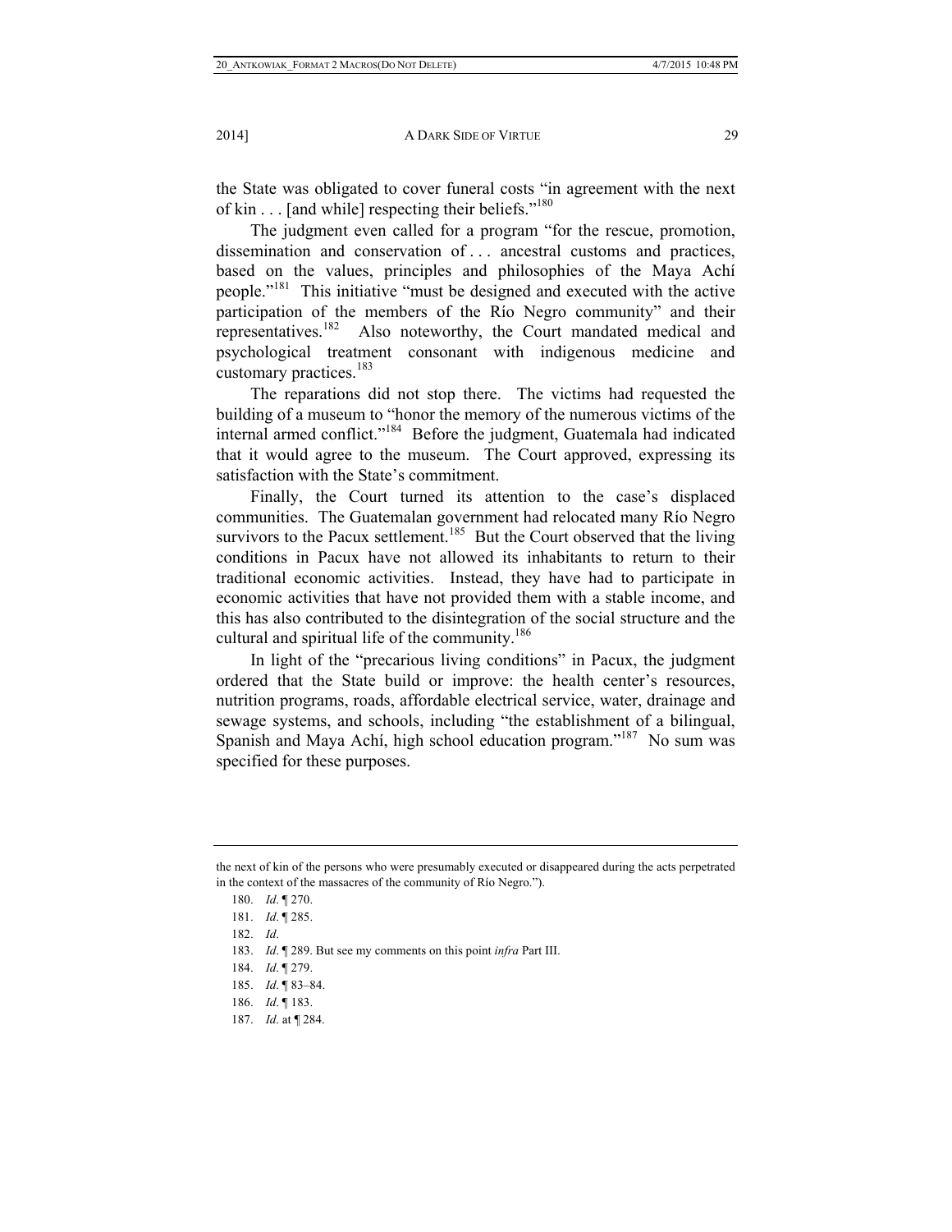the State was obligated to cover funeral costs "in agreement with the next of kin . . . [and while] respecting their beliefs."[180]

The judgment even called for a program "for the rescue, promotion, dissemination and conservation of . . . ancestral customs and practices, based on the values, principles and philosophies of the Maya Achí people."[181] This initiative "must be designed and executed with the active participation of the members of the Río Negro community" and their representatives.[182] Also noteworthy, the Court mandated medical and psychological treatment consonant with indigenous medicine and customary practices.[183]

The reparations did not stop there. The victims had requested the building of a museum to "honor the memory of the numerous victims of the internal armed conflict."[184] Before the judgment, Guatemala had indicated that it would agree to the museum. The Court approved, expressing its satisfaction with the State's commitment.

Finally, the Court turned its attention to the case's displaced communities. The Guatemalan government had relocated many Río Negro survivors to the Pacux settlement.[185] But the Court observed that the living conditions in Pacux have not allowed its inhabitants to return to their traditional economic activities. Instead, they have had to participate in economic activities that have not provided them with a stable income, and this has also contributed to the disintegration of the social structure and the cultural and spiritual life of the community.[186]

In light of the "precarious living conditions" in Pacux, the judgment ordered that the State build or improve: the health center's resources, nutrition programs, roads, affordable electrical service, water, drainage and sewage systems, and schools, including "the establishment of a bilingual, Spanish and Maya Achí, high school education program."[187] No sum was specified for these purposes.

---

the next of kin of the persons who were presumably executed or disappeared during the acts perpetrated in the context of the massacres of the community of Río Negro.").

180. *Id*. ¶ 270.

181. *Id*. ¶ 285.

182. *Id*.

183. *Id*. ¶ 289. But see my comments on this point *infra* Part III.

184. *Id*. ¶ 279.

185. *Id*. ¶ 83–84.

186. *Id*. ¶ 183.

187. *Id*. at ¶ 284.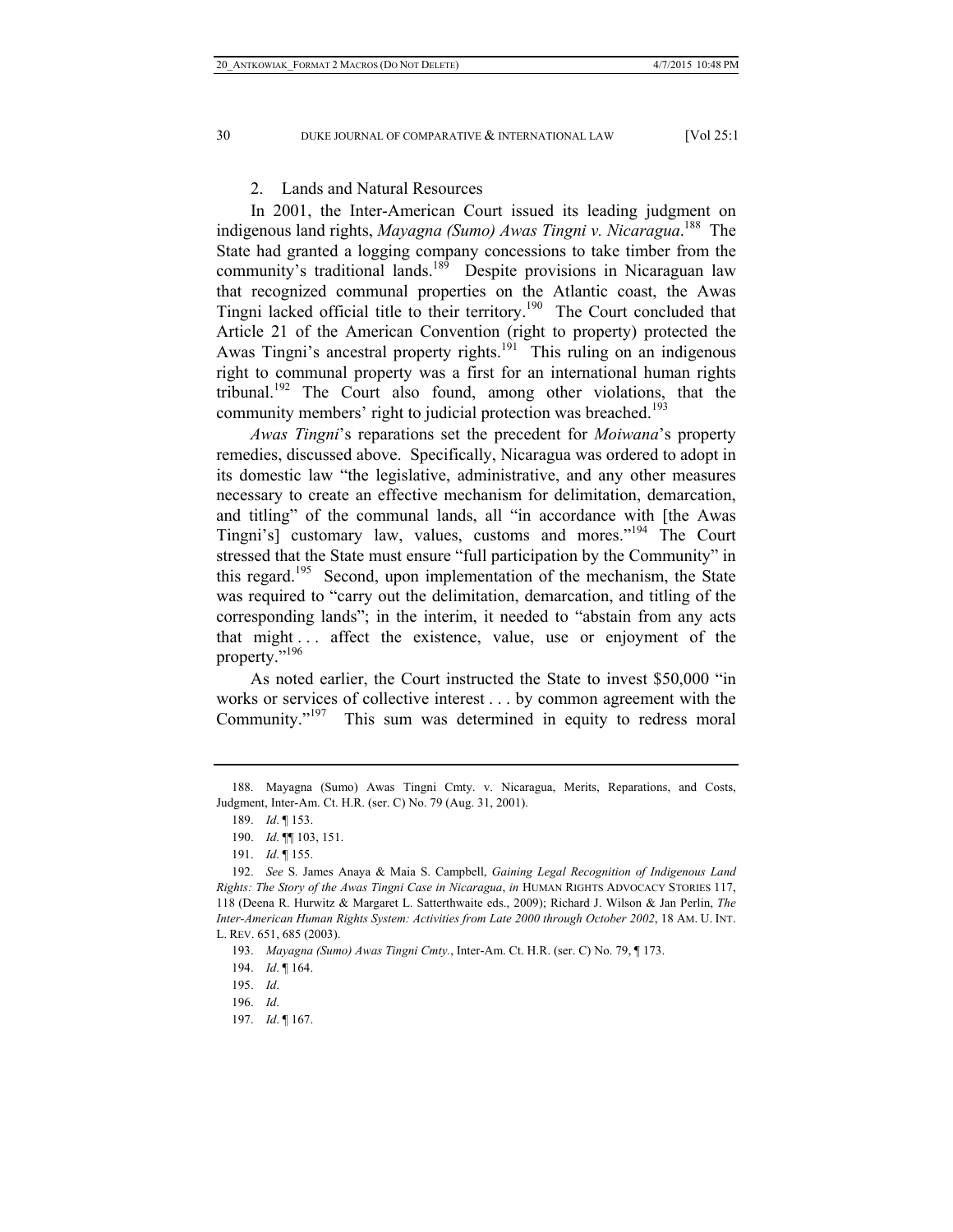### 2. Lands and Natural Resources

In 2001, the Inter-American Court issued its leading judgment on indigenous land rights, *Mayagna (Sumo) Awas Tingni v. Nicaragua*.[188] The State had granted a logging company concessions to take timber from the community's traditional lands.[189] Despite provisions in Nicaraguan law that recognized communal properties on the Atlantic coast, the Awas Tingni lacked official title to their territory.[190] The Court concluded that Article 21 of the American Convention (right to property) protected the Awas Tingni's ancestral property rights.[191] This ruling on an indigenous right to communal property was a first for an international human rights tribunal.[192] The Court also found, among other violations, that the community members' right to judicial protection was breached.[193]

*Awas Tingni*'s reparations set the precedent for *Moiwana*'s property remedies, discussed above. Specifically, Nicaragua was ordered to adopt in its domestic law "the legislative, administrative, and any other measures necessary to create an effective mechanism for delimitation, demarcation, and titling" of the communal lands, all "in accordance with [the Awas Tingni's] customary law, values, customs and mores."[194] The Court stressed that the State must ensure "full participation by the Community" in this regard.[195] Second, upon implementation of the mechanism, the State was required to "carry out the delimitation, demarcation, and titling of the corresponding lands"; in the interim, it needed to "abstain from any acts that might . . . affect the existence, value, use or enjoyment of the property."[196]

As noted earlier, the Court instructed the State to invest $50,000 "in works or services of collective interest . . . by common agreement with the Community."[197] This sum was determined in equity to redress moral

---

188. Mayagna (Sumo) Awas Tingni Cmty. v. Nicaragua, Merits, Reparations, and Costs, Judgment, Inter-Am. Ct. H.R. (ser. C) No. 79 (Aug. 31, 2001).

189. *Id*. ¶ 153.

190. *Id*. ¶¶ 103, 151.

191. *Id*. ¶ 155.

192. *See* S. James Anaya & Maia S. Campbell, *Gaining Legal Recognition of Indigenous Land Rights: The Story of the Awas Tingni Case in Nicaragua*, *in* HUMAN RIGHTS ADVOCACY STORIES 117, 118 (Deena R. Hurwitz & Margaret L. Satterthwaite eds., 2009); Richard J. Wilson & Jan Perlin, *The Inter-American Human Rights System: Activities from Late 2000 through October 2002*, 18 AM. U. INT. L. REV. 651, 685 (2003).

193. *Mayagna (Sumo) Awas Tingni Cmty.*, Inter-Am. Ct. H.R. (ser. C) No. 79, ¶ 173.

194. *Id*. ¶ 164.

195. *Id*.

196. *Id*.

197. *Id*. ¶ 167.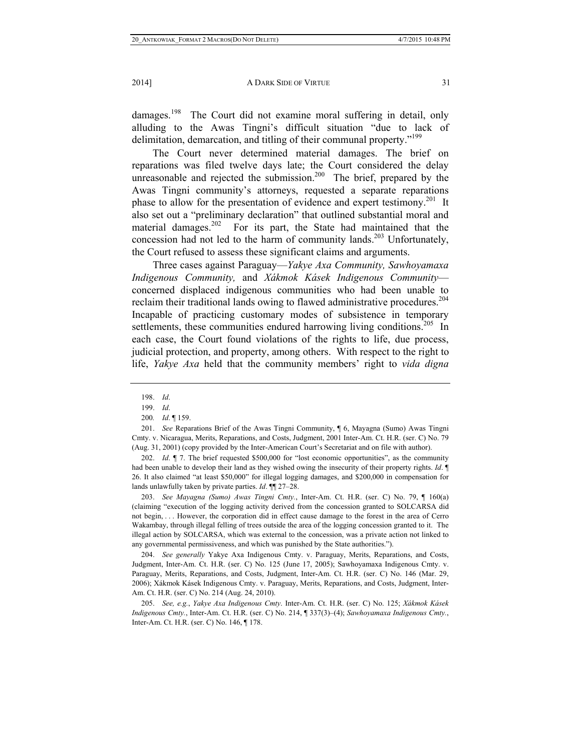damages.[198] The Court did not examine moral suffering in detail, only alluding to the Awas Tingni's difficult situation "due to lack of delimitation, demarcation, and titling of their communal property."[199]

The Court never determined material damages. The brief on reparations was filed twelve days late; the Court considered the delay unreasonable and rejected the submission.[200] The brief, prepared by the Awas Tingni community's attorneys, requested a separate reparations phase to allow for the presentation of evidence and expert testimony.[201] It also set out a "preliminary declaration" that outlined substantial moral and material damages.[202] For its part, the State had maintained that the concession had not led to the harm of community lands.[203] Unfortunately, the Court refused to assess these significant claims and arguments.

Three cases against Paraguay—*Yakye Axa Community, Sawhoyamaxa Indigenous Community,* and *Xákmok Kásek Indigenous Community*—concerned displaced indigenous communities who had been unable to reclaim their traditional lands owing to flawed administrative procedures.[204] Incapable of practicing customary modes of subsistence in temporary settlements, these communities endured harrowing living conditions.[205] In each case, the Court found violations of the rights to life, due process, judicial protection, and property, among others. With respect to the right to life, *Yakye Axa* held that the community members' right to *vida digna*

---

198. *Id*.

199. *Id*.

200. *Id*. ¶ 159.

201. *See* Reparations Brief of the Awas Tingni Community, ¶ 6, Mayagna (Sumo) Awas Tingni Cmty. v. Nicaragua, Merits, Reparations, and Costs, Judgment, 2001 Inter-Am. Ct. H.R. (ser. C) No. 79 (Aug. 31, 2001) (copy provided by the Inter-American Court's Secretariat and on file with author).

202. *Id*. ¶ 7. The brief requested $500,000 for "lost economic opportunities", as the community had been unable to develop their land as they wished owing the insecurity of their property rights. *Id*. ¶ 26. It also claimed "at least $50,000" for illegal logging damages, and $200,000 in compensation for lands unlawfully taken by private parties. *Id*. ¶¶ 27–28.

203. *See Mayagna (Sumo) Awas Tingni Cmty.*, Inter-Am. Ct. H.R. (ser. C) No. 79, ¶ 160(a) (claiming "execution of the logging activity derived from the concession granted to SOLCARSA did not begin, . . . However, the corporation did in effect cause damage to the forest in the area of Cerro Wakambay, through illegal felling of trees outside the area of the logging concession granted to it. The illegal action by SOLCARSA, which was external to the concession, was a private action not linked to any governmental permissiveness, and which was punished by the State authorities.").

204. *See generally* Yakye Axa Indigenous Cmty. v. Paraguay, Merits, Reparations, and Costs, Judgment, Inter-Am. Ct. H.R. (ser. C) No. 125 (June 17, 2005); Sawhoyamaxa Indigenous Cmty. v. Paraguay, Merits, Reparations, and Costs, Judgment, Inter-Am. Ct. H.R. (ser. C) No. 146 (Mar. 29, 2006); Xákmok Kásek Indigenous Cmty. v. Paraguay, Merits, Reparations, and Costs, Judgment, Inter-Am. Ct. H.R. (ser. C) No. 214 (Aug. 24, 2010).

205. *See, e.g.*, *Yakye Axa Indigenous Cmty*. Inter-Am. Ct. H.R. (ser. C) No. 125; *Xákmok Kásek Indigenous Cmty.*, Inter-Am. Ct. H.R. (ser. C) No. 214, ¶ 337(3)–(4); *Sawhoyamaxa Indigenous Cmty.*, Inter-Am. Ct. H.R. (ser. C) No. 146, ¶ 178.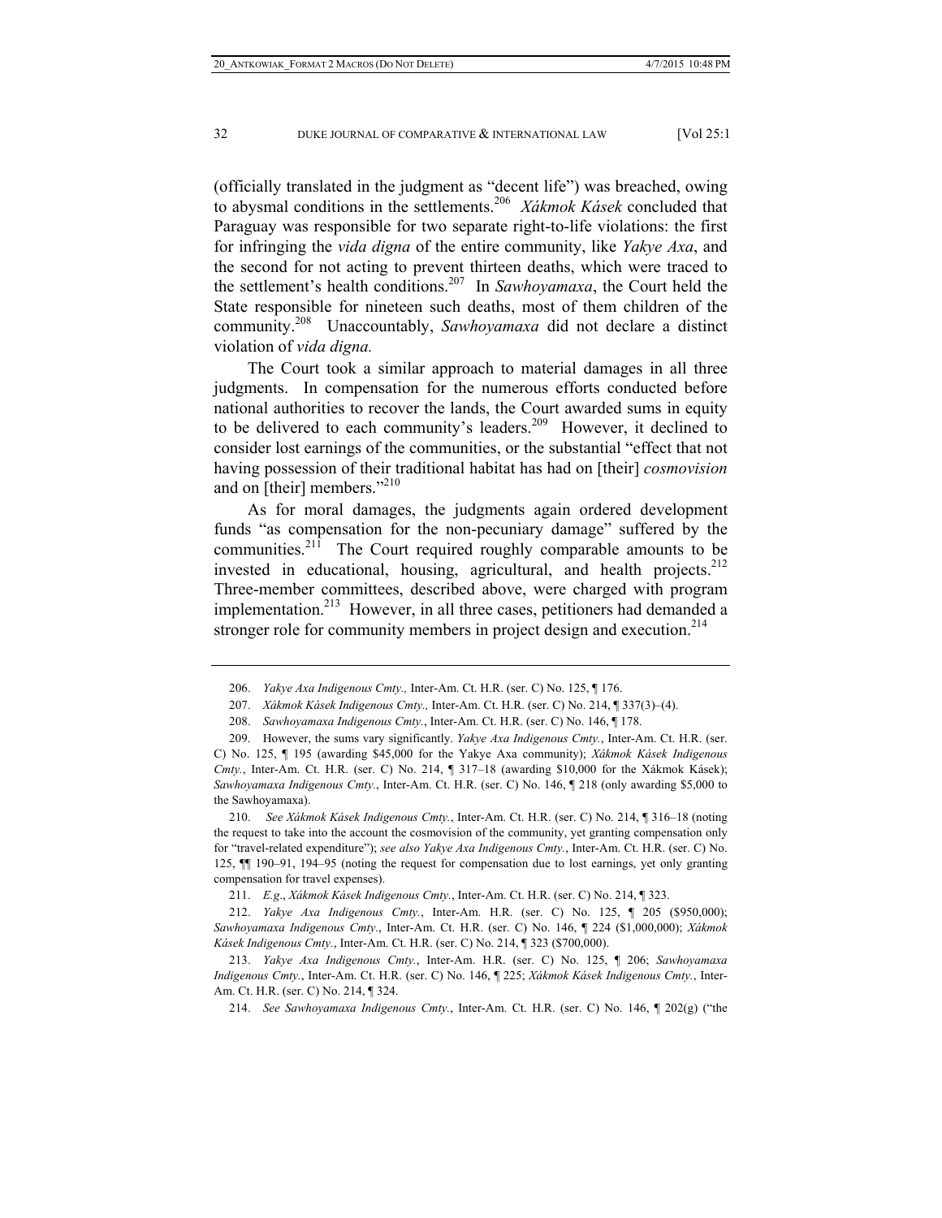(officially translated in the judgment as "decent life") was breached, owing to abysmal conditions in the settlements.[206] *Xákmok Kásek* concluded that Paraguay was responsible for two separate right-to-life violations: the first for infringing the *vida digna* of the entire community, like *Yakye Axa*, and the second for not acting to prevent thirteen deaths, which were traced to the settlement's health conditions.[207] In *Sawhoyamaxa*, the Court held the State responsible for nineteen such deaths, most of them children of the community.[208] Unaccountably, *Sawhoyamaxa* did not declare a distinct violation of *vida digna.*

The Court took a similar approach to material damages in all three judgments. In compensation for the numerous efforts conducted before national authorities to recover the lands, the Court awarded sums in equity to be delivered to each community's leaders.[209] However, it declined to consider lost earnings of the communities, or the substantial "effect that not having possession of their traditional habitat has had on [their] *cosmovision* and on [their] members."[210]

As for moral damages, the judgments again ordered development funds "as compensation for the non-pecuniary damage" suffered by the communities.[211] The Court required roughly comparable amounts to be invested in educational, housing, agricultural, and health projects.[212] Three-member committees, described above, were charged with program implementation.[213] However, in all three cases, petitioners had demanded a stronger role for community members in project design and execution.[214]

---

206. *Yakye Axa Indigenous Cmty.,* Inter-Am. Ct. H.R. (ser. C) No. 125, ¶ 176.

207. *Xákmok Kásek Indigenous Cmty.,* Inter-Am. Ct. H.R. (ser. C) No. 214, ¶ 337(3)–(4).

208. *Sawhoyamaxa Indigenous Cmty.*, Inter-Am. Ct. H.R. (ser. C) No. 146, ¶ 178.

209. However, the sums vary significantly. *Yakye Axa Indigenous Cmty.*, Inter-Am. Ct. H.R. (ser. C) No. 125, ¶ 195 (awarding $45,000 for the Yakye Axa community); *Xákmok Kásek Indigenous Cmty.*, Inter-Am. Ct. H.R. (ser. C) No. 214, ¶ 317–18 (awarding $10,000 for the Xákmok Kásek); *Sawhoyamaxa Indigenous Cmty.*, Inter-Am. Ct. H.R. (ser. C) No. 146, ¶ 218 (only awarding $5,000 to the Sawhoyamaxa).

210. *See Xákmok Kásek Indigenous Cmty.*, Inter-Am. Ct. H.R. (ser. C) No. 214, ¶ 316–18 (noting the request to take into the account the cosmovision of the community, yet granting compensation only for "travel-related expenditure"); *see also Yakye Axa Indigenous Cmty.*, Inter-Am. Ct. H.R. (ser. C) No. 125, ¶¶ 190–91, 194–95 (noting the request for compensation due to lost earnings, yet only granting compensation for travel expenses).

211. *E.g*., *Xákmok Kásek Indigenous Cmty.*, Inter-Am. Ct. H.R. (ser. C) No. 214, ¶ 323.

212. *Yakye Axa Indigenous Cmty.*, Inter-Am. H.R. (ser. C) No. 125, ¶ 205 ($950,000); *Sawhoyamaxa Indigenous Cmty.*, Inter-Am. Ct. H.R. (ser. C) No. 146, ¶ 224 ($1,000,000); *Xákmok Kásek Indigenous Cmty.*, Inter-Am. Ct. H.R. (ser. C) No. 214, ¶ 323 ($700,000).

213. *Yakye Axa Indigenous Cmty.*, Inter-Am. Ct. H.R. (ser. C) No. 125, ¶ 206; *Sawhoyamaxa Indigenous Cmty.*, Inter-Am. Ct. H.R. (ser. C) No. 146, ¶ 225; *Xákmok Kásek Indigenous Cmty.*, Inter-Am. Ct. H.R. (ser. C) No. 214, ¶ 324.

214. *See Sawhoyamaxa Indigenous Cmty.*, Inter-Am. Ct. H.R. (ser. C) No. 146, ¶ 202(g) ("the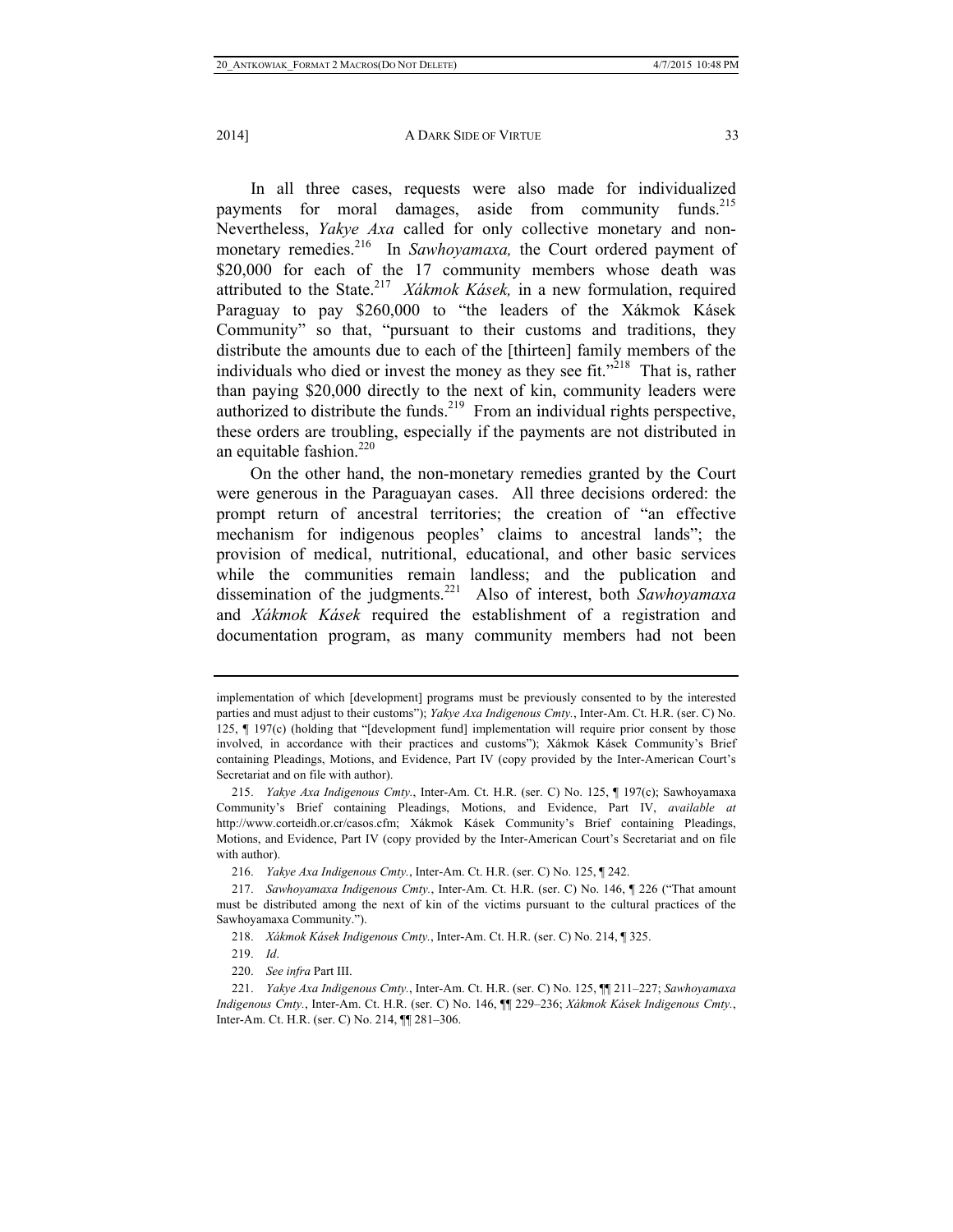In all three cases, requests were also made for individualized payments for moral damages, aside from community funds.[215] Nevertheless, *Yakye Axa* called for only collective monetary and non-monetary remedies.[216] In *Sawhoyamaxa,* the Court ordered payment of $20,000 for each of the 17 community members whose death was attributed to the State.[217] *Xákmok Kásek,* in a new formulation, required Paraguay to pay $260,000 to "the leaders of the Xákmok Kásek Community" so that, "pursuant to their customs and traditions, they distribute the amounts due to each of the [thirteen] family members of the individuals who died or invest the money as they see fit."[218] That is, rather than paying $20,000 directly to the next of kin, community leaders were authorized to distribute the funds.[219] From an individual rights perspective, these orders are troubling, especially if the payments are not distributed in an equitable fashion.[220]

On the other hand, the non-monetary remedies granted by the Court were generous in the Paraguayan cases. All three decisions ordered: the prompt return of ancestral territories; the creation of "an effective mechanism for indigenous peoples' claims to ancestral lands"; the provision of medical, nutritional, educational, and other basic services while the communities remain landless; and the publication and dissemination of the judgments.[221] Also of interest, both *Sawhoyamaxa* and *Xákmok Kásek* required the establishment of a registration and documentation program, as many community members had not been

---

implementation of which [development] programs must be previously consented to by the interested parties and must adjust to their customs"); *Yakye Axa Indigenous Cmty.*, Inter-Am. Ct. H.R. (ser. C) No. 125, ¶ 197(c) (holding that "[development fund] implementation will require prior consent by those involved, in accordance with their practices and customs"); Xákmok Kásek Community's Brief containing Pleadings, Motions, and Evidence, Part IV (copy provided by the Inter-American Court's Secretariat and on file with author).

215. *Yakye Axa Indigenous Cmty.*, Inter-Am. Ct. H.R. (ser. C) No. 125, ¶ 197(c); Sawhoyamaxa Community's Brief containing Pleadings, Motions, and Evidence, Part IV, *available at* http://www.corteidh.or.cr/casos.cfm; Xákmok Kásek Community's Brief containing Pleadings, Motions, and Evidence, Part IV (copy provided by the Inter-American Court's Secretariat and on file with author).

216. *Yakye Axa Indigenous Cmty.*, Inter-Am. Ct. H.R. (ser. C) No. 125, ¶ 242.

217. *Sawhoyamaxa Indigenous Cmty.*, Inter-Am. Ct. H.R. (ser. C) No. 146, ¶ 226 ("That amount must be distributed among the next of kin of the victims pursuant to the cultural practices of the Sawhoyamaxa Community.").

218. *Xákmok Kásek Indigenous Cmty.*, Inter-Am. Ct. H.R. (ser. C) No. 214, ¶ 325.

219. *Id.*

220. *See infra* Part III.

221. *Yakye Axa Indigenous Cmty.*, Inter-Am. Ct. H.R. (ser. C) No. 125, ¶¶ 211–227; *Sawhoyamaxa Indigenous Cmty.*, Inter-Am. Ct. H.R. (ser. C) No. 146, ¶¶ 229–236; *Xákmok Kásek Indigenous Cmty.*, Inter-Am. Ct. H.R. (ser. C) No. 214, ¶¶ 281–306.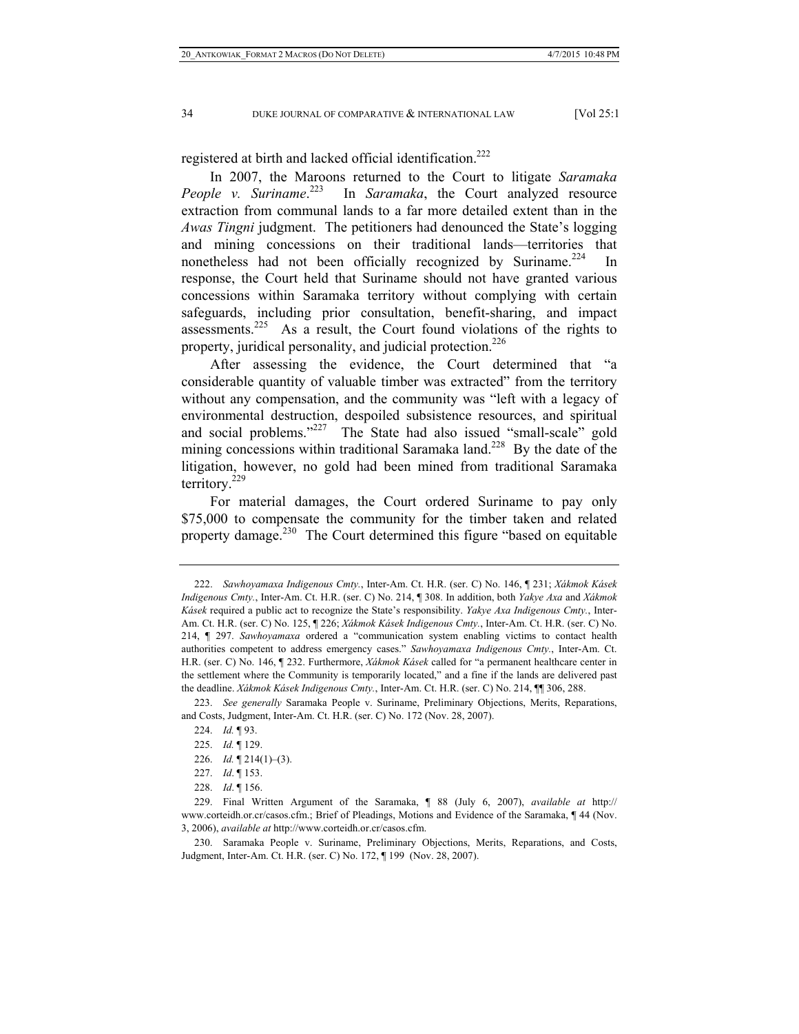registered at birth and lacked official identification.[222]

In 2007, the Maroons returned to the Court to litigate *Saramaka People v. Suriname*.[223] In *Saramaka*, the Court analyzed resource extraction from communal lands to a far more detailed extent than in the *Awas Tingni* judgment. The petitioners had denounced the State's logging and mining concessions on their traditional lands—territories that nonetheless had not been officially recognized by Suriname.[224] In response, the Court held that Suriname should not have granted various concessions within Saramaka territory without complying with certain safeguards, including prior consultation, benefit-sharing, and impact assessments.[225] As a result, the Court found violations of the rights to property, juridical personality, and judicial protection.[226]

After assessing the evidence, the Court determined that "a considerable quantity of valuable timber was extracted" from the territory without any compensation, and the community was "left with a legacy of environmental destruction, despoiled subsistence resources, and spiritual and social problems."[227] The State had also issued "small-scale" gold mining concessions within traditional Saramaka land.[228] By the date of the litigation, however, no gold had been mined from traditional Saramaka territory.[229]

For material damages, the Court ordered Suriname to pay only $75,000 to compensate the community for the timber taken and related property damage.[230] The Court determined this figure "based on equitable

---

222. *Sawhoyamaxa Indigenous Cmty.*, Inter-Am. Ct. H.R. (ser. C) No. 146, ¶ 231; *Xákmok Kásek Indigenous Cmty.*, Inter-Am. Ct. H.R. (ser. C) No. 214, ¶ 308. In addition, both *Yakye Axa* and *Xákmok Kásek* required a public act to recognize the State's responsibility. *Yakye Axa Indigenous Cmty.*, Inter-Am. Ct. H.R. (ser. C) No. 125, ¶ 226; *Xákmok Kásek Indigenous Cmty.*, Inter-Am. Ct. H.R. (ser. C) No. 214, ¶ 297. *Sawhoyamaxa* ordered a "communication system enabling victims to contact health authorities competent to address emergency cases." *Sawhoyamaxa Indigenous Cmty.*, Inter-Am. Ct. H.R. (ser. C) No. 146, ¶ 232. Furthermore, *Xákmok Kásek* called for "a permanent healthcare center in the settlement where the Community is temporarily located," and a fine if the lands are delivered past the deadline. *Xákmok Kásek Indigenous Cmty.*, Inter-Am. Ct. H.R. (ser. C) No. 214, ¶¶ 306, 288.

223. *See generally* Saramaka People v. Suriname, Preliminary Objections, Merits, Reparations, and Costs, Judgment, Inter-Am. Ct. H.R. (ser. C) No. 172 (Nov. 28, 2007).

224. *Id.* ¶ 93.

225. *Id.* ¶ 129.

226. *Id.* ¶ 214(1)–(3).

227. *Id*. ¶ 153.

228. *Id*. ¶ 156.

229. Final Written Argument of the Saramaka, ¶ 88 (July 6, 2007), *available at* http://www.corteidh.or.cr/casos.cfm.; Brief of Pleadings, Motions and Evidence of the Saramaka, ¶ 44 (Nov. 3, 2006), *available at* http://www.corteidh.or.cr/casos.cfm.

230. Saramaka People v. Suriname, Preliminary Objections, Merits, Reparations, and Costs, Judgment, Inter-Am. Ct. H.R. (ser. C) No. 172, ¶ 199 (Nov. 28, 2007).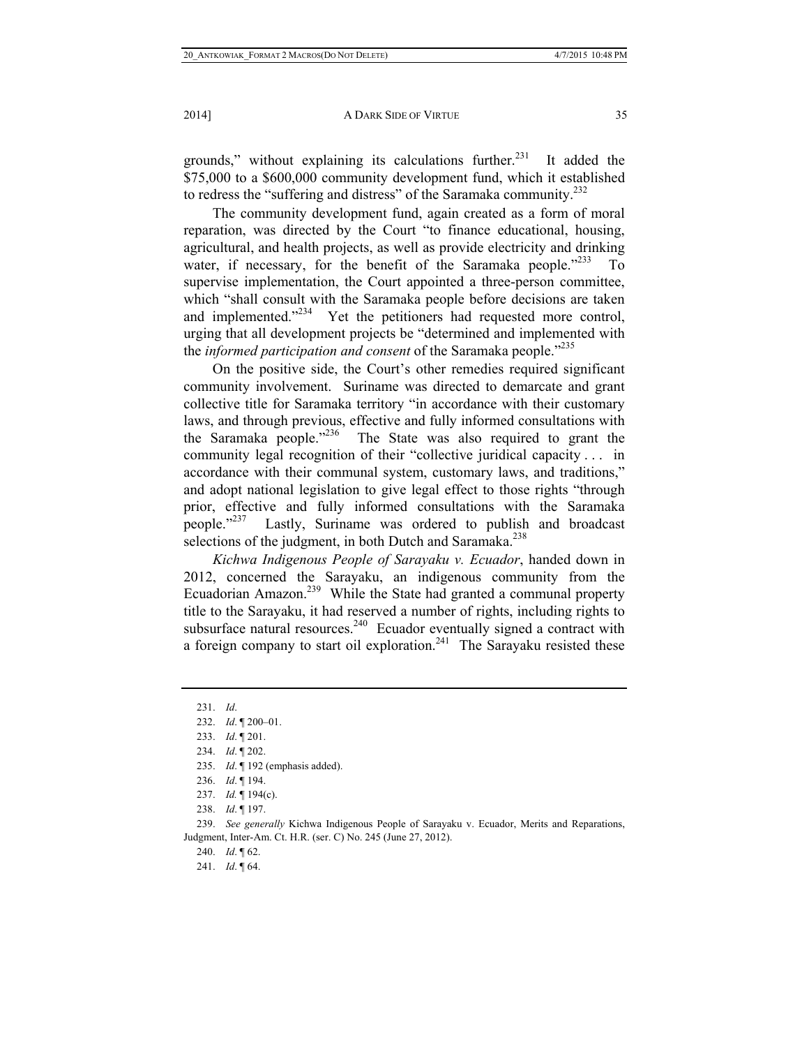grounds," without explaining its calculations further.[231] It added the $75,000 to a $600,000 community development fund, which it established to redress the "suffering and distress" of the Saramaka community.[232]

The community development fund, again created as a form of moral reparation, was directed by the Court "to finance educational, housing, agricultural, and health projects, as well as provide electricity and drinking water, if necessary, for the benefit of the Saramaka people."[233] To supervise implementation, the Court appointed a three-person committee, which "shall consult with the Saramaka people before decisions are taken and implemented."[234] Yet the petitioners had requested more control, urging that all development projects be "determined and implemented with the *informed participation and consent* of the Saramaka people."[235]

On the positive side, the Court's other remedies required significant community involvement. Suriname was directed to demarcate and grant collective title for Saramaka territory "in accordance with their customary laws, and through previous, effective and fully informed consultations with the Saramaka people."[236] The State was also required to grant the community legal recognition of their "collective juridical capacity . . . in accordance with their communal system, customary laws, and traditions," and adopt national legislation to give legal effect to those rights "through prior, effective and fully informed consultations with the Saramaka people."[237] Lastly, Suriname was ordered to publish and broadcast selections of the judgment, in both Dutch and Saramaka.[238]

*Kichwa Indigenous People of Sarayaku v. Ecuador*, handed down in 2012, concerned the Sarayaku, an indigenous community from the Ecuadorian Amazon.[239] While the State had granted a communal property title to the Sarayaku, it had reserved a number of rights, including rights to subsurface natural resources.[240] Ecuador eventually signed a contract with a foreign company to start oil exploration.[241] The Sarayaku resisted these

---

231. *Id*.

232. *Id*. ¶ 200–01.

233. *Id*. ¶ 201.

234. *Id*. ¶ 202.

235. *Id*. ¶ 192 (emphasis added).

236. *Id*. ¶ 194.

237. *Id.* ¶ 194(c).

238. *Id*. ¶ 197.

239. *See generally* Kichwa Indigenous People of Sarayaku v. Ecuador, Merits and Reparations, Judgment, Inter-Am. Ct. H.R. (ser. C) No. 245 (June 27, 2012).

240. *Id*. ¶ 62.

241. *Id*. ¶ 64.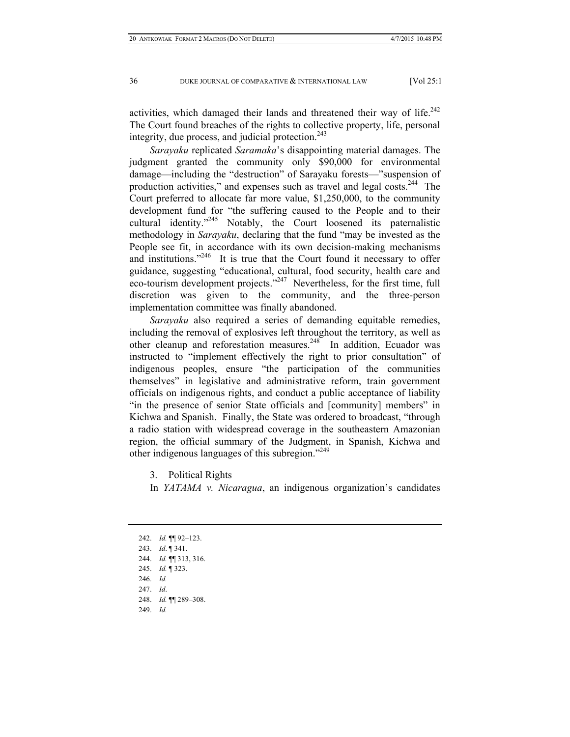activities, which damaged their lands and threatened their way of life.[242] The Court found breaches of the rights to collective property, life, personal integrity, due process, and judicial protection.[243]

*Sarayaku* replicated *Saramaka*'s disappointing material damages. The judgment granted the community only $90,000 for environmental damage—including the "destruction" of Sarayaku forests—"suspension of production activities," and expenses such as travel and legal costs.[244] The Court preferred to allocate far more value, $1,250,000, to the community development fund for "the suffering caused to the People and to their cultural identity."[245] Notably, the Court loosened its paternalistic methodology in *Sarayaku*, declaring that the fund "may be invested as the People see fit, in accordance with its own decision-making mechanisms and institutions."[246] It is true that the Court found it necessary to offer guidance, suggesting "educational, cultural, food security, health care and eco-tourism development projects."[247] Nevertheless, for the first time, full discretion was given to the community, and the three-person implementation committee was finally abandoned.

*Sarayaku* also required a series of demanding equitable remedies, including the removal of explosives left throughout the territory, as well as other cleanup and reforestation measures.[248] In addition, Ecuador was instructed to "implement effectively the right to prior consultation" of indigenous peoples, ensure "the participation of the communities themselves" in legislative and administrative reform, train government officials on indigenous rights, and conduct a public acceptance of liability "in the presence of senior State officials and [community] members" in Kichwa and Spanish. Finally, the State was ordered to broadcast, "through a radio station with widespread coverage in the southeastern Amazonian region, the official summary of the Judgment, in Spanish, Kichwa and other indigenous languages of this subregion."[249]

### 3. Political Rights

In *YATAMA v. Nicaragua*, an indigenous organization's candidates

---

242. *Id.* ¶¶ 92–123.
243. *Id*. ¶ 341.
244. *Id.* ¶¶ 313, 316.
245. *Id.* ¶ 323.
246. *Id.*
247. *Id*.
248. *Id.* ¶¶ 289–308.
249. *Id.*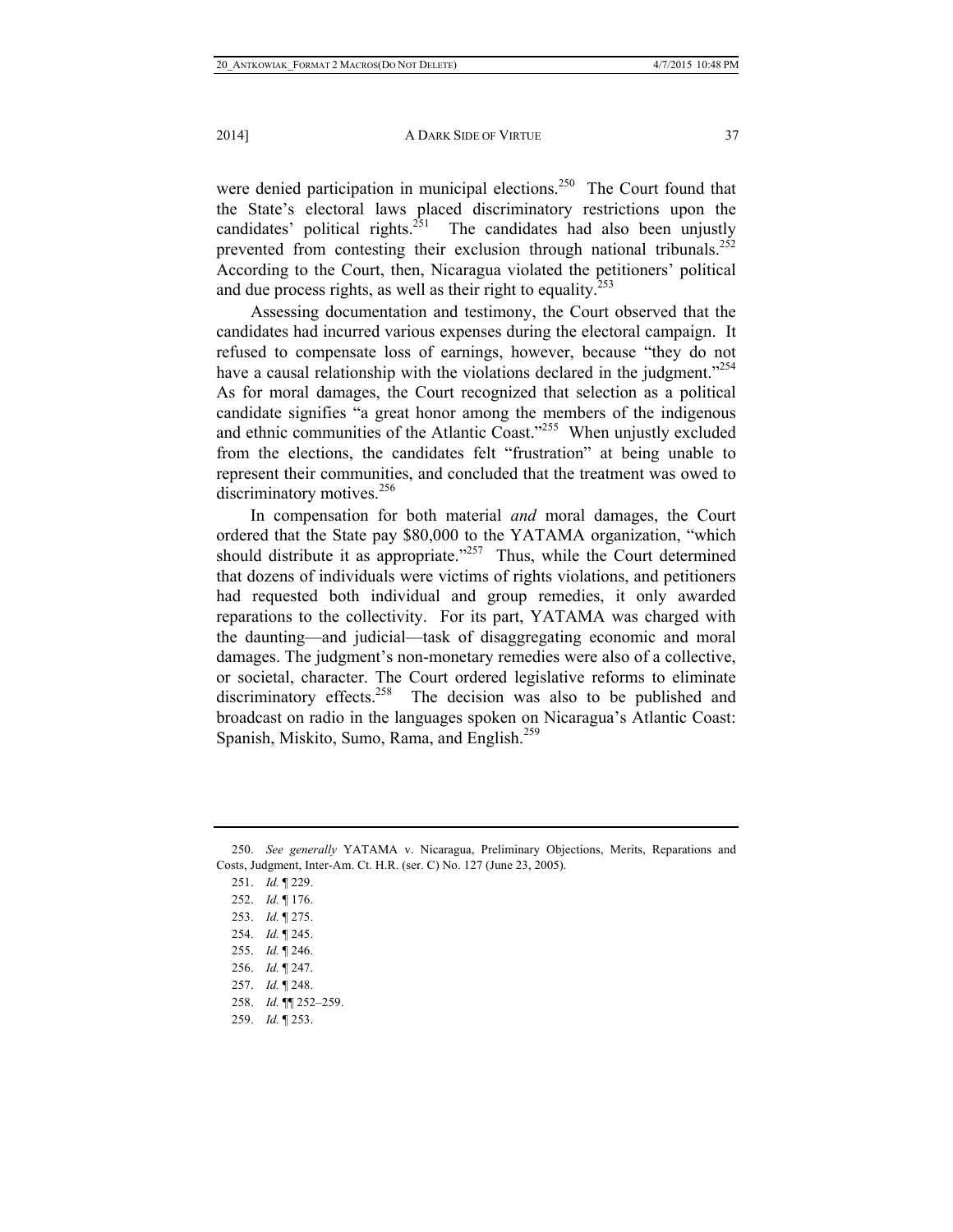were denied participation in municipal elections.[250] The Court found that the State's electoral laws placed discriminatory restrictions upon the candidates' political rights.[251] The candidates had also been unjustly prevented from contesting their exclusion through national tribunals.[252] According to the Court, then, Nicaragua violated the petitioners' political and due process rights, as well as their right to equality.[253]

Assessing documentation and testimony, the Court observed that the candidates had incurred various expenses during the electoral campaign. It refused to compensate loss of earnings, however, because "they do not have a causal relationship with the violations declared in the judgment."[254] As for moral damages, the Court recognized that selection as a political candidate signifies "a great honor among the members of the indigenous and ethnic communities of the Atlantic Coast."[255] When unjustly excluded from the elections, the candidates felt "frustration" at being unable to represent their communities, and concluded that the treatment was owed to discriminatory motives.[256]

In compensation for both material *and* moral damages, the Court ordered that the State pay $80,000 to the YATAMA organization, "which should distribute it as appropriate."[257] Thus, while the Court determined that dozens of individuals were victims of rights violations, and petitioners had requested both individual and group remedies, it only awarded reparations to the collectivity. For its part, YATAMA was charged with the daunting—and judicial—task of disaggregating economic and moral damages. The judgment's non-monetary remedies were also of a collective, or societal, character. The Court ordered legislative reforms to eliminate discriminatory effects.[258] The decision was also to be published and broadcast on radio in the languages spoken on Nicaragua's Atlantic Coast: Spanish, Miskito, Sumo, Rama, and English.[259]

---

250. *See generally* YATAMA v. Nicaragua, Preliminary Objections, Merits, Reparations and Costs, Judgment, Inter-Am. Ct. H.R. (ser. C) No. 127 (June 23, 2005).

251. *Id.* ¶ 229.

252. *Id.* ¶ 176.

253. *Id.* ¶ 275.

254. *Id.* ¶ 245.

255. *Id.* ¶ 246.

256. *Id.* ¶ 247.

257. *Id.* ¶ 248.

258. *Id.* ¶¶ 252–259.

259. *Id.* ¶ 253.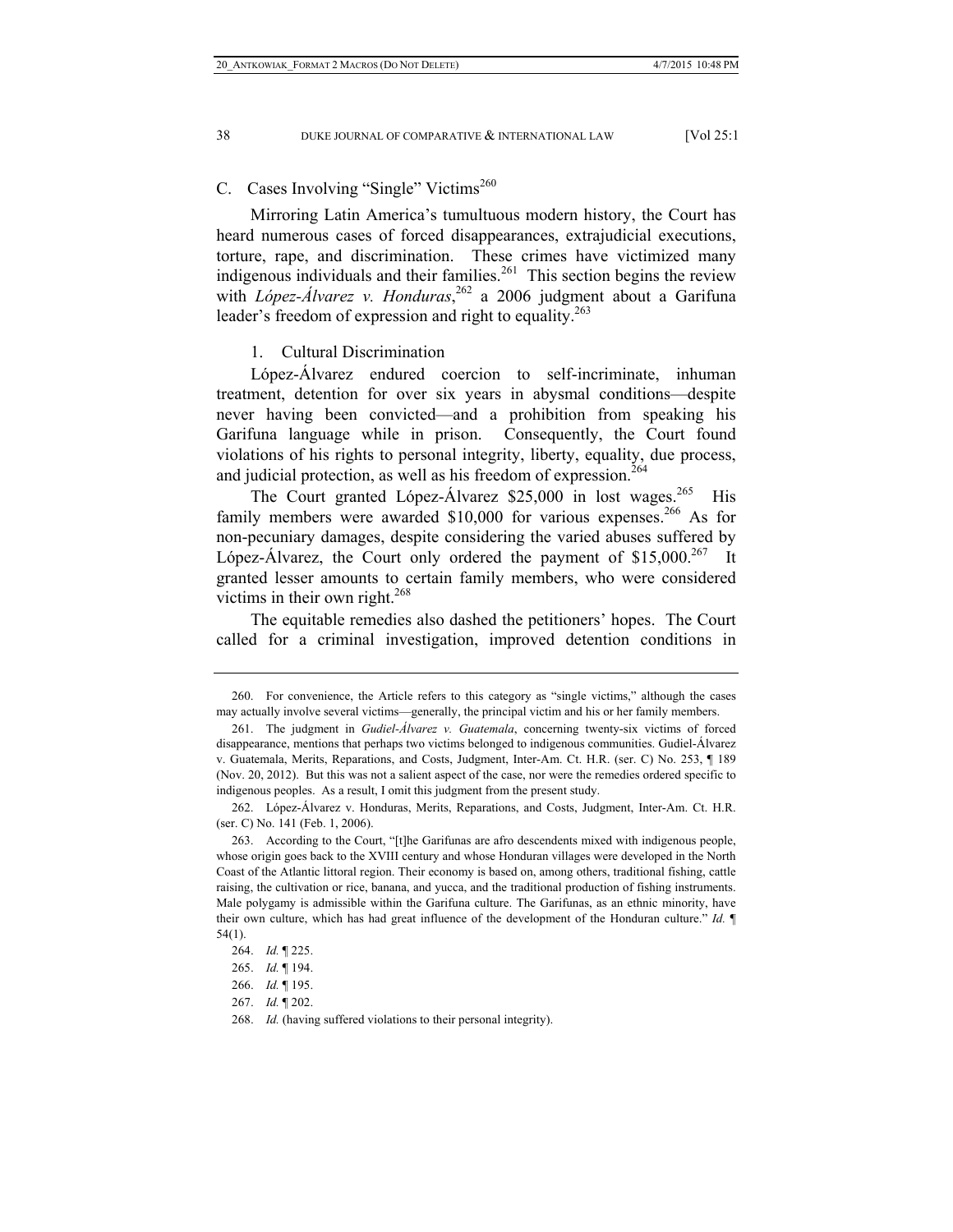## C. Cases Involving "Single" Victims[260]

Mirroring Latin America's tumultuous modern history, the Court has heard numerous cases of forced disappearances, extrajudicial executions, torture, rape, and discrimination. These crimes have victimized many indigenous individuals and their families.[261] This section begins the review with *López-Álvarez v. Honduras*,[262] a 2006 judgment about a Garifuna leader's freedom of expression and right to equality.[263]

### 1. Cultural Discrimination

López-Álvarez endured coercion to self-incriminate, inhuman treatment, detention for over six years in abysmal conditions—despite never having been convicted—and a prohibition from speaking his Garifuna language while in prison. Consequently, the Court found violations of his rights to personal integrity, liberty, equality, due process, and judicial protection, as well as his freedom of expression.[264]

The Court granted López-Álvarez \$25,000 in lost wages.[265] His family members were awarded \$10,000 for various expenses.[266] As for non-pecuniary damages, despite considering the varied abuses suffered by López-Álvarez, the Court only ordered the payment of \$15,000.[267] It granted lesser amounts to certain family members, who were considered victims in their own right.[268]

The equitable remedies also dashed the petitioners' hopes. The Court called for a criminal investigation, improved detention conditions in

---

260. For convenience, the Article refers to this category as "single victims," although the cases may actually involve several victims—generally, the principal victim and his or her family members.

261. The judgment in *Gudiel-Álvarez v. Guatemala*, concerning twenty-six victims of forced disappearance, mentions that perhaps two victims belonged to indigenous communities. Gudiel-Álvarez v. Guatemala, Merits, Reparations, and Costs, Judgment, Inter-Am. Ct. H.R. (ser. C) No. 253, ¶ 189 (Nov. 20, 2012). But this was not a salient aspect of the case, nor were the remedies ordered specific to indigenous peoples. As a result, I omit this judgment from the present study.

262. López-Álvarez v. Honduras, Merits, Reparations, and Costs, Judgment, Inter-Am. Ct. H.R. (ser. C) No. 141 (Feb. 1, 2006).

263. According to the Court, "[t]he Garifunas are afro descendents mixed with indigenous people, whose origin goes back to the XVIII century and whose Honduran villages were developed in the North Coast of the Atlantic littoral region. Their economy is based on, among others, traditional fishing, cattle raising, the cultivation or rice, banana, and yucca, and the traditional production of fishing instruments. Male polygamy is admissible within the Garifuna culture. The Garifunas, as an ethnic minority, have their own culture, which has had great influence of the development of the Honduran culture." *Id.* ¶ 54(1).

264. *Id.* ¶ 225.

265. *Id.* ¶ 194.

266. *Id.* ¶ 195.

267. *Id.* ¶ 202.

268. *Id.* (having suffered violations to their personal integrity).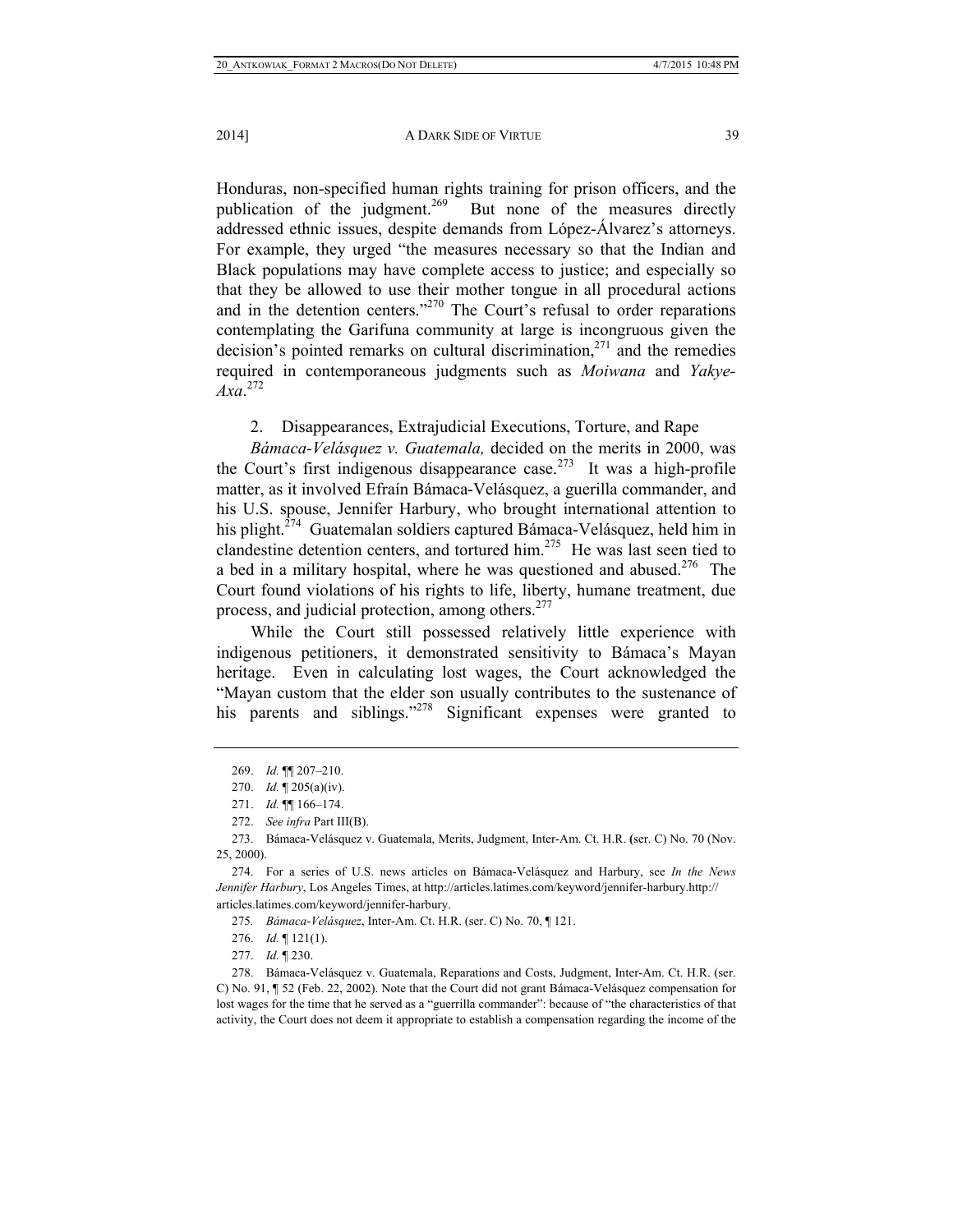Honduras, non-specified human rights training for prison officers, and the publication of the judgment.[269] But none of the measures directly addressed ethnic issues, despite demands from López-Álvarez's attorneys. For example, they urged "the measures necessary so that the Indian and Black populations may have complete access to justice; and especially so that they be allowed to use their mother tongue in all procedural actions and in the detention centers."[270] The Court's refusal to order reparations contemplating the Garifuna community at large is incongruous given the decision's pointed remarks on cultural discrimination,[271] and the remedies required in contemporaneous judgments such as *Moiwana* and *Yakye-Axa*.[272]

2. Disappearances, Extrajudicial Executions, Torture, and Rape

*Bámaca-Velásquez v. Guatemala,* decided on the merits in 2000, was the Court's first indigenous disappearance case.[273] It was a high-profile matter, as it involved Efraín Bámaca-Velásquez, a guerilla commander, and his U.S. spouse, Jennifer Harbury, who brought international attention to his plight.[274] Guatemalan soldiers captured Bámaca-Velásquez, held him in clandestine detention centers, and tortured him.[275] He was last seen tied to a bed in a military hospital, where he was questioned and abused.[276] The Court found violations of his rights to life, liberty, humane treatment, due process, and judicial protection, among others.[277]

While the Court still possessed relatively little experience with indigenous petitioners, it demonstrated sensitivity to Bámaca's Mayan heritage. Even in calculating lost wages, the Court acknowledged the "Mayan custom that the elder son usually contributes to the sustenance of his parents and siblings."[278] Significant expenses were granted to

---

269. *Id.* ¶¶ 207–210.

270. *Id.* ¶ 205(a)(iv).

271. *Id.* ¶¶ 166–174.

272. *See infra* Part III(B).

273. Bámaca-Velásquez v. Guatemala, Merits, Judgment, Inter-Am. Ct. H.R. (ser. C) No. 70 (Nov. 25, 2000).

274. For a series of U.S. news articles on Bámaca-Velásquez and Harbury, see *In the News Jennifer Harbury*, Los Angeles Times, at http://articles.latimes.com/keyword/jennifer-harbury.http:// articles.latimes.com/keyword/jennifer-harbury.

275. *Bámaca-Velásquez*, Inter-Am. Ct. H.R. (ser. C) No. 70, ¶ 121.

276. *Id.* ¶ 121(1).

277. *Id.* ¶ 230.

278. Bámaca-Velásquez v. Guatemala, Reparations and Costs, Judgment, Inter-Am. Ct. H.R. (ser. C) No. 91, ¶ 52 (Feb. 22, 2002). Note that the Court did not grant Bámaca-Velásquez compensation for lost wages for the time that he served as a "guerrilla commander": because of "the characteristics of that activity, the Court does not deem it appropriate to establish a compensation regarding the income of the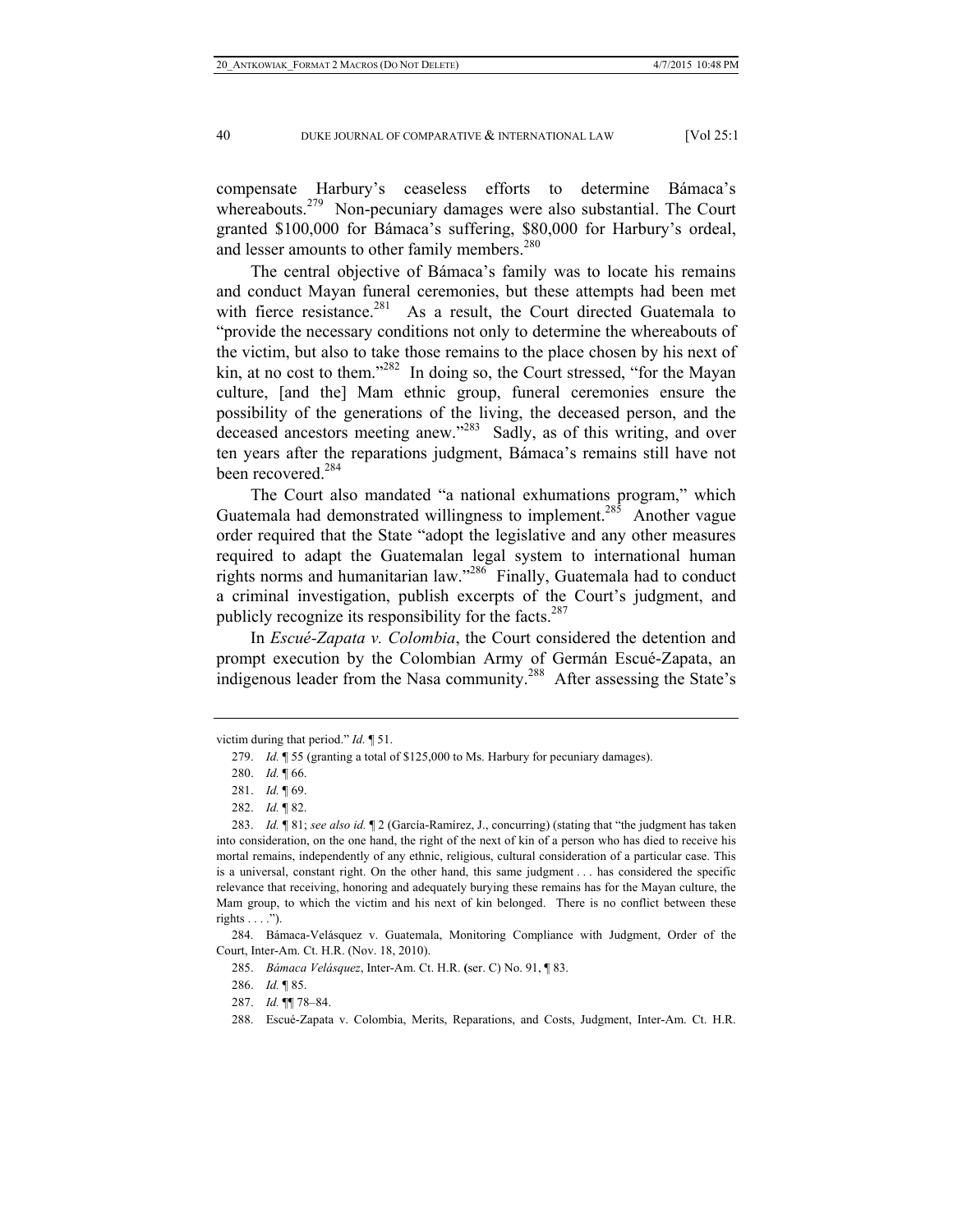compensate Harbury's ceaseless efforts to determine Bámaca's whereabouts.[279] Non-pecuniary damages were also substantial. The Court granted $100,000 for Bámaca's suffering, $80,000 for Harbury's ordeal, and lesser amounts to other family members.[280]

The central objective of Bámaca's family was to locate his remains and conduct Mayan funeral ceremonies, but these attempts had been met with fierce resistance.[281] As a result, the Court directed Guatemala to "provide the necessary conditions not only to determine the whereabouts of the victim, but also to take those remains to the place chosen by his next of kin, at no cost to them."[282] In doing so, the Court stressed, "for the Mayan culture, [and the] Mam ethnic group, funeral ceremonies ensure the possibility of the generations of the living, the deceased person, and the deceased ancestors meeting anew."[283] Sadly, as of this writing, and over ten years after the reparations judgment, Bámaca's remains still have not been recovered.[284]

The Court also mandated "a national exhumations program," which Guatemala had demonstrated willingness to implement.[285] Another vague order required that the State "adopt the legislative and any other measures required to adapt the Guatemalan legal system to international human rights norms and humanitarian law."[286] Finally, Guatemala had to conduct a criminal investigation, publish excerpts of the Court's judgment, and publicly recognize its responsibility for the facts.[287]

In *Escué-Zapata v. Colombia*, the Court considered the detention and prompt execution by the Colombian Army of Germán Escué-Zapata, an indigenous leader from the Nasa community.[288] After assessing the State's

---

victim during that period." *Id.* ¶ 51.

279. *Id.* ¶ 55 (granting a total of $125,000 to Ms. Harbury for pecuniary damages).

280. *Id.* ¶ 66.

281. *Id.* ¶ 69.

282. *Id.* ¶ 82.

283. *Id.* ¶ 81; *see also id.* ¶ 2 (García-Ramírez, J., concurring) (stating that "the judgment has taken into consideration, on the one hand, the right of the next of kin of a person who has died to receive his mortal remains, independently of any ethnic, religious, cultural consideration of a particular case. This is a universal, constant right. On the other hand, this same judgment . . . has considered the specific relevance that receiving, honoring and adequately burying these remains has for the Mayan culture, the Mam group, to which the victim and his next of kin belonged. There is no conflict between these rights . . . .").

284. Bámaca-Velásquez v. Guatemala, Monitoring Compliance with Judgment, Order of the Court, Inter-Am. Ct. H.R. (Nov. 18, 2010).

285. *Bámaca Velásquez*, Inter-Am. Ct. H.R. (ser. C) No. 91, ¶ 83.

286. *Id.* ¶ 85.

287. *Id.* ¶¶ 78–84.

288. Escué-Zapata v. Colombia, Merits, Reparations, and Costs, Judgment, Inter-Am. Ct. H.R.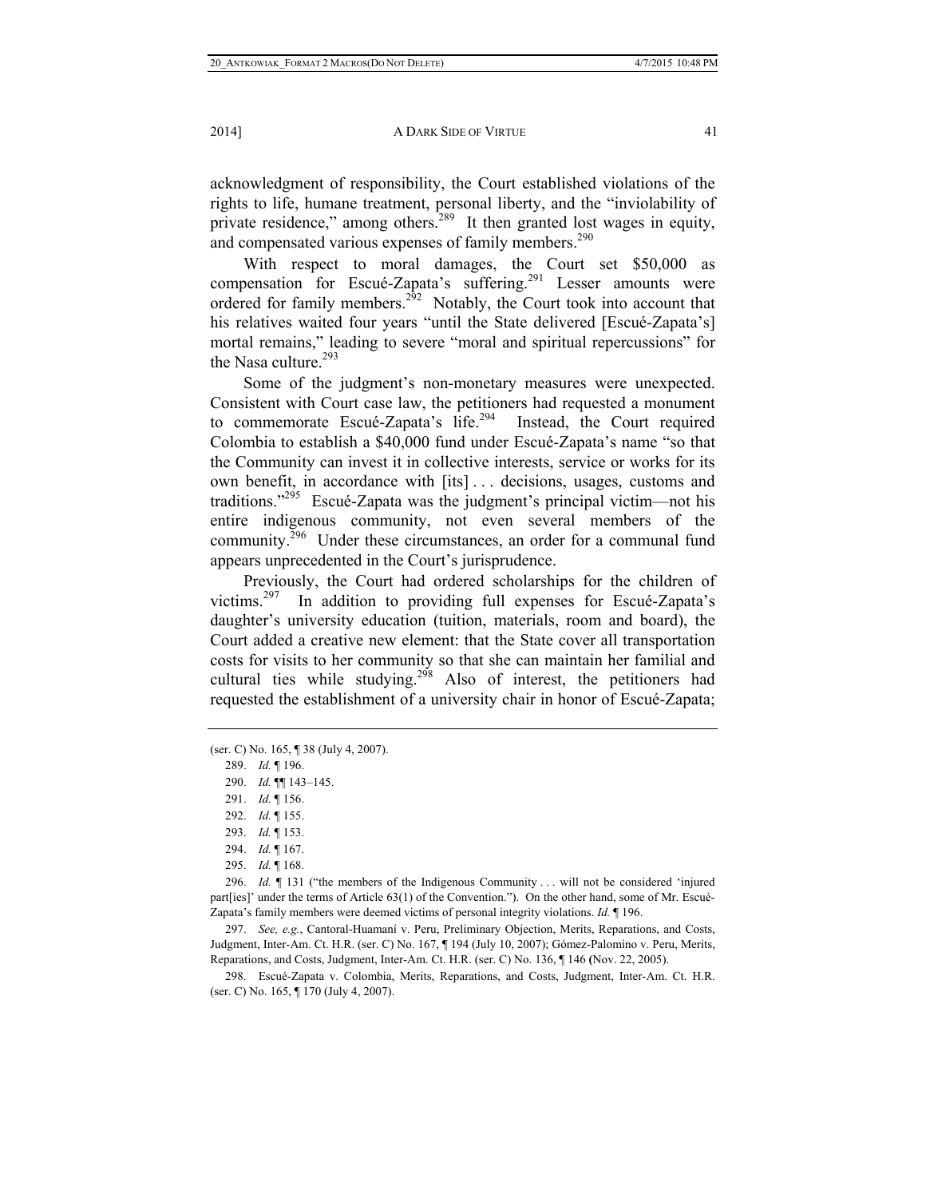acknowledgment of responsibility, the Court established violations of the rights to life, humane treatment, personal liberty, and the "inviolability of private residence," among others.[289] It then granted lost wages in equity, and compensated various expenses of family members.[290]

With respect to moral damages, the Court set $50,000 as compensation for Escué-Zapata's suffering.[291] Lesser amounts were ordered for family members.[292] Notably, the Court took into account that his relatives waited four years "until the State delivered [Escué-Zapata's] mortal remains," leading to severe "moral and spiritual repercussions" for the Nasa culture.[293]

Some of the judgment's non-monetary measures were unexpected. Consistent with Court case law, the petitioners had requested a monument to commemorate Escué-Zapata's life.[294] Instead, the Court required Colombia to establish a $40,000 fund under Escué-Zapata's name "so that the Community can invest it in collective interests, service or works for its own benefit, in accordance with [its] . . . decisions, usages, customs and traditions."[295] Escué-Zapata was the judgment's principal victim—not his entire indigenous community, not even several members of the community.[296] Under these circumstances, an order for a communal fund appears unprecedented in the Court's jurisprudence.

Previously, the Court had ordered scholarships for the children of victims.[297] In addition to providing full expenses for Escué-Zapata's daughter's university education (tuition, materials, room and board), the Court added a creative new element: that the State cover all transportation costs for visits to her community so that she can maintain her familial and cultural ties while studying.[298] Also of interest, the petitioners had requested the establishment of a university chair in honor of Escué-Zapata;

---

(ser. C) No. 165, ¶ 38 (July 4, 2007).

289. *Id.* ¶ 196.

290. *Id.* ¶¶ 143–145.

291. *Id.* ¶ 156.

292. *Id.* ¶ 155.

293. *Id.* ¶ 153.

294. *Id.* ¶ 167.

295. *Id.* ¶ 168.

296. *Id.* ¶ 131 ("the members of the Indigenous Community . . . will not be considered 'injured part[ies]' under the terms of Article 63(1) of the Convention."). On the other hand, some of Mr. Escué-Zapata's family members were deemed victims of personal integrity violations. *Id.* ¶ 196.

297. *See, e.g.*, Cantoral-Huamaní v. Peru, Preliminary Objection, Merits, Reparations, and Costs, Judgment, Inter-Am. Ct. H.R. (ser. C) No. 167, ¶ 194 (July 10, 2007); Gómez-Palomino v. Peru, Merits, Reparations, and Costs, Judgment, Inter-Am. Ct. H.R. (ser. C) No. 136, ¶ 146 (Nov. 22, 2005).

298. Escué-Zapata v. Colombia, Merits, Reparations, and Costs, Judgment, Inter-Am. Ct. H.R. (ser. C) No. 165, ¶ 170 (July 4, 2007).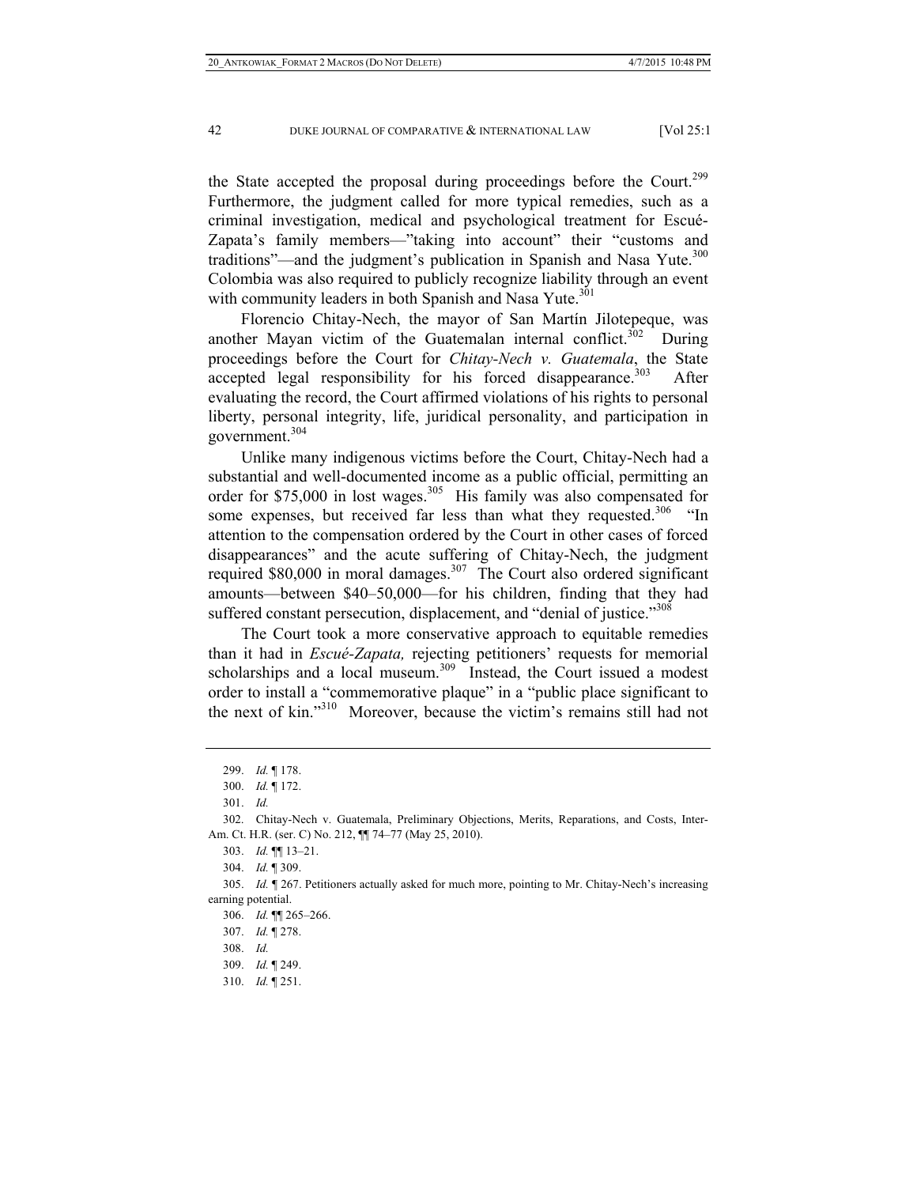the State accepted the proposal during proceedings before the Court.[299] Furthermore, the judgment called for more typical remedies, such as a criminal investigation, medical and psychological treatment for Escué-Zapata's family members—"taking into account" their "customs and traditions"—and the judgment's publication in Spanish and Nasa Yute.[300] Colombia was also required to publicly recognize liability through an event with community leaders in both Spanish and Nasa Yute.[301]

Florencio Chitay-Nech, the mayor of San Martín Jilotepeque, was another Mayan victim of the Guatemalan internal conflict.[302] During proceedings before the Court for *Chitay-Nech v. Guatemala*, the State accepted legal responsibility for his forced disappearance.[303] After evaluating the record, the Court affirmed violations of his rights to personal liberty, personal integrity, life, juridical personality, and participation in government.[304]

Unlike many indigenous victims before the Court, Chitay-Nech had a substantial and well-documented income as a public official, permitting an order for $75,000 in lost wages.[305] His family was also compensated for some expenses, but received far less than what they requested.[306] "In attention to the compensation ordered by the Court in other cases of forced disappearances" and the acute suffering of Chitay-Nech, the judgment required $80,000 in moral damages.[307] The Court also ordered significant amounts—between $40–50,000—for his children, finding that they had suffered constant persecution, displacement, and "denial of justice."[308]

The Court took a more conservative approach to equitable remedies than it had in *Escué-Zapata,* rejecting petitioners' requests for memorial scholarships and a local museum.[309] Instead, the Court issued a modest order to install a "commemorative plaque" in a "public place significant to the next of kin."[310] Moreover, because the victim's remains still had not

---

299. *Id.* ¶ 178.

300. *Id.* ¶ 172.

301. *Id.*

302. Chitay-Nech v. Guatemala, Preliminary Objections, Merits, Reparations, and Costs, Inter-Am. Ct. H.R. (ser. C) No. 212, ¶¶ 74–77 (May 25, 2010).

303. *Id.* ¶¶ 13–21.

304. *Id.* ¶ 309.

305. *Id.* ¶ 267. Petitioners actually asked for much more, pointing to Mr. Chitay-Nech's increasing earning potential.

306. *Id.* ¶¶ 265–266.

307. *Id.* ¶ 278.

308. *Id.*

309. *Id.* ¶ 249.

310. *Id.* ¶ 251.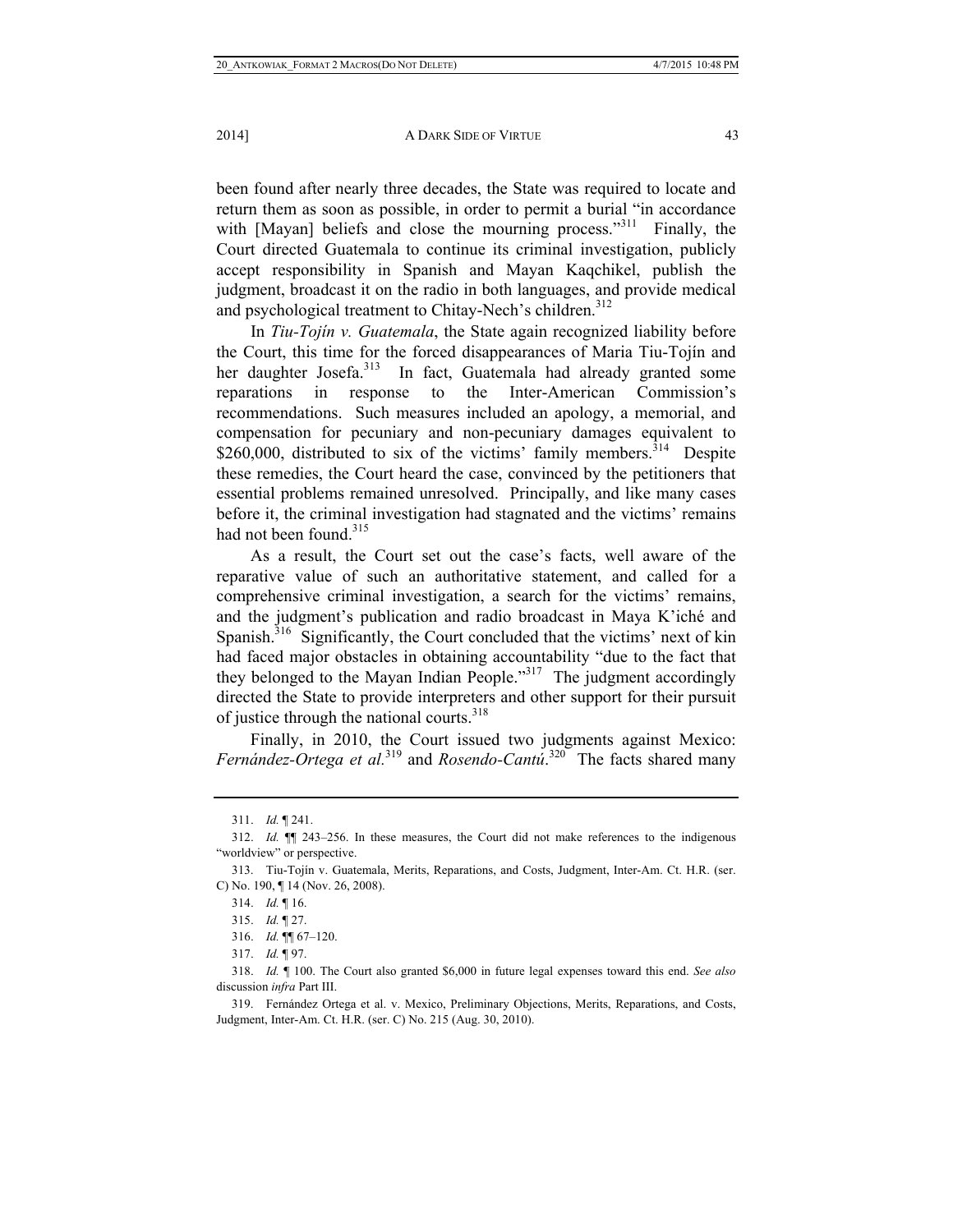been found after nearly three decades, the State was required to locate and return them as soon as possible, in order to permit a burial "in accordance with [Mayan] beliefs and close the mourning process."[311] Finally, the Court directed Guatemala to continue its criminal investigation, publicly accept responsibility in Spanish and Mayan Kaqchikel, publish the judgment, broadcast it on the radio in both languages, and provide medical and psychological treatment to Chitay-Nech's children.[312]

In *Tiu-Tojín v. Guatemala*, the State again recognized liability before the Court, this time for the forced disappearances of Maria Tiu-Tojín and her daughter Josefa.[313] In fact, Guatemala had already granted some reparations in response to the Inter-American Commission's recommendations. Such measures included an apology, a memorial, and compensation for pecuniary and non-pecuniary damages equivalent to $260,000, distributed to six of the victims' family members.[314] Despite these remedies, the Court heard the case, convinced by the petitioners that essential problems remained unresolved. Principally, and like many cases before it, the criminal investigation had stagnated and the victims' remains had not been found.[315]

As a result, the Court set out the case's facts, well aware of the reparative value of such an authoritative statement, and called for a comprehensive criminal investigation, a search for the victims' remains, and the judgment's publication and radio broadcast in Maya K'iché and Spanish.[316] Significantly, the Court concluded that the victims' next of kin had faced major obstacles in obtaining accountability "due to the fact that they belonged to the Mayan Indian People."[317] The judgment accordingly directed the State to provide interpreters and other support for their pursuit of justice through the national courts.[318]

Finally, in 2010, the Court issued two judgments against Mexico: *Fernández-Ortega et al.*[319] and *Rosendo-Cantú*.[320] The facts shared many

---

311. *Id.* ¶ 241.

312. *Id.* ¶¶ 243–256. In these measures, the Court did not make references to the indigenous "worldview" or perspective.

313. Tiu-Tojín v. Guatemala, Merits, Reparations, and Costs, Judgment, Inter-Am. Ct. H.R. (ser. C) No. 190, ¶ 14 (Nov. 26, 2008).

314. *Id.* ¶ 16.

315. *Id.* ¶ 27.

316. *Id.* ¶¶ 67–120.

317. *Id.* ¶ 97.

318. *Id.* ¶ 100. The Court also granted $6,000 in future legal expenses toward this end. *See also* discussion *infra* Part III.

319. Fernández Ortega et al. v. Mexico, Preliminary Objections, Merits, Reparations, and Costs, Judgment, Inter-Am. Ct. H.R. (ser. C) No. 215 (Aug. 30, 2010).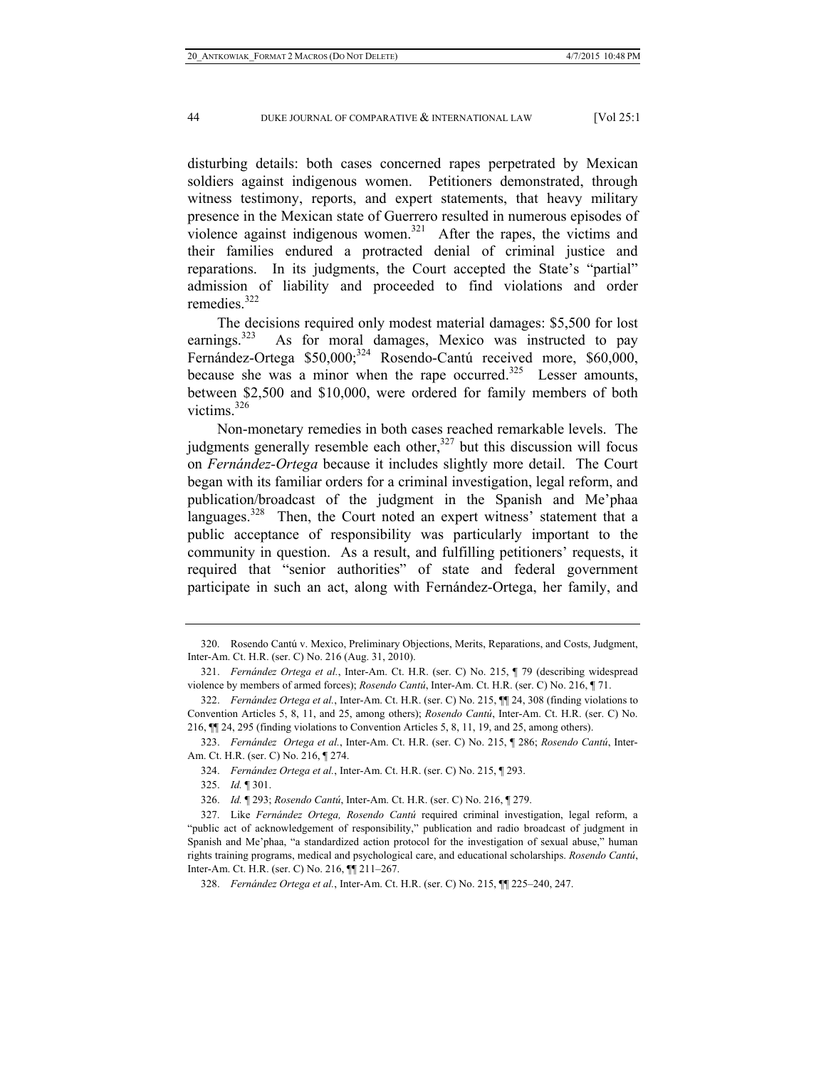disturbing details: both cases concerned rapes perpetrated by Mexican soldiers against indigenous women. Petitioners demonstrated, through witness testimony, reports, and expert statements, that heavy military presence in the Mexican state of Guerrero resulted in numerous episodes of violence against indigenous women.[321] After the rapes, the victims and their families endured a protracted denial of criminal justice and reparations. In its judgments, the Court accepted the State's "partial" admission of liability and proceeded to find violations and order remedies.[322]

The decisions required only modest material damages: $5,500 for lost earnings.[323] As for moral damages, Mexico was instructed to pay Fernández-Ortega $50,000;[324] Rosendo-Cantú received more, $60,000, because she was a minor when the rape occurred.[325] Lesser amounts, between $2,500 and $10,000, were ordered for family members of both victims.[326]

Non-monetary remedies in both cases reached remarkable levels. The judgments generally resemble each other,[327] but this discussion will focus on *Fernández-Ortega* because it includes slightly more detail. The Court began with its familiar orders for a criminal investigation, legal reform, and publication/broadcast of the judgment in the Spanish and Me'phaa languages.[328] Then, the Court noted an expert witness' statement that a public acceptance of responsibility was particularly important to the community in question. As a result, and fulfilling petitioners' requests, it required that "senior authorities" of state and federal government participate in such an act, along with Fernández-Ortega, her family, and

---

320. Rosendo Cantú v. Mexico, Preliminary Objections, Merits, Reparations, and Costs, Judgment, Inter-Am. Ct. H.R. (ser. C) No. 216 (Aug. 31, 2010).

321. *Fernández Ortega et al.*, Inter-Am. Ct. H.R. (ser. C) No. 215, ¶ 79 (describing widespread violence by members of armed forces); *Rosendo Cantú*, Inter-Am. Ct. H.R. (ser. C) No. 216, ¶ 71.

322. *Fernández Ortega et al.*, Inter-Am. Ct. H.R. (ser. C) No. 215, ¶¶ 24, 308 (finding violations to Convention Articles 5, 8, 11, and 25, among others); *Rosendo Cantú*, Inter-Am. Ct. H.R. (ser. C) No. 216, ¶¶ 24, 295 (finding violations to Convention Articles 5, 8, 11, 19, and 25, among others).

323. *Fernández Ortega et al.*, Inter-Am. Ct. H.R. (ser. C) No. 215, ¶ 286; *Rosendo Cantú*, Inter-Am. Ct. H.R. (ser. C) No. 216, ¶ 274.

324. *Fernández Ortega et al.*, Inter-Am. Ct. H.R. (ser. C) No. 215, ¶ 293.

325. *Id.* ¶ 301.

326. *Id.* ¶ 293; *Rosendo Cantú*, Inter-Am. Ct. H.R. (ser. C) No. 216, ¶ 279.

327. Like *Fernández Ortega, Rosendo Cantú* required criminal investigation, legal reform, a "public act of acknowledgement of responsibility," publication and radio broadcast of judgment in Spanish and Me'phaa, "a standardized action protocol for the investigation of sexual abuse," human rights training programs, medical and psychological care, and educational scholarships. *Rosendo Cantú*, Inter-Am. Ct. H.R. (ser. C) No. 216, ¶¶ 211–267.

328. *Fernández Ortega et al.*, Inter-Am. Ct. H.R. (ser. C) No. 215, ¶¶ 225–240, 247.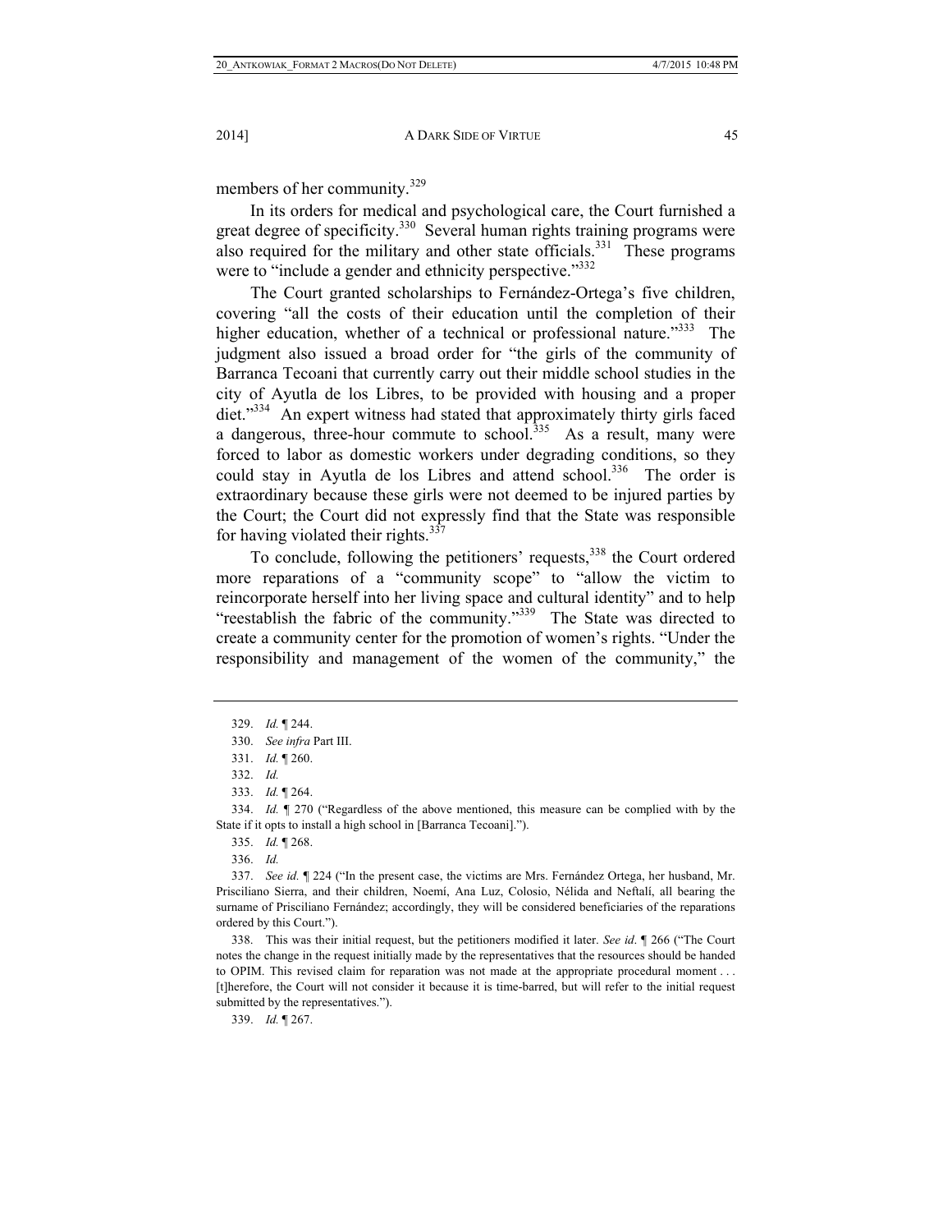members of her community.[329]

In its orders for medical and psychological care, the Court furnished a great degree of specificity.[330] Several human rights training programs were also required for the military and other state officials.[331] These programs were to "include a gender and ethnicity perspective."[332]

The Court granted scholarships to Fernández-Ortega's five children, covering "all the costs of their education until the completion of their higher education, whether of a technical or professional nature."[333] The judgment also issued a broad order for "the girls of the community of Barranca Tecoani that currently carry out their middle school studies in the city of Ayutla de los Libres, to be provided with housing and a proper diet."[334] An expert witness had stated that approximately thirty girls faced a dangerous, three-hour commute to school.[335] As a result, many were forced to labor as domestic workers under degrading conditions, so they could stay in Ayutla de los Libres and attend school.[336] The order is extraordinary because these girls were not deemed to be injured parties by the Court; the Court did not expressly find that the State was responsible for having violated their rights.[337]

To conclude, following the petitioners' requests,[338] the Court ordered more reparations of a "community scope" to "allow the victim to reincorporate herself into her living space and cultural identity" and to help "reestablish the fabric of the community."[339] The State was directed to create a community center for the promotion of women's rights. "Under the responsibility and management of the women of the community," the

---

329. *Id.* ¶ 244.

330. *See infra* Part III.

331. *Id.* ¶ 260.

332. *Id.*

333. *Id.* ¶ 264.

334. *Id.* ¶ 270 ("Regardless of the above mentioned, this measure can be complied with by the State if it opts to install a high school in [Barranca Tecoani].").

335. *Id.* ¶ 268.

336. *Id.*

337. *See id.* ¶ 224 ("In the present case, the victims are Mrs. Fernández Ortega, her husband, Mr. Prisciliano Sierra, and their children, Noemí, Ana Luz, Colosio, Nélida and Neftalí, all bearing the surname of Prisciliano Fernández; accordingly, they will be considered beneficiaries of the reparations ordered by this Court.").

338. This was their initial request, but the petitioners modified it later. *See id*. ¶ 266 ("The Court notes the change in the request initially made by the representatives that the resources should be handed to OPIM. This revised claim for reparation was not made at the appropriate procedural moment . . . [t]herefore, the Court will not consider it because it is time-barred, but will refer to the initial request submitted by the representatives.").

339. *Id.* ¶ 267.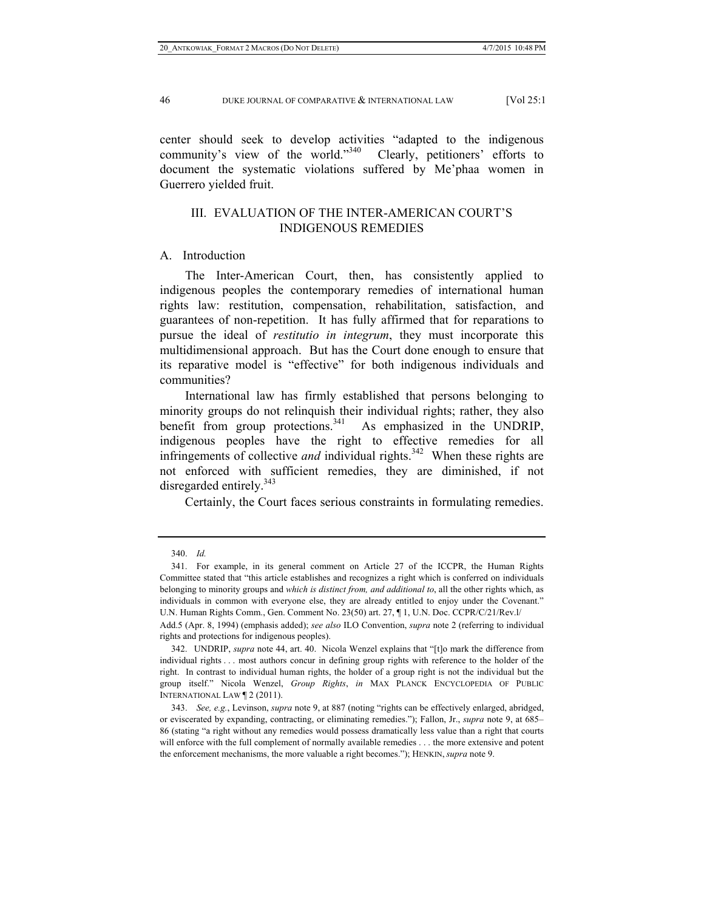center should seek to develop activities "adapted to the indigenous community's view of the world."[340] Clearly, petitioners' efforts to document the systematic violations suffered by Me'phaa women in Guerrero yielded fruit.

## III. EVALUATION OF THE INTER-AMERICAN COURT'S INDIGENOUS REMEDIES

### A. Introduction

The Inter-American Court, then, has consistently applied to indigenous peoples the contemporary remedies of international human rights law: restitution, compensation, rehabilitation, satisfaction, and guarantees of non-repetition. It has fully affirmed that for reparations to pursue the ideal of *restitutio in integrum*, they must incorporate this multidimensional approach. But has the Court done enough to ensure that its reparative model is "effective" for both indigenous individuals and communities?

International law has firmly established that persons belonging to minority groups do not relinquish their individual rights; rather, they also benefit from group protections.[341] As emphasized in the UNDRIP, indigenous peoples have the right to effective remedies for all infringements of collective *and* individual rights.[342] When these rights are not enforced with sufficient remedies, they are diminished, if not disregarded entirely.[343]

Certainly, the Court faces serious constraints in formulating remedies.

---

340. *Id.*

341. For example, in its general comment on Article 27 of the ICCPR, the Human Rights Committee stated that "this article establishes and recognizes a right which is conferred on individuals belonging to minority groups and *which is distinct from, and additional to*, all the other rights which, as individuals in common with everyone else, they are already entitled to enjoy under the Covenant." U.N. Human Rights Comm., Gen. Comment No. 23(50) art. 27, ¶ 1, U.N. Doc. CCPR/C/21/Rev.l/ Add.5 (Apr. 8, 1994) (emphasis added); *see also* ILO Convention, *supra* note 2 (referring to individual rights and protections for indigenous peoples).

342. UNDRIP, *supra* note 44, art. 40. Nicola Wenzel explains that "[t]o mark the difference from individual rights . . . most authors concur in defining group rights with reference to the holder of the right. In contrast to individual human rights, the holder of a group right is not the individual but the group itself." Nicola Wenzel, *Group Rights*, *in* MAX PLANCK ENCYCLOPEDIA OF PUBLIC INTERNATIONAL LAW ¶ 2 (2011).

343. *See, e.g.*, Levinson, *supra* note 9, at 887 (noting "rights can be effectively enlarged, abridged, or eviscerated by expanding, contracting, or eliminating remedies."); Fallon, Jr., *supra* note 9, at 685–86 (stating "a right without any remedies would possess dramatically less value than a right that courts will enforce with the full complement of normally available remedies . . . the more extensive and potent the enforcement mechanisms, the more valuable a right becomes."); HENKIN, *supra* note 9.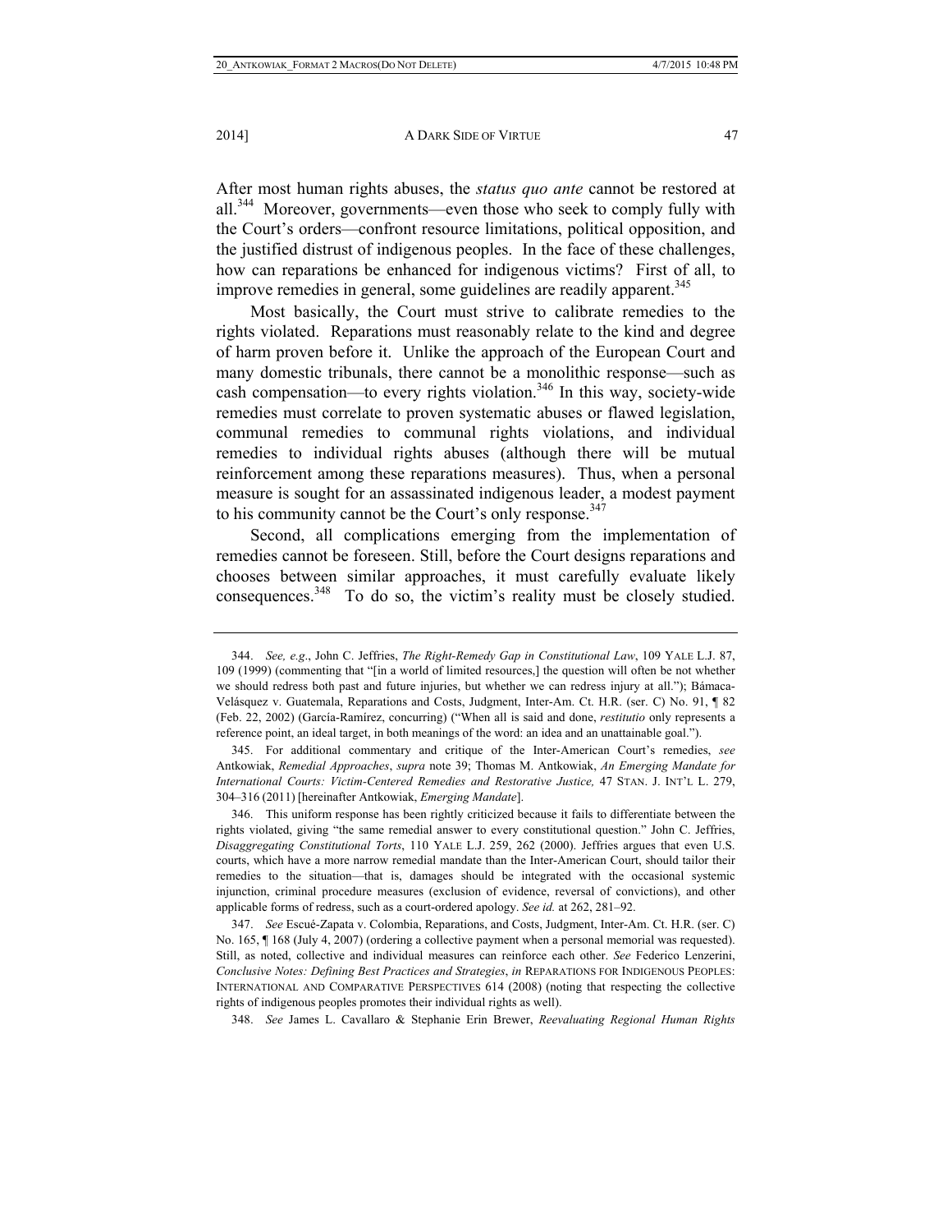After most human rights abuses, the *status quo ante* cannot be restored at all.[344] Moreover, governments—even those who seek to comply fully with the Court's orders—confront resource limitations, political opposition, and the justified distrust of indigenous peoples. In the face of these challenges, how can reparations be enhanced for indigenous victims? First of all, to improve remedies in general, some guidelines are readily apparent.[345]

Most basically, the Court must strive to calibrate remedies to the rights violated. Reparations must reasonably relate to the kind and degree of harm proven before it. Unlike the approach of the European Court and many domestic tribunals, there cannot be a monolithic response—such as cash compensation—to every rights violation.[346] In this way, society-wide remedies must correlate to proven systematic abuses or flawed legislation, communal remedies to communal rights violations, and individual remedies to individual rights abuses (although there will be mutual reinforcement among these reparations measures). Thus, when a personal measure is sought for an assassinated indigenous leader, a modest payment to his community cannot be the Court's only response.[347]

Second, all complications emerging from the implementation of remedies cannot be foreseen. Still, before the Court designs reparations and chooses between similar approaches, it must carefully evaluate likely consequences.[348] To do so, the victim's reality must be closely studied.

---

344. *See, e.g.*, John C. Jeffries, *The Right-Remedy Gap in Constitutional Law*, 109 YALE L.J. 87, 109 (1999) (commenting that "[in a world of limited resources,] the question will often be not whether we should redress both past and future injuries, but whether we can redress injury at all."); Bámaca-Velásquez v. Guatemala, Reparations and Costs, Judgment, Inter-Am. Ct. H.R. (ser. C) No. 91, ¶ 82 (Feb. 22, 2002) (García-Ramírez, concurring) ("When all is said and done, *restitutio* only represents a reference point, an ideal target, in both meanings of the word: an idea and an unattainable goal.").

345. For additional commentary and critique of the Inter-American Court's remedies, *see* Antkowiak, *Remedial Approaches*, *supra* note 39; Thomas M. Antkowiak, *An Emerging Mandate for International Courts: Victim-Centered Remedies and Restorative Justice,* 47 STAN. J. INT'L L. 279, 304–316 (2011) [hereinafter Antkowiak, *Emerging Mandate*].

346. This uniform response has been rightly criticized because it fails to differentiate between the rights violated, giving "the same remedial answer to every constitutional question." John C. Jeffries, *Disaggregating Constitutional Torts*, 110 YALE L.J. 259, 262 (2000). Jeffries argues that even U.S. courts, which have a more narrow remedial mandate than the Inter-American Court, should tailor their remedies to the situation—that is, damages should be integrated with the occasional systemic injunction, criminal procedure measures (exclusion of evidence, reversal of convictions), and other applicable forms of redress, such as a court-ordered apology. *See id.* at 262, 281–92.

347. *See* Escué-Zapata v. Colombia, Reparations, and Costs, Judgment, Inter-Am. Ct. H.R. (ser. C) No. 165, ¶ 168 (July 4, 2007) (ordering a collective payment when a personal memorial was requested). Still, as noted, collective and individual measures can reinforce each other. *See* Federico Lenzerini, *Conclusive Notes: Defining Best Practices and Strategies*, *in* REPARATIONS FOR INDIGENOUS PEOPLES: INTERNATIONAL AND COMPARATIVE PERSPECTIVES 614 (2008) (noting that respecting the collective rights of indigenous peoples promotes their individual rights as well).

348. *See* James L. Cavallaro & Stephanie Erin Brewer, *Reevaluating Regional Human Rights*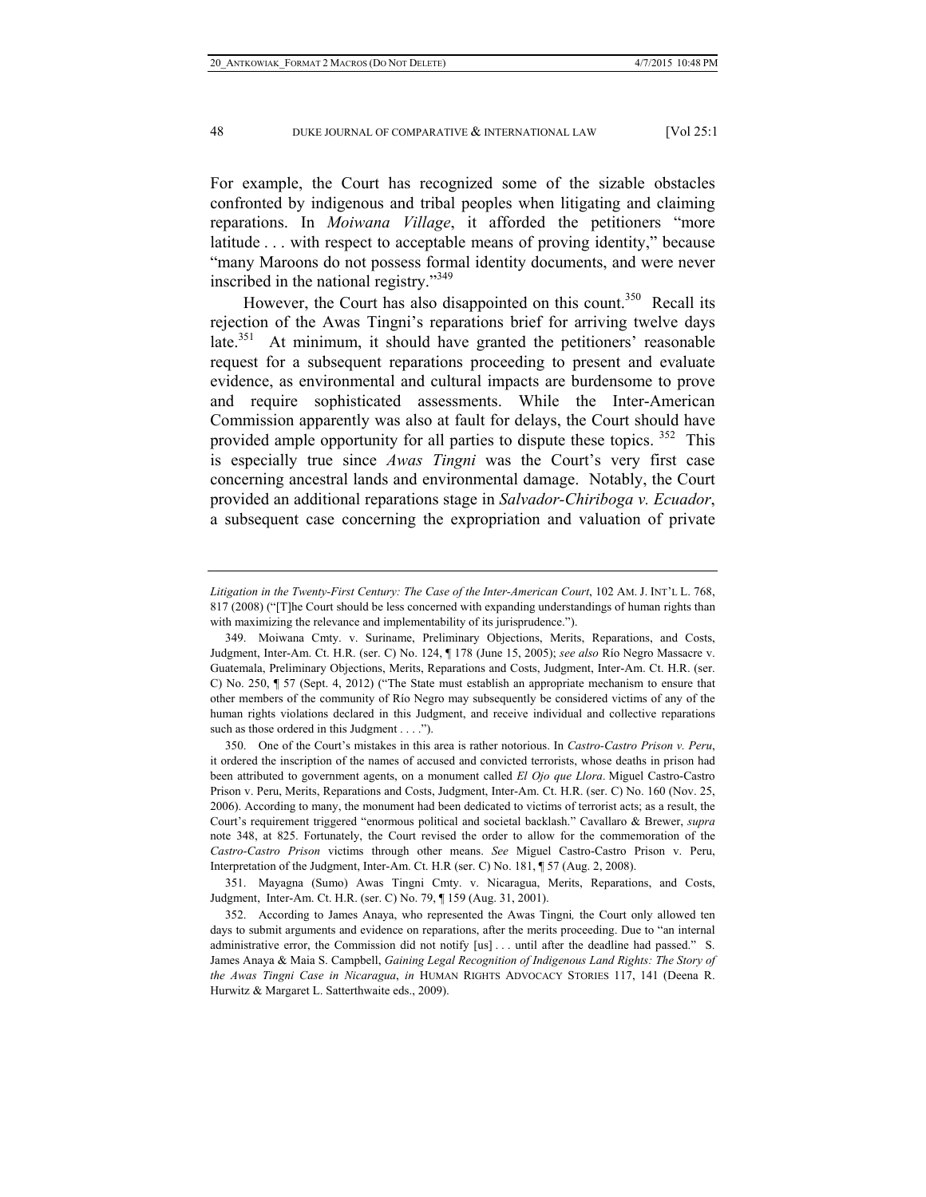For example, the Court has recognized some of the sizable obstacles confronted by indigenous and tribal peoples when litigating and claiming reparations. In *Moiwana Village*, it afforded the petitioners "more latitude . . . with respect to acceptable means of proving identity," because "many Maroons do not possess formal identity documents, and were never inscribed in the national registry."[349]

However, the Court has also disappointed on this count.[350] Recall its rejection of the Awas Tingni's reparations brief for arriving twelve days late.[351] At minimum, it should have granted the petitioners' reasonable request for a subsequent reparations proceeding to present and evaluate evidence, as environmental and cultural impacts are burdensome to prove and require sophisticated assessments. While the Inter-American Commission apparently was also at fault for delays, the Court should have provided ample opportunity for all parties to dispute these topics.[352] This is especially true since *Awas Tingni* was the Court's very first case concerning ancestral lands and environmental damage. Notably, the Court provided an additional reparations stage in *Salvador-Chiriboga v. Ecuador*, a subsequent case concerning the expropriation and valuation of private

---

*Litigation in the Twenty-First Century: The Case of the Inter-American Court*, 102 AM. J. INT'L L. 768, 817 (2008) ("[T]he Court should be less concerned with expanding understandings of human rights than with maximizing the relevance and implementability of its jurisprudence.").

349. Moiwana Cmty. v. Suriname, Preliminary Objections, Merits, Reparations, and Costs, Judgment, Inter-Am. Ct. H.R. (ser. C) No. 124, ¶ 178 (June 15, 2005); *see also* Río Negro Massacre v. Guatemala, Preliminary Objections, Merits, Reparations and Costs, Judgment, Inter-Am. Ct. H.R. (ser. C) No. 250, ¶ 57 (Sept. 4, 2012) ("The State must establish an appropriate mechanism to ensure that other members of the community of Río Negro may subsequently be considered victims of any of the human rights violations declared in this Judgment, and receive individual and collective reparations such as those ordered in this Judgment . . . .").

350. One of the Court's mistakes in this area is rather notorious. In *Castro-Castro Prison v. Peru*, it ordered the inscription of the names of accused and convicted terrorists, whose deaths in prison had been attributed to government agents, on a monument called *El Ojo que Llora*. Miguel Castro-Castro Prison v. Peru, Merits, Reparations and Costs, Judgment, Inter-Am. Ct. H.R. (ser. C) No. 160 (Nov. 25, 2006). According to many, the monument had been dedicated to victims of terrorist acts; as a result, the Court's requirement triggered "enormous political and societal backlash." Cavallaro & Brewer, *supra* note 348, at 825. Fortunately, the Court revised the order to allow for the commemoration of the *Castro-Castro Prison* victims through other means. *See* Miguel Castro-Castro Prison v. Peru, Interpretation of the Judgment, Inter-Am. Ct. H.R (ser. C) No. 181, ¶ 57 (Aug. 2, 2008).

351. Mayagna (Sumo) Awas Tingni Cmty. v. Nicaragua, Merits, Reparations, and Costs, Judgment, Inter-Am. Ct. H.R. (ser. C) No. 79, ¶ 159 (Aug. 31, 2001).

352. According to James Anaya, who represented the Awas Tingni*,* the Court only allowed ten days to submit arguments and evidence on reparations, after the merits proceeding. Due to "an internal administrative error, the Commission did not notify [us] . . . until after the deadline had passed." S. James Anaya & Maia S. Campbell, *Gaining Legal Recognition of Indigenous Land Rights: The Story of the Awas Tingni Case in Nicaragua*, *in* HUMAN RIGHTS ADVOCACY STORIES 117, 141 (Deena R. Hurwitz & Margaret L. Satterthwaite eds., 2009).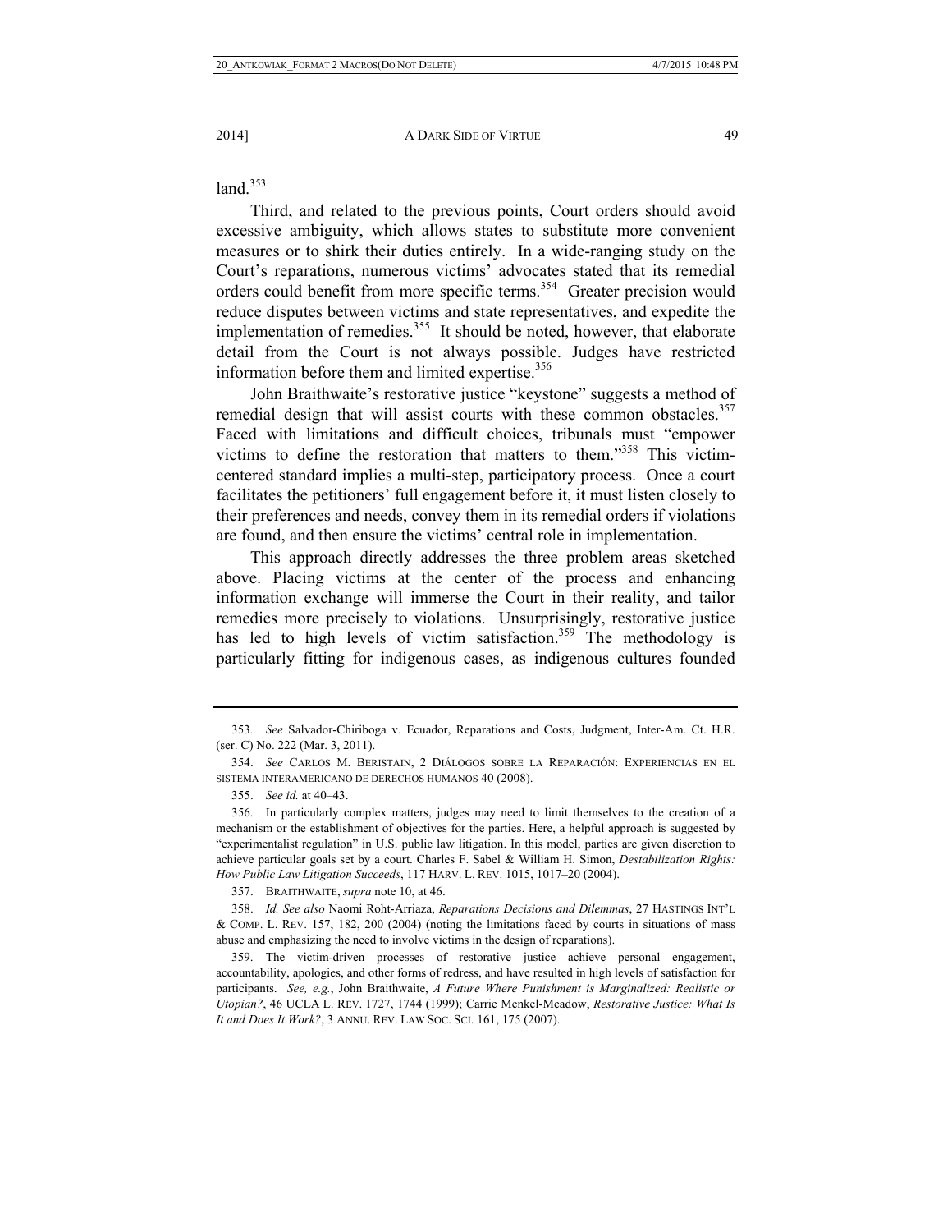land.[353]

Third, and related to the previous points, Court orders should avoid excessive ambiguity, which allows states to substitute more convenient measures or to shirk their duties entirely. In a wide-ranging study on the Court's reparations, numerous victims' advocates stated that its remedial orders could benefit from more specific terms.[354] Greater precision would reduce disputes between victims and state representatives, and expedite the implementation of remedies.[355] It should be noted, however, that elaborate detail from the Court is not always possible. Judges have restricted information before them and limited expertise.[356]

John Braithwaite's restorative justice "keystone" suggests a method of remedial design that will assist courts with these common obstacles.[357] Faced with limitations and difficult choices, tribunals must "empower victims to define the restoration that matters to them."[358] This victim-centered standard implies a multi-step, participatory process. Once a court facilitates the petitioners' full engagement before it, it must listen closely to their preferences and needs, convey them in its remedial orders if violations are found, and then ensure the victims' central role in implementation.

This approach directly addresses the three problem areas sketched above. Placing victims at the center of the process and enhancing information exchange will immerse the Court in their reality, and tailor remedies more precisely to violations. Unsurprisingly, restorative justice has led to high levels of victim satisfaction.[359] The methodology is particularly fitting for indigenous cases, as indigenous cultures founded

---

353. *See* Salvador-Chiriboga v. Ecuador, Reparations and Costs, Judgment, Inter-Am. Ct. H.R. (ser. C) No. 222 (Mar. 3, 2011).

354. *See* CARLOS M. BERISTAIN, 2 DIÁLOGOS SOBRE LA REPARACIÓN: EXPERIENCIAS EN EL SISTEMA INTERAMERICANO DE DERECHOS HUMANOS 40 (2008).

355. *See id.* at 40–43.

356. In particularly complex matters, judges may need to limit themselves to the creation of a mechanism or the establishment of objectives for the parties. Here, a helpful approach is suggested by "experimentalist regulation" in U.S. public law litigation. In this model, parties are given discretion to achieve particular goals set by a court. Charles F. Sabel & William H. Simon, *Destabilization Rights: How Public Law Litigation Succeeds*, 117 HARV. L. REV. 1015, 1017–20 (2004).

357. BRAITHWAITE, *supra* note 10, at 46.

358. *Id. See also* Naomi Roht-Arriaza, *Reparations Decisions and Dilemmas*, 27 HASTINGS INT'L & COMP. L. REV. 157, 182, 200 (2004) (noting the limitations faced by courts in situations of mass abuse and emphasizing the need to involve victims in the design of reparations).

359. The victim-driven processes of restorative justice achieve personal engagement, accountability, apologies, and other forms of redress, and have resulted in high levels of satisfaction for participants. *See, e.g.*, John Braithwaite, *A Future Where Punishment is Marginalized: Realistic or Utopian?*, 46 UCLA L. REV. 1727, 1744 (1999); Carrie Menkel-Meadow, *Restorative Justice: What Is It and Does It Work?*, 3 ANNU. REV. LAW SOC. SCI. 161, 175 (2007).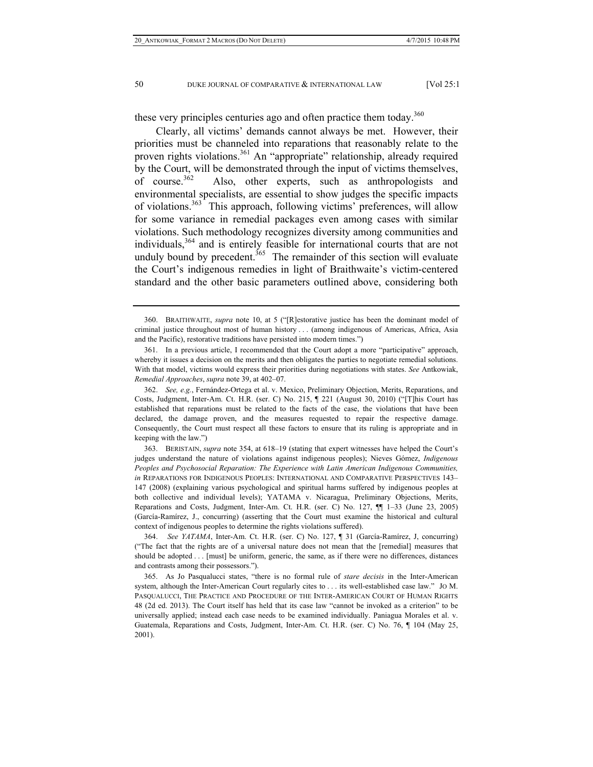these very principles centuries ago and often practice them today.[360]

Clearly, all victims' demands cannot always be met. However, their priorities must be channeled into reparations that reasonably relate to the proven rights violations.[361] An "appropriate" relationship, already required by the Court, will be demonstrated through the input of victims themselves, of course.[362] Also, other experts, such as anthropologists and environmental specialists, are essential to show judges the specific impacts of violations.[363] This approach, following victims' preferences, will allow for some variance in remedial packages even among cases with similar violations. Such methodology recognizes diversity among communities and individuals,[364] and is entirely feasible for international courts that are not unduly bound by precedent.[365] The remainder of this section will evaluate the Court's indigenous remedies in light of Braithwaite's victim-centered standard and the other basic parameters outlined above, considering both

---

360. BRAITHWAITE, *supra* note 10, at 5 ("[R]estorative justice has been the dominant model of criminal justice throughout most of human history . . . (among indigenous of Americas, Africa, Asia and the Pacific), restorative traditions have persisted into modern times.")

361. In a previous article, I recommended that the Court adopt a more "participative" approach, whereby it issues a decision on the merits and then obligates the parties to negotiate remedial solutions. With that model, victims would express their priorities during negotiations with states. *See* Antkowiak, *Remedial Approaches*, *supra* note 39, at 402–07.

362. *See, e.g.*, Fernández-Ortega et al. v. Mexico, Preliminary Objection, Merits, Reparations, and Costs, Judgment, Inter-Am. Ct. H.R. (ser. C) No. 215, ¶ 221 (August 30, 2010) ("[T]his Court has established that reparations must be related to the facts of the case, the violations that have been declared, the damage proven, and the measures requested to repair the respective damage. Consequently, the Court must respect all these factors to ensure that its ruling is appropriate and in keeping with the law.")

363. BERISTAIN, *supra* note 354, at 618–19 (stating that expert witnesses have helped the Court's judges understand the nature of violations against indigenous peoples); Nieves Gómez, *Indigenous Peoples and Psychosocial Reparation: The Experience with Latin American Indigenous Communities, in* REPARATIONS FOR INDIGENOUS PEOPLES: INTERNATIONAL AND COMPARATIVE PERSPECTIVES 143–147 (2008) (explaining various psychological and spiritual harms suffered by indigenous peoples at both collective and individual levels); YATAMA v. Nicaragua, Preliminary Objections, Merits, Reparations and Costs, Judgment, Inter-Am. Ct. H.R. (ser. C) No. 127, ¶¶ 1–33 (June 23, 2005) (García-Ramírez, J., concurring) (asserting that the Court must examine the historical and cultural context of indigenous peoples to determine the rights violations suffered).

364. *See YATAMA*, Inter-Am. Ct. H.R. (ser. C) No. 127, ¶ 31 (García-Ramírez, J, concurring) ("The fact that the rights are of a universal nature does not mean that the [remedial] measures that should be adopted . . . [must] be uniform, generic, the same, as if there were no differences, distances and contrasts among their possessors.").

365. As Jo Pasqualucci states, "there is no formal rule of *stare decisis* in the Inter-American system, although the Inter-American Court regularly cites to . . . its well-established case law." JO M. PASQUALUCCI, THE PRACTICE AND PROCEDURE OF THE INTER-AMERICAN COURT OF HUMAN RIGHTS 48 (2d ed. 2013). The Court itself has held that its case law "cannot be invoked as a criterion" to be universally applied; instead each case needs to be examined individually. Paniagua Morales et al. v. Guatemala, Reparations and Costs, Judgment, Inter-Am. Ct. H.R. (ser. C) No. 76, ¶ 104 (May 25, 2001).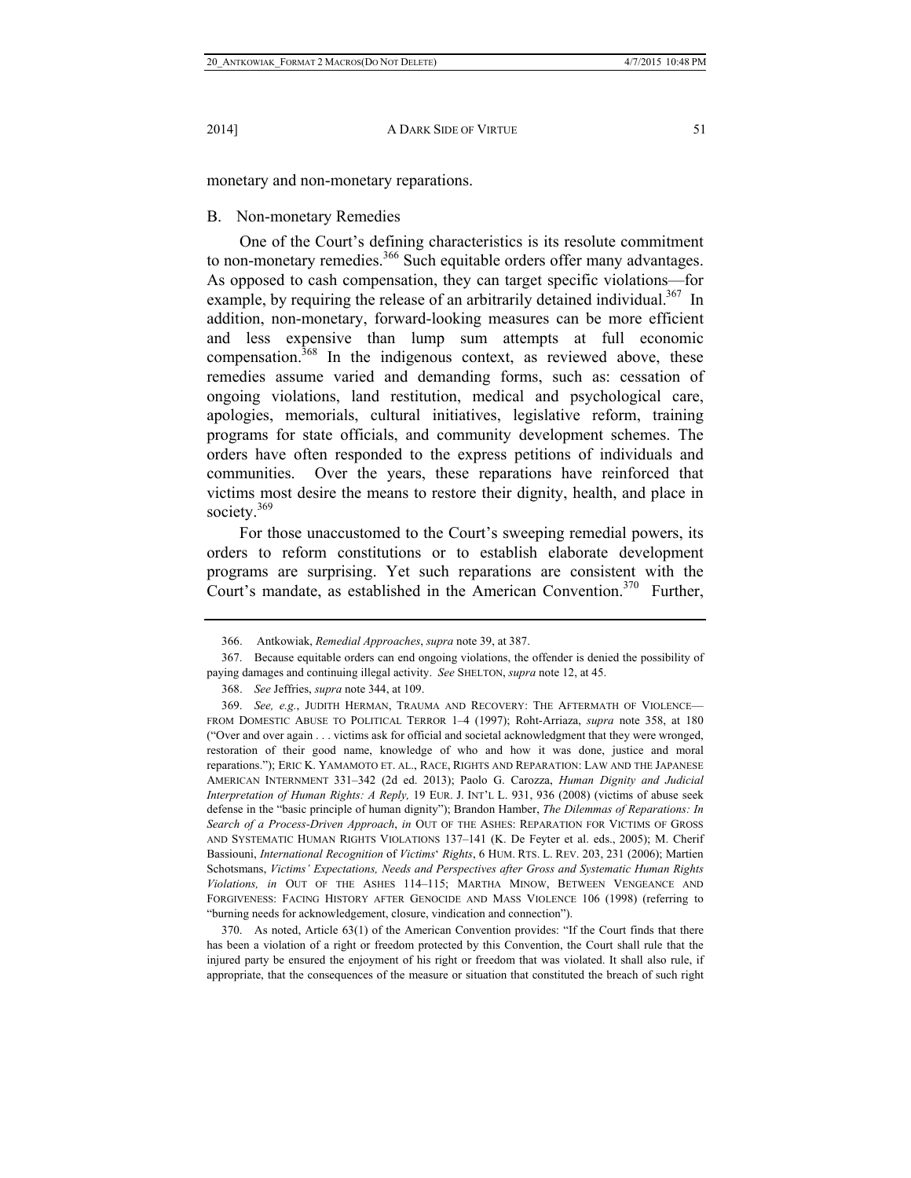monetary and non-monetary reparations.

## B. Non-monetary Remedies

One of the Court's defining characteristics is its resolute commitment to non-monetary remedies.[366] Such equitable orders offer many advantages. As opposed to cash compensation, they can target specific violations—for example, by requiring the release of an arbitrarily detained individual.[367] In addition, non-monetary, forward-looking measures can be more efficient and less expensive than lump sum attempts at full economic compensation.[368] In the indigenous context, as reviewed above, these remedies assume varied and demanding forms, such as: cessation of ongoing violations, land restitution, medical and psychological care, apologies, memorials, cultural initiatives, legislative reform, training programs for state officials, and community development schemes. The orders have often responded to the express petitions of individuals and communities. Over the years, these reparations have reinforced that victims most desire the means to restore their dignity, health, and place in society.[369]

For those unaccustomed to the Court's sweeping remedial powers, its orders to reform constitutions or to establish elaborate development programs are surprising. Yet such reparations are consistent with the Court's mandate, as established in the American Convention.[370] Further,

---

366. Antkowiak, *Remedial Approaches*, *supra* note 39, at 387.

367. Because equitable orders can end ongoing violations, the offender is denied the possibility of paying damages and continuing illegal activity. *See* SHELTON, *supra* note 12, at 45.

368. *See* Jeffries, *supra* note 344, at 109.

369. *See, e.g.*, JUDITH HERMAN, TRAUMA AND RECOVERY: THE AFTERMATH OF VIOLENCE—FROM DOMESTIC ABUSE TO POLITICAL TERROR 1–4 (1997); Roht-Arriaza, *supra* note 358, at 180 ("Over and over again . . . victims ask for official and societal acknowledgment that they were wronged, restoration of their good name, knowledge of who and how it was done, justice and moral reparations."); ERIC K. YAMAMOTO ET. AL., RACE, RIGHTS AND REPARATION: LAW AND THE JAPANESE AMERICAN INTERNMENT 331–342 (2d ed. 2013); Paolo G. Carozza, *Human Dignity and Judicial Interpretation of Human Rights: A Reply,* 19 EUR. J. INT'L L. 931, 936 (2008) (victims of abuse seek defense in the "basic principle of human dignity"); Brandon Hamber, *The Dilemmas of Reparations: In Search of a Process-Driven Approach*, *in* OUT OF THE ASHES: REPARATION FOR VICTIMS OF GROSS AND SYSTEMATIC HUMAN RIGHTS VIOLATIONS 137–141 (K. De Feyter et al. eds., 2005); M. Cherif Bassiouni, *International Recognition* of *Victims' Rights*, 6 HUM. RTS. L. REV. 203, 231 (2006); Martien Schotsmans, *Victims' Expectations, Needs and Perspectives after Gross and Systematic Human Rights Violations, in* OUT OF THE ASHES 114–115; MARTHA MINOW, BETWEEN VENGEANCE AND FORGIVENESS: FACING HISTORY AFTER GENOCIDE AND MASS VIOLENCE 106 (1998) (referring to "burning needs for acknowledgement, closure, vindication and connection").

370. As noted, Article 63(1) of the American Convention provides: "If the Court finds that there has been a violation of a right or freedom protected by this Convention, the Court shall rule that the injured party be ensured the enjoyment of his right or freedom that was violated. It shall also rule, if appropriate, that the consequences of the measure or situation that constituted the breach of such right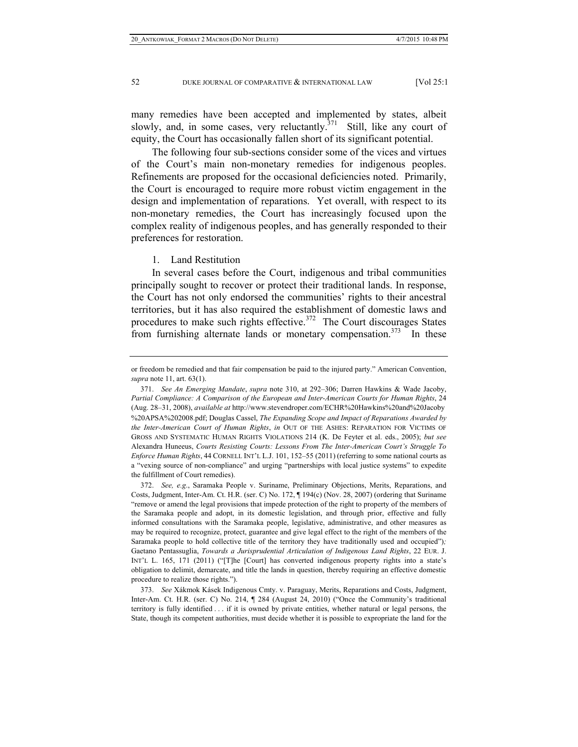many remedies have been accepted and implemented by states, albeit slowly, and, in some cases, very reluctantly.[371] Still, like any court of equity, the Court has occasionally fallen short of its significant potential.

The following four sub-sections consider some of the vices and virtues of the Court's main non-monetary remedies for indigenous peoples. Refinements are proposed for the occasional deficiencies noted. Primarily, the Court is encouraged to require more robust victim engagement in the design and implementation of reparations. Yet overall, with respect to its non-monetary remedies, the Court has increasingly focused upon the complex reality of indigenous peoples, and has generally responded to their preferences for restoration.

1. Land Restitution

In several cases before the Court, indigenous and tribal communities principally sought to recover or protect their traditional lands. In response, the Court has not only endorsed the communities' rights to their ancestral territories, but it has also required the establishment of domestic laws and procedures to make such rights effective.[372] The Court discourages States from furnishing alternate lands or monetary compensation.[373] In these

---

or freedom be remedied and that fair compensation be paid to the injured party." American Convention, *supra* note 11, art. 63(1).

371. *See An Emerging Mandate*, *supra* note 310, at 292–306; Darren Hawkins & Wade Jacoby, *Partial Compliance: A Comparison of the European and Inter-American Courts for Human Rights*, 24 (Aug. 28–31, 2008), *available at* http://www.stevendroper.com/ECHR%20Hawkins%20and%20Jacoby%20APSA%202008.pdf; Douglas Cassel, *The Expanding Scope and Impact of Reparations Awarded by the Inter-American Court of Human Rights*, *in* OUT OF THE ASHES: REPARATION FOR VICTIMS OF GROSS AND SYSTEMATIC HUMAN RIGHTS VIOLATIONS 214 (K. De Feyter et al. eds., 2005); *but see* Alexandra Huneeus, *Courts Resisting Courts: Lessons From The Inter-American Court's Struggle To Enforce Human Rights*, 44 CORNELL INT'L L.J. 101, 152–55 (2011) (referring to some national courts as a "vexing source of non-compliance" and urging "partnerships with local justice systems" to expedite the fulfillment of Court remedies).

372. *See, e.g.*, Saramaka People v. Suriname, Preliminary Objections, Merits, Reparations, and Costs, Judgment, Inter-Am. Ct. H.R. (ser. C) No. 172, ¶ 194(c) (Nov. 28, 2007) (ordering that Suriname "remove or amend the legal provisions that impede protection of the right to property of the members of the Saramaka people and adopt, in its domestic legislation, and through prior, effective and fully informed consultations with the Saramaka people, legislative, administrative, and other measures as may be required to recognize, protect, guarantee and give legal effect to the right of the members of the Saramaka people to hold collective title of the territory they have traditionally used and occupied"); Gaetano Pentassuglia, *Towards a Jurisprudential Articulation of Indigenous Land Rights*, 22 EUR. J. INT'L L. 165, 171 (2011) ("[T]he [Court] has converted indigenous property rights into a state's obligation to delimit, demarcate, and title the lands in question, thereby requiring an effective domestic procedure to realize those rights.").

373. *See* Xákmok Kásek Indigenous Cmty. v. Paraguay, Merits, Reparations and Costs, Judgment, Inter-Am. Ct. H.R. (ser. C) No. 214, ¶ 284 (August 24, 2010) ("Once the Community's traditional territory is fully identified . . . if it is owned by private entities, whether natural or legal persons, the State, though its competent authorities, must decide whether it is possible to expropriate the land for the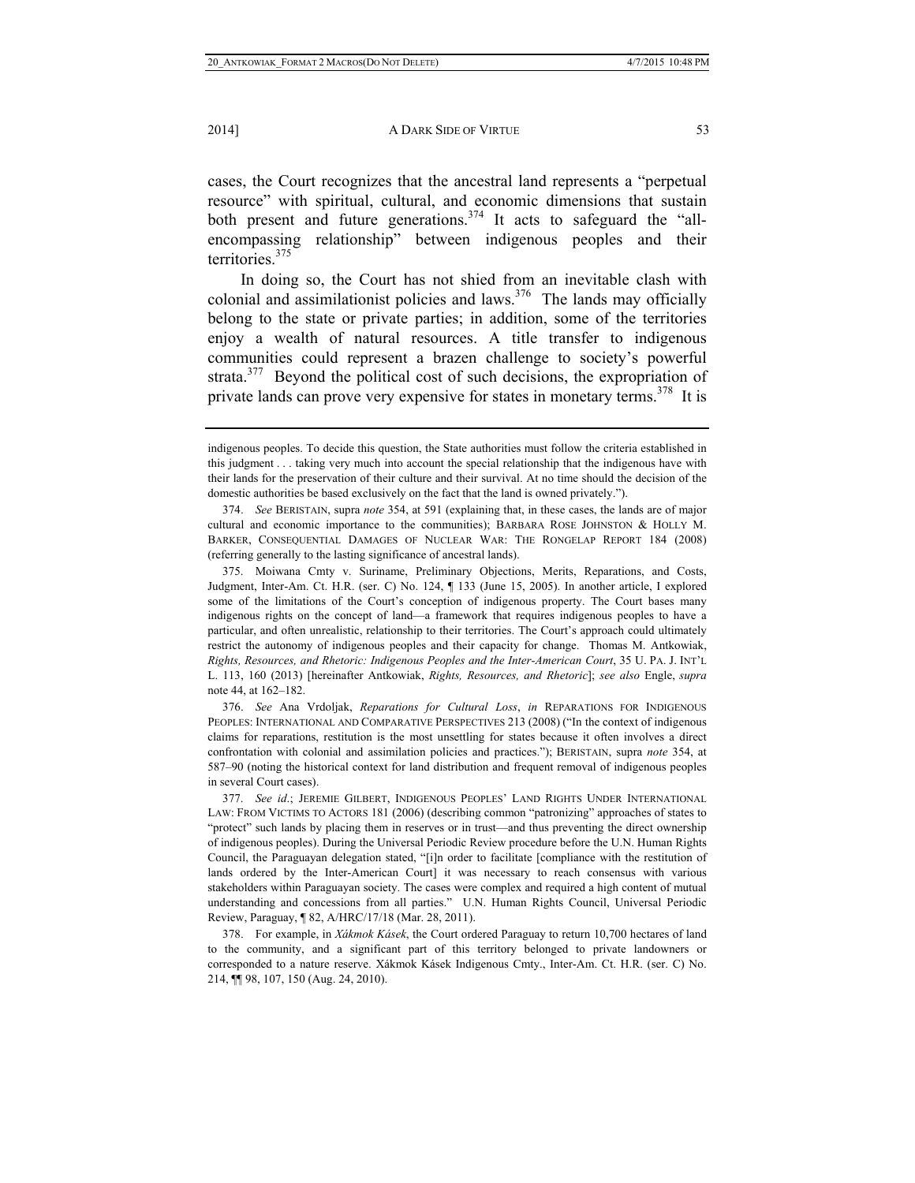cases, the Court recognizes that the ancestral land represents a "perpetual resource" with spiritual, cultural, and economic dimensions that sustain both present and future generations.[374] It acts to safeguard the "all-encompassing relationship" between indigenous peoples and their territories.[375]

In doing so, the Court has not shied from an inevitable clash with colonial and assimilationist policies and laws.[376] The lands may officially belong to the state or private parties; in addition, some of the territories enjoy a wealth of natural resources. A title transfer to indigenous communities could represent a brazen challenge to society's powerful strata.[377] Beyond the political cost of such decisions, the expropriation of private lands can prove very expensive for states in monetary terms.[378] It is

---

indigenous peoples. To decide this question, the State authorities must follow the criteria established in this judgment . . . taking very much into account the special relationship that the indigenous have with their lands for the preservation of their culture and their survival. At no time should the decision of the domestic authorities be based exclusively on the fact that the land is owned privately.").

374. *See* BERISTAIN, supra *note* 354, at 591 (explaining that, in these cases, the lands are of major cultural and economic importance to the communities); BARBARA ROSE JOHNSTON & HOLLY M. BARKER, CONSEQUENTIAL DAMAGES OF NUCLEAR WAR: THE RONGELAP REPORT 184 (2008) (referring generally to the lasting significance of ancestral lands).

375. Moiwana Cmty v. Suriname, Preliminary Objections, Merits, Reparations, and Costs, Judgment, Inter-Am. Ct. H.R. (ser. C) No. 124, ¶ 133 (June 15, 2005). In another article, I explored some of the limitations of the Court's conception of indigenous property. The Court bases many indigenous rights on the concept of land—a framework that requires indigenous peoples to have a particular, and often unrealistic, relationship to their territories. The Court's approach could ultimately restrict the autonomy of indigenous peoples and their capacity for change. Thomas M. Antkowiak, *Rights, Resources, and Rhetoric: Indigenous Peoples and the Inter-American Court*, 35 U. PA. J. INT'L L. 113, 160 (2013) [hereinafter Antkowiak, *Rights, Resources, and Rhetoric*]; *see also* Engle, *supra* note 44, at 162–182.

376. *See* Ana Vrdoljak, *Reparations for Cultural Loss*, *in* REPARATIONS FOR INDIGENOUS PEOPLES: INTERNATIONAL AND COMPARATIVE PERSPECTIVES 213 (2008) ("In the context of indigenous claims for reparations, restitution is the most unsettling for states because it often involves a direct confrontation with colonial and assimilation policies and practices."); BERISTAIN, supra *note* 354, at 587–90 (noting the historical context for land distribution and frequent removal of indigenous peoples in several Court cases).

377. *See id.*; JEREMIE GILBERT, INDIGENOUS PEOPLES' LAND RIGHTS UNDER INTERNATIONAL LAW: FROM VICTIMS TO ACTORS 181 (2006) (describing common "patronizing" approaches of states to "protect" such lands by placing them in reserves or in trust—and thus preventing the direct ownership of indigenous peoples). During the Universal Periodic Review procedure before the U.N. Human Rights Council, the Paraguayan delegation stated, "[i]n order to facilitate [compliance with the restitution of lands ordered by the Inter-American Court] it was necessary to reach consensus with various stakeholders within Paraguayan society. The cases were complex and required a high content of mutual understanding and concessions from all parties." U.N. Human Rights Council, Universal Periodic Review, Paraguay, ¶ 82, A/HRC/17/18 (Mar. 28, 2011).

378. For example, in *Xákmok Kásek*, the Court ordered Paraguay to return 10,700 hectares of land to the community, and a significant part of this territory belonged to private landowners or corresponded to a nature reserve. Xákmok Kásek Indigenous Cmty., Inter-Am. Ct. H.R. (ser. C) No. 214, ¶¶ 98, 107, 150 (Aug. 24, 2010).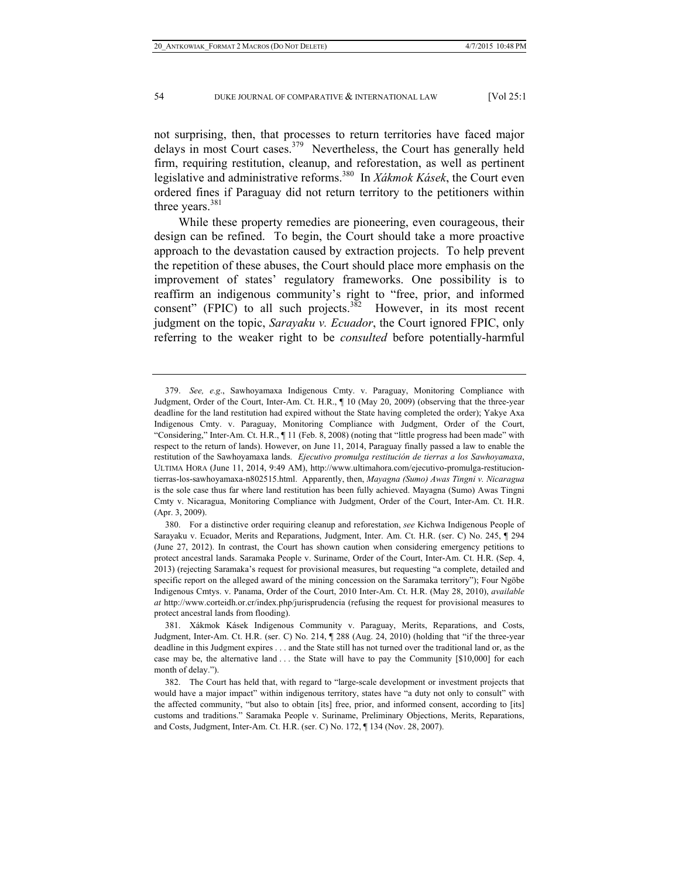not surprising, then, that processes to return territories have faced major delays in most Court cases.[379] Nevertheless, the Court has generally held firm, requiring restitution, cleanup, and reforestation, as well as pertinent legislative and administrative reforms.[380] In *Xákmok Kásek*, the Court even ordered fines if Paraguay did not return territory to the petitioners within three years.[381]

While these property remedies are pioneering, even courageous, their design can be refined. To begin, the Court should take a more proactive approach to the devastation caused by extraction projects. To help prevent the repetition of these abuses, the Court should place more emphasis on the improvement of states' regulatory frameworks. One possibility is to reaffirm an indigenous community's right to "free, prior, and informed consent" (FPIC) to all such projects.[382] However, in its most recent judgment on the topic, *Sarayaku v. Ecuador*, the Court ignored FPIC, only referring to the weaker right to be *consulted* before potentially-harmful

---

379. *See, e.g*., Sawhoyamaxa Indigenous Cmty. v. Paraguay, Monitoring Compliance with Judgment, Order of the Court, Inter-Am. Ct. H.R., ¶ 10 (May 20, 2009) (observing that the three-year deadline for the land restitution had expired without the State having completed the order); Yakye Axa Indigenous Cmty. v. Paraguay, Monitoring Compliance with Judgment, Order of the Court, "Considering," Inter-Am. Ct. H.R., ¶ 11 (Feb. 8, 2008) (noting that "little progress had been made" with respect to the return of lands). However, on June 11, 2014, Paraguay finally passed a law to enable the restitution of the Sawhoyamaxa lands. *Ejecutivo promulga restitución de tierras a los Sawhoyamaxa*, ULTIMA HORA (June 11, 2014, 9:49 AM), http://www.ultimahora.com/ejecutivo-promulga-restitucion-tierras-los-sawhoyamaxa-n802515.html. Apparently, then, *Mayagna (Sumo) Awas Tingni v. Nicaragua* is the sole case thus far where land restitution has been fully achieved. Mayagna (Sumo) Awas Tingni Cmty v. Nicaragua, Monitoring Compliance with Judgment, Order of the Court, Inter-Am. Ct. H.R. (Apr. 3, 2009).

380. For a distinctive order requiring cleanup and reforestation, *see* Kichwa Indigenous People of Sarayaku v. Ecuador, Merits and Reparations, Judgment, Inter. Am. Ct. H.R. (ser. C) No. 245, ¶ 294 (June 27, 2012). In contrast, the Court has shown caution when considering emergency petitions to protect ancestral lands. Saramaka People v. Suriname, Order of the Court, Inter-Am. Ct. H.R. (Sep. 4, 2013) (rejecting Saramaka's request for provisional measures, but requesting "a complete, detailed and specific report on the alleged award of the mining concession on the Saramaka territory"); Four Ngöbe Indigenous Cmtys. v. Panama, Order of the Court, 2010 Inter-Am. Ct. H.R. (May 28, 2010), *available at* http://www.corteidh.or.cr/index.php/jurisprudencia (refusing the request for provisional measures to protect ancestral lands from flooding).

381. Xákmok Kásek Indigenous Community v. Paraguay, Merits, Reparations, and Costs, Judgment, Inter-Am. Ct. H.R. (ser. C) No. 214, ¶ 288 (Aug. 24, 2010) (holding that "if the three-year deadline in this Judgment expires . . . and the State still has not turned over the traditional land or, as the case may be, the alternative land . . . the State will have to pay the Community [$10,000] for each month of delay.").

382. The Court has held that, with regard to "large-scale development or investment projects that would have a major impact" within indigenous territory, states have "a duty not only to consult" with the affected community, "but also to obtain [its] free, prior, and informed consent, according to [its] customs and traditions." Saramaka People v. Suriname, Preliminary Objections, Merits, Reparations, and Costs, Judgment, Inter-Am. Ct. H.R. (ser. C) No. 172, ¶ 134 (Nov. 28, 2007).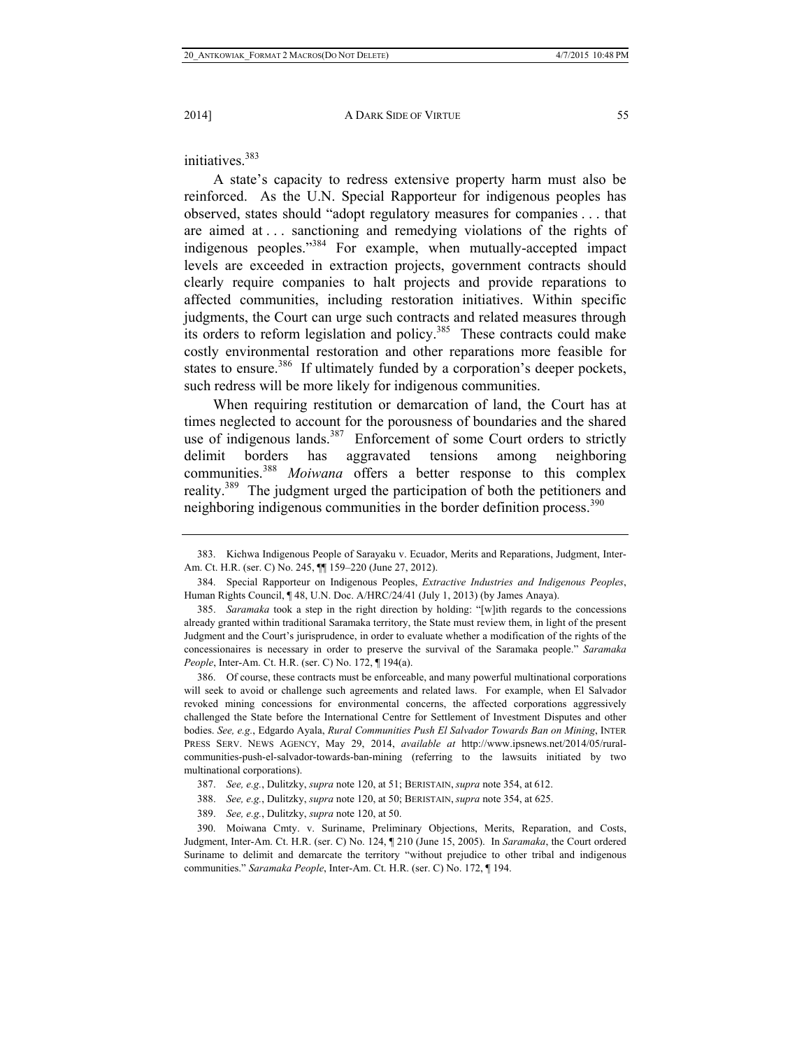initiatives.[383]

A state's capacity to redress extensive property harm must also be reinforced. As the U.N. Special Rapporteur for indigenous peoples has observed, states should "adopt regulatory measures for companies . . . that are aimed at . . . sanctioning and remedying violations of the rights of indigenous peoples."[384] For example, when mutually-accepted impact levels are exceeded in extraction projects, government contracts should clearly require companies to halt projects and provide reparations to affected communities, including restoration initiatives. Within specific judgments, the Court can urge such contracts and related measures through its orders to reform legislation and policy.[385] These contracts could make costly environmental restoration and other reparations more feasible for states to ensure.[386] If ultimately funded by a corporation's deeper pockets, such redress will be more likely for indigenous communities.

When requiring restitution or demarcation of land, the Court has at times neglected to account for the porousness of boundaries and the shared use of indigenous lands.[387] Enforcement of some Court orders to strictly delimit borders has aggravated tensions among neighboring communities.[388] *Moiwana* offers a better response to this complex reality.[389] The judgment urged the participation of both the petitioners and neighboring indigenous communities in the border definition process.[390]

---

383. Kichwa Indigenous People of Sarayaku v. Ecuador, Merits and Reparations, Judgment, Inter-Am. Ct. H.R. (ser. C) No. 245, ¶¶ 159–220 (June 27, 2012).

384. Special Rapporteur on Indigenous Peoples, *Extractive Industries and Indigenous Peoples*, Human Rights Council, ¶ 48, U.N. Doc. A/HRC/24/41 (July 1, 2013) (by James Anaya).

385. *Saramaka* took a step in the right direction by holding: "[w]ith regards to the concessions already granted within traditional Saramaka territory, the State must review them, in light of the present Judgment and the Court's jurisprudence, in order to evaluate whether a modification of the rights of the concessionaires is necessary in order to preserve the survival of the Saramaka people." *Saramaka People*, Inter-Am. Ct. H.R. (ser. C) No. 172, ¶ 194(a).

386. Of course, these contracts must be enforceable, and many powerful multinational corporations will seek to avoid or challenge such agreements and related laws. For example, when El Salvador revoked mining concessions for environmental concerns, the affected corporations aggressively challenged the State before the International Centre for Settlement of Investment Disputes and other bodies. *See, e.g.*, Edgardo Ayala, *Rural Communities Push El Salvador Towards Ban on Mining*, INTER PRESS SERV. NEWS AGENCY, May 29, 2014, *available at* http://www.ipsnews.net/2014/05/rural-communities-push-el-salvador-towards-ban-mining (referring to the lawsuits initiated by two multinational corporations).

387. *See, e.g.*, Dulitzky, *supra* note 120, at 51; BERISTAIN, *supra* note 354, at 612.

388. *See, e.g.*, Dulitzky, *supra* note 120, at 50; BERISTAIN, *supra* note 354, at 625.

389. *See, e.g.*, Dulitzky, *supra* note 120, at 50.

390. Moiwana Cmty. v. Suriname, Preliminary Objections, Merits, Reparation, and Costs, Judgment, Inter-Am. Ct. H.R. (ser. C) No. 124, ¶ 210 (June 15, 2005). In *Saramaka*, the Court ordered Suriname to delimit and demarcate the territory "without prejudice to other tribal and indigenous communities." *Saramaka People*, Inter-Am. Ct. H.R. (ser. C) No. 172, ¶ 194.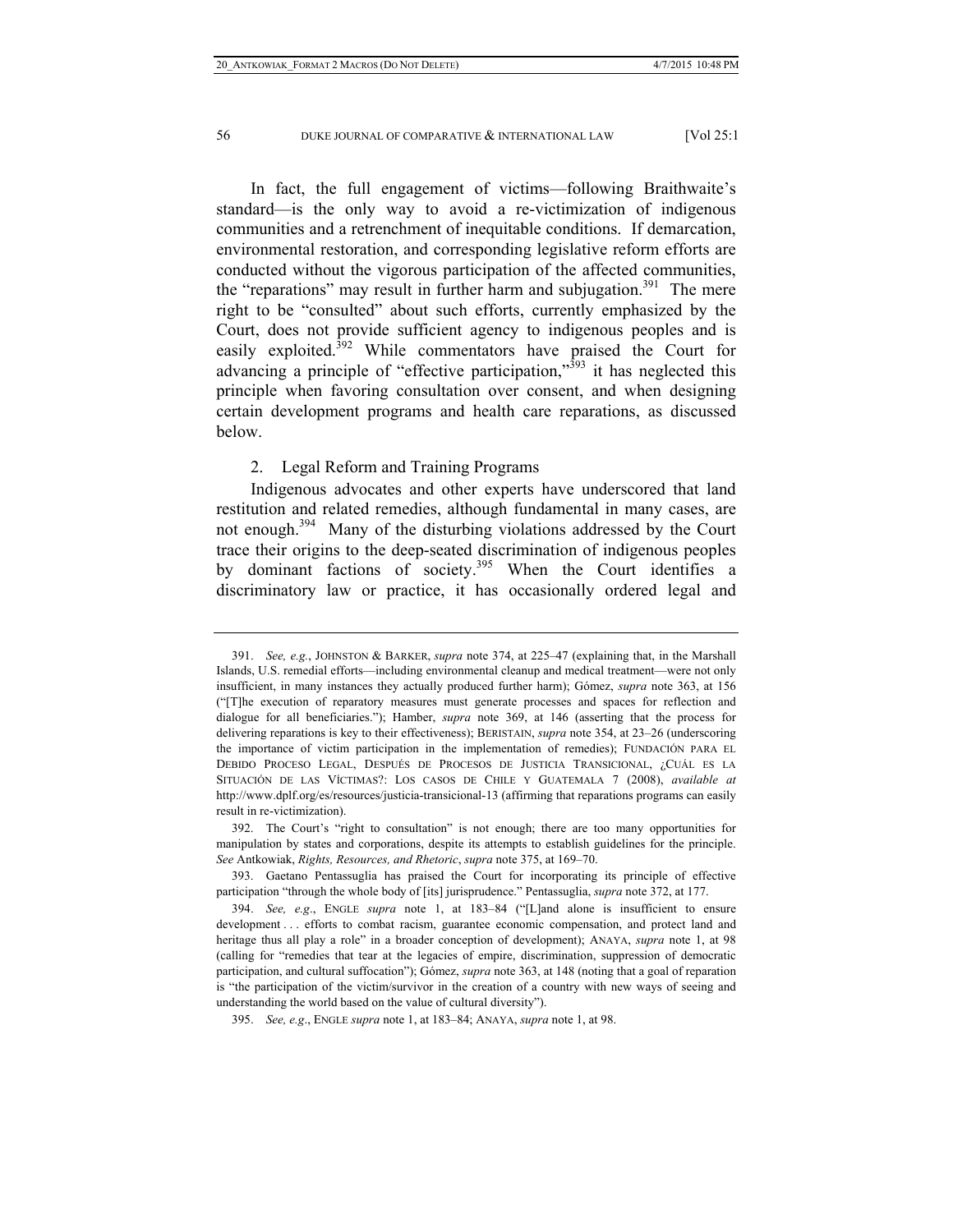In fact, the full engagement of victims—following Braithwaite's standard—is the only way to avoid a re-victimization of indigenous communities and a retrenchment of inequitable conditions. If demarcation, environmental restoration, and corresponding legislative reform efforts are conducted without the vigorous participation of the affected communities, the "reparations" may result in further harm and subjugation.[391] The mere right to be "consulted" about such efforts, currently emphasized by the Court, does not provide sufficient agency to indigenous peoples and is easily exploited.[392] While commentators have praised the Court for advancing a principle of "effective participation,"[393] it has neglected this principle when favoring consultation over consent, and when designing certain development programs and health care reparations, as discussed below.

2. Legal Reform and Training Programs

Indigenous advocates and other experts have underscored that land restitution and related remedies, although fundamental in many cases, are not enough.[394] Many of the disturbing violations addressed by the Court trace their origins to the deep-seated discrimination of indigenous peoples by dominant factions of society.[395] When the Court identifies a discriminatory law or practice, it has occasionally ordered legal and

---

391. *See, e.g.*, JOHNSTON & BARKER, *supra* note 374, at 225–47 (explaining that, in the Marshall Islands, U.S. remedial efforts—including environmental cleanup and medical treatment—were not only insufficient, in many instances they actually produced further harm); Gómez, *supra* note 363, at 156 ("[T]he execution of reparatory measures must generate processes and spaces for reflection and dialogue for all beneficiaries."); Hamber, *supra* note 369, at 146 (asserting that the process for delivering reparations is key to their effectiveness); BERISTAIN, *supra* note 354, at 23–26 (underscoring the importance of victim participation in the implementation of remedies); FUNDACIÓN PARA EL DEBIDO PROCESO LEGAL, DESPUÉS DE PROCESOS DE JUSTICIA TRANSICIONAL, ¿CUÁL ES LA SITUACIÓN DE LAS VÍCTIMAS?: LOS CASOS DE CHILE Y GUATEMALA 7 (2008), *available at* http://www.dplf.org/es/resources/justicia-transicional-13 (affirming that reparations programs can easily result in re-victimization).

392. The Court's "right to consultation" is not enough; there are too many opportunities for manipulation by states and corporations, despite its attempts to establish guidelines for the principle. *See* Antkowiak, *Rights, Resources, and Rhetoric*, *supra* note 375, at 169–70.

393. Gaetano Pentassuglia has praised the Court for incorporating its principle of effective participation "through the whole body of [its] jurisprudence." Pentassuglia, *supra* note 372, at 177.

394. *See, e.g*., ENGLE *supra* note 1, at 183–84 ("[L]and alone is insufficient to ensure development . . . efforts to combat racism, guarantee economic compensation, and protect land and heritage thus all play a role" in a broader conception of development); ANAYA, *supra* note 1, at 98 (calling for "remedies that tear at the legacies of empire, discrimination, suppression of democratic participation, and cultural suffocation"); Gómez, *supra* note 363, at 148 (noting that a goal of reparation is "the participation of the victim/survivor in the creation of a country with new ways of seeing and understanding the world based on the value of cultural diversity").

395. *See, e.g*., ENGLE *supra* note 1, at 183–84; ANAYA, *supra* note 1, at 98.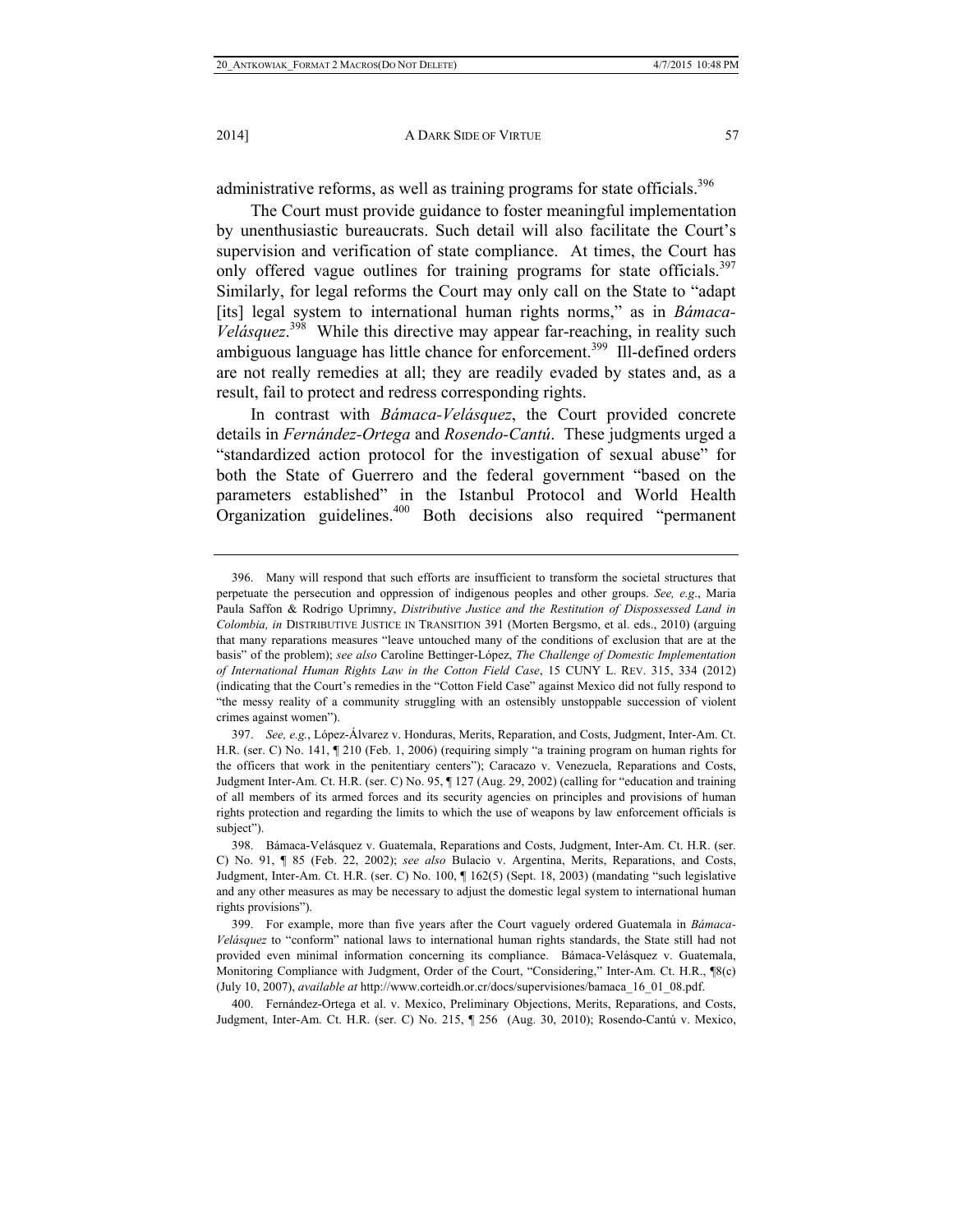administrative reforms, as well as training programs for state officials.[396]

The Court must provide guidance to foster meaningful implementation by unenthusiastic bureaucrats. Such detail will also facilitate the Court's supervision and verification of state compliance. At times, the Court has only offered vague outlines for training programs for state officials.[397] Similarly, for legal reforms the Court may only call on the State to "adapt [its] legal system to international human rights norms," as in *Bámaca-Velásquez*.[398] While this directive may appear far-reaching, in reality such ambiguous language has little chance for enforcement.[399] Ill-defined orders are not really remedies at all; they are readily evaded by states and, as a result, fail to protect and redress corresponding rights.

In contrast with *Bámaca-Velásquez*, the Court provided concrete details in *Fernández-Ortega* and *Rosendo-Cantú*. These judgments urged a "standardized action protocol for the investigation of sexual abuse" for both the State of Guerrero and the federal government "based on the parameters established" in the Istanbul Protocol and World Health Organization guidelines.[400] Both decisions also required "permanent

---

396. Many will respond that such efforts are insufficient to transform the societal structures that perpetuate the persecution and oppression of indigenous peoples and other groups. *See, e.g.*, Maria Paula Saffon & Rodrigo Uprimny, *Distributive Justice and the Restitution of Dispossessed Land in Colombia, in* DISTRIBUTIVE JUSTICE IN TRANSITION 391 (Morten Bergsmo, et al. eds., 2010) (arguing that many reparations measures "leave untouched many of the conditions of exclusion that are at the basis" of the problem); *see also* Caroline Bettinger-López, *The Challenge of Domestic Implementation of International Human Rights Law in the Cotton Field Case*, 15 CUNY L. REV. 315, 334 (2012) (indicating that the Court's remedies in the "Cotton Field Case" against Mexico did not fully respond to "the messy reality of a community struggling with an ostensibly unstoppable succession of violent crimes against women").

397. *See, e.g.*, López-Álvarez v. Honduras, Merits, Reparation, and Costs, Judgment, Inter-Am. Ct. H.R. (ser. C) No. 141, ¶ 210 (Feb. 1, 2006) (requiring simply "a training program on human rights for the officers that work in the penitentiary centers"); Caracazo v. Venezuela, Reparations and Costs, Judgment Inter-Am. Ct. H.R. (ser. C) No. 95, ¶ 127 (Aug. 29, 2002) (calling for "education and training of all members of its armed forces and its security agencies on principles and provisions of human rights protection and regarding the limits to which the use of weapons by law enforcement officials is subject").

398. Bámaca-Velásquez v. Guatemala, Reparations and Costs, Judgment, Inter-Am. Ct. H.R. (ser. C) No. 91, ¶ 85 (Feb. 22, 2002); *see also* Bulacio v. Argentina, Merits, Reparations, and Costs, Judgment, Inter-Am. Ct. H.R. (ser. C) No. 100, ¶ 162(5) (Sept. 18, 2003) (mandating "such legislative and any other measures as may be necessary to adjust the domestic legal system to international human rights provisions").

399. For example, more than five years after the Court vaguely ordered Guatemala in *Bámaca-Velásquez* to "conform" national laws to international human rights standards, the State still had not provided even minimal information concerning its compliance. Bámaca-Velásquez v. Guatemala, Monitoring Compliance with Judgment, Order of the Court, "Considering," Inter-Am. Ct. H.R., ¶8(c) (July 10, 2007), *available at* http://www.corteidh.or.cr/docs/supervisiones/bamaca_16_01_08.pdf.

400. Fernández-Ortega et al. v. Mexico, Preliminary Objections, Merits, Reparations, and Costs, Judgment, Inter-Am. Ct. H.R. (ser. C) No. 215, ¶ 256 (Aug. 30, 2010); Rosendo-Cantú v. Mexico,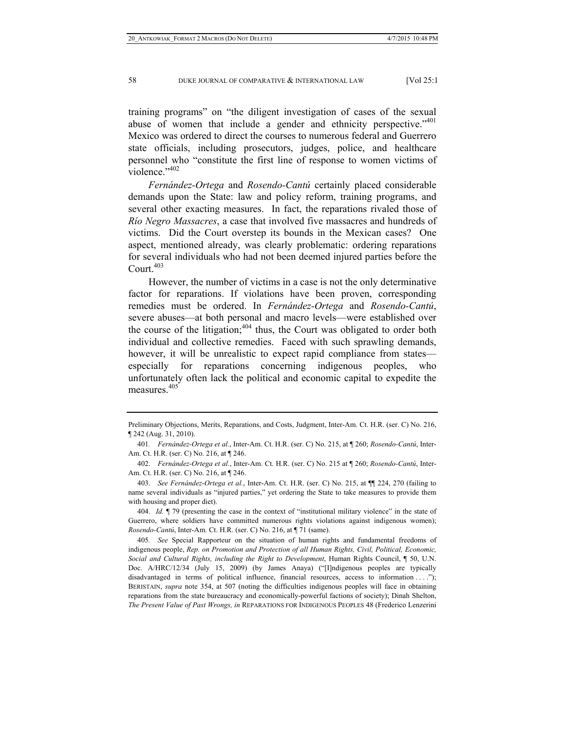training programs" on "the diligent investigation of cases of the sexual abuse of women that include a gender and ethnicity perspective."[401] Mexico was ordered to direct the courses to numerous federal and Guerrero state officials, including prosecutors, judges, police, and healthcare personnel who "constitute the first line of response to women victims of violence."[402]

*Fernández-Ortega* and *Rosendo-Cantú* certainly placed considerable demands upon the State: law and policy reform, training programs, and several other exacting measures. In fact, the reparations rivaled those of *Río Negro Massacres*, a case that involved five massacres and hundreds of victims. Did the Court overstep its bounds in the Mexican cases? One aspect, mentioned already, was clearly problematic: ordering reparations for several individuals who had not been deemed injured parties before the Court.[403]

However, the number of victims in a case is not the only determinative factor for reparations. If violations have been proven, corresponding remedies must be ordered. In *Fernández-Ortega* and *Rosendo-Cantú*, severe abuses—at both personal and macro levels—were established over the course of the litigation;[404] thus, the Court was obligated to order both individual and collective remedies. Faced with such sprawling demands, however, it will be unrealistic to expect rapid compliance from states—especially for reparations concerning indigenous peoples, who unfortunately often lack the political and economic capital to expedite the measures.[405]

---

Preliminary Objections, Merits, Reparations, and Costs, Judgment, Inter-Am. Ct. H.R. (ser. C) No. 216, ¶ 242 (Aug. 31, 2010).

401. *Fernández-Ortega et al.*, Inter-Am. Ct. H.R. (ser. C) No. 215, at ¶ 260; *Rosendo-Cantú*, Inter-Am. Ct. H.R. (ser. C) No. 216, at ¶ 246.

402. *Fernández-Ortega et al.*, Inter-Am. Ct. H.R. (ser. C) No. 215 at ¶ 260; *Rosendo-Cantú*, Inter-Am. Ct. H.R. (ser. C) No. 216, at ¶ 246.

403. *See Fernández-Ortega et al.*, Inter-Am. Ct. H.R. (ser. C) No. 215, at ¶¶ 224, 270 (failing to name several individuals as "injured parties," yet ordering the State to take measures to provide them with housing and proper diet).

404. *Id.* ¶ 79 (presenting the case in the context of "institutional military violence" in the state of Guerrero, where soldiers have committed numerous rights violations against indigenous women); *Rosendo-Cantú*, Inter-Am. Ct. H.R. (ser. C) No. 216, at ¶ 71 (same).

405. *See* Special Rapporteur on the situation of human rights and fundamental freedoms of indigenous people, *Rep. on Promotion and Protection of all Human Rights, Civil, Political, Economic, Social and Cultural Rights, including the Right to Development*, Human Rights Council, ¶ 50, U.N. Doc. A/HRC/12/34 (July 15, 2009) (by James Anaya) ("[I]ndigenous peoples are typically disadvantaged in terms of political influence, financial resources, access to information . . . ."); BERISTAIN, *supra* note 354, at 507 (noting the difficulties indigenous peoples will face in obtaining reparations from the state bureaucracy and economically-powerful factions of society); Dinah Shelton, *The Present Value of Past Wrongs, in* REPARATIONS FOR INDIGENOUS PEOPLES 48 (Frederico Lenzerini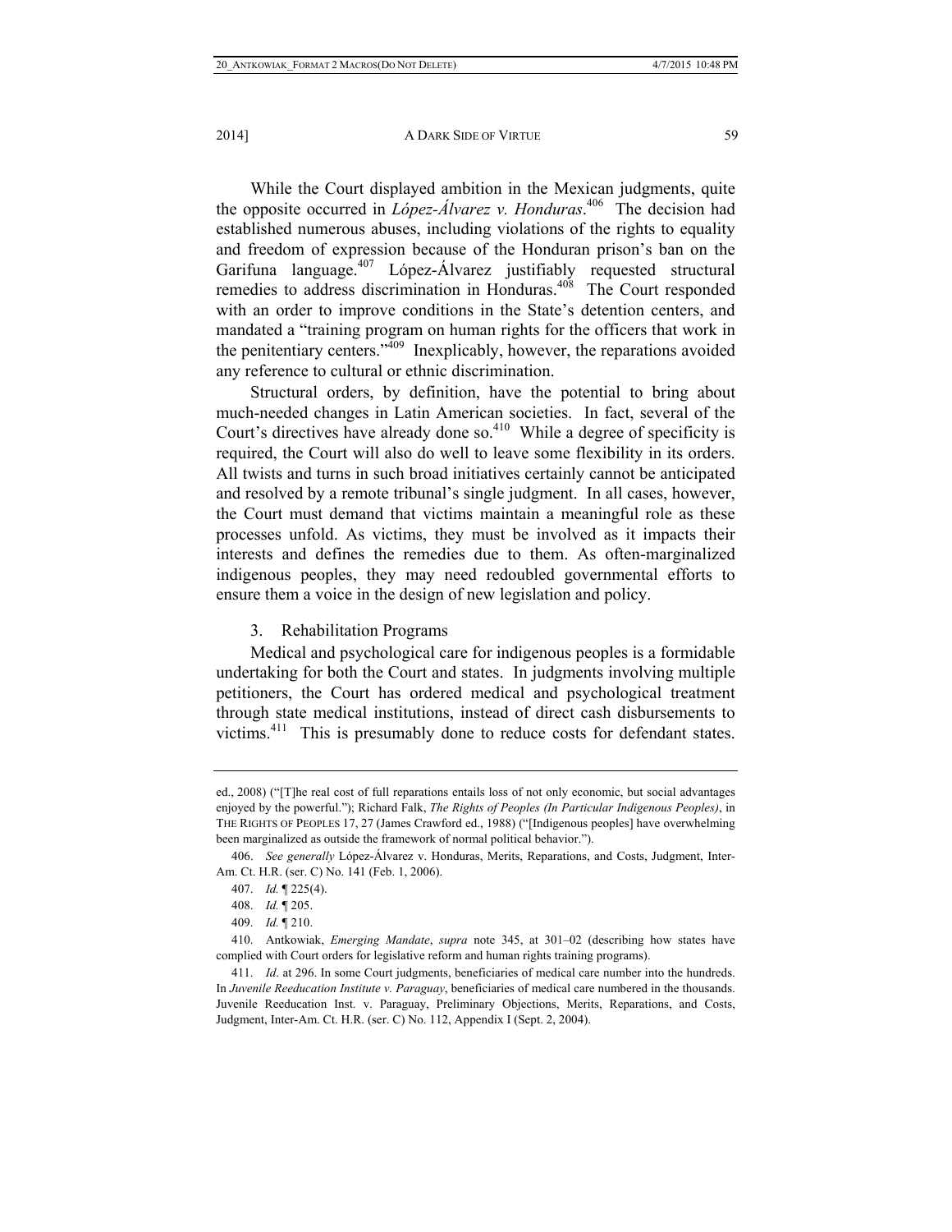While the Court displayed ambition in the Mexican judgments, quite the opposite occurred in *López-Álvarez v. Honduras*.[406] The decision had established numerous abuses, including violations of the rights to equality and freedom of expression because of the Honduran prison's ban on the Garifuna language.[407] López-Álvarez justifiably requested structural remedies to address discrimination in Honduras.[408] The Court responded with an order to improve conditions in the State's detention centers, and mandated a "training program on human rights for the officers that work in the penitentiary centers."[409] Inexplicably, however, the reparations avoided any reference to cultural or ethnic discrimination.

Structural orders, by definition, have the potential to bring about much-needed changes in Latin American societies. In fact, several of the Court's directives have already done so.[410] While a degree of specificity is required, the Court will also do well to leave some flexibility in its orders. All twists and turns in such broad initiatives certainly cannot be anticipated and resolved by a remote tribunal's single judgment. In all cases, however, the Court must demand that victims maintain a meaningful role as these processes unfold. As victims, they must be involved as it impacts their interests and defines the remedies due to them. As often-marginalized indigenous peoples, they may need redoubled governmental efforts to ensure them a voice in the design of new legislation and policy.

### 3. Rehabilitation Programs

Medical and psychological care for indigenous peoples is a formidable undertaking for both the Court and states. In judgments involving multiple petitioners, the Court has ordered medical and psychological treatment through state medical institutions, instead of direct cash disbursements to victims.[411] This is presumably done to reduce costs for defendant states.

---

ed., 2008) ("[T]he real cost of full reparations entails loss of not only economic, but social advantages enjoyed by the powerful."); Richard Falk, *The Rights of Peoples (In Particular Indigenous Peoples)*, in THE RIGHTS OF PEOPLES 17, 27 (James Crawford ed., 1988) ("[Indigenous peoples] have overwhelming been marginalized as outside the framework of normal political behavior.").

406. *See generally* López-Álvarez v. Honduras, Merits, Reparations, and Costs, Judgment, Inter-Am. Ct. H.R. (ser. C) No. 141 (Feb. 1, 2006).

407. *Id.* ¶ 225(4).

408. *Id.* ¶ 205.

409. *Id.* ¶ 210.

410. Antkowiak, *Emerging Mandate*, *supra* note 345, at 301–02 (describing how states have complied with Court orders for legislative reform and human rights training programs).

411. *Id*. at 296. In some Court judgments, beneficiaries of medical care number into the hundreds. In *Juvenile Reeducation Institute v. Paraguay*, beneficiaries of medical care numbered in the thousands. Juvenile Reeducation Inst. v. Paraguay, Preliminary Objections, Merits, Reparations, and Costs, Judgment, Inter-Am. Ct. H.R. (ser. C) No. 112, Appendix I (Sept. 2, 2004).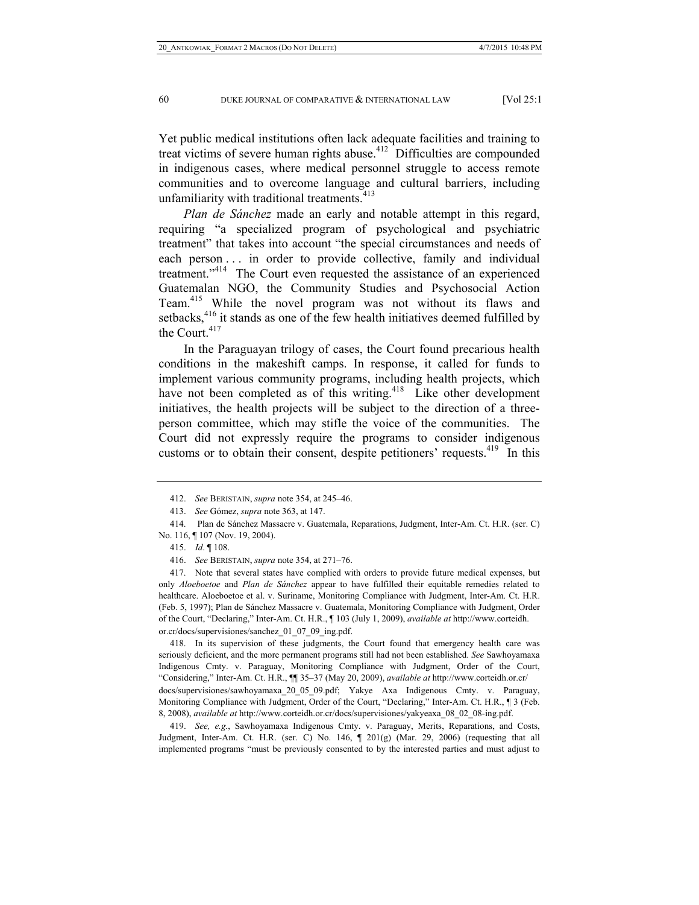Yet public medical institutions often lack adequate facilities and training to treat victims of severe human rights abuse.[412] Difficulties are compounded in indigenous cases, where medical personnel struggle to access remote communities and to overcome language and cultural barriers, including unfamiliarity with traditional treatments.[413]

*Plan de Sánchez* made an early and notable attempt in this regard, requiring "a specialized program of psychological and psychiatric treatment" that takes into account "the special circumstances and needs of each person . . . in order to provide collective, family and individual treatment."[414] The Court even requested the assistance of an experienced Guatemalan NGO, the Community Studies and Psychosocial Action Team.[415] While the novel program was not without its flaws and setbacks,[416] it stands as one of the few health initiatives deemed fulfilled by the Court.[417]

In the Paraguayan trilogy of cases, the Court found precarious health conditions in the makeshift camps. In response, it called for funds to implement various community programs, including health projects, which have not been completed as of this writing.[418] Like other development initiatives, the health projects will be subject to the direction of a three-person committee, which may stifle the voice of the communities. The Court did not expressly require the programs to consider indigenous customs or to obtain their consent, despite petitioners' requests.[419] In this

---

412. *See* BERISTAIN, *supra* note 354, at 245–46.

413. *See* Gómez, *supra* note 363, at 147.

414. Plan de Sánchez Massacre v. Guatemala, Reparations, Judgment, Inter-Am. Ct. H.R. (ser. C) No. 116, ¶ 107 (Nov. 19, 2004).

415. *Id*. ¶ 108.

416. *See* BERISTAIN, *supra* note 354, at 271–76.

417. Note that several states have complied with orders to provide future medical expenses, but only *Aloeboetoe* and *Plan de Sánchez* appear to have fulfilled their equitable remedies related to healthcare. Aloeboetoe et al. v. Suriname, Monitoring Compliance with Judgment, Inter-Am. Ct. H.R. (Feb. 5, 1997); Plan de Sánchez Massacre v. Guatemala, Monitoring Compliance with Judgment, Order of the Court, "Declaring," Inter-Am. Ct. H.R., ¶ 103 (July 1, 2009), *available at* http://www.corteidh.or.cr/docs/supervisiones/sanchez_01_07_09_ing.pdf.

418. In its supervision of these judgments, the Court found that emergency health care was seriously deficient, and the more permanent programs still had not been established. *See* Sawhoyamaxa Indigenous Cmty. v. Paraguay, Monitoring Compliance with Judgment, Order of the Court, "Considering," Inter-Am. Ct. H.R., ¶¶ 35–37 (May 20, 2009), *available at* http://www.corteidh.or.cr/docs/supervisiones/sawhoyamaxa_20_05_09.pdf; Yakye Axa Indigenous Cmty. v. Paraguay, Monitoring Compliance with Judgment, Order of the Court, "Declaring," Inter-Am. Ct. H.R., ¶ 3 (Feb. 8, 2008), *available at* http://www.corteidh.or.cr/docs/supervisiones/yakyeaxa_08_02_08-ing.pdf.

419. *See, e.g.*, Sawhoyamaxa Indigenous Cmty. v. Paraguay, Merits, Reparations, and Costs, Judgment, Inter-Am. Ct. H.R. (ser. C) No. 146, ¶ 201(g) (Mar. 29, 2006) (requesting that all implemented programs "must be previously consented to by the interested parties and must adjust to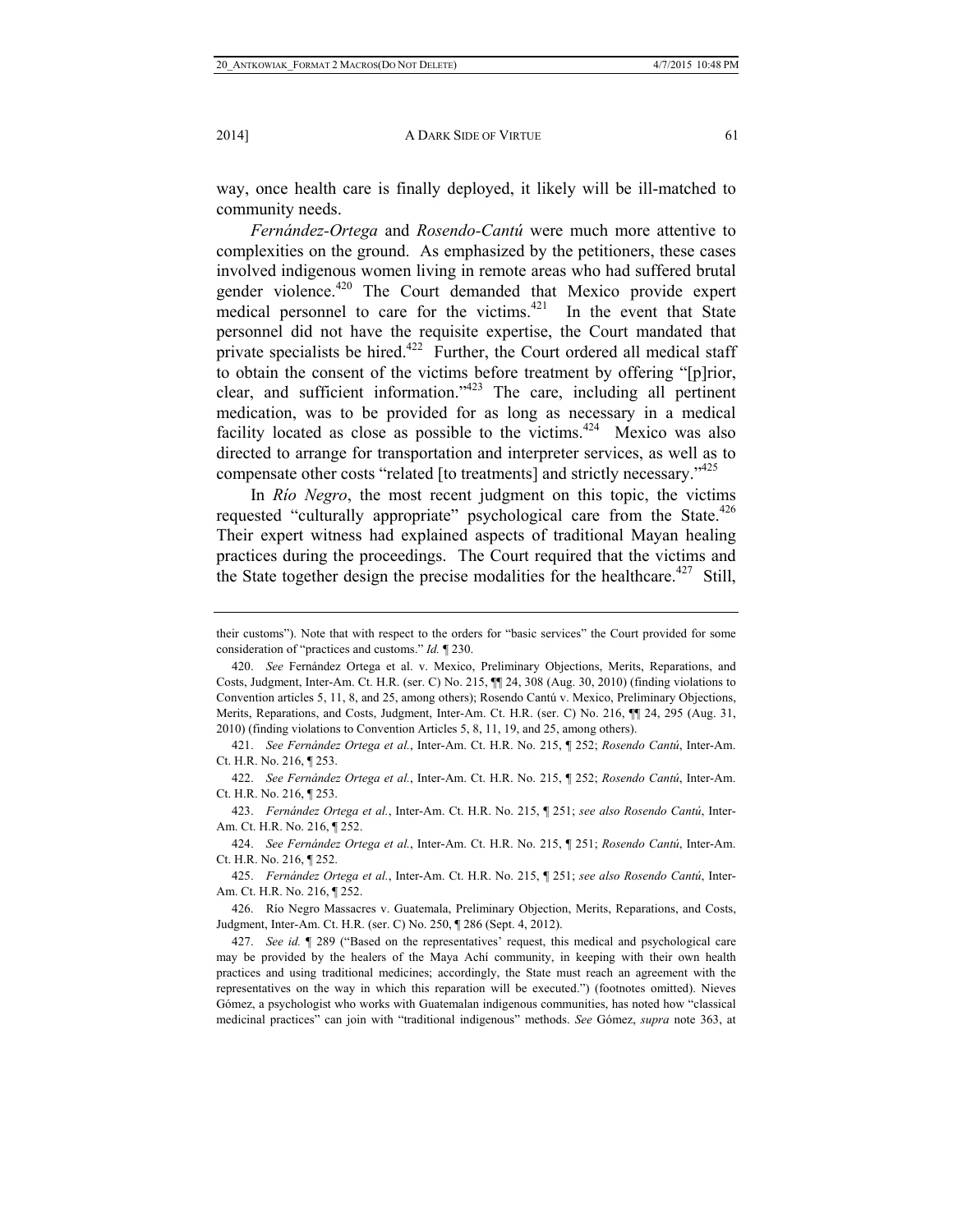way, once health care is finally deployed, it likely will be ill-matched to community needs.

*Fernández-Ortega* and *Rosendo-Cantú* were much more attentive to complexities on the ground. As emphasized by the petitioners, these cases involved indigenous women living in remote areas who had suffered brutal gender violence.[420] The Court demanded that Mexico provide expert medical personnel to care for the victims.[421] In the event that State personnel did not have the requisite expertise, the Court mandated that private specialists be hired.[422] Further, the Court ordered all medical staff to obtain the consent of the victims before treatment by offering "[p]rior, clear, and sufficient information."[423] The care, including all pertinent medication, was to be provided for as long as necessary in a medical facility located as close as possible to the victims.[424] Mexico was also directed to arrange for transportation and interpreter services, as well as to compensate other costs "related [to treatments] and strictly necessary."[425]

In *Río Negro*, the most recent judgment on this topic, the victims requested "culturally appropriate" psychological care from the State.[426] Their expert witness had explained aspects of traditional Mayan healing practices during the proceedings. The Court required that the victims and the State together design the precise modalities for the healthcare.[427] Still,

---

their customs"). Note that with respect to the orders for "basic services" the Court provided for some consideration of "practices and customs." *Id.* ¶ 230.

420. *See* Fernández Ortega et al. v. Mexico, Preliminary Objections, Merits, Reparations, and Costs, Judgment, Inter-Am. Ct. H.R. (ser. C) No. 215, ¶¶ 24, 308 (Aug. 30, 2010) (finding violations to Convention articles 5, 11, 8, and 25, among others); Rosendo Cantú v. Mexico, Preliminary Objections, Merits, Reparations, and Costs, Judgment, Inter-Am. Ct. H.R. (ser. C) No. 216, ¶¶ 24, 295 (Aug. 31, 2010) (finding violations to Convention Articles 5, 8, 11, 19, and 25, among others).

421. *See Fernández Ortega et al.*, Inter-Am. Ct. H.R. No. 215, ¶ 252; *Rosendo Cantú*, Inter-Am. Ct. H.R. No. 216, ¶ 253.

422. *See Fernández Ortega et al.*, Inter-Am. Ct. H.R. No. 215, ¶ 252; *Rosendo Cantú*, Inter-Am. Ct. H.R. No. 216, ¶ 253.

423. *Fernández Ortega et al.*, Inter-Am. Ct. H.R. No. 215, ¶ 251; *see also Rosendo Cantú*, Inter-Am. Ct. H.R. No. 216, ¶ 252.

424. *See Fernández Ortega et al.*, Inter-Am. Ct. H.R. No. 215, ¶ 251; *Rosendo Cantú*, Inter-Am. Ct. H.R. No. 216, ¶ 252.

425. *Fernández Ortega et al.*, Inter-Am. Ct. H.R. No. 215, ¶ 251; *see also Rosendo Cantú*, Inter-Am. Ct. H.R. No. 216, ¶ 252.

426. Río Negro Massacres v. Guatemala, Preliminary Objection, Merits, Reparations, and Costs, Judgment, Inter-Am. Ct. H.R. (ser. C) No. 250, ¶ 286 (Sept. 4, 2012).

427. *See id.* ¶ 289 ("Based on the representatives' request, this medical and psychological care may be provided by the healers of the Maya Achí community, in keeping with their own health practices and using traditional medicines; accordingly, the State must reach an agreement with the representatives on the way in which this reparation will be executed.") (footnotes omitted). Nieves Gómez, a psychologist who works with Guatemalan indigenous communities, has noted how "classical medicinal practices" can join with "traditional indigenous" methods. *See* Gómez, *supra* note 363, at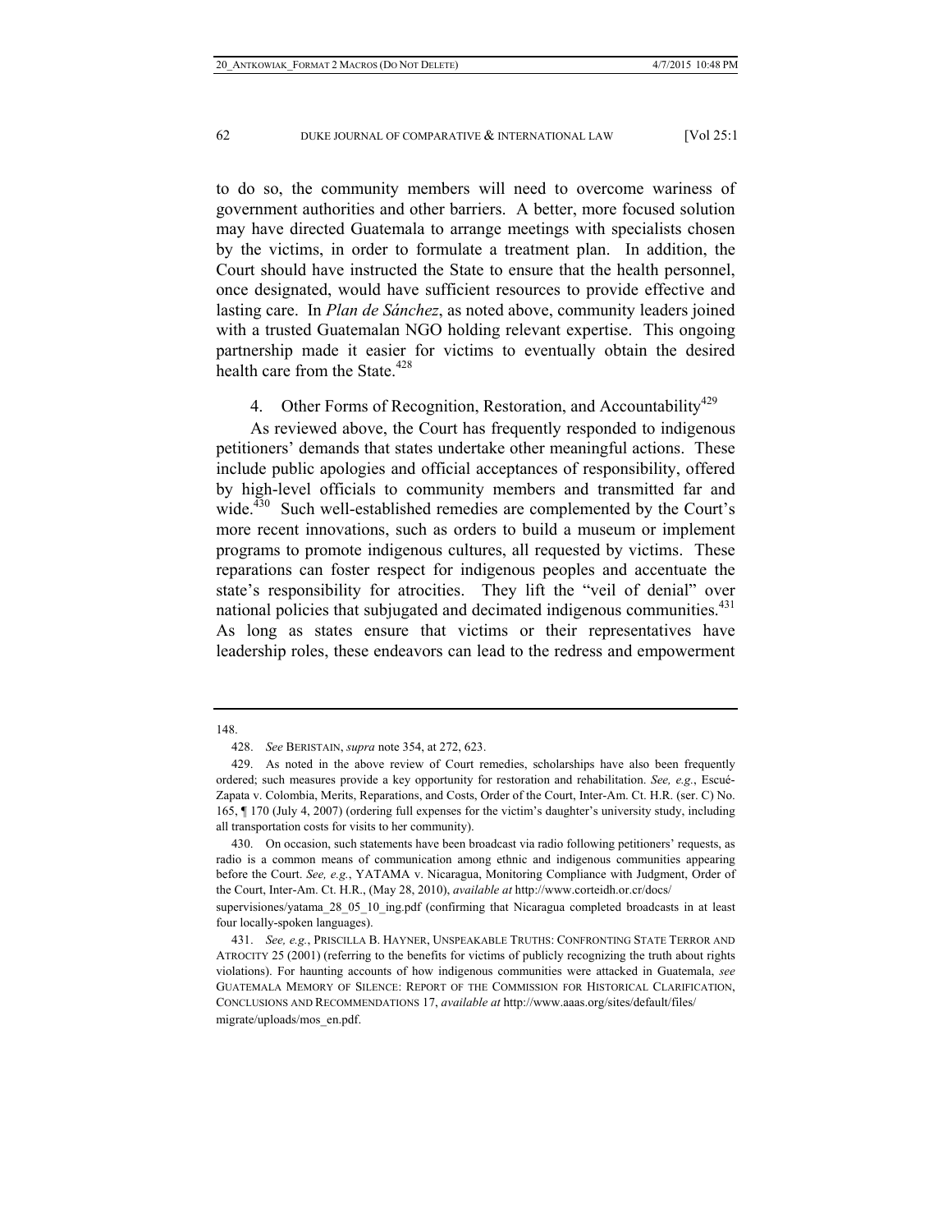to do so, the community members will need to overcome wariness of government authorities and other barriers. A better, more focused solution may have directed Guatemala to arrange meetings with specialists chosen by the victims, in order to formulate a treatment plan. In addition, the Court should have instructed the State to ensure that the health personnel, once designated, would have sufficient resources to provide effective and lasting care. In *Plan de Sánchez*, as noted above, community leaders joined with a trusted Guatemalan NGO holding relevant expertise. This ongoing partnership made it easier for victims to eventually obtain the desired health care from the State.[428]

4. Other Forms of Recognition, Restoration, and Accountability[429]

As reviewed above, the Court has frequently responded to indigenous petitioners' demands that states undertake other meaningful actions. These include public apologies and official acceptances of responsibility, offered by high-level officials to community members and transmitted far and wide.[430] Such well-established remedies are complemented by the Court's more recent innovations, such as orders to build a museum or implement programs to promote indigenous cultures, all requested by victims. These reparations can foster respect for indigenous peoples and accentuate the state's responsibility for atrocities. They lift the "veil of denial" over national policies that subjugated and decimated indigenous communities.[431] As long as states ensure that victims or their representatives have leadership roles, these endeavors can lead to the redress and empowerment

---

148.

428. *See* BERISTAIN, *supra* note 354, at 272, 623.

429. As noted in the above review of Court remedies, scholarships have also been frequently ordered; such measures provide a key opportunity for restoration and rehabilitation. *See, e.g.*, Escué-Zapata v. Colombia, Merits, Reparations, and Costs, Order of the Court, Inter-Am. Ct. H.R. (ser. C) No. 165, ¶ 170 (July 4, 2007) (ordering full expenses for the victim's daughter's university study, including all transportation costs for visits to her community).

430. On occasion, such statements have been broadcast via radio following petitioners' requests, as radio is a common means of communication among ethnic and indigenous communities appearing before the Court. *See, e.g.*, YATAMA v. Nicaragua, Monitoring Compliance with Judgment, Order of the Court, Inter-Am. Ct. H.R., (May 28, 2010), *available at* http://www.corteidh.or.cr/docs/supervisiones/yatama_28_05_10_ing.pdf (confirming that Nicaragua completed broadcasts in at least four locally-spoken languages).

431. *See, e.g.*, PRISCILLA B. HAYNER, UNSPEAKABLE TRUTHS: CONFRONTING STATE TERROR AND ATROCITY 25 (2001) (referring to the benefits for victims of publicly recognizing the truth about rights violations). For haunting accounts of how indigenous communities were attacked in Guatemala, *see* GUATEMALA MEMORY OF SILENCE: REPORT OF THE COMMISSION FOR HISTORICAL CLARIFICATION, CONCLUSIONS AND RECOMMENDATIONS 17, *available at* http://www.aaas.org/sites/default/files/migrate/uploads/mos_en.pdf.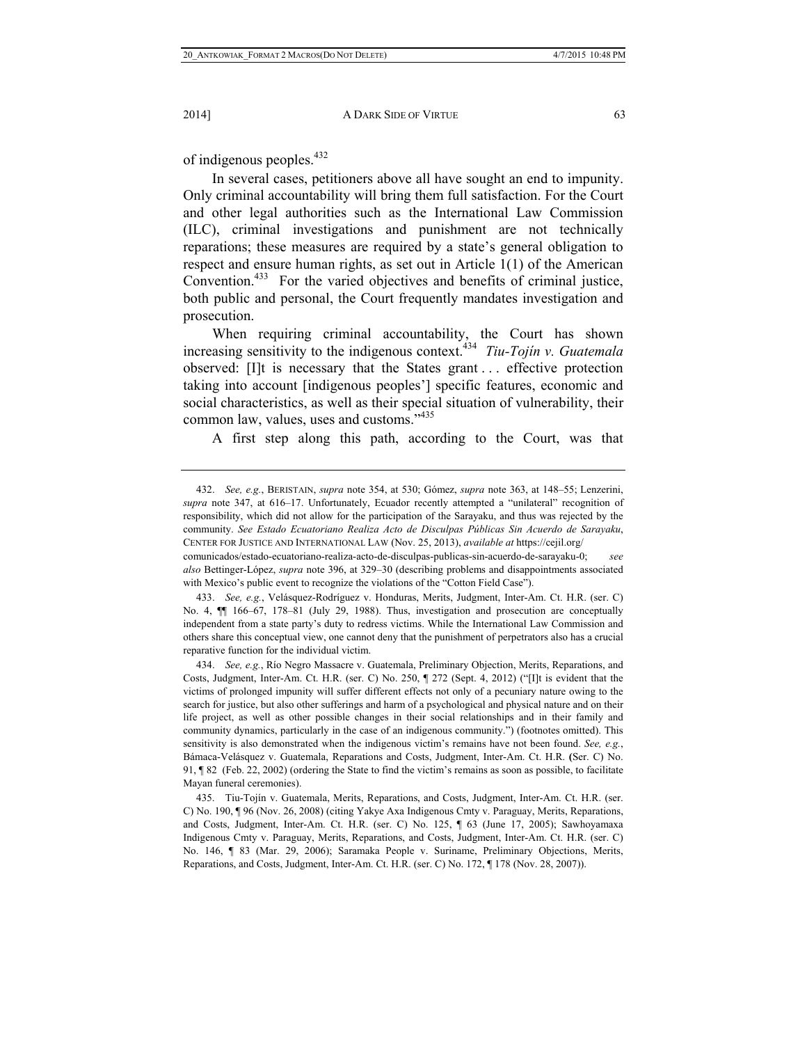of indigenous peoples.[432]

In several cases, petitioners above all have sought an end to impunity. Only criminal accountability will bring them full satisfaction. For the Court and other legal authorities such as the International Law Commission (ILC), criminal investigations and punishment are not technically reparations; these measures are required by a state's general obligation to respect and ensure human rights, as set out in Article 1(1) of the American Convention.[433] For the varied objectives and benefits of criminal justice, both public and personal, the Court frequently mandates investigation and prosecution.

When requiring criminal accountability, the Court has shown increasing sensitivity to the indigenous context.[434] *Tiu-Tojín v. Guatemala* observed: [I]t is necessary that the States grant . . . effective protection taking into account [indigenous peoples'] specific features, economic and social characteristics, as well as their special situation of vulnerability, their common law, values, uses and customs."[435]

A first step along this path, according to the Court, was that

---

432. *See, e.g.*, BERISTAIN, *supra* note 354, at 530; Gómez, *supra* note 363, at 148–55; Lenzerini, *supra* note 347, at 616–17. Unfortunately, Ecuador recently attempted a "unilateral" recognition of responsibility, which did not allow for the participation of the Sarayaku, and thus was rejected by the community. *See Estado Ecuatoriano Realiza Acto de Disculpas Públicas Sin Acuerdo de Sarayaku*, CENTER FOR JUSTICE AND INTERNATIONAL LAW (Nov. 25, 2013), *available at* https://cejil.org/comunicados/estado-ecuatoriano-realiza-acto-de-disculpas-publicas-sin-acuerdo-de-sarayaku-0; *see also* Bettinger-López, *supra* note 396, at 329–30 (describing problems and disappointments associated with Mexico's public event to recognize the violations of the "Cotton Field Case").

433. *See, e.g.*, Velásquez-Rodríguez v. Honduras, Merits, Judgment, Inter-Am. Ct. H.R. (ser. C) No. 4, ¶¶ 166–67, 178–81 (July 29, 1988). Thus, investigation and prosecution are conceptually independent from a state party's duty to redress victims. While the International Law Commission and others share this conceptual view, one cannot deny that the punishment of perpetrators also has a crucial reparative function for the individual victim.

434. *See, e.g.*, Río Negro Massacre v. Guatemala, Preliminary Objection, Merits, Reparations, and Costs, Judgment, Inter-Am. Ct. H.R. (ser. C) No. 250, ¶ 272 (Sept. 4, 2012) ("[I]t is evident that the victims of prolonged impunity will suffer different effects not only of a pecuniary nature owing to the search for justice, but also other sufferings and harm of a psychological and physical nature and on their life project, as well as other possible changes in their social relationships and in their family and community dynamics, particularly in the case of an indigenous community.") (footnotes omitted). This sensitivity is also demonstrated when the indigenous victim's remains have not been found. *See, e.g.*, Bámaca-Velásquez v. Guatemala, Reparations and Costs, Judgment, Inter-Am. Ct. H.R. (Ser. C) No. 91, ¶ 82 (Feb. 22, 2002) (ordering the State to find the victim's remains as soon as possible, to facilitate Mayan funeral ceremonies).

435. Tiu-Tojín v. Guatemala, Merits, Reparations, and Costs, Judgment, Inter-Am. Ct. H.R. (ser. C) No. 190, ¶ 96 (Nov. 26, 2008) (citing Yakye Axa Indigenous Cmty v. Paraguay, Merits, Reparations, and Costs, Judgment, Inter-Am. Ct. H.R. (ser. C) No. 125, ¶ 63 (June 17, 2005); Sawhoyamaxa Indigenous Cmty v. Paraguay, Merits, Reparations, and Costs, Judgment, Inter-Am. Ct. H.R. (ser. C) No. 146, ¶ 83 (Mar. 29, 2006); Saramaka People v. Suriname, Preliminary Objections, Merits, Reparations, and Costs, Judgment, Inter-Am. Ct. H.R. (ser. C) No. 172, ¶ 178 (Nov. 28, 2007)).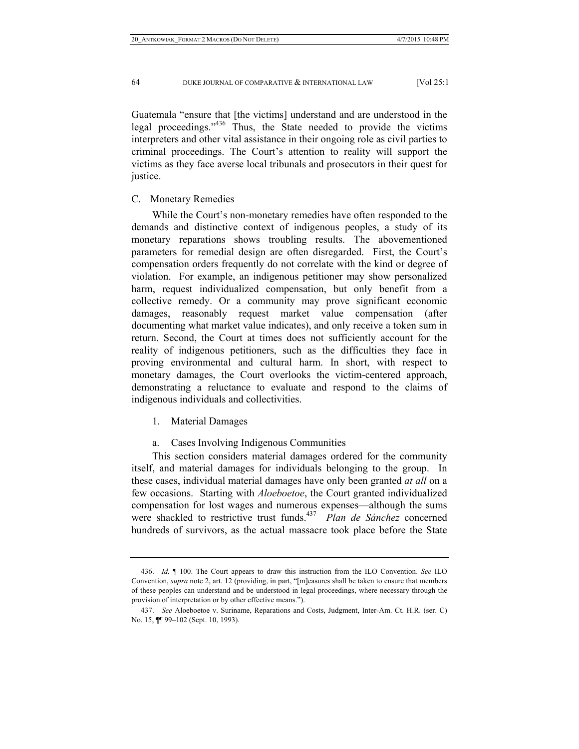Guatemala "ensure that [the victims] understand and are understood in the legal proceedings."[436] Thus, the State needed to provide the victims interpreters and other vital assistance in their ongoing role as civil parties to criminal proceedings. The Court's attention to reality will support the victims as they face averse local tribunals and prosecutors in their quest for justice.

### C. Monetary Remedies

While the Court's non-monetary remedies have often responded to the demands and distinctive context of indigenous peoples, a study of its monetary reparations shows troubling results. The abovementioned parameters for remedial design are often disregarded. First, the Court's compensation orders frequently do not correlate with the kind or degree of violation. For example, an indigenous petitioner may show personalized harm, request individualized compensation, but only benefit from a collective remedy. Or a community may prove significant economic damages, reasonably request market value compensation (after documenting what market value indicates), and only receive a token sum in return. Second, the Court at times does not sufficiently account for the reality of indigenous petitioners, such as the difficulties they face in proving environmental and cultural harm. In short, with respect to monetary damages, the Court overlooks the victim-centered approach, demonstrating a reluctance to evaluate and respond to the claims of indigenous individuals and collectivities.

#### 1. Material Damages

##### a. Cases Involving Indigenous Communities

This section considers material damages ordered for the community itself, and material damages for individuals belonging to the group. In these cases, individual material damages have only been granted *at all* on a few occasions. Starting with *Aloeboetoe*, the Court granted individualized compensation for lost wages and numerous expenses—although the sums were shackled to restrictive trust funds.[437] *Plan de Sánchez* concerned hundreds of survivors, as the actual massacre took place before the State

---

436. *Id.* ¶ 100. The Court appears to draw this instruction from the ILO Convention. *See* ILO Convention, *supra* note 2, art. 12 (providing, in part, "[m]easures shall be taken to ensure that members of these peoples can understand and be understood in legal proceedings, where necessary through the provision of interpretation or by other effective means.").

437. *See* Aloeboetoe v. Suriname, Reparations and Costs, Judgment, Inter-Am. Ct. H.R. (ser. C) No. 15, ¶¶ 99–102 (Sept. 10, 1993).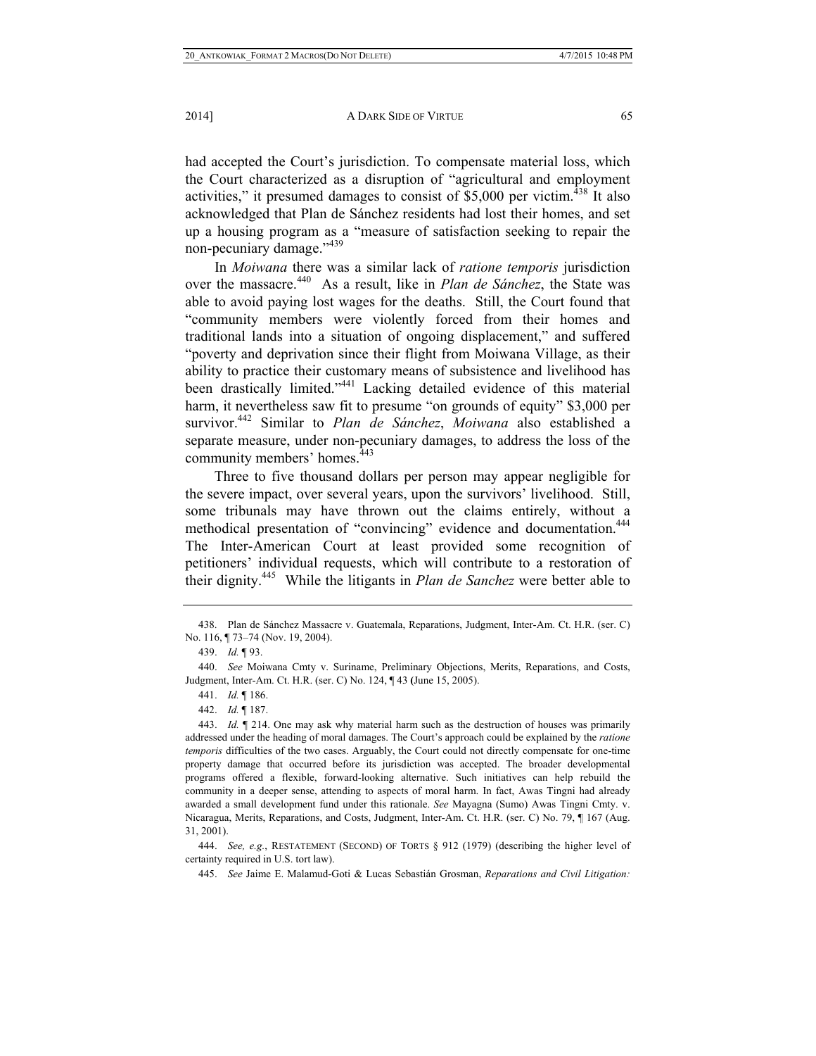had accepted the Court's jurisdiction. To compensate material loss, which the Court characterized as a disruption of "agricultural and employment activities," it presumed damages to consist of $5,000 per victim.[438] It also acknowledged that Plan de Sánchez residents had lost their homes, and set up a housing program as a "measure of satisfaction seeking to repair the non-pecuniary damage."[439]

In *Moiwana* there was a similar lack of *ratione temporis* jurisdiction over the massacre.[440] As a result, like in *Plan de Sánchez*, the State was able to avoid paying lost wages for the deaths. Still, the Court found that "community members were violently forced from their homes and traditional lands into a situation of ongoing displacement," and suffered "poverty and deprivation since their flight from Moiwana Village, as their ability to practice their customary means of subsistence and livelihood has been drastically limited."[441] Lacking detailed evidence of this material harm, it nevertheless saw fit to presume "on grounds of equity" $3,000 per survivor.[442] Similar to *Plan de Sánchez*, *Moiwana* also established a separate measure, under non-pecuniary damages, to address the loss of the community members' homes.[443]

Three to five thousand dollars per person may appear negligible for the severe impact, over several years, upon the survivors' livelihood. Still, some tribunals may have thrown out the claims entirely, without a methodical presentation of "convincing" evidence and documentation.[444] The Inter-American Court at least provided some recognition of petitioners' individual requests, which will contribute to a restoration of their dignity.[445] While the litigants in *Plan de Sanchez* were better able to

---

438. Plan de Sánchez Massacre v. Guatemala, Reparations, Judgment, Inter-Am. Ct. H.R. (ser. C) No. 116, ¶ 73–74 (Nov. 19, 2004).

439. *Id.* ¶ 93.

440. *See* Moiwana Cmty v. Suriname, Preliminary Objections, Merits, Reparations, and Costs, Judgment, Inter-Am. Ct. H.R. (ser. C) No. 124, ¶ 43 (June 15, 2005).

441. *Id.* ¶ 186.

442. *Id.* ¶ 187.

443. *Id.* ¶ 214. One may ask why material harm such as the destruction of houses was primarily addressed under the heading of moral damages. The Court's approach could be explained by the *ratione temporis* difficulties of the two cases. Arguably, the Court could not directly compensate for one-time property damage that occurred before its jurisdiction was accepted. The broader developmental programs offered a flexible, forward-looking alternative. Such initiatives can help rebuild the community in a deeper sense, attending to aspects of moral harm. In fact, Awas Tingni had already awarded a small development fund under this rationale. *See* Mayagna (Sumo) Awas Tingni Cmty. v. Nicaragua, Merits, Reparations, and Costs, Judgment, Inter-Am. Ct. H.R. (ser. C) No. 79, ¶ 167 (Aug. 31, 2001).

444. *See, e.g.*, RESTATEMENT (SECOND) OF TORTS § 912 (1979) (describing the higher level of certainty required in U.S. tort law).

445. *See* Jaime E. Malamud-Goti & Lucas Sebastián Grosman, *Reparations and Civil Litigation:*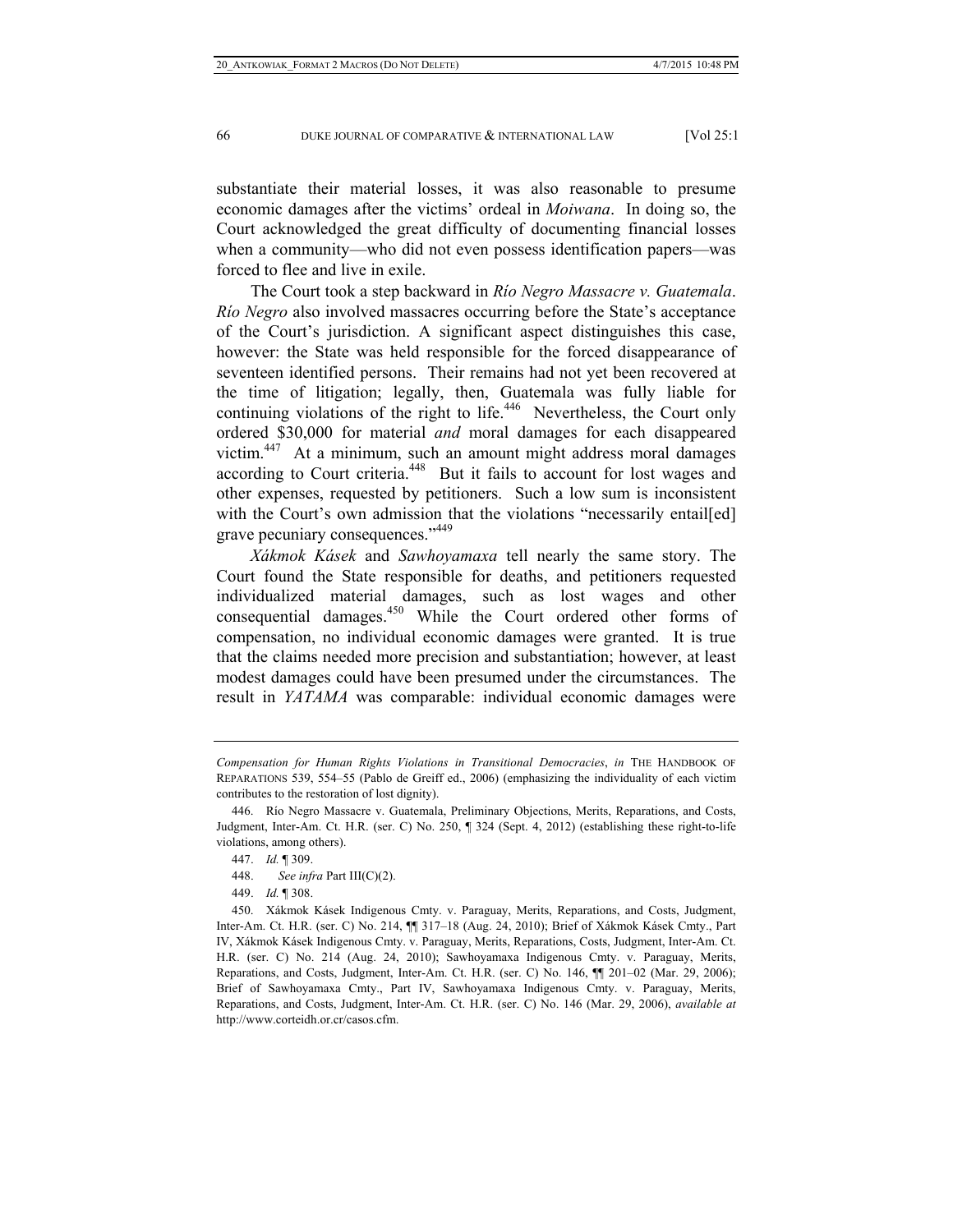substantiate their material losses, it was also reasonable to presume economic damages after the victims' ordeal in *Moiwana*. In doing so, the Court acknowledged the great difficulty of documenting financial losses when a community—who did not even possess identification papers—was forced to flee and live in exile.

The Court took a step backward in *Río Negro Massacre v. Guatemala*. *Río Negro* also involved massacres occurring before the State's acceptance of the Court's jurisdiction. A significant aspect distinguishes this case, however: the State was held responsible for the forced disappearance of seventeen identified persons. Their remains had not yet been recovered at the time of litigation; legally, then, Guatemala was fully liable for continuing violations of the right to life.[446] Nevertheless, the Court only ordered $30,000 for material *and* moral damages for each disappeared victim.[447] At a minimum, such an amount might address moral damages according to Court criteria.[448] But it fails to account for lost wages and other expenses, requested by petitioners. Such a low sum is inconsistent with the Court's own admission that the violations "necessarily entail[ed] grave pecuniary consequences."[449]

*Xákmok Kásek* and *Sawhoyamaxa* tell nearly the same story. The Court found the State responsible for deaths, and petitioners requested individualized material damages, such as lost wages and other consequential damages.[450] While the Court ordered other forms of compensation, no individual economic damages were granted. It is true that the claims needed more precision and substantiation; however, at least modest damages could have been presumed under the circumstances. The result in *YATAMA* was comparable: individual economic damages were

---

*Compensation for Human Rights Violations in Transitional Democracies*, *in* THE HANDBOOK OF REPARATIONS 539, 554–55 (Pablo de Greiff ed., 2006) (emphasizing the individuality of each victim contributes to the restoration of lost dignity).

446. Río Negro Massacre v. Guatemala, Preliminary Objections, Merits, Reparations, and Costs, Judgment, Inter-Am. Ct. H.R. (ser. C) No. 250, ¶ 324 (Sept. 4, 2012) (establishing these right-to-life violations, among others).

447. *Id.* ¶ 309.

448. *See infra* Part III(C)(2).

449. *Id.* ¶ 308.

450. Xákmok Kásek Indigenous Cmty. v. Paraguay, Merits, Reparations, and Costs, Judgment, Inter-Am. Ct. H.R. (ser. C) No. 214, ¶¶ 317–18 (Aug. 24, 2010); Brief of Xákmok Kásek Cmty., Part IV, Xákmok Kásek Indigenous Cmty. v. Paraguay, Merits, Reparations, Costs, Judgment, Inter-Am. Ct. H.R. (ser. C) No. 214 (Aug. 24, 2010); Sawhoyamaxa Indigenous Cmty. v. Paraguay, Merits, Reparations, and Costs, Judgment, Inter-Am. Ct. H.R. (ser. C) No. 146, ¶¶ 201–02 (Mar. 29, 2006); Brief of Sawhoyamaxa Cmty., Part IV, Sawhoyamaxa Indigenous Cmty. v. Paraguay, Merits, Reparations, and Costs, Judgment, Inter-Am. Ct. H.R. (ser. C) No. 146 (Mar. 29, 2006), *available at* http://www.corteidh.or.cr/casos.cfm.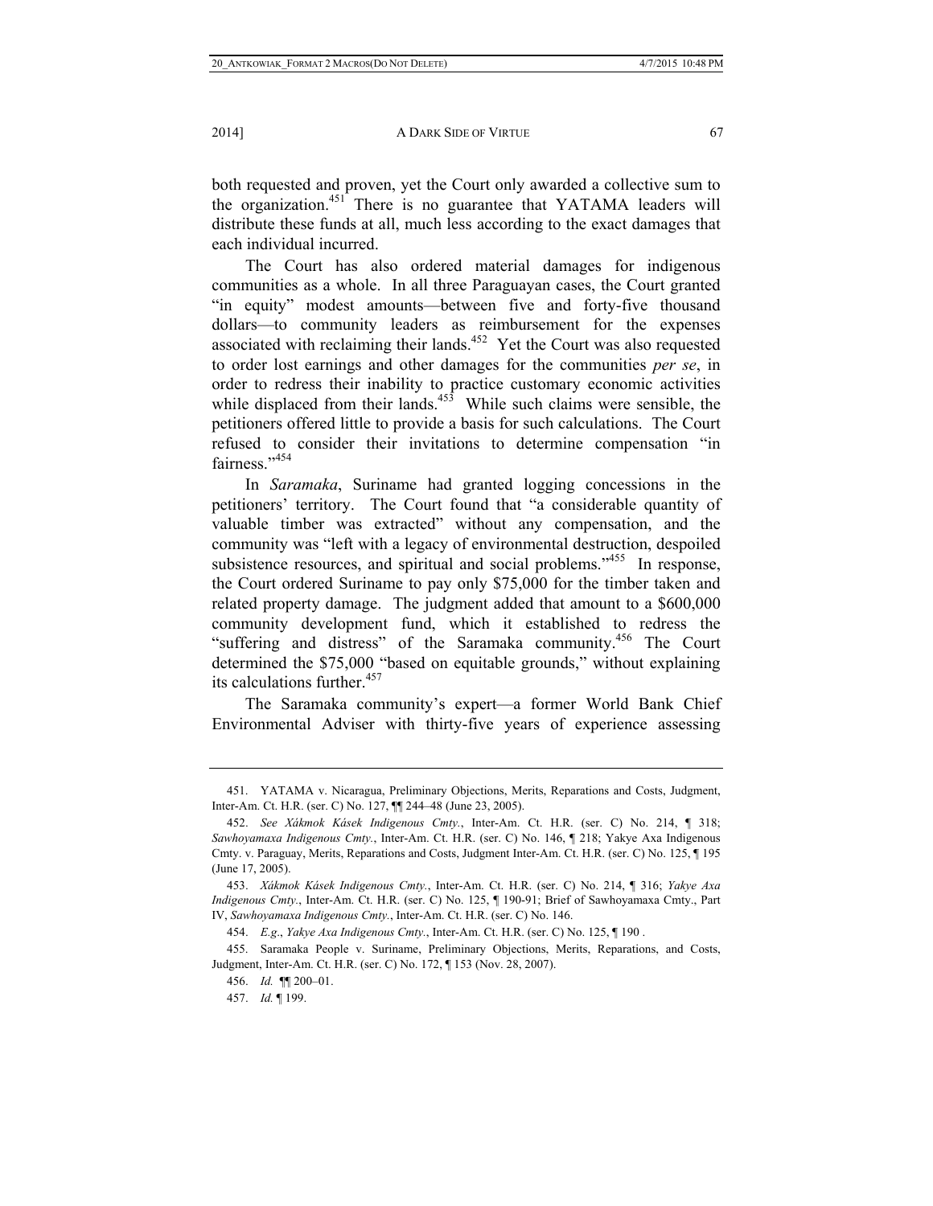both requested and proven, yet the Court only awarded a collective sum to the organization.[451] There is no guarantee that YATAMA leaders will distribute these funds at all, much less according to the exact damages that each individual incurred.

The Court has also ordered material damages for indigenous communities as a whole. In all three Paraguayan cases, the Court granted "in equity" modest amounts—between five and forty-five thousand dollars—to community leaders as reimbursement for the expenses associated with reclaiming their lands.[452] Yet the Court was also requested to order lost earnings and other damages for the communities *per se*, in order to redress their inability to practice customary economic activities while displaced from their lands.[453] While such claims were sensible, the petitioners offered little to provide a basis for such calculations. The Court refused to consider their invitations to determine compensation "in fairness."[454]

In *Saramaka*, Suriname had granted logging concessions in the petitioners' territory. The Court found that "a considerable quantity of valuable timber was extracted" without any compensation, and the community was "left with a legacy of environmental destruction, despoiled subsistence resources, and spiritual and social problems."[455] In response, the Court ordered Suriname to pay only $75,000 for the timber taken and related property damage. The judgment added that amount to a $600,000 community development fund, which it established to redress the "suffering and distress" of the Saramaka community.[456] The Court determined the $75,000 "based on equitable grounds," without explaining its calculations further.[457]

The Saramaka community's expert—a former World Bank Chief Environmental Adviser with thirty-five years of experience assessing

---

451. YATAMA v. Nicaragua, Preliminary Objections, Merits, Reparations and Costs, Judgment, Inter-Am. Ct. H.R. (ser. C) No. 127, ¶¶ 244–48 (June 23, 2005).

452. *See Xákmok Kásek Indigenous Cmty.*, Inter-Am. Ct. H.R. (ser. C) No. 214, ¶ 318; *Sawhoyamaxa Indigenous Cmty.*, Inter-Am. Ct. H.R. (ser. C) No. 146, ¶ 218; Yakye Axa Indigenous Cmty. v. Paraguay, Merits, Reparations and Costs, Judgment Inter-Am. Ct. H.R. (ser. C) No. 125, ¶ 195 (June 17, 2005).

453. *Xákmok Kásek Indigenous Cmty.*, Inter-Am. Ct. H.R. (ser. C) No. 214, ¶ 316; *Yakye Axa Indigenous Cmty.*, Inter-Am. Ct. H.R. (ser. C) No. 125, ¶ 190-91; Brief of Sawhoyamaxa Cmty., Part IV, *Sawhoyamaxa Indigenous Cmty.*, Inter-Am. Ct. H.R. (ser. C) No. 146.

454. *E.g.*, *Yakye Axa Indigenous Cmty.*, Inter-Am. Ct. H.R. (ser. C) No. 125, ¶ 190 .

455. Saramaka People v. Suriname, Preliminary Objections, Merits, Reparations, and Costs, Judgment, Inter-Am. Ct. H.R. (ser. C) No. 172, ¶ 153 (Nov. 28, 2007).

456. *Id.* ¶¶ 200–01.

457. *Id.* ¶ 199.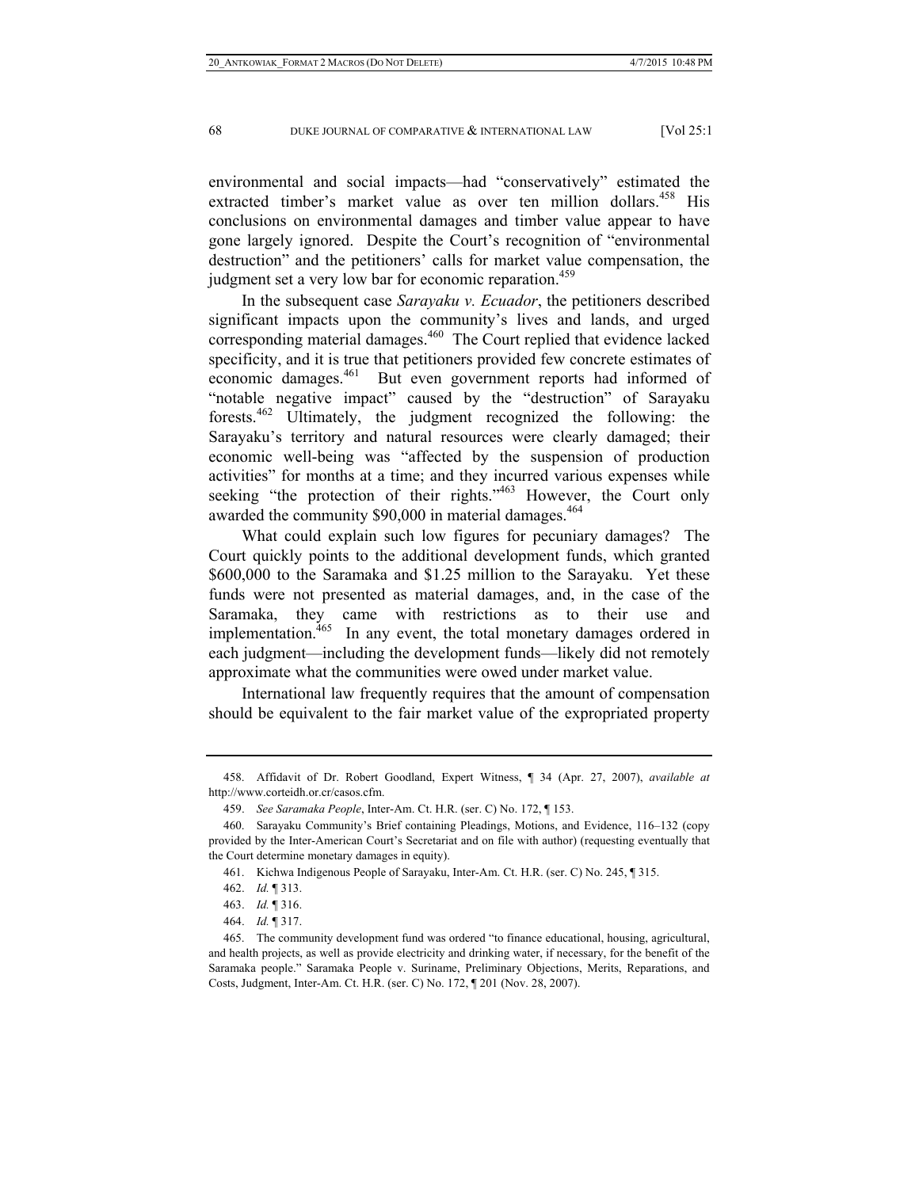environmental and social impacts—had "conservatively" estimated the extracted timber's market value as over ten million dollars.[458] His conclusions on environmental damages and timber value appear to have gone largely ignored. Despite the Court's recognition of "environmental destruction" and the petitioners' calls for market value compensation, the judgment set a very low bar for economic reparation.[459]

In the subsequent case *Sarayaku v. Ecuador*, the petitioners described significant impacts upon the community's lives and lands, and urged corresponding material damages.[460] The Court replied that evidence lacked specificity, and it is true that petitioners provided few concrete estimates of economic damages.[461] But even government reports had informed of "notable negative impact" caused by the "destruction" of Sarayaku forests.[462] Ultimately, the judgment recognized the following: the Sarayaku's territory and natural resources were clearly damaged; their economic well-being was "affected by the suspension of production activities" for months at a time; and they incurred various expenses while seeking "the protection of their rights."[463] However, the Court only awarded the community $90,000 in material damages.[464]

What could explain such low figures for pecuniary damages? The Court quickly points to the additional development funds, which granted $600,000 to the Saramaka and $1.25 million to the Sarayaku. Yet these funds were not presented as material damages, and, in the case of the Saramaka, they came with restrictions as to their use and implementation.[465] In any event, the total monetary damages ordered in each judgment—including the development funds—likely did not remotely approximate what the communities were owed under market value.

International law frequently requires that the amount of compensation should be equivalent to the fair market value of the expropriated property

---

458. Affidavit of Dr. Robert Goodland, Expert Witness, ¶ 34 (Apr. 27, 2007), *available at* http://www.corteidh.or.cr/casos.cfm.

459. *See Saramaka People*, Inter-Am. Ct. H.R. (ser. C) No. 172, ¶ 153.

460. Sarayaku Community's Brief containing Pleadings, Motions, and Evidence, 116–132 (copy provided by the Inter-American Court's Secretariat and on file with author) (requesting eventually that the Court determine monetary damages in equity).

461. Kichwa Indigenous People of Sarayaku, Inter-Am. Ct. H.R. (ser. C) No. 245, ¶ 315.

462. *Id.* ¶ 313.

463. *Id.* ¶ 316.

464. *Id.* ¶ 317.

465. The community development fund was ordered "to finance educational, housing, agricultural, and health projects, as well as provide electricity and drinking water, if necessary, for the benefit of the Saramaka people." Saramaka People v. Suriname, Preliminary Objections, Merits, Reparations, and Costs, Judgment, Inter-Am. Ct. H.R. (ser. C) No. 172, ¶ 201 (Nov. 28, 2007).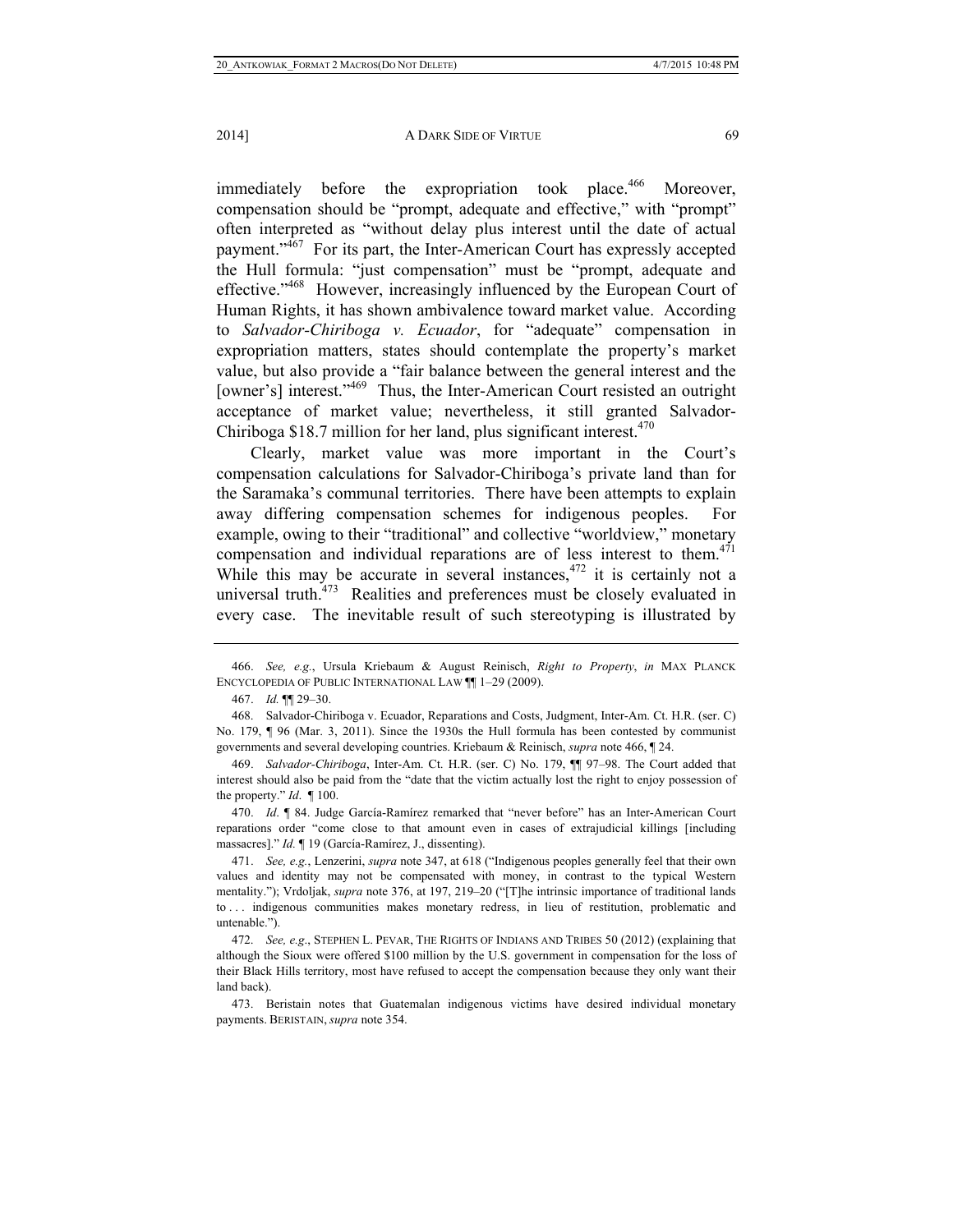immediately before the expropriation took place.[466] Moreover, compensation should be "prompt, adequate and effective," with "prompt" often interpreted as "without delay plus interest until the date of actual payment."[467] For its part, the Inter-American Court has expressly accepted the Hull formula: "just compensation" must be "prompt, adequate and effective."[468] However, increasingly influenced by the European Court of Human Rights, it has shown ambivalence toward market value. According to *Salvador-Chiriboga v. Ecuador*, for "adequate" compensation in expropriation matters, states should contemplate the property's market value, but also provide a "fair balance between the general interest and the [owner's] interest."[469] Thus, the Inter-American Court resisted an outright acceptance of market value; nevertheless, it still granted Salvador-Chiriboga $18.7 million for her land, plus significant interest.[470]

Clearly, market value was more important in the Court's compensation calculations for Salvador-Chiriboga's private land than for the Saramaka's communal territories. There have been attempts to explain away differing compensation schemes for indigenous peoples. For example, owing to their "traditional" and collective "worldview," monetary compensation and individual reparations are of less interest to them.[471] While this may be accurate in several instances,[472] it is certainly not a universal truth.[473] Realities and preferences must be closely evaluated in every case. The inevitable result of such stereotyping is illustrated by

---

466. *See, e.g.*, Ursula Kriebaum & August Reinisch, *Right to Property*, *in* MAX PLANCK ENCYCLOPEDIA OF PUBLIC INTERNATIONAL LAW ¶¶ 1–29 (2009).

467. *Id.* ¶¶ 29–30.

468. Salvador-Chiriboga v. Ecuador, Reparations and Costs, Judgment, Inter-Am. Ct. H.R. (ser. C) No. 179, ¶ 96 (Mar. 3, 2011). Since the 1930s the Hull formula has been contested by communist governments and several developing countries. Kriebaum & Reinisch, *supra* note 466, ¶ 24.

469. *Salvador-Chiriboga*, Inter-Am. Ct. H.R. (ser. C) No. 179, ¶¶ 97–98. The Court added that interest should also be paid from the "date that the victim actually lost the right to enjoy possession of the property." *Id*. ¶ 100.

470. *Id*. ¶ 84. Judge García-Ramírez remarked that "never before" has an Inter-American Court reparations order "come close to that amount even in cases of extrajudicial killings [including massacres]." *Id.* ¶ 19 (García-Ramírez, J., dissenting).

471. *See, e.g.*, Lenzerini, *supra* note 347, at 618 ("Indigenous peoples generally feel that their own values and identity may not be compensated with money, in contrast to the typical Western mentality."); Vrdoljak, *supra* note 376, at 197, 219–20 ("[T]he intrinsic importance of traditional lands to . . . indigenous communities makes monetary redress, in lieu of restitution, problematic and untenable.").

472. *See, e.g*., STEPHEN L. PEVAR, THE RIGHTS OF INDIANS AND TRIBES 50 (2012) (explaining that although the Sioux were offered $100 million by the U.S. government in compensation for the loss of their Black Hills territory, most have refused to accept the compensation because they only want their land back).

473. Beristain notes that Guatemalan indigenous victims have desired individual monetary payments. BERISTAIN, *supra* note 354.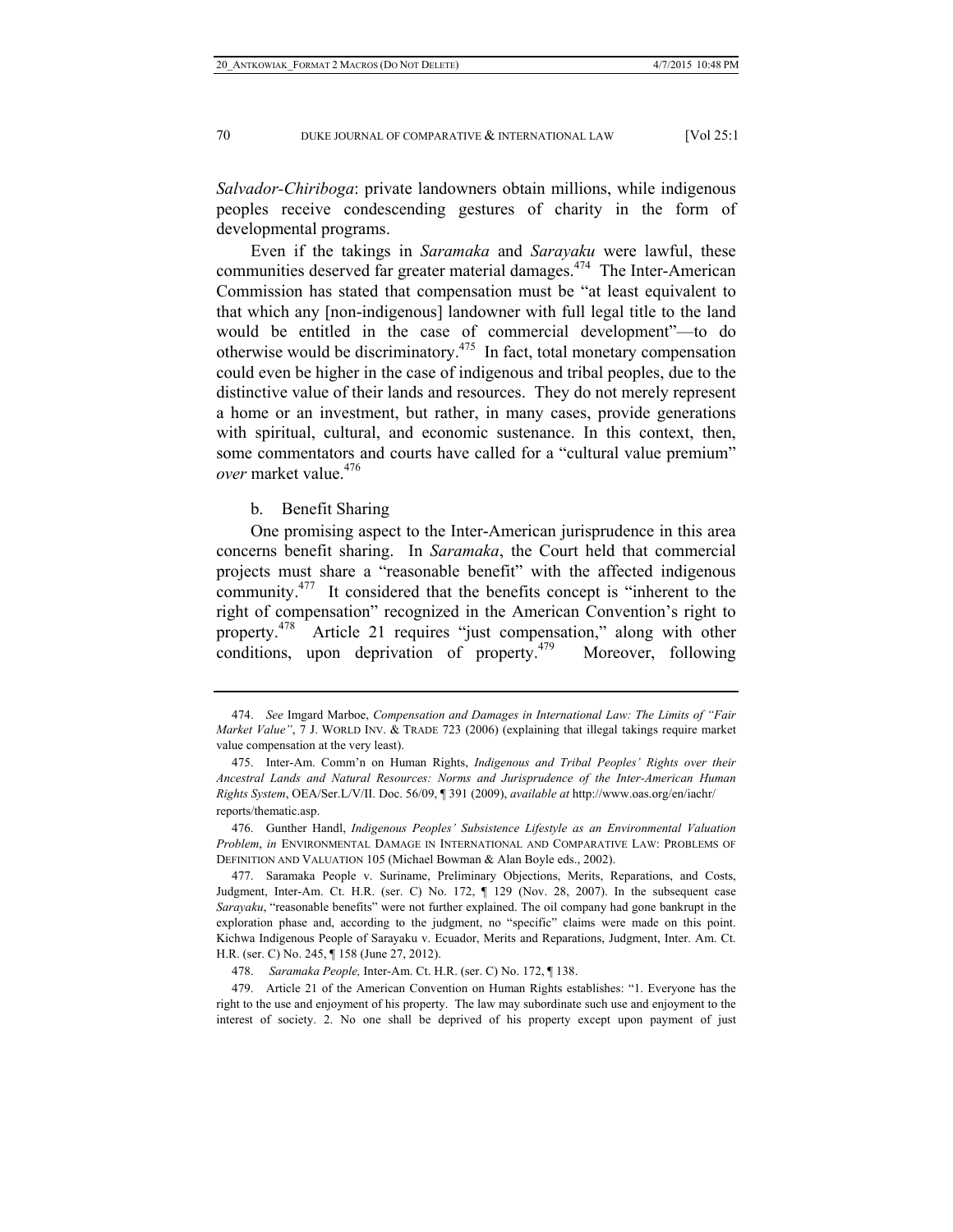*Salvador-Chiriboga*: private landowners obtain millions, while indigenous peoples receive condescending gestures of charity in the form of developmental programs.

Even if the takings in *Saramaka* and *Sarayaku* were lawful, these communities deserved far greater material damages.[474] The Inter-American Commission has stated that compensation must be "at least equivalent to that which any [non-indigenous] landowner with full legal title to the land would be entitled in the case of commercial development"—to do otherwise would be discriminatory.[475] In fact, total monetary compensation could even be higher in the case of indigenous and tribal peoples, due to the distinctive value of their lands and resources. They do not merely represent a home or an investment, but rather, in many cases, provide generations with spiritual, cultural, and economic sustenance. In this context, then, some commentators and courts have called for a "cultural value premium" *over* market value.[476]

b. Benefit Sharing

One promising aspect to the Inter-American jurisprudence in this area concerns benefit sharing. In *Saramaka*, the Court held that commercial projects must share a "reasonable benefit" with the affected indigenous community.[477] It considered that the benefits concept is "inherent to the right of compensation" recognized in the American Convention's right to property.[478] Article 21 requires "just compensation," along with other conditions, upon deprivation of property.[479] Moreover, following

---

474. *See* Imgard Marboe, *Compensation and Damages in International Law: The Limits of "Fair Market Value"*, 7 J. WORLD INV. & TRADE 723 (2006) (explaining that illegal takings require market value compensation at the very least).

475. Inter-Am. Comm'n on Human Rights, *Indigenous and Tribal Peoples' Rights over their Ancestral Lands and Natural Resources: Norms and Jurisprudence of the Inter-American Human Rights System*, OEA/Ser.L/V/II. Doc. 56/09, ¶ 391 (2009), *available at* http://www.oas.org/en/iachr/reports/thematic.asp.

476. Gunther Handl, *Indigenous Peoples' Subsistence Lifestyle as an Environmental Valuation Problem*, *in* ENVIRONMENTAL DAMAGE IN INTERNATIONAL AND COMPARATIVE LAW: PROBLEMS OF DEFINITION AND VALUATION 105 (Michael Bowman & Alan Boyle eds., 2002).

477. Saramaka People v. Suriname, Preliminary Objections, Merits, Reparations, and Costs, Judgment, Inter-Am. Ct. H.R. (ser. C) No. 172, ¶ 129 (Nov. 28, 2007). In the subsequent case *Sarayaku*, "reasonable benefits" were not further explained. The oil company had gone bankrupt in the exploration phase and, according to the judgment, no "specific" claims were made on this point. Kichwa Indigenous People of Sarayaku v. Ecuador, Merits and Reparations, Judgment, Inter. Am. Ct. H.R. (ser. C) No. 245, ¶ 158 (June 27, 2012).

478. *Saramaka People,* Inter-Am. Ct. H.R. (ser. C) No. 172, ¶ 138.

479. Article 21 of the American Convention on Human Rights establishes: "1. Everyone has the right to the use and enjoyment of his property. The law may subordinate such use and enjoyment to the interest of society. 2. No one shall be deprived of his property except upon payment of just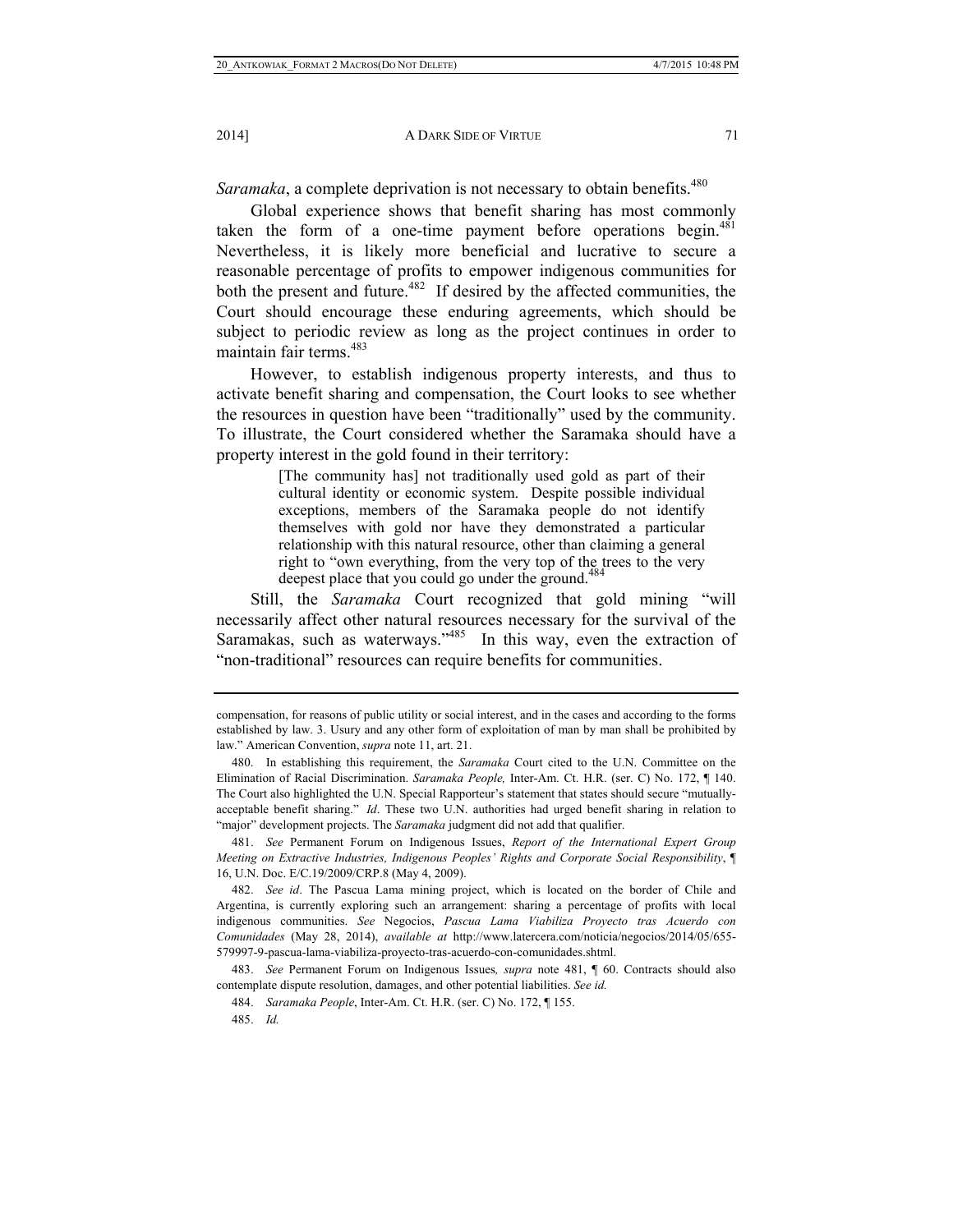*Saramaka*, a complete deprivation is not necessary to obtain benefits.[480]

Global experience shows that benefit sharing has most commonly taken the form of a one-time payment before operations begin.[481] Nevertheless, it is likely more beneficial and lucrative to secure a reasonable percentage of profits to empower indigenous communities for both the present and future.[482] If desired by the affected communities, the Court should encourage these enduring agreements, which should be subject to periodic review as long as the project continues in order to maintain fair terms.[483]

However, to establish indigenous property interests, and thus to activate benefit sharing and compensation, the Court looks to see whether the resources in question have been "traditionally" used by the community. To illustrate, the Court considered whether the Saramaka should have a property interest in the gold found in their territory:

> [The community has] not traditionally used gold as part of their cultural identity or economic system. Despite possible individual exceptions, members of the Saramaka people do not identify themselves with gold nor have they demonstrated a particular relationship with this natural resource, other than claiming a general right to "own everything, from the very top of the trees to the very deepest place that you could go under the ground.[484]

Still, the *Saramaka* Court recognized that gold mining "will necessarily affect other natural resources necessary for the survival of the Saramakas, such as waterways."[485] In this way, even the extraction of "non-traditional" resources can require benefits for communities.

---

compensation, for reasons of public utility or social interest, and in the cases and according to the forms established by law. 3. Usury and any other form of exploitation of man by man shall be prohibited by law." American Convention, *supra* note 11, art. 21.

480. In establishing this requirement, the *Saramaka* Court cited to the U.N. Committee on the Elimination of Racial Discrimination. *Saramaka People,* Inter-Am. Ct. H.R. (ser. C) No. 172, ¶ 140. The Court also highlighted the U.N. Special Rapporteur's statement that states should secure "mutually-acceptable benefit sharing." *Id*. These two U.N. authorities had urged benefit sharing in relation to "major" development projects. The *Saramaka* judgment did not add that qualifier.

481. *See* Permanent Forum on Indigenous Issues, *Report of the International Expert Group Meeting on Extractive Industries, Indigenous Peoples' Rights and Corporate Social Responsibility*, ¶ 16, U.N. Doc. E/C.19/2009/CRP.8 (May 4, 2009).

482. *See id*. The Pascua Lama mining project, which is located on the border of Chile and Argentina, is currently exploring such an arrangement: sharing a percentage of profits with local indigenous communities. *See* Negocios, *Pascua Lama Viabiliza Proyecto tras Acuerdo con Comunidades* (May 28, 2014), *available at* http://www.latercera.com/noticia/negocios/2014/05/655-579997-9-pascua-lama-viabiliza-proyecto-tras-acuerdo-con-comunidades.shtml.

483. *See* Permanent Forum on Indigenous Issues*, supra* note 481, ¶ 60. Contracts should also contemplate dispute resolution, damages, and other potential liabilities. *See id.*

484. *Saramaka People*, Inter-Am. Ct. H.R. (ser. C) No. 172, ¶ 155.

485. *Id.*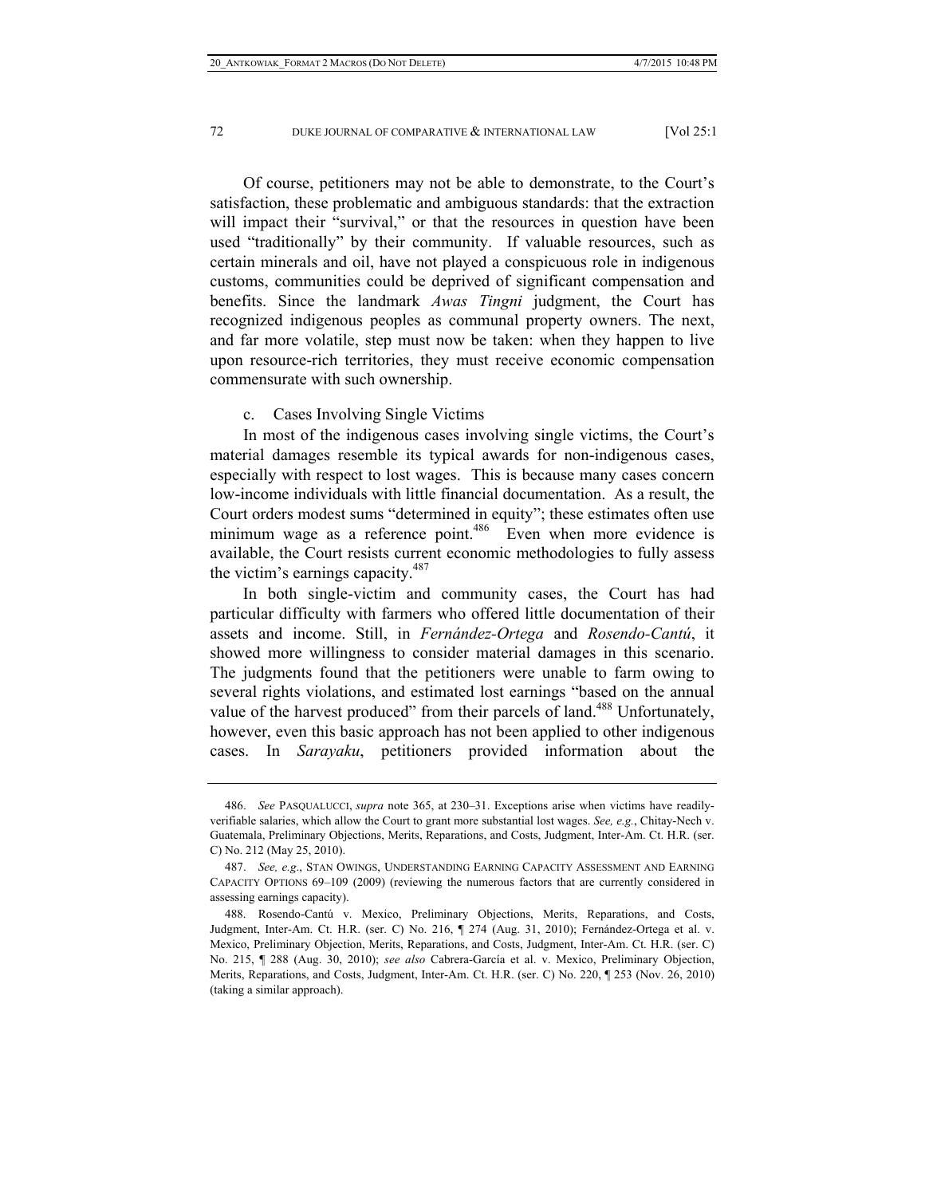Of course, petitioners may not be able to demonstrate, to the Court's satisfaction, these problematic and ambiguous standards: that the extraction will impact their "survival," or that the resources in question have been used "traditionally" by their community. If valuable resources, such as certain minerals and oil, have not played a conspicuous role in indigenous customs, communities could be deprived of significant compensation and benefits. Since the landmark *Awas Tingni* judgment, the Court has recognized indigenous peoples as communal property owners. The next, and far more volatile, step must now be taken: when they happen to live upon resource-rich territories, they must receive economic compensation commensurate with such ownership.

c. Cases Involving Single Victims

In most of the indigenous cases involving single victims, the Court's material damages resemble its typical awards for non-indigenous cases, especially with respect to lost wages. This is because many cases concern low-income individuals with little financial documentation. As a result, the Court orders modest sums "determined in equity"; these estimates often use minimum wage as a reference point.[486] Even when more evidence is available, the Court resists current economic methodologies to fully assess the victim's earnings capacity.[487]

In both single-victim and community cases, the Court has had particular difficulty with farmers who offered little documentation of their assets and income. Still, in *Fernández-Ortega* and *Rosendo-Cantú*, it showed more willingness to consider material damages in this scenario. The judgments found that the petitioners were unable to farm owing to several rights violations, and estimated lost earnings "based on the annual value of the harvest produced" from their parcels of land.[488] Unfortunately, however, even this basic approach has not been applied to other indigenous cases. In *Sarayaku*, petitioners provided information about the

---

486. *See* PASQUALUCCI, *supra* note 365, at 230–31. Exceptions arise when victims have readily-verifiable salaries, which allow the Court to grant more substantial lost wages. *See, e.g.*, Chitay-Nech v. Guatemala, Preliminary Objections, Merits, Reparations, and Costs, Judgment, Inter-Am. Ct. H.R. (ser. C) No. 212 (May 25, 2010).

487. *See, e.g.*, STAN OWINGS, UNDERSTANDING EARNING CAPACITY ASSESSMENT AND EARNING CAPACITY OPTIONS 69–109 (2009) (reviewing the numerous factors that are currently considered in assessing earnings capacity).

488. Rosendo-Cantú v. Mexico, Preliminary Objections, Merits, Reparations, and Costs, Judgment, Inter-Am. Ct. H.R. (ser. C) No. 216, ¶ 274 (Aug. 31, 2010); Fernández-Ortega et al. v. Mexico, Preliminary Objection, Merits, Reparations, and Costs, Judgment, Inter-Am. Ct. H.R. (ser. C) No. 215, ¶ 288 (Aug. 30, 2010); *see also* Cabrera-García et al. v. Mexico, Preliminary Objection, Merits, Reparations, and Costs, Judgment, Inter-Am. Ct. H.R. (ser. C) No. 220, ¶ 253 (Nov. 26, 2010) (taking a similar approach).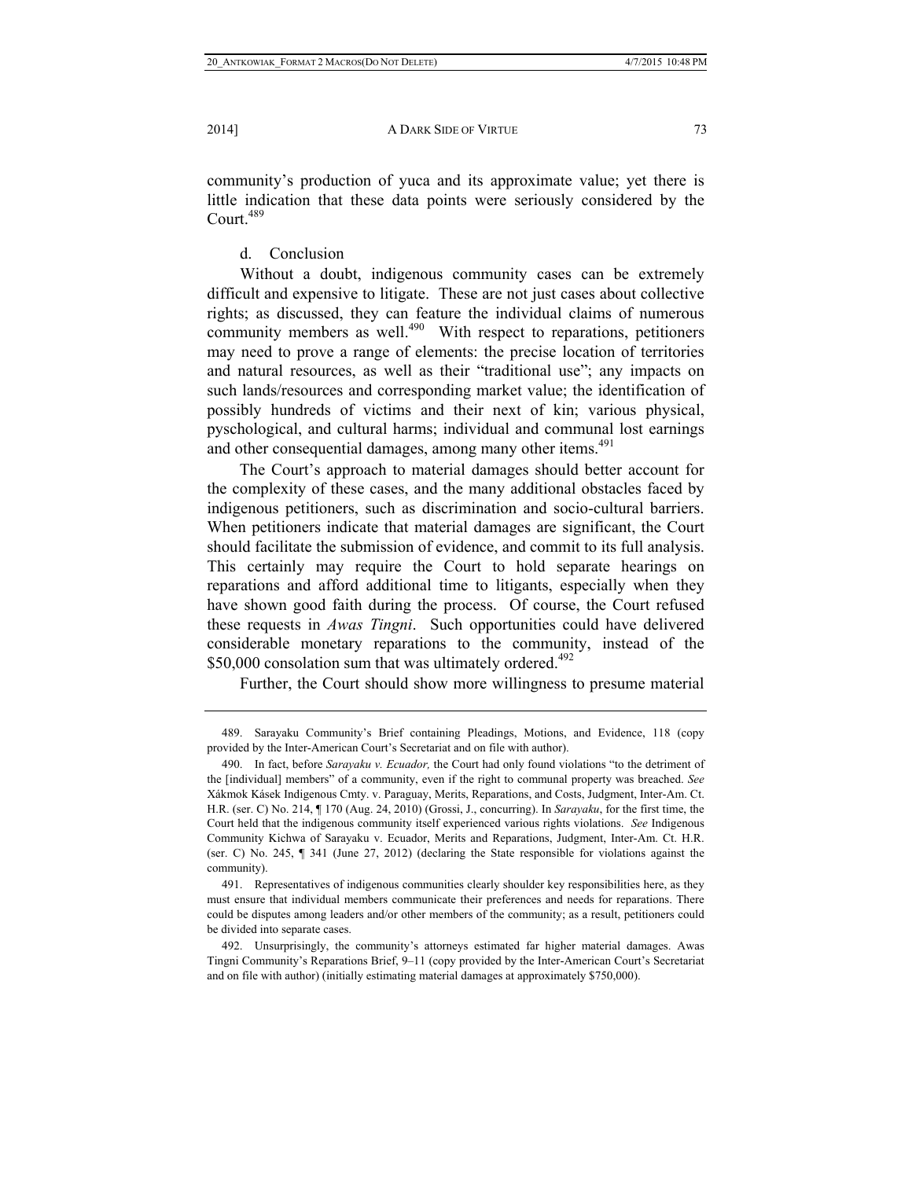community's production of yuca and its approximate value; yet there is little indication that these data points were seriously considered by the Court.[489]

d. Conclusion

Without a doubt, indigenous community cases can be extremely difficult and expensive to litigate. These are not just cases about collective rights; as discussed, they can feature the individual claims of numerous community members as well.[490] With respect to reparations, petitioners may need to prove a range of elements: the precise location of territories and natural resources, as well as their "traditional use"; any impacts on such lands/resources and corresponding market value; the identification of possibly hundreds of victims and their next of kin; various physical, pyschological, and cultural harms; individual and communal lost earnings and other consequential damages, among many other items.[491]

The Court's approach to material damages should better account for the complexity of these cases, and the many additional obstacles faced by indigenous petitioners, such as discrimination and socio-cultural barriers. When petitioners indicate that material damages are significant, the Court should facilitate the submission of evidence, and commit to its full analysis. This certainly may require the Court to hold separate hearings on reparations and afford additional time to litigants, especially when they have shown good faith during the process. Of course, the Court refused these requests in *Awas Tingni*. Such opportunities could have delivered considerable monetary reparations to the community, instead of the $50,000 consolation sum that was ultimately ordered.[492]

Further, the Court should show more willingness to presume material

---

489. Sarayaku Community's Brief containing Pleadings, Motions, and Evidence, 118 (copy provided by the Inter-American Court's Secretariat and on file with author).

490. In fact, before *Sarayaku v. Ecuador,* the Court had only found violations "to the detriment of the [individual] members" of a community, even if the right to communal property was breached. *See* Xákmok Kásek Indigenous Cmty. v. Paraguay, Merits, Reparations, and Costs, Judgment, Inter-Am. Ct. H.R. (ser. C) No. 214, ¶ 170 (Aug. 24, 2010) (Grossi, J., concurring). In *Sarayaku*, for the first time, the Court held that the indigenous community itself experienced various rights violations. *See* Indigenous Community Kichwa of Sarayaku v. Ecuador, Merits and Reparations, Judgment, Inter-Am. Ct. H.R. (ser. C) No. 245, ¶ 341 (June 27, 2012) (declaring the State responsible for violations against the community).

491. Representatives of indigenous communities clearly shoulder key responsibilities here, as they must ensure that individual members communicate their preferences and needs for reparations. There could be disputes among leaders and/or other members of the community; as a result, petitioners could be divided into separate cases.

492. Unsurprisingly, the community's attorneys estimated far higher material damages. Awas Tingni Community's Reparations Brief, 9–11 (copy provided by the Inter-American Court's Secretariat and on file with author) (initially estimating material damages at approximately $750,000).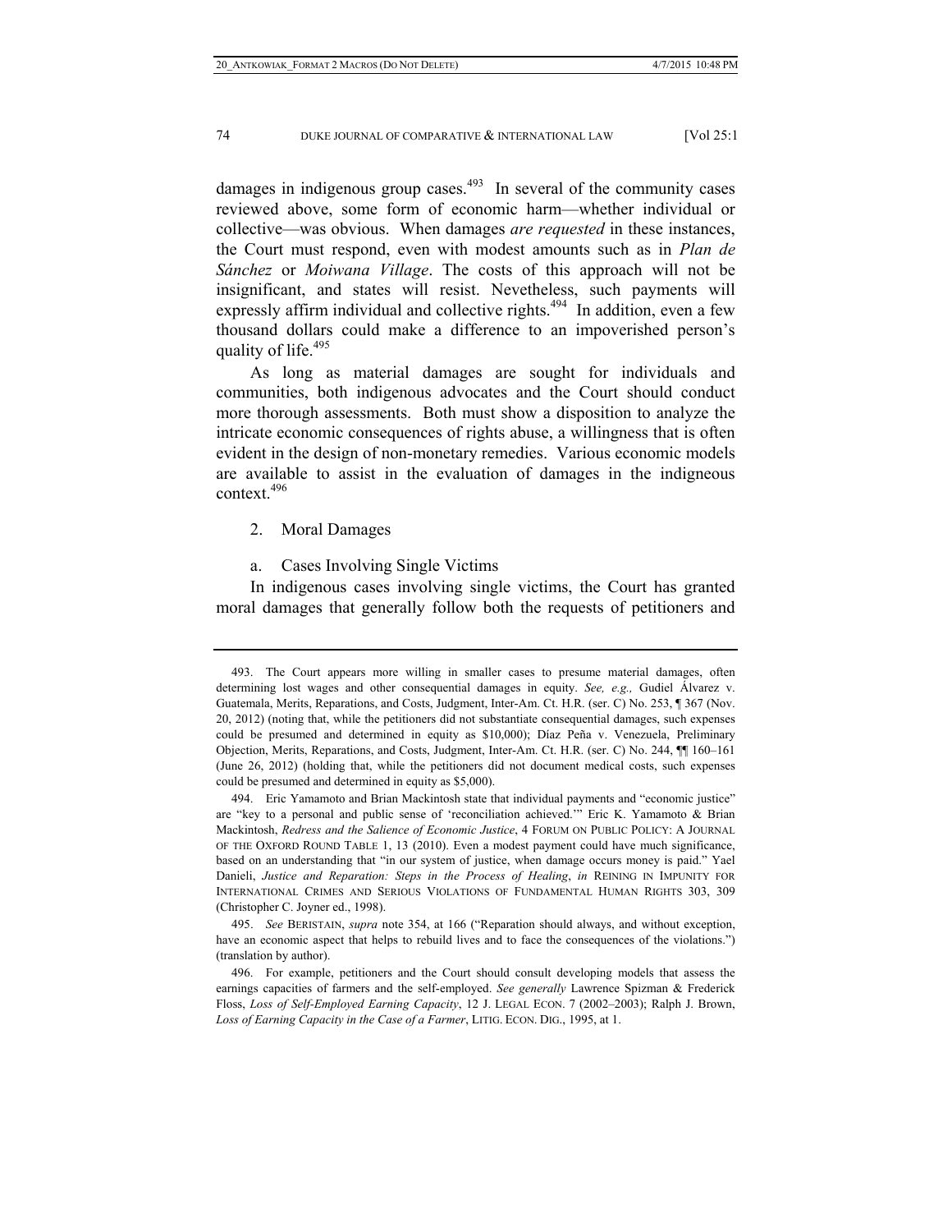damages in indigenous group cases.[493] In several of the community cases reviewed above, some form of economic harm—whether individual or collective—was obvious. When damages *are requested* in these instances, the Court must respond, even with modest amounts such as in *Plan de Sánchez* or *Moiwana Village*. The costs of this approach will not be insignificant, and states will resist. Nevetheless, such payments will expressly affirm individual and collective rights.[494] In addition, even a few thousand dollars could make a difference to an impoverished person's quality of life.[495]

As long as material damages are sought for individuals and communities, both indigenous advocates and the Court should conduct more thorough assessments. Both must show a disposition to analyze the intricate economic consequences of rights abuse, a willingness that is often evident in the design of non-monetary remedies. Various economic models are available to assist in the evaluation of damages in the indigeneous context.[496]

2. Moral Damages

a. Cases Involving Single Victims

In indigenous cases involving single victims, the Court has granted moral damages that generally follow both the requests of petitioners and

---

493. The Court appears more willing in smaller cases to presume material damages, often determining lost wages and other consequential damages in equity. *See, e.g.,* Gudiel Álvarez v. Guatemala, Merits, Reparations, and Costs, Judgment, Inter-Am. Ct. H.R. (ser. C) No. 253, ¶ 367 (Nov. 20, 2012) (noting that, while the petitioners did not substantiate consequential damages, such expenses could be presumed and determined in equity as $10,000); Díaz Peña v. Venezuela, Preliminary Objection, Merits, Reparations, and Costs, Judgment, Inter-Am. Ct. H.R. (ser. C) No. 244, ¶¶ 160–161 (June 26, 2012) (holding that, while the petitioners did not document medical costs, such expenses could be presumed and determined in equity as $5,000).

494. Eric Yamamoto and Brian Mackintosh state that individual payments and "economic justice" are "key to a personal and public sense of 'reconciliation achieved.'" Eric K. Yamamoto & Brian Mackintosh, *Redress and the Salience of Economic Justice*, 4 FORUM ON PUBLIC POLICY: A JOURNAL OF THE OXFORD ROUND TABLE 1, 13 (2010). Even a modest payment could have much significance, based on an understanding that "in our system of justice, when damage occurs money is paid." Yael Danieli, *Justice and Reparation: Steps in the Process of Healing*, *in* REINING IN IMPUNITY FOR INTERNATIONAL CRIMES AND SERIOUS VIOLATIONS OF FUNDAMENTAL HUMAN RIGHTS 303, 309 (Christopher C. Joyner ed., 1998).

495. *See* BERISTAIN, *supra* note 354, at 166 ("Reparation should always, and without exception, have an economic aspect that helps to rebuild lives and to face the consequences of the violations.") (translation by author).

496. For example, petitioners and the Court should consult developing models that assess the earnings capacities of farmers and the self-employed. *See generally* Lawrence Spizman & Frederick Floss, *Loss of Self-Employed Earning Capacity*, 12 J. LEGAL ECON. 7 (2002–2003); Ralph J. Brown, *Loss of Earning Capacity in the Case of a Farmer*, LITIG. ECON. DIG., 1995, at 1.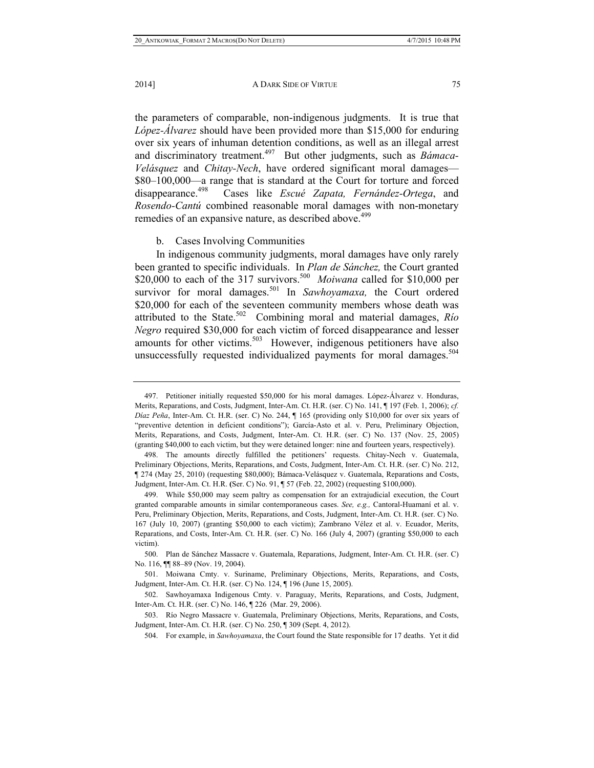the parameters of comparable, non-indigenous judgments. It is true that *López-Álvarez* should have been provided more than $15,000 for enduring over six years of inhuman detention conditions, as well as an illegal arrest and discriminatory treatment.[497] But other judgments, such as *Bámaca-Velásquez* and *Chitay-Nech*, have ordered significant moral damages—$80–100,000—a range that is standard at the Court for torture and forced disappearance.[498] Cases like *Escué Zapata, Fernández-Ortega*, and *Rosendo-Cantú* combined reasonable moral damages with non-monetary remedies of an expansive nature, as described above.[499]

b. Cases Involving Communities

In indigenous community judgments, moral damages have only rarely been granted to specific individuals. In *Plan de Sánchez,* the Court granted $20,000 to each of the 317 survivors.[500] *Moiwana* called for $10,000 per survivor for moral damages.[501] In *Sawhoyamaxa,* the Court ordered $20,000 for each of the seventeen community members whose death was attributed to the State.[502] Combining moral and material damages, *Río Negro* required $30,000 for each victim of forced disappearance and lesser amounts for other victims.[503] However, indigenous petitioners have also unsuccessfully requested individualized payments for moral damages.[504]

---

497. Petitioner initially requested $50,000 for his moral damages. López-Álvarez v. Honduras, Merits, Reparations, and Costs, Judgment, Inter-Am. Ct. H.R. (ser. C) No. 141, ¶ 197 (Feb. 1, 2006); *cf. Díaz Peña*, Inter-Am. Ct. H.R. (ser. C) No. 244, ¶ 165 (providing only $10,000 for over six years of "preventive detention in deficient conditions"); García-Asto et al. v. Peru, Preliminary Objection, Merits, Reparations, and Costs, Judgment, Inter-Am. Ct. H.R. (ser. C) No. 137 (Nov. 25, 2005) (granting $40,000 to each victim, but they were detained longer: nine and fourteen years, respectively).

498. The amounts directly fulfilled the petitioners' requests. Chitay-Nech v. Guatemala, Preliminary Objections, Merits, Reparations, and Costs, Judgment, Inter-Am. Ct. H.R. (ser. C) No. 212, ¶ 274 (May 25, 2010) (requesting $80,000); Bámaca-Velásquez v. Guatemala, Reparations and Costs, Judgment, Inter-Am. Ct. H.R. (Ser. C) No. 91, ¶ 57 (Feb. 22, 2002) (requesting $100,000).

499. While $50,000 may seem paltry as compensation for an extrajudicial execution, the Court granted comparable amounts in similar contemporaneous cases. *See, e.g.,* Cantoral-Huamaní et al. v. Peru, Preliminary Objection, Merits, Reparations, and Costs, Judgment, Inter-Am. Ct. H.R. (ser. C) No. 167 (July 10, 2007) (granting $50,000 to each victim); Zambrano Vélez et al. v. Ecuador, Merits, Reparations, and Costs, Inter-Am. Ct. H.R. (ser. C) No. 166 (July 4, 2007) (granting $50,000 to each victim).

500. Plan de Sánchez Massacre v. Guatemala, Reparations, Judgment, Inter-Am. Ct. H.R. (ser. C) No. 116, ¶¶ 88–89 (Nov. 19, 2004).

501. Moiwana Cmty. v. Suriname, Preliminary Objections, Merits, Reparations, and Costs, Judgment, Inter-Am. Ct. H.R. (ser. C) No. 124, ¶ 196 (June 15, 2005).

502. Sawhoyamaxa Indigenous Cmty. v. Paraguay, Merits, Reparations, and Costs, Judgment, Inter-Am. Ct. H.R. (ser. C) No. 146, ¶ 226 (Mar. 29, 2006).

503. Río Negro Massacre v. Guatemala, Preliminary Objections, Merits, Reparations, and Costs, Judgment, Inter-Am. Ct. H.R. (ser. C) No. 250, ¶ 309 (Sept. 4, 2012).

504. For example, in *Sawhoyamaxa*, the Court found the State responsible for 17 deaths. Yet it did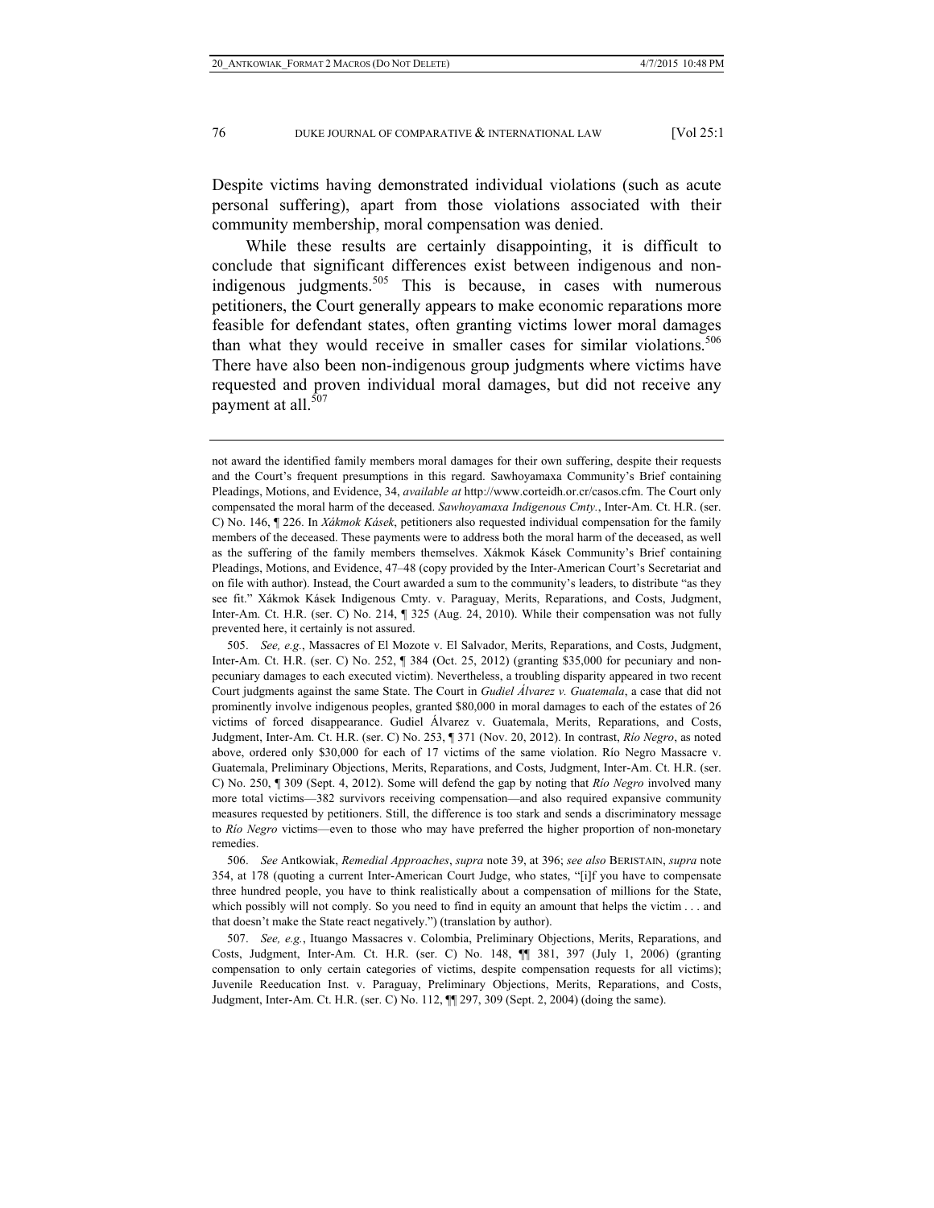Despite victims having demonstrated individual violations (such as acute personal suffering), apart from those violations associated with their community membership, moral compensation was denied.

While these results are certainly disappointing, it is difficult to conclude that significant differences exist between indigenous and non-indigenous judgments.[505] This is because, in cases with numerous petitioners, the Court generally appears to make economic reparations more feasible for defendant states, often granting victims lower moral damages than what they would receive in smaller cases for similar violations.[506] There have also been non-indigenous group judgments where victims have requested and proven individual moral damages, but did not receive any payment at all.[507]

---

not award the identified family members moral damages for their own suffering, despite their requests and the Court's frequent presumptions in this regard. Sawhoyamaxa Community's Brief containing Pleadings, Motions, and Evidence, 34, *available at* http://www.corteidh.or.cr/casos.cfm. The Court only compensated the moral harm of the deceased. *Sawhoyamaxa Indigenous Cmty.*, Inter-Am. Ct. H.R. (ser. C) No. 146, ¶ 226. In *Xákmok Kásek*, petitioners also requested individual compensation for the family members of the deceased. These payments were to address both the moral harm of the deceased, as well as the suffering of the family members themselves. Xákmok Kásek Community's Brief containing Pleadings, Motions, and Evidence, 47–48 (copy provided by the Inter-American Court's Secretariat and on file with author). Instead, the Court awarded a sum to the community's leaders, to distribute "as they see fit." Xákmok Kásek Indigenous Cmty. v. Paraguay, Merits, Reparations, and Costs, Judgment, Inter-Am. Ct. H.R. (ser. C) No. 214, ¶ 325 (Aug. 24, 2010). While their compensation was not fully prevented here, it certainly is not assured.

505. *See, e.g.*, Massacres of El Mozote v. El Salvador, Merits, Reparations, and Costs, Judgment, Inter-Am. Ct. H.R. (ser. C) No. 252, ¶ 384 (Oct. 25, 2012) (granting $35,000 for pecuniary and non-pecuniary damages to each executed victim). Nevertheless, a troubling disparity appeared in two recent Court judgments against the same State. The Court in *Gudiel Álvarez v. Guatemala*, a case that did not prominently involve indigenous peoples, granted $80,000 in moral damages to each of the estates of 26 victims of forced disappearance. Gudiel Álvarez v. Guatemala, Merits, Reparations, and Costs, Judgment, Inter-Am. Ct. H.R. (ser. C) No. 253, ¶ 371 (Nov. 20, 2012). In contrast, *Río Negro*, as noted above, ordered only $30,000 for each of 17 victims of the same violation. Río Negro Massacre v. Guatemala, Preliminary Objections, Merits, Reparations, and Costs, Judgment, Inter-Am. Ct. H.R. (ser. C) No. 250, ¶ 309 (Sept. 4, 2012). Some will defend the gap by noting that *Río Negro* involved many more total victims—382 survivors receiving compensation—and also required expansive community measures requested by petitioners. Still, the difference is too stark and sends a discriminatory message to *Río Negro* victims—even to those who may have preferred the higher proportion of non-monetary remedies.

506. *See* Antkowiak, *Remedial Approaches*, *supra* note 39, at 396; *see also* BERISTAIN, *supra* note 354, at 178 (quoting a current Inter-American Court Judge, who states, "[i]f you have to compensate three hundred people, you have to think realistically about a compensation of millions for the State, which possibly will not comply. So you need to find in equity an amount that helps the victim . . . and that doesn't make the State react negatively.") (translation by author).

507. *See, e.g.*, Ituango Massacres v. Colombia, Preliminary Objections, Merits, Reparations, and Costs, Judgment, Inter-Am. Ct. H.R. (ser. C) No. 148, ¶¶ 381, 397 (July 1, 2006) (granting compensation to only certain categories of victims, despite compensation requests for all victims); Juvenile Reeducation Inst. v. Paraguay, Preliminary Objections, Merits, Reparations, and Costs, Judgment, Inter-Am. Ct. H.R. (ser. C) No. 112, ¶¶ 297, 309 (Sept. 2, 2004) (doing the same).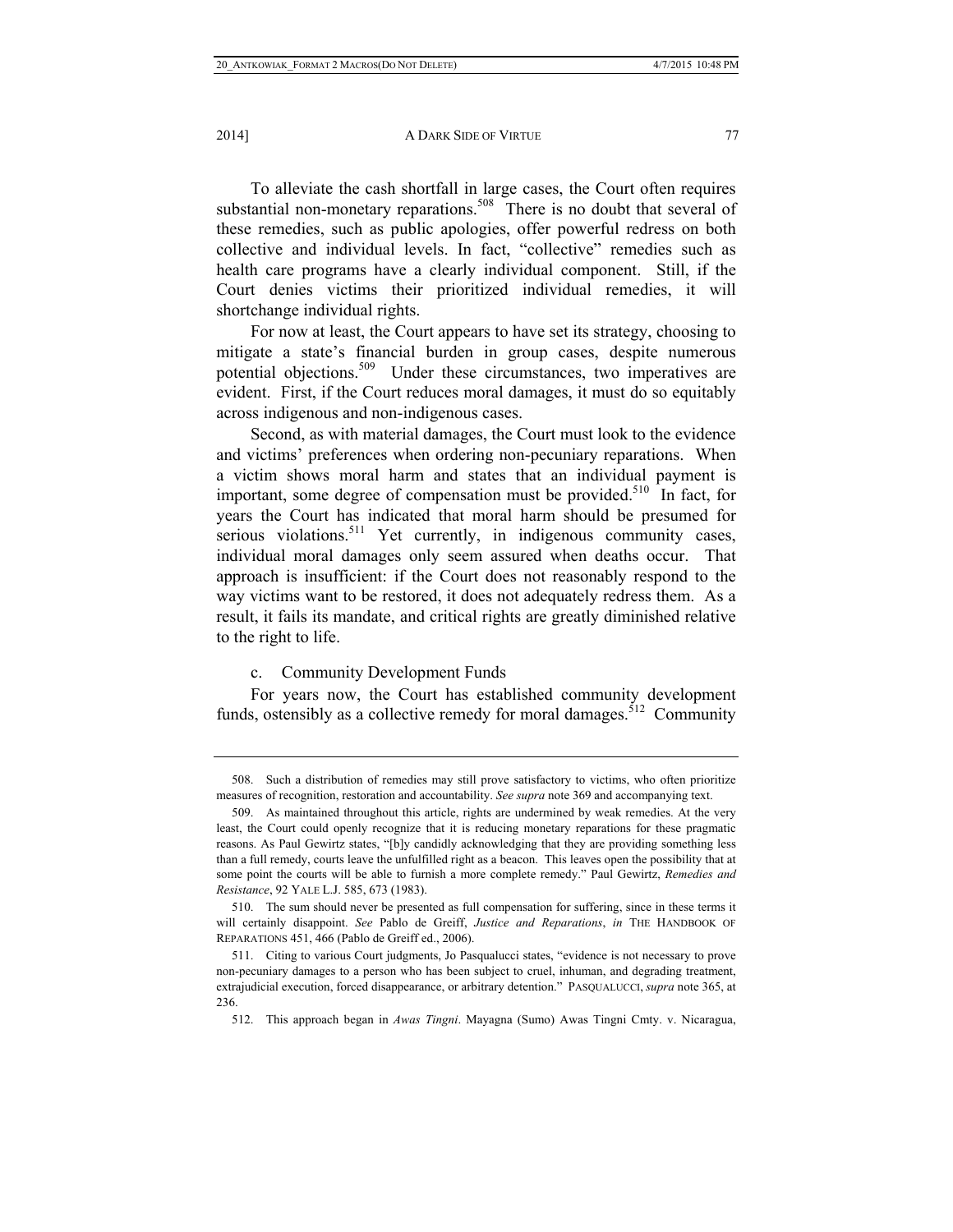To alleviate the cash shortfall in large cases, the Court often requires substantial non-monetary reparations.[508] There is no doubt that several of these remedies, such as public apologies, offer powerful redress on both collective and individual levels. In fact, "collective" remedies such as health care programs have a clearly individual component. Still, if the Court denies victims their prioritized individual remedies, it will shortchange individual rights.

For now at least, the Court appears to have set its strategy, choosing to mitigate a state's financial burden in group cases, despite numerous potential objections.[509] Under these circumstances, two imperatives are evident. First, if the Court reduces moral damages, it must do so equitably across indigenous and non-indigenous cases.

Second, as with material damages, the Court must look to the evidence and victims' preferences when ordering non-pecuniary reparations. When a victim shows moral harm and states that an individual payment is important, some degree of compensation must be provided.[510] In fact, for years the Court has indicated that moral harm should be presumed for serious violations.[511] Yet currently, in indigenous community cases, individual moral damages only seem assured when deaths occur. That approach is insufficient: if the Court does not reasonably respond to the way victims want to be restored, it does not adequately redress them. As a result, it fails its mandate, and critical rights are greatly diminished relative to the right to life.

c. Community Development Funds

For years now, the Court has established community development funds, ostensibly as a collective remedy for moral damages.[512] Community

---

508. Such a distribution of remedies may still prove satisfactory to victims, who often prioritize measures of recognition, restoration and accountability. *See supra* note 369 and accompanying text.

509. As maintained throughout this article, rights are undermined by weak remedies. At the very least, the Court could openly recognize that it is reducing monetary reparations for these pragmatic reasons. As Paul Gewirtz states, "[b]y candidly acknowledging that they are providing something less than a full remedy, courts leave the unfulfilled right as a beacon. This leaves open the possibility that at some point the courts will be able to furnish a more complete remedy." Paul Gewirtz, *Remedies and Resistance*, 92 YALE L.J. 585, 673 (1983).

510. The sum should never be presented as full compensation for suffering, since in these terms it will certainly disappoint. *See* Pablo de Greiff, *Justice and Reparations*, *in* THE HANDBOOK OF REPARATIONS 451, 466 (Pablo de Greiff ed., 2006).

511. Citing to various Court judgments, Jo Pasqualucci states, "evidence is not necessary to prove non-pecuniary damages to a person who has been subject to cruel, inhuman, and degrading treatment, extrajudicial execution, forced disappearance, or arbitrary detention." PASQUALUCCI, *supra* note 365, at 236.

512. This approach began in *Awas Tingni*. Mayagna (Sumo) Awas Tingni Cmty. v. Nicaragua,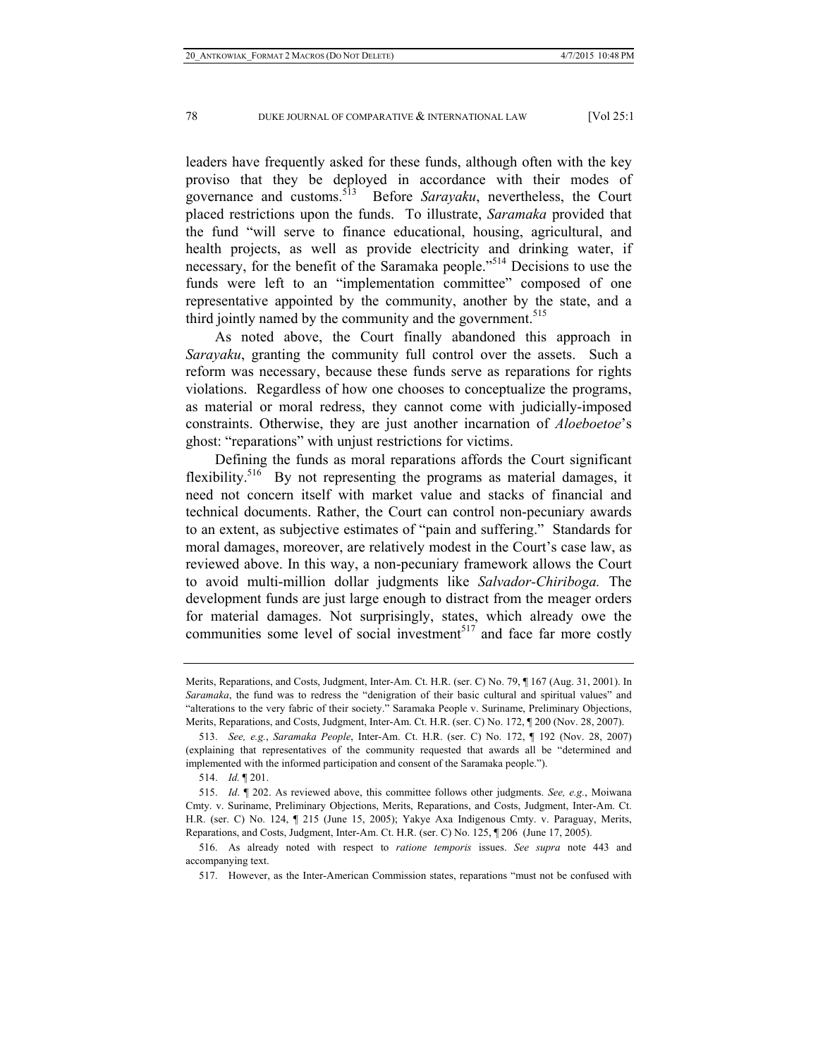leaders have frequently asked for these funds, although often with the key proviso that they be deployed in accordance with their modes of governance and customs.[513] Before *Sarayaku*, nevertheless, the Court placed restrictions upon the funds. To illustrate, *Saramaka* provided that the fund "will serve to finance educational, housing, agricultural, and health projects, as well as provide electricity and drinking water, if necessary, for the benefit of the Saramaka people."[514] Decisions to use the funds were left to an "implementation committee" composed of one representative appointed by the community, another by the state, and a third jointly named by the community and the government.[515]

As noted above, the Court finally abandoned this approach in *Sarayaku*, granting the community full control over the assets. Such a reform was necessary, because these funds serve as reparations for rights violations. Regardless of how one chooses to conceptualize the programs, as material or moral redress, they cannot come with judicially-imposed constraints. Otherwise, they are just another incarnation of *Aloeboetoe*'s ghost: "reparations" with unjust restrictions for victims.

Defining the funds as moral reparations affords the Court significant flexibility.[516] By not representing the programs as material damages, it need not concern itself with market value and stacks of financial and technical documents. Rather, the Court can control non-pecuniary awards to an extent, as subjective estimates of "pain and suffering." Standards for moral damages, moreover, are relatively modest in the Court's case law, as reviewed above. In this way, a non-pecuniary framework allows the Court to avoid multi-million dollar judgments like *Salvador-Chiriboga.* The development funds are just large enough to distract from the meager orders for material damages. Not surprisingly, states, which already owe the communities some level of social investment[517] and face far more costly

---

Merits, Reparations, and Costs, Judgment, Inter-Am. Ct. H.R. (ser. C) No. 79, ¶ 167 (Aug. 31, 2001). In *Saramaka*, the fund was to redress the "denigration of their basic cultural and spiritual values" and "alterations to the very fabric of their society." Saramaka People v. Suriname, Preliminary Objections, Merits, Reparations, and Costs, Judgment, Inter-Am. Ct. H.R. (ser. C) No. 172, ¶ 200 (Nov. 28, 2007).

513. *See, e.g.*, *Saramaka People*, Inter-Am. Ct. H.R. (ser. C) No. 172, ¶ 192 (Nov. 28, 2007) (explaining that representatives of the community requested that awards all be "determined and implemented with the informed participation and consent of the Saramaka people.").

514. *Id.* ¶ 201.

515. *Id*. ¶ 202. As reviewed above, this committee follows other judgments. *See, e.g.*, Moiwana Cmty. v. Suriname, Preliminary Objections, Merits, Reparations, and Costs, Judgment, Inter-Am. Ct. H.R. (ser. C) No. 124, ¶ 215 (June 15, 2005); Yakye Axa Indigenous Cmty. v. Paraguay, Merits, Reparations, and Costs, Judgment, Inter-Am. Ct. H.R. (ser. C) No. 125, ¶ 206 (June 17, 2005).

516. As already noted with respect to *ratione temporis* issues. *See supra* note 443 and accompanying text.

517. However, as the Inter-American Commission states, reparations "must not be confused with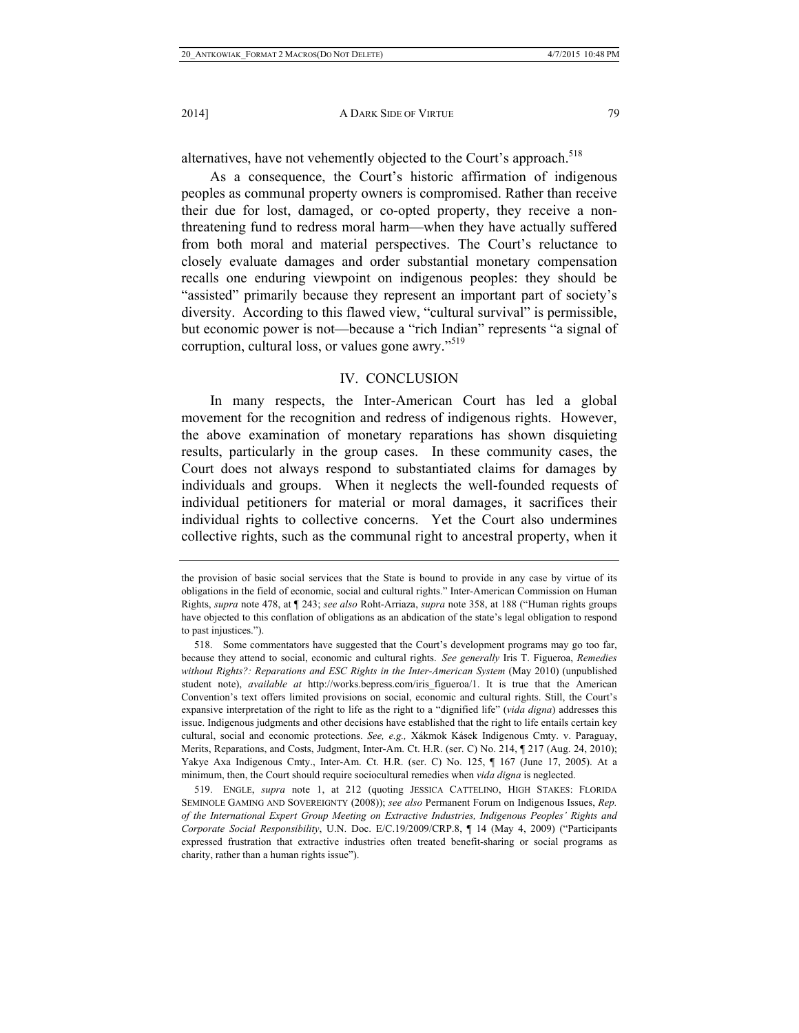alternatives, have not vehemently objected to the Court's approach.[518]

As a consequence, the Court's historic affirmation of indigenous peoples as communal property owners is compromised. Rather than receive their due for lost, damaged, or co-opted property, they receive a non-threatening fund to redress moral harm—when they have actually suffered from both moral and material perspectives. The Court's reluctance to closely evaluate damages and order substantial monetary compensation recalls one enduring viewpoint on indigenous peoples: they should be "assisted" primarily because they represent an important part of society's diversity. According to this flawed view, "cultural survival" is permissible, but economic power is not—because a "rich Indian" represents "a signal of corruption, cultural loss, or values gone awry."[519]

## IV. CONCLUSION

In many respects, the Inter-American Court has led a global movement for the recognition and redress of indigenous rights. However, the above examination of monetary reparations has shown disquieting results, particularly in the group cases. In these community cases, the Court does not always respond to substantiated claims for damages by individuals and groups. When it neglects the well-founded requests of individual petitioners for material or moral damages, it sacrifices their individual rights to collective concerns. Yet the Court also undermines collective rights, such as the communal right to ancestral property, when it

---

the provision of basic social services that the State is bound to provide in any case by virtue of its obligations in the field of economic, social and cultural rights." Inter-American Commission on Human Rights, *supra* note 478, at ¶ 243; *see also* Roht-Arriaza, *supra* note 358, at 188 ("Human rights groups have objected to this conflation of obligations as an abdication of the state's legal obligation to respond to past injustices.").

518. Some commentators have suggested that the Court's development programs may go too far, because they attend to social, economic and cultural rights. *See generally* Iris T. Figueroa, *Remedies without Rights?: Reparations and ESC Rights in the Inter-American System* (May 2010) (unpublished student note), *available at* http://works.bepress.com/iris_figueroa/1. It is true that the American Convention's text offers limited provisions on social, economic and cultural rights. Still, the Court's expansive interpretation of the right to life as the right to a "dignified life" (*vida digna*) addresses this issue. Indigenous judgments and other decisions have established that the right to life entails certain key cultural, social and economic protections. *See, e.g.,* Xákmok Kásek Indigenous Cmty. v. Paraguay, Merits, Reparations, and Costs, Judgment, Inter-Am. Ct. H.R. (ser. C) No. 214, ¶ 217 (Aug. 24, 2010); Yakye Axa Indigenous Cmty., Inter-Am. Ct. H.R. (ser. C) No. 125, ¶ 167 (June 17, 2005). At a minimum, then, the Court should require sociocultural remedies when *vida digna* is neglected.

519. ENGLE, *supra* note 1, at 212 (quoting JESSICA CATTELINO, HIGH STAKES: FLORIDA SEMINOLE GAMING AND SOVEREIGNTY (2008)); *see also* Permanent Forum on Indigenous Issues, *Rep. of the International Expert Group Meeting on Extractive Industries, Indigenous Peoples' Rights and Corporate Social Responsibility*, U.N. Doc. E/C.19/2009/CRP.8, ¶ 14 (May 4, 2009) ("Participants expressed frustration that extractive industries often treated benefit-sharing or social programs as charity, rather than a human rights issue").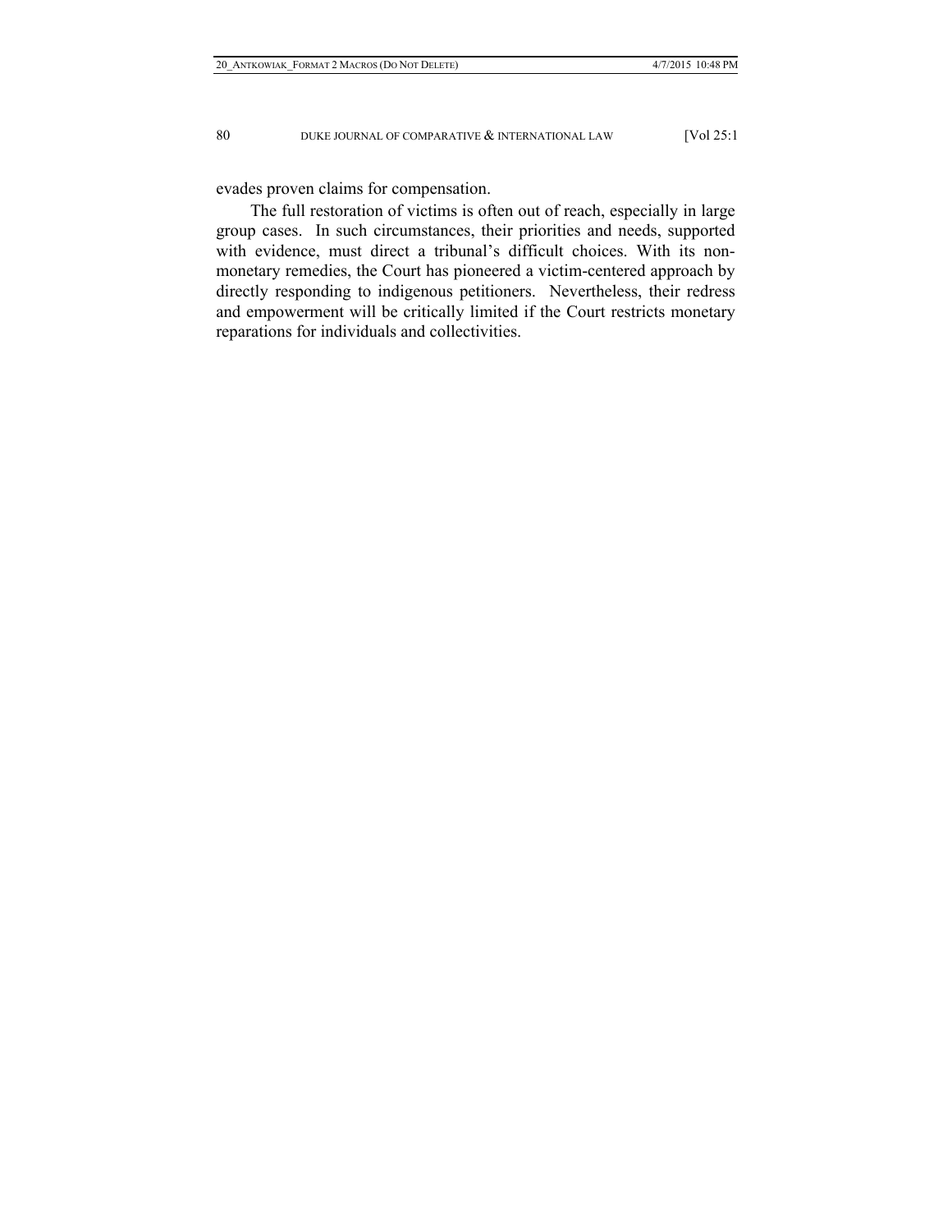evades proven claims for compensation.

The full restoration of victims is often out of reach, especially in large group cases. In such circumstances, their priorities and needs, supported with evidence, must direct a tribunal's difficult choices. With its non-monetary remedies, the Court has pioneered a victim-centered approach by directly responding to indigenous petitioners. Nevertheless, their redress and empowerment will be critically limited if the Court restricts monetary reparations for individuals and collectivities.